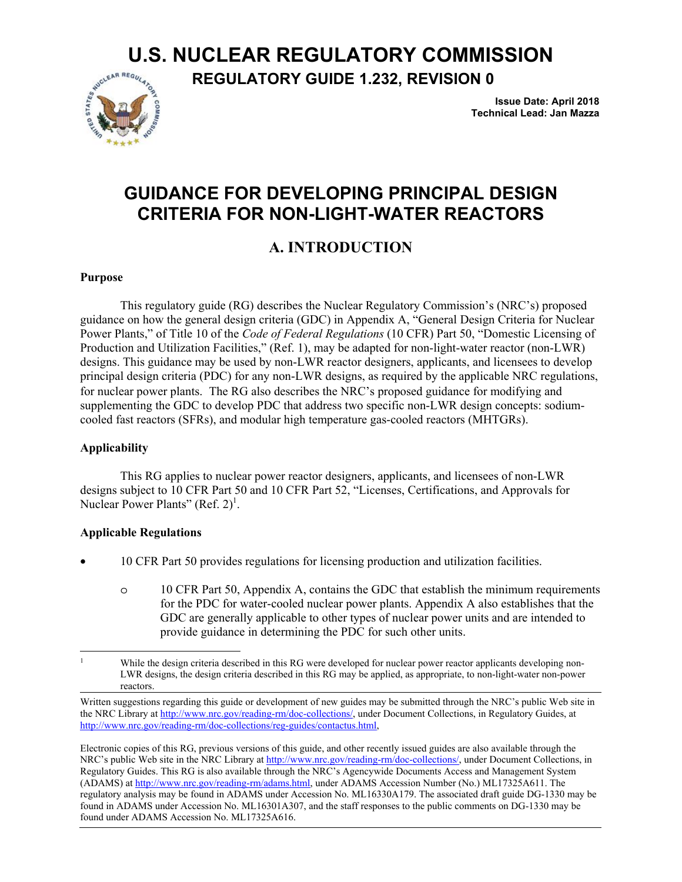# U.S. NUCLEAR REGULATORY COMMISSION

## REGULATORY GUIDE 1.232, REVISION 0

**Issue Date: April 2018**
**Technical Lead: Jan Mazza**

# GUIDANCE FOR DEVELOPING PRINCIPAL DESIGN CRITERIA FOR NON-LIGHT-WATER REACTORS

## A. INTRODUCTION

### Purpose

This regulatory guide (RG) describes the Nuclear Regulatory Commission's (NRC's) proposed guidance on how the general design criteria (GDC) in Appendix A, "General Design Criteria for Nuclear Power Plants," of Title 10 of the *Code of Federal Regulations* (10 CFR) Part 50, "Domestic Licensing of Production and Utilization Facilities," (Ref. 1), may be adapted for non-light-water reactor (non-LWR) designs. This guidance may be used by non-LWR reactor designers, applicants, and licensees to develop principal design criteria (PDC) for any non-LWR designs, as required by the applicable NRC regulations, for nuclear power plants. The RG also describes the NRC's proposed guidance for modifying and supplementing the GDC to develop PDC that address two specific non-LWR design concepts: sodium-cooled fast reactors (SFRs), and modular high temperature gas-cooled reactors (MHTGRs).

### Applicability

This RG applies to nuclear power reactor designers, applicants, and licensees of non-LWR designs subject to 10 CFR Part 50 and 10 CFR Part 52, "Licenses, Certifications, and Approvals for Nuclear Power Plants" (Ref. 2)[1].

### Applicable Regulations

- 10 CFR Part 50 provides regulations for licensing production and utilization facilities.
  - 10 CFR Part 50, Appendix A, contains the GDC that establish the minimum requirements for the PDC for water-cooled nuclear power plants. Appendix A also establishes that the GDC are generally applicable to other types of nuclear power units and are intended to provide guidance in determining the PDC for such other units.

[1] While the design criteria described in this RG were developed for nuclear power reactor applicants developing non-LWR designs, the design criteria described in this RG may be applied, as appropriate, to non-light-water non-power reactors.

Written suggestions regarding this guide or development of new guides may be submitted through the NRC's public Web site in the NRC Library at http://www.nrc.gov/reading-rm/doc-collections/, under Document Collections, in Regulatory Guides, at http://www.nrc.gov/reading-rm/doc-collections/reg-guides/contactus.html,

Electronic copies of this RG, previous versions of this guide, and other recently issued guides are also available through the NRC's public Web site in the NRC Library at http://www.nrc.gov/reading-rm/doc-collections/, under Document Collections, in Regulatory Guides. This RG is also available through the NRC's Agencywide Documents Access and Management System (ADAMS) at http://www.nrc.gov/reading-rm/adams.html, under ADAMS Accession Number (No.) ML17325A611. The regulatory analysis may be found in ADAMS under Accession No. ML16330A179. The associated draft guide DG-1330 may be found in ADAMS under Accession No. ML16301A307, and the staff responses to the public comments on DG-1330 may be found under ADAMS Accession No. ML17325A616.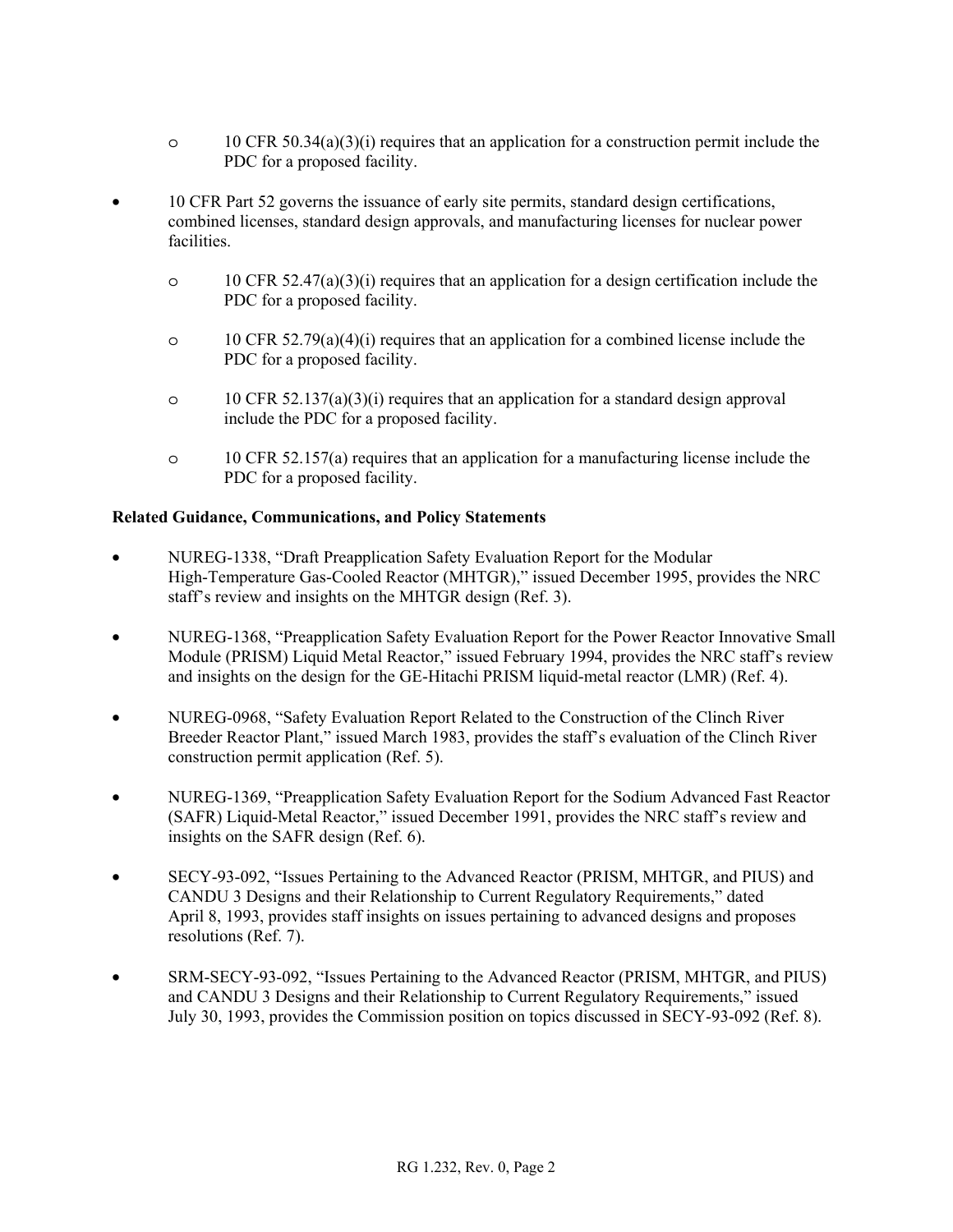- 10 CFR 50.34(a)(3)(i) requires that an application for a construction permit include the PDC for a proposed facility.

- 10 CFR Part 52 governs the issuance of early site permits, standard design certifications, combined licenses, standard design approvals, and manufacturing licenses for nuclear power facilities.

  - 10 CFR 52.47(a)(3)(i) requires that an application for a design certification include the PDC for a proposed facility.

  - 10 CFR 52.79(a)(4)(i) requires that an application for a combined license include the PDC for a proposed facility.

  - 10 CFR 52.137(a)(3)(i) requires that an application for a standard design approval include the PDC for a proposed facility.

  - 10 CFR 52.157(a) requires that an application for a manufacturing license include the PDC for a proposed facility.

**Related Guidance, Communications, and Policy Statements**

- NUREG-1338, "Draft Preapplication Safety Evaluation Report for the Modular High-Temperature Gas-Cooled Reactor (MHTGR)," issued December 1995, provides the NRC staff's review and insights on the MHTGR design (Ref. 3).

- NUREG-1368, "Preapplication Safety Evaluation Report for the Power Reactor Innovative Small Module (PRISM) Liquid Metal Reactor," issued February 1994, provides the NRC staff's review and insights on the design for the GE-Hitachi PRISM liquid-metal reactor (LMR) (Ref. 4).

- NUREG-0968, "Safety Evaluation Report Related to the Construction of the Clinch River Breeder Reactor Plant," issued March 1983, provides the staff's evaluation of the Clinch River construction permit application (Ref. 5).

- NUREG-1369, "Preapplication Safety Evaluation Report for the Sodium Advanced Fast Reactor (SAFR) Liquid-Metal Reactor," issued December 1991, provides the NRC staff's review and insights on the SAFR design (Ref. 6).

- SECY-93-092, "Issues Pertaining to the Advanced Reactor (PRISM, MHTGR, and PIUS) and CANDU 3 Designs and their Relationship to Current Regulatory Requirements," dated April 8, 1993, provides staff insights on issues pertaining to advanced designs and proposes resolutions (Ref. 7).

- SRM-SECY-93-092, "Issues Pertaining to the Advanced Reactor (PRISM, MHTGR, and PIUS) and CANDU 3 Designs and their Relationship to Current Regulatory Requirements," issued July 30, 1993, provides the Commission position on topics discussed in SECY-93-092 (Ref. 8).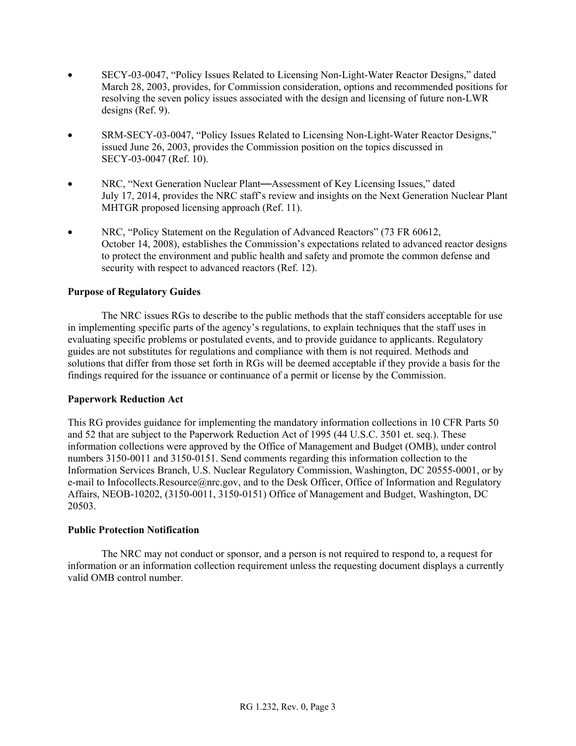- SECY-03-0047, "Policy Issues Related to Licensing Non-Light-Water Reactor Designs," dated March 28, 2003, provides, for Commission consideration, options and recommended positions for resolving the seven policy issues associated with the design and licensing of future non-LWR designs (Ref. 9).

- SRM-SECY-03-0047, "Policy Issues Related to Licensing Non-Light-Water Reactor Designs," issued June 26, 2003, provides the Commission position on the topics discussed in SECY-03-0047 (Ref. 10).

- NRC, "Next Generation Nuclear Plant—Assessment of Key Licensing Issues," dated July 17, 2014, provides the NRC staff's review and insights on the Next Generation Nuclear Plant MHTGR proposed licensing approach (Ref. 11).

- NRC, "Policy Statement on the Regulation of Advanced Reactors" (73 FR 60612, October 14, 2008), establishes the Commission's expectations related to advanced reactor designs to protect the environment and public health and safety and promote the common defense and security with respect to advanced reactors (Ref. 12).

**Purpose of Regulatory Guides**

The NRC issues RGs to describe to the public methods that the staff considers acceptable for use in implementing specific parts of the agency's regulations, to explain techniques that the staff uses in evaluating specific problems or postulated events, and to provide guidance to applicants. Regulatory guides are not substitutes for regulations and compliance with them is not required. Methods and solutions that differ from those set forth in RGs will be deemed acceptable if they provide a basis for the findings required for the issuance or continuance of a permit or license by the Commission.

**Paperwork Reduction Act**

This RG provides guidance for implementing the mandatory information collections in 10 CFR Parts 50 and 52 that are subject to the Paperwork Reduction Act of 1995 (44 U.S.C. 3501 et. seq.). These information collections were approved by the Office of Management and Budget (OMB), under control numbers 3150-0011 and 3150-0151. Send comments regarding this information collection to the Information Services Branch, U.S. Nuclear Regulatory Commission, Washington, DC 20555-0001, or by e-mail to Infocollects.Resource@nrc.gov, and to the Desk Officer, Office of Information and Regulatory Affairs, NEOB-10202, (3150-0011, 3150-0151) Office of Management and Budget, Washington, DC 20503.

**Public Protection Notification**

The NRC may not conduct or sponsor, and a person is not required to respond to, a request for information or an information collection requirement unless the requesting document displays a currently valid OMB control number.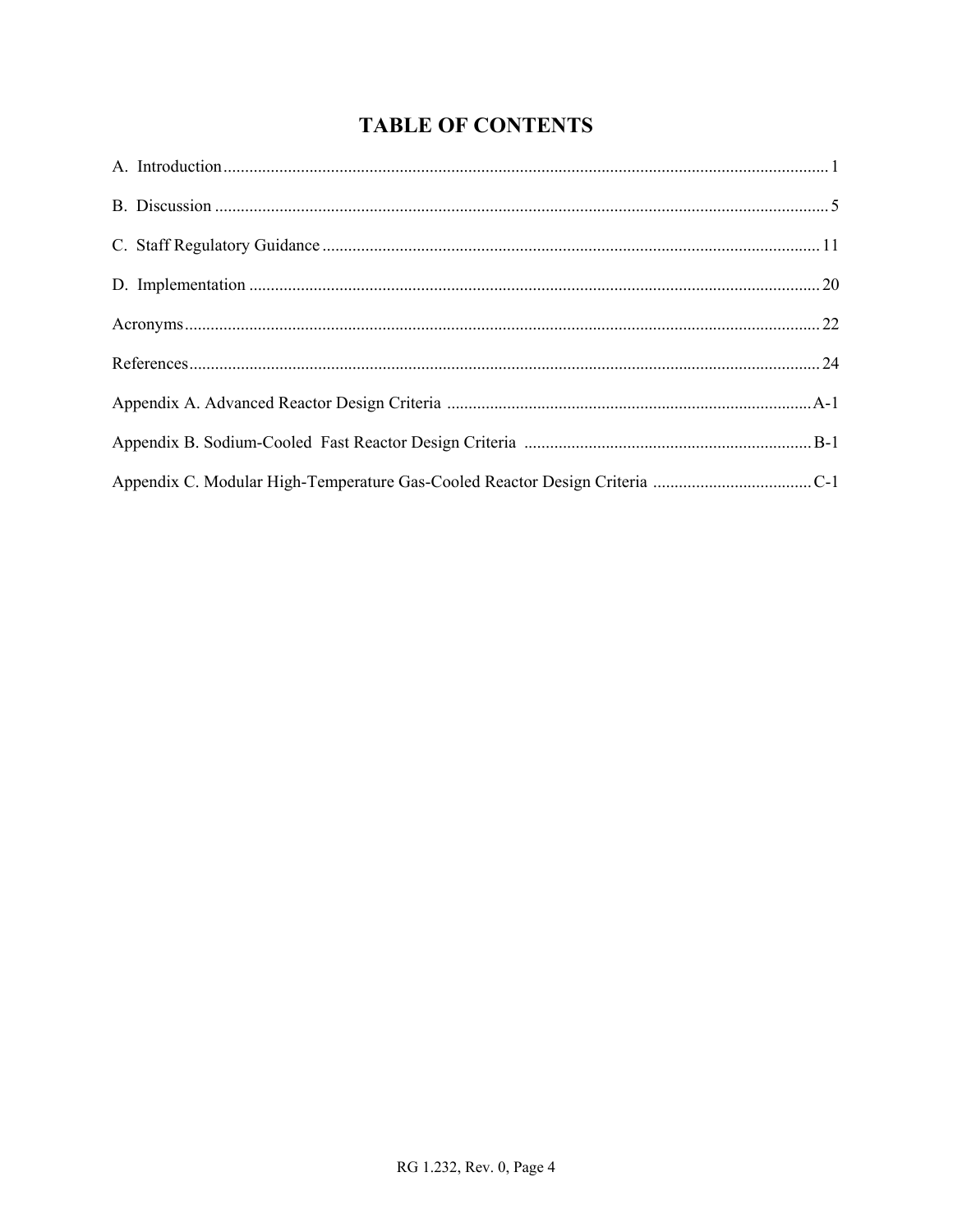# TABLE OF CONTENTS

A. Introduction ........................................................................................................................................ 1

B. Discussion ........................................................................................................................................... 5

C. Staff Regulatory Guidance ................................................................................................................ 11

D. Implementation ................................................................................................................................. 20

Acronyms ................................................................................................................................................ 22

References ............................................................................................................................................... 24

Appendix A. Advanced Reactor Design Criteria ................................................................................. A-1

Appendix B. Sodium-Cooled Fast Reactor Design Criteria ................................................................ B-1

Appendix C. Modular High-Temperature Gas-Cooled Reactor Design Criteria ................................ C-1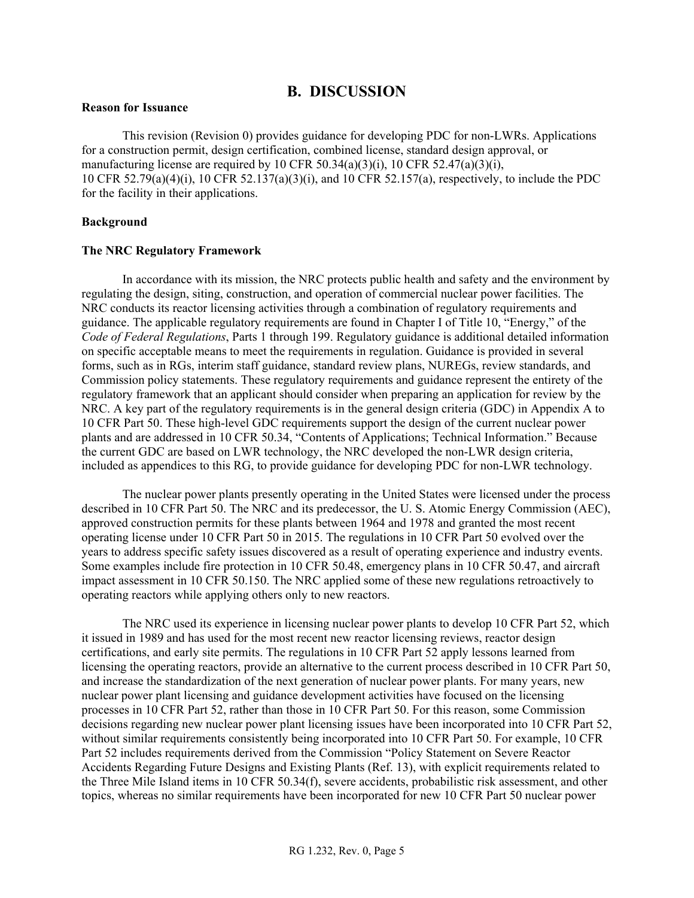## B. DISCUSSION

**Reason for Issuance**

This revision (Revision 0) provides guidance for developing PDC for non-LWRs. Applications for a construction permit, design certification, combined license, standard design approval, or manufacturing license are required by 10 CFR 50.34(a)(3)(i), 10 CFR 52.47(a)(3)(i), 10 CFR 52.79(a)(4)(i), 10 CFR 52.137(a)(3)(i), and 10 CFR 52.157(a), respectively, to include the PDC for the facility in their applications.

**Background**

**The NRC Regulatory Framework**

In accordance with its mission, the NRC protects public health and safety and the environment by regulating the design, siting, construction, and operation of commercial nuclear power facilities. The NRC conducts its reactor licensing activities through a combination of regulatory requirements and guidance. The applicable regulatory requirements are found in Chapter I of Title 10, "Energy," of the *Code of Federal Regulations*, Parts 1 through 199. Regulatory guidance is additional detailed information on specific acceptable means to meet the requirements in regulation. Guidance is provided in several forms, such as in RGs, interim staff guidance, standard review plans, NUREGs, review standards, and Commission policy statements. These regulatory requirements and guidance represent the entirety of the regulatory framework that an applicant should consider when preparing an application for review by the NRC. A key part of the regulatory requirements is in the general design criteria (GDC) in Appendix A to 10 CFR Part 50. These high-level GDC requirements support the design of the current nuclear power plants and are addressed in 10 CFR 50.34, "Contents of Applications; Technical Information." Because the current GDC are based on LWR technology, the NRC developed the non-LWR design criteria, included as appendices to this RG, to provide guidance for developing PDC for non-LWR technology.

The nuclear power plants presently operating in the United States were licensed under the process described in 10 CFR Part 50. The NRC and its predecessor, the U. S. Atomic Energy Commission (AEC), approved construction permits for these plants between 1964 and 1978 and granted the most recent operating license under 10 CFR Part 50 in 2015. The regulations in 10 CFR Part 50 evolved over the years to address specific safety issues discovered as a result of operating experience and industry events. Some examples include fire protection in 10 CFR 50.48, emergency plans in 10 CFR 50.47, and aircraft impact assessment in 10 CFR 50.150. The NRC applied some of these new regulations retroactively to operating reactors while applying others only to new reactors.

The NRC used its experience in licensing nuclear power plants to develop 10 CFR Part 52, which it issued in 1989 and has used for the most recent new reactor licensing reviews, reactor design certifications, and early site permits. The regulations in 10 CFR Part 52 apply lessons learned from licensing the operating reactors, provide an alternative to the current process described in 10 CFR Part 50, and increase the standardization of the next generation of nuclear power plants. For many years, new nuclear power plant licensing and guidance development activities have focused on the licensing processes in 10 CFR Part 52, rather than those in 10 CFR Part 50. For this reason, some Commission decisions regarding new nuclear power plant licensing issues have been incorporated into 10 CFR Part 52, without similar requirements consistently being incorporated into 10 CFR Part 50. For example, 10 CFR Part 52 includes requirements derived from the Commission "Policy Statement on Severe Reactor Accidents Regarding Future Designs and Existing Plants (Ref. 13), with explicit requirements related to the Three Mile Island items in 10 CFR 50.34(f), severe accidents, probabilistic risk assessment, and other topics, whereas no similar requirements have been incorporated for new 10 CFR Part 50 nuclear power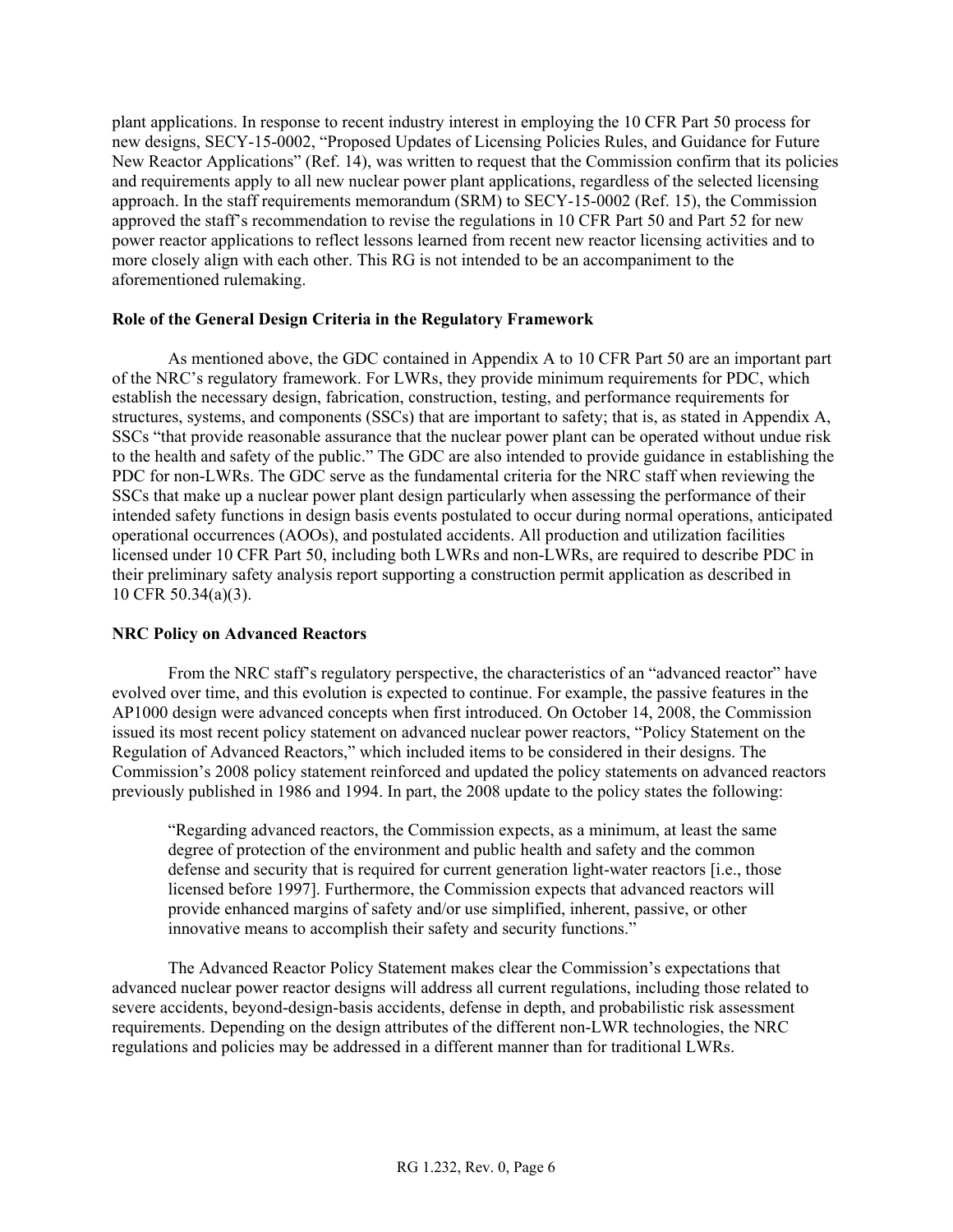plant applications. In response to recent industry interest in employing the 10 CFR Part 50 process for new designs, SECY-15-0002, "Proposed Updates of Licensing Policies Rules, and Guidance for Future New Reactor Applications" (Ref. 14), was written to request that the Commission confirm that its policies and requirements apply to all new nuclear power plant applications, regardless of the selected licensing approach. In the staff requirements memorandum (SRM) to SECY-15-0002 (Ref. 15), the Commission approved the staff's recommendation to revise the regulations in 10 CFR Part 50 and Part 52 for new power reactor applications to reflect lessons learned from recent new reactor licensing activities and to more closely align with each other. This RG is not intended to be an accompaniment to the aforementioned rulemaking.

**Role of the General Design Criteria in the Regulatory Framework**

As mentioned above, the GDC contained in Appendix A to 10 CFR Part 50 are an important part of the NRC's regulatory framework. For LWRs, they provide minimum requirements for PDC, which establish the necessary design, fabrication, construction, testing, and performance requirements for structures, systems, and components (SSCs) that are important to safety; that is, as stated in Appendix A, SSCs "that provide reasonable assurance that the nuclear power plant can be operated without undue risk to the health and safety of the public." The GDC are also intended to provide guidance in establishing the PDC for non-LWRs. The GDC serve as the fundamental criteria for the NRC staff when reviewing the SSCs that make up a nuclear power plant design particularly when assessing the performance of their intended safety functions in design basis events postulated to occur during normal operations, anticipated operational occurrences (AOOs), and postulated accidents. All production and utilization facilities licensed under 10 CFR Part 50, including both LWRs and non-LWRs, are required to describe PDC in their preliminary safety analysis report supporting a construction permit application as described in 10 CFR 50.34(a)(3).

**NRC Policy on Advanced Reactors**

From the NRC staff's regulatory perspective, the characteristics of an "advanced reactor" have evolved over time, and this evolution is expected to continue. For example, the passive features in the AP1000 design were advanced concepts when first introduced. On October 14, 2008, the Commission issued its most recent policy statement on advanced nuclear power reactors, "Policy Statement on the Regulation of Advanced Reactors," which included items to be considered in their designs. The Commission's 2008 policy statement reinforced and updated the policy statements on advanced reactors previously published in 1986 and 1994. In part, the 2008 update to the policy states the following:

> "Regarding advanced reactors, the Commission expects, as a minimum, at least the same degree of protection of the environment and public health and safety and the common defense and security that is required for current generation light-water reactors [i.e., those licensed before 1997]. Furthermore, the Commission expects that advanced reactors will provide enhanced margins of safety and/or use simplified, inherent, passive, or other innovative means to accomplish their safety and security functions."

The Advanced Reactor Policy Statement makes clear the Commission's expectations that advanced nuclear power reactor designs will address all current regulations, including those related to severe accidents, beyond-design-basis accidents, defense in depth, and probabilistic risk assessment requirements. Depending on the design attributes of the different non-LWR technologies, the NRC regulations and policies may be addressed in a different manner than for traditional LWRs.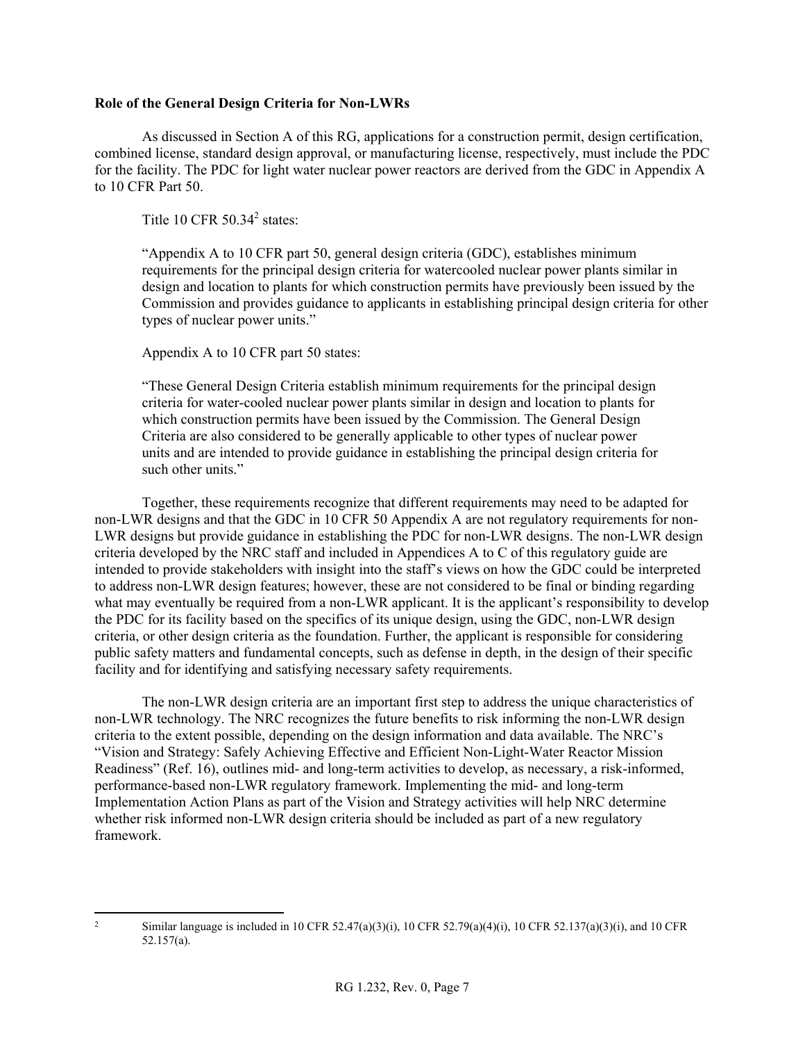**Role of the General Design Criteria for Non-LWRs**

As discussed in Section A of this RG, applications for a construction permit, design certification, combined license, standard design approval, or manufacturing license, respectively, must include the PDC for the facility. The PDC for light water nuclear power reactors are derived from the GDC in Appendix A to 10 CFR Part 50.

Title 10 CFR 50.34[2] states:

> "Appendix A to 10 CFR part 50, general design criteria (GDC), establishes minimum requirements for the principal design criteria for watercooled nuclear power plants similar in design and location to plants for which construction permits have previously been issued by the Commission and provides guidance to applicants in establishing principal design criteria for other types of nuclear power units."

Appendix A to 10 CFR part 50 states:

> "These General Design Criteria establish minimum requirements for the principal design criteria for water-cooled nuclear power plants similar in design and location to plants for which construction permits have been issued by the Commission. The General Design Criteria are also considered to be generally applicable to other types of nuclear power units and are intended to provide guidance in establishing the principal design criteria for such other units."

Together, these requirements recognize that different requirements may need to be adapted for non-LWR designs and that the GDC in 10 CFR 50 Appendix A are not regulatory requirements for non-LWR designs but provide guidance in establishing the PDC for non-LWR designs. The non-LWR design criteria developed by the NRC staff and included in Appendices A to C of this regulatory guide are intended to provide stakeholders with insight into the staff's views on how the GDC could be interpreted to address non-LWR design features; however, these are not considered to be final or binding regarding what may eventually be required from a non-LWR applicant. It is the applicant's responsibility to develop the PDC for its facility based on the specifics of its unique design, using the GDC, non-LWR design criteria, or other design criteria as the foundation. Further, the applicant is responsible for considering public safety matters and fundamental concepts, such as defense in depth, in the design of their specific facility and for identifying and satisfying necessary safety requirements.

The non-LWR design criteria are an important first step to address the unique characteristics of non-LWR technology. The NRC recognizes the future benefits to risk informing the non-LWR design criteria to the extent possible, depending on the design information and data available. The NRC's "Vision and Strategy: Safely Achieving Effective and Efficient Non-Light-Water Reactor Mission Readiness" (Ref. 16), outlines mid- and long-term activities to develop, as necessary, a risk-informed, performance-based non-LWR regulatory framework. Implementing the mid- and long-term Implementation Action Plans as part of the Vision and Strategy activities will help NRC determine whether risk informed non-LWR design criteria should be included as part of a new regulatory framework.

---

[2] Similar language is included in 10 CFR 52.47(a)(3)(i), 10 CFR 52.79(a)(4)(i), 10 CFR 52.137(a)(3)(i), and 10 CFR 52.157(a).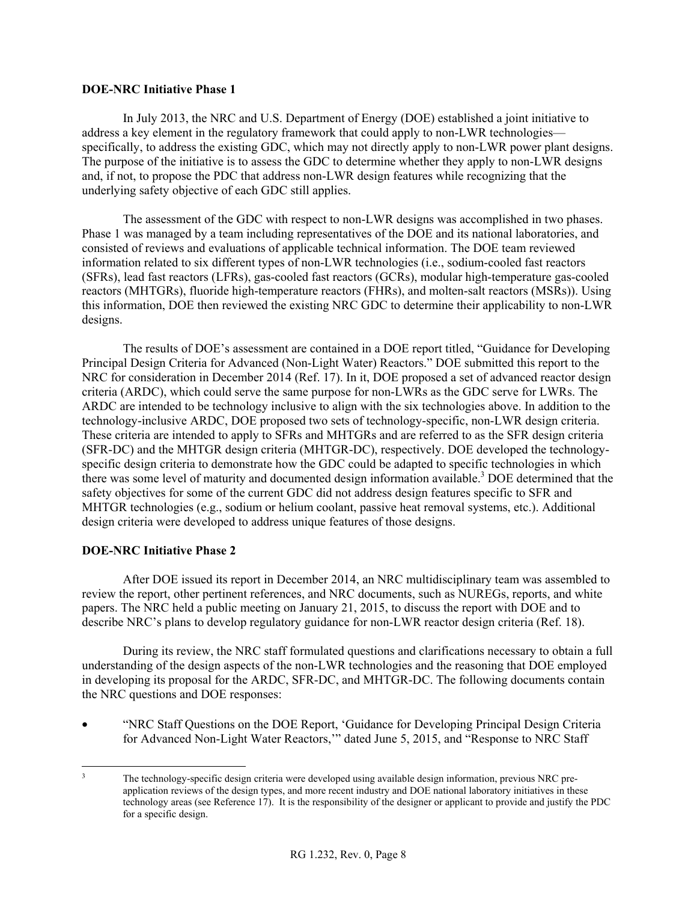**DOE-NRC Initiative Phase 1**

In July 2013, the NRC and U.S. Department of Energy (DOE) established a joint initiative to address a key element in the regulatory framework that could apply to non-LWR technologies—specifically, to address the existing GDC, which may not directly apply to non-LWR power plant designs. The purpose of the initiative is to assess the GDC to determine whether they apply to non-LWR designs and, if not, to propose the PDC that address non-LWR design features while recognizing that the underlying safety objective of each GDC still applies.

The assessment of the GDC with respect to non-LWR designs was accomplished in two phases. Phase 1 was managed by a team including representatives of the DOE and its national laboratories, and consisted of reviews and evaluations of applicable technical information. The DOE team reviewed information related to six different types of non-LWR technologies (i.e., sodium-cooled fast reactors (SFRs), lead fast reactors (LFRs), gas-cooled fast reactors (GCRs), modular high-temperature gas-cooled reactors (MHTGRs), fluoride high-temperature reactors (FHRs), and molten-salt reactors (MSRs)). Using this information, DOE then reviewed the existing NRC GDC to determine their applicability to non-LWR designs.

The results of DOE's assessment are contained in a DOE report titled, "Guidance for Developing Principal Design Criteria for Advanced (Non-Light Water) Reactors." DOE submitted this report to the NRC for consideration in December 2014 (Ref. 17). In it, DOE proposed a set of advanced reactor design criteria (ARDC), which could serve the same purpose for non-LWRs as the GDC serve for LWRs. The ARDC are intended to be technology inclusive to align with the six technologies above. In addition to the technology-inclusive ARDC, DOE proposed two sets of technology-specific, non-LWR design criteria. These criteria are intended to apply to SFRs and MHTGRs and are referred to as the SFR design criteria (SFR-DC) and the MHTGR design criteria (MHTGR-DC), respectively. DOE developed the technology-specific design criteria to demonstrate how the GDC could be adapted to specific technologies in which there was some level of maturity and documented design information available.[3] DOE determined that the safety objectives for some of the current GDC did not address design features specific to SFR and MHTGR technologies (e.g., sodium or helium coolant, passive heat removal systems, etc.). Additional design criteria were developed to address unique features of those designs.

**DOE-NRC Initiative Phase 2**

After DOE issued its report in December 2014, an NRC multidisciplinary team was assembled to review the report, other pertinent references, and NRC documents, such as NUREGs, reports, and white papers. The NRC held a public meeting on January 21, 2015, to discuss the report with DOE and to describe NRC's plans to develop regulatory guidance for non-LWR reactor design criteria (Ref. 18).

During its review, the NRC staff formulated questions and clarifications necessary to obtain a full understanding of the design aspects of the non-LWR technologies and the reasoning that DOE employed in developing its proposal for the ARDC, SFR-DC, and MHTGR-DC. The following documents contain the NRC questions and DOE responses:

- "NRC Staff Questions on the DOE Report, 'Guidance for Developing Principal Design Criteria for Advanced Non-Light Water Reactors,'" dated June 5, 2015, and "Response to NRC Staff

---

[3] The technology-specific design criteria were developed using available design information, previous NRC pre-application reviews of the design types, and more recent industry and DOE national laboratory initiatives in these technology areas (see Reference 17). It is the responsibility of the designer or applicant to provide and justify the PDC for a specific design.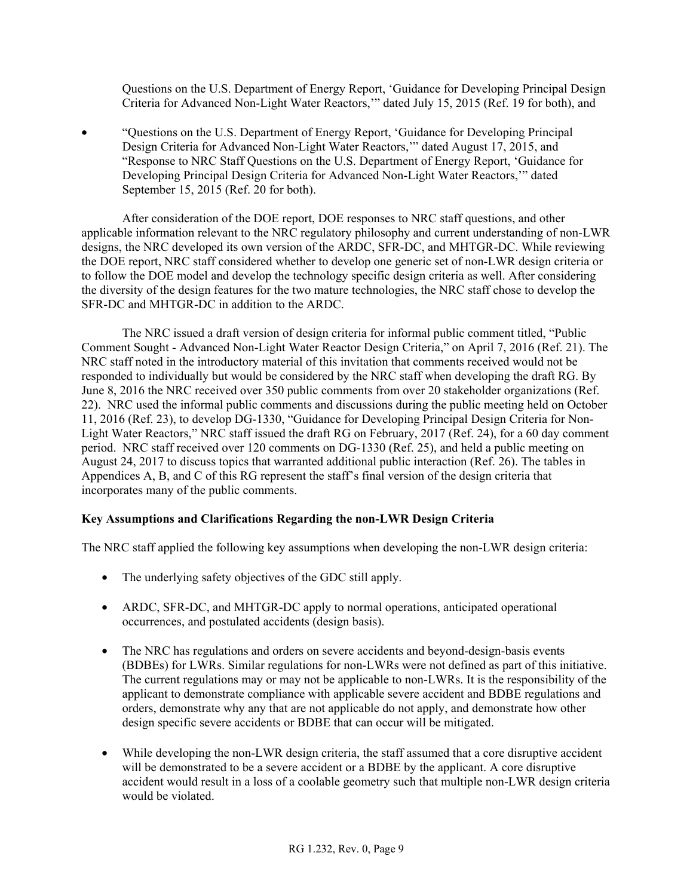Questions on the U.S. Department of Energy Report, 'Guidance for Developing Principal Design Criteria for Advanced Non-Light Water Reactors,'" dated July 15, 2015 (Ref. 19 for both), and

- "Questions on the U.S. Department of Energy Report, 'Guidance for Developing Principal Design Criteria for Advanced Non-Light Water Reactors,'" dated August 17, 2015, and "Response to NRC Staff Questions on the U.S. Department of Energy Report, 'Guidance for Developing Principal Design Criteria for Advanced Non-Light Water Reactors,'" dated September 15, 2015 (Ref. 20 for both).

After consideration of the DOE report, DOE responses to NRC staff questions, and other applicable information relevant to the NRC regulatory philosophy and current understanding of non-LWR designs, the NRC developed its own version of the ARDC, SFR-DC, and MHTGR-DC. While reviewing the DOE report, NRC staff considered whether to develop one generic set of non-LWR design criteria or to follow the DOE model and develop the technology specific design criteria as well. After considering the diversity of the design features for the two mature technologies, the NRC staff chose to develop the SFR-DC and MHTGR-DC in addition to the ARDC.

The NRC issued a draft version of design criteria for informal public comment titled, "Public Comment Sought - Advanced Non-Light Water Reactor Design Criteria," on April 7, 2016 (Ref. 21). The NRC staff noted in the introductory material of this invitation that comments received would not be responded to individually but would be considered by the NRC staff when developing the draft RG. By June 8, 2016 the NRC received over 350 public comments from over 20 stakeholder organizations (Ref. 22). NRC used the informal public comments and discussions during the public meeting held on October 11, 2016 (Ref. 23), to develop DG-1330, "Guidance for Developing Principal Design Criteria for Non-Light Water Reactors," NRC staff issued the draft RG on February, 2017 (Ref. 24), for a 60 day comment period. NRC staff received over 120 comments on DG-1330 (Ref. 25), and held a public meeting on August 24, 2017 to discuss topics that warranted additional public interaction (Ref. 26). The tables in Appendices A, B, and C of this RG represent the staff's final version of the design criteria that incorporates many of the public comments.

**Key Assumptions and Clarifications Regarding the non-LWR Design Criteria**

The NRC staff applied the following key assumptions when developing the non-LWR design criteria:

- The underlying safety objectives of the GDC still apply.
- ARDC, SFR-DC, and MHTGR-DC apply to normal operations, anticipated operational occurrences, and postulated accidents (design basis).
- The NRC has regulations and orders on severe accidents and beyond-design-basis events (BDBEs) for LWRs. Similar regulations for non-LWRs were not defined as part of this initiative. The current regulations may or may not be applicable to non-LWRs. It is the responsibility of the applicant to demonstrate compliance with applicable severe accident and BDBE regulations and orders, demonstrate why any that are not applicable do not apply, and demonstrate how other design specific severe accidents or BDBE that can occur will be mitigated.
- While developing the non-LWR design criteria, the staff assumed that a core disruptive accident will be demonstrated to be a severe accident or a BDBE by the applicant. A core disruptive accident would result in a loss of a coolable geometry such that multiple non-LWR design criteria would be violated.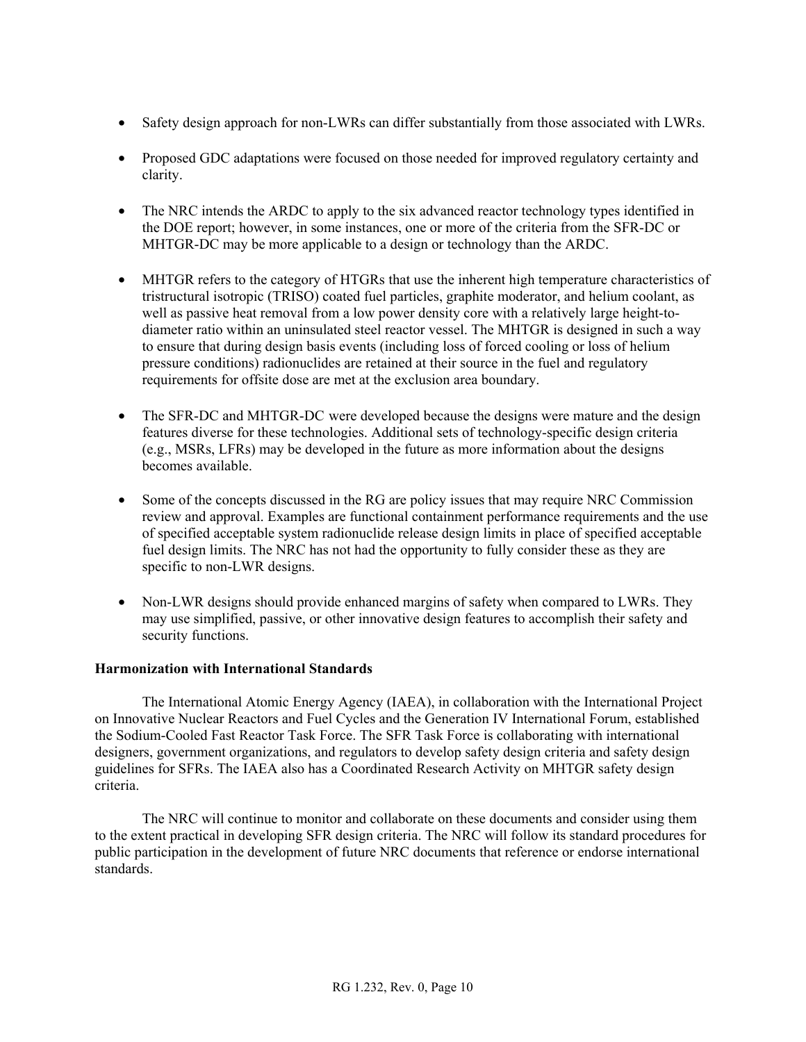- Safety design approach for non-LWRs can differ substantially from those associated with LWRs.

- Proposed GDC adaptations were focused on those needed for improved regulatory certainty and clarity.

- The NRC intends the ARDC to apply to the six advanced reactor technology types identified in the DOE report; however, in some instances, one or more of the criteria from the SFR-DC or MHTGR-DC may be more applicable to a design or technology than the ARDC.

- MHTGR refers to the category of HTGRs that use the inherent high temperature characteristics of tristructural isotropic (TRISO) coated fuel particles, graphite moderator, and helium coolant, as well as passive heat removal from a low power density core with a relatively large height-to-diameter ratio within an uninsulated steel reactor vessel. The MHTGR is designed in such a way to ensure that during design basis events (including loss of forced cooling or loss of helium pressure conditions) radionuclides are retained at their source in the fuel and regulatory requirements for offsite dose are met at the exclusion area boundary.

- The SFR-DC and MHTGR-DC were developed because the designs were mature and the design features diverse for these technologies. Additional sets of technology-specific design criteria (e.g., MSRs, LFRs) may be developed in the future as more information about the designs becomes available.

- Some of the concepts discussed in the RG are policy issues that may require NRC Commission review and approval. Examples are functional containment performance requirements and the use of specified acceptable system radionuclide release design limits in place of specified acceptable fuel design limits. The NRC has not had the opportunity to fully consider these as they are specific to non-LWR designs.

- Non-LWR designs should provide enhanced margins of safety when compared to LWRs. They may use simplified, passive, or other innovative design features to accomplish their safety and security functions.

**Harmonization with International Standards**

The International Atomic Energy Agency (IAEA), in collaboration with the International Project on Innovative Nuclear Reactors and Fuel Cycles and the Generation IV International Forum, established the Sodium-Cooled Fast Reactor Task Force. The SFR Task Force is collaborating with international designers, government organizations, and regulators to develop safety design criteria and safety design guidelines for SFRs. The IAEA also has a Coordinated Research Activity on MHTGR safety design criteria.

The NRC will continue to monitor and collaborate on these documents and consider using them to the extent practical in developing SFR design criteria. The NRC will follow its standard procedures for public participation in the development of future NRC documents that reference or endorse international standards.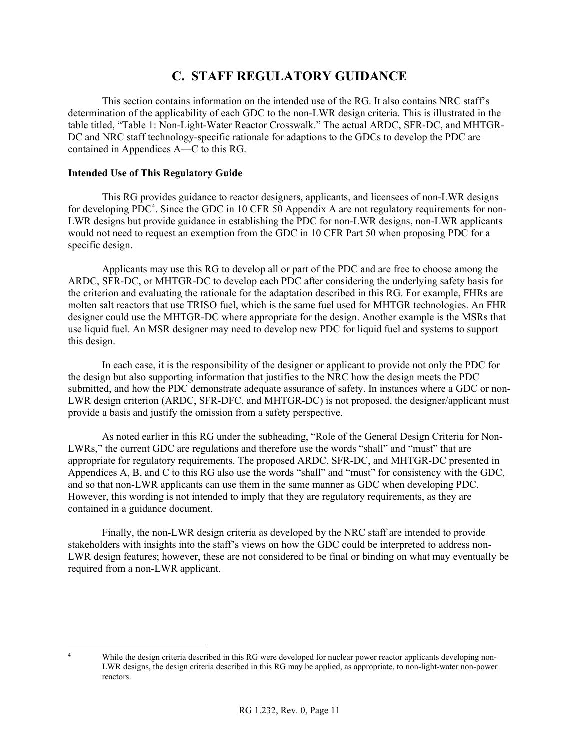# C. STAFF REGULATORY GUIDANCE

This section contains information on the intended use of the RG. It also contains NRC staff's determination of the applicability of each GDC to the non-LWR design criteria. This is illustrated in the table titled, "Table 1: Non-Light-Water Reactor Crosswalk." The actual ARDC, SFR-DC, and MHTGR-DC and NRC staff technology-specific rationale for adaptions to the GDCs to develop the PDC are contained in Appendices A—C to this RG.

**Intended Use of This Regulatory Guide**

This RG provides guidance to reactor designers, applicants, and licensees of non-LWR designs for developing PDC[4]. Since the GDC in 10 CFR 50 Appendix A are not regulatory requirements for non-LWR designs but provide guidance in establishing the PDC for non-LWR designs, non-LWR applicants would not need to request an exemption from the GDC in 10 CFR Part 50 when proposing PDC for a specific design.

Applicants may use this RG to develop all or part of the PDC and are free to choose among the ARDC, SFR-DC, or MHTGR-DC to develop each PDC after considering the underlying safety basis for the criterion and evaluating the rationale for the adaptation described in this RG. For example, FHRs are molten salt reactors that use TRISO fuel, which is the same fuel used for MHTGR technologies. An FHR designer could use the MHTGR-DC where appropriate for the design. Another example is the MSRs that use liquid fuel. An MSR designer may need to develop new PDC for liquid fuel and systems to support this design.

In each case, it is the responsibility of the designer or applicant to provide not only the PDC for the design but also supporting information that justifies to the NRC how the design meets the PDC submitted, and how the PDC demonstrate adequate assurance of safety. In instances where a GDC or non-LWR design criterion (ARDC, SFR-DFC, and MHTGR-DC) is not proposed, the designer/applicant must provide a basis and justify the omission from a safety perspective.

As noted earlier in this RG under the subheading, "Role of the General Design Criteria for Non-LWRs," the current GDC are regulations and therefore use the words "shall" and "must" that are appropriate for regulatory requirements. The proposed ARDC, SFR-DC, and MHTGR-DC presented in Appendices A, B, and C to this RG also use the words "shall" and "must" for consistency with the GDC, and so that non-LWR applicants can use them in the same manner as GDC when developing PDC. However, this wording is not intended to imply that they are regulatory requirements, as they are contained in a guidance document.

Finally, the non-LWR design criteria as developed by the NRC staff are intended to provide stakeholders with insights into the staff's views on how the GDC could be interpreted to address non-LWR design features; however, these are not considered to be final or binding on what may eventually be required from a non-LWR applicant.

---

[4] While the design criteria described in this RG were developed for nuclear power reactor applicants developing non-LWR designs, the design criteria described in this RG may be applied, as appropriate, to non-light-water non-power reactors.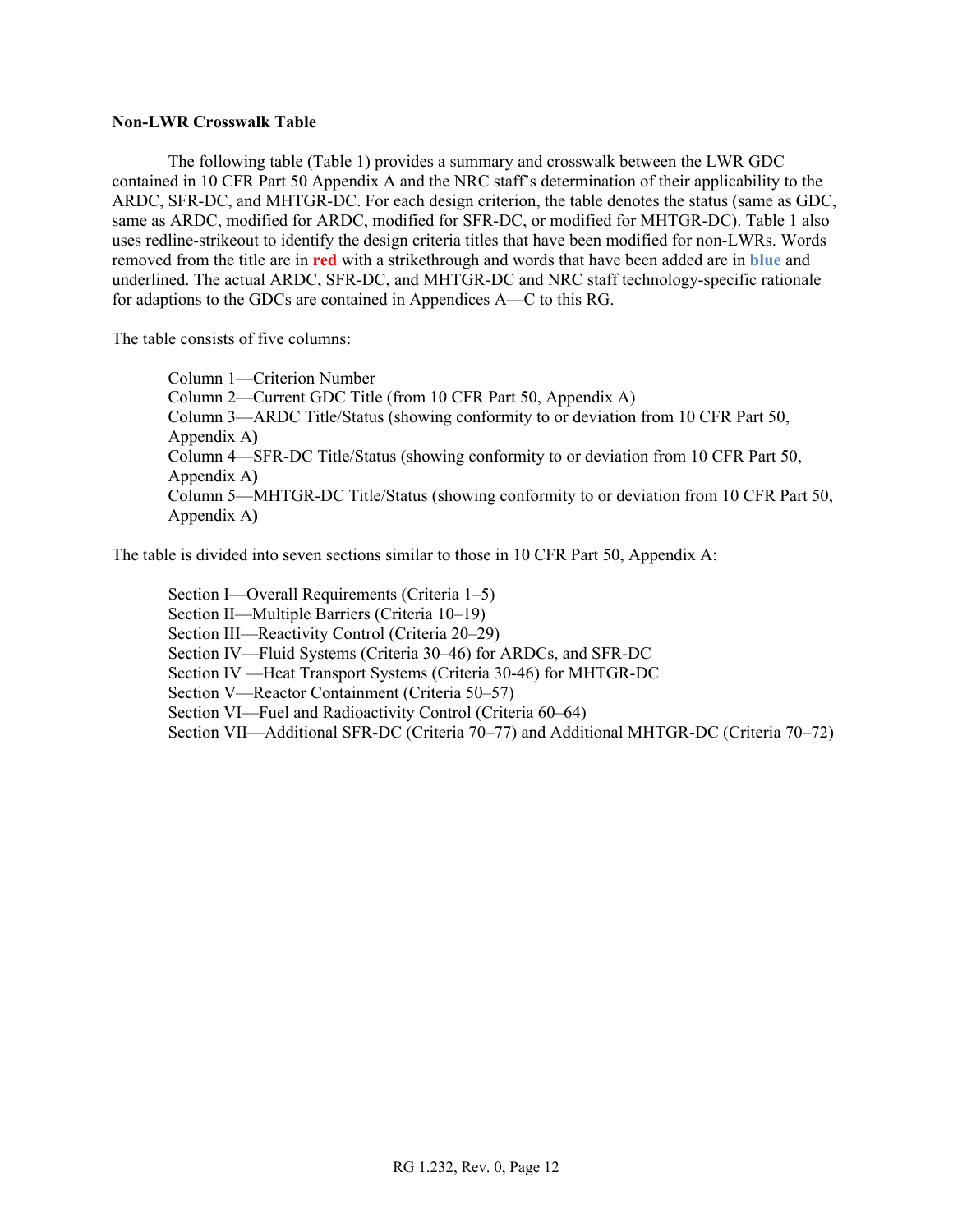**Non-LWR Crosswalk Table**

The following table (Table 1) provides a summary and crosswalk between the LWR GDC contained in 10 CFR Part 50 Appendix A and the NRC staff's determination of their applicability to the ARDC, SFR-DC, and MHTGR-DC. For each design criterion, the table denotes the status (same as GDC, same as ARDC, modified for ARDC, modified for SFR-DC, or modified for MHTGR-DC). Table 1 also uses redline-strikeout to identify the design criteria titles that have been modified for non-LWRs. Words removed from the title are in **red** with a strikethrough and words that have been added are in **blue** and underlined. The actual ARDC, SFR-DC, and MHTGR-DC and NRC staff technology-specific rationale for adaptions to the GDCs are contained in Appendices A—C to this RG.

The table consists of five columns:

Column 1—Criterion Number
Column 2—Current GDC Title (from 10 CFR Part 50, Appendix A)
Column 3—ARDC Title/Status (showing conformity to or deviation from 10 CFR Part 50, Appendix A)
Column 4—SFR-DC Title/Status (showing conformity to or deviation from 10 CFR Part 50, Appendix A)
Column 5—MHTGR-DC Title/Status (showing conformity to or deviation from 10 CFR Part 50, Appendix A)

The table is divided into seven sections similar to those in 10 CFR Part 50, Appendix A:

Section I—Overall Requirements (Criteria 1–5)
Section II—Multiple Barriers (Criteria 10–19)
Section III—Reactivity Control (Criteria 20–29)
Section IV—Fluid Systems (Criteria 30–46) for ARDCs, and SFR-DC
Section IV —Heat Transport Systems (Criteria 30-46) for MHTGR-DC
Section V—Reactor Containment (Criteria 50–57)
Section VI—Fuel and Radioactivity Control (Criteria 60–64)
Section VII—Additional SFR-DC (Criteria 70–77) and Additional MHTGR-DC (Criteria 70–72)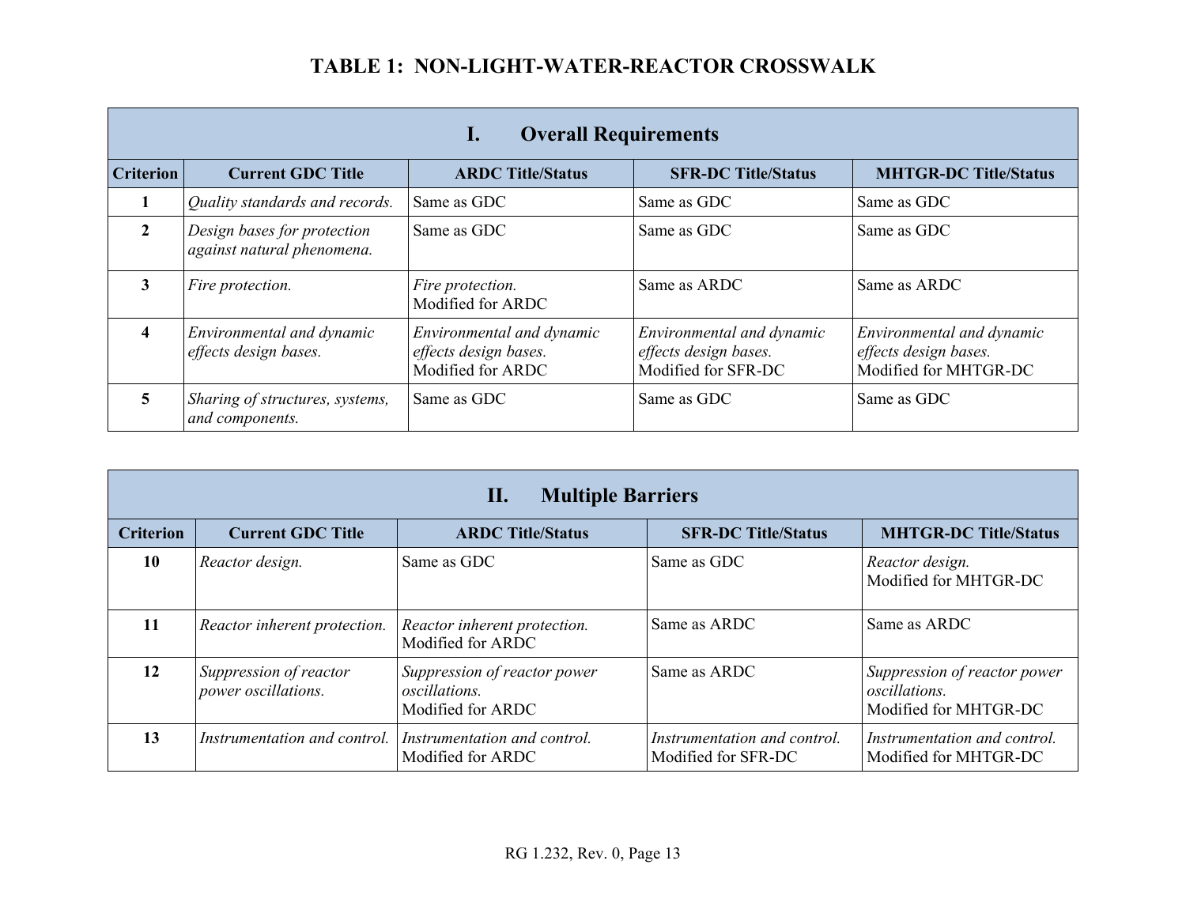# TABLE 1: NON-LIGHT-WATER-REACTOR CROSSWALK

## I. Overall Requirements

| Criterion | Current GDC Title | ARDC Title/Status | SFR-DC Title/Status | MHTGR-DC Title/Status |
|---|---|---|---|---|
| **1** | *Quality standards and records.* | Same as GDC | Same as GDC | Same as GDC |
| **2** | *Design bases for protection against natural phenomena.* | Same as GDC | Same as GDC | Same as GDC |
| **3** | *Fire protection.* | *Fire protection.* Modified for ARDC | Same as ARDC | Same as ARDC |
| **4** | *Environmental and dynamic effects design bases.* | *Environmental and dynamic effects design bases.* Modified for ARDC | *Environmental and dynamic effects design bases.* Modified for SFR-DC | *Environmental and dynamic effects design bases.* Modified for MHTGR-DC |
| **5** | *Sharing of structures, systems, and components.* | Same as GDC | Same as GDC | Same as GDC |

## II. Multiple Barriers

| Criterion | Current GDC Title | ARDC Title/Status | SFR-DC Title/Status | MHTGR-DC Title/Status |
|---|---|---|---|---|
| **10** | *Reactor design.* | Same as GDC | Same as GDC | *Reactor design.* Modified for MHTGR-DC |
| **11** | *Reactor inherent protection.* | *Reactor inherent protection.* Modified for ARDC | Same as ARDC | Same as ARDC |
| **12** | *Suppression of reactor power oscillations.* | *Suppression of reactor power oscillations.* Modified for ARDC | Same as ARDC | *Suppression of reactor power oscillations.* Modified for MHTGR-DC |
| **13** | *Instrumentation and control.* | *Instrumentation and control.* Modified for ARDC | *Instrumentation and control.* Modified for SFR-DC | *Instrumentation and control.* Modified for MHTGR-DC |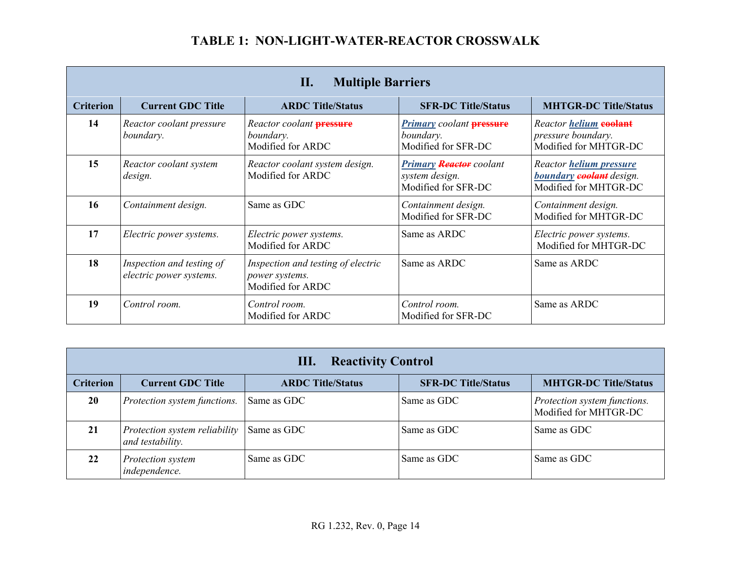## TABLE 1: NON-LIGHT-WATER-REACTOR CROSSWALK

| II. Multiple Barriers | | | | |
|---|---|---|---|---|
| **Criterion** | **Current GDC Title** | **ARDC Title/Status** | **SFR-DC Title/Status** | **MHTGR-DC Title/Status** |
| 14 | *Reactor coolant pressure boundary.* | *Reactor coolant* ~~**pressure**~~ *boundary.* Modified for ARDC | ***Primary*** *coolant* ~~**pressure**~~ *boundary.* Modified for SFR-DC | *Reactor* ***helium*** ~~**coolant**~~ *pressure boundary.* Modified for MHTGR-DC |
| 15 | *Reactor coolant system design.* | *Reactor coolant system design.* Modified for ARDC | ***Primary*** ~~***Reactor***~~ *coolant system design.* Modified for SFR-DC | *Reactor* ***helium pressure boundary*** ~~***coolant***~~ *design.* Modified for MHTGR-DC |
| 16 | *Containment design.* | Same as GDC | *Containment design.* Modified for SFR-DC | *Containment design.* Modified for MHTGR-DC |
| 17 | *Electric power systems.* | *Electric power systems.* Modified for ARDC | Same as ARDC | *Electric power systems.* Modified for MHTGR-DC |
| 18 | *Inspection and testing of electric power systems.* | *Inspection and testing of electric power systems.* Modified for ARDC | Same as ARDC | Same as ARDC |
| 19 | *Control room.* | *Control room.* Modified for ARDC | *Control room.* Modified for SFR-DC | Same as ARDC |

| III. Reactivity Control | | | | |
|---|---|---|---|---|
| **Criterion** | **Current GDC Title** | **ARDC Title/Status** | **SFR-DC Title/Status** | **MHTGR-DC Title/Status** |
| 20 | *Protection system functions.* | Same as GDC | Same as GDC | *Protection system functions.* Modified for MHTGR-DC |
| 21 | *Protection system reliability and testability.* | Same as GDC | Same as GDC | Same as GDC |
| 22 | *Protection system independence.* | Same as GDC | Same as GDC | Same as GDC |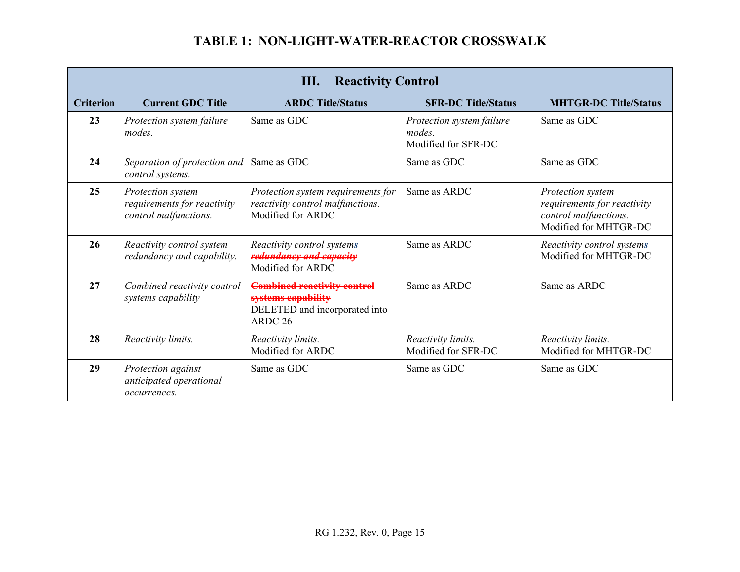## TABLE 1: NON-LIGHT-WATER-REACTOR CROSSWALK

| III. Reactivity Control | | | | |
|---|---|---|---|---|
| **Criterion** | **Current GDC Title** | **ARDC Title/Status** | **SFR-DC Title/Status** | **MHTGR-DC Title/Status** |
| **23** | *Protection system failure modes.* | Same as GDC | *Protection system failure modes.* Modified for SFR-DC | Same as GDC |
| **24** | *Separation of protection and control systems.* | Same as GDC | Same as GDC | Same as GDC |
| **25** | *Protection system requirements for reactivity control malfunctions.* | *Protection system requirements for reactivity control malfunctions.* Modified for ARDC | Same as ARDC | *Protection system requirements for reactivity control malfunctions.* Modified for MHTGR-DC |
| **26** | *Reactivity control system redundancy and capability.* | *Reactivity control systems* ~~*redundancy and capacity*~~ Modified for ARDC | Same as ARDC | *Reactivity control systems* Modified for MHTGR-DC |
| **27** | *Combined reactivity control systems capability* | ~~**Combined reactivity control systems capability**~~ DELETED and incorporated into ARDC 26 | Same as ARDC | Same as ARDC |
| **28** | *Reactivity limits.* | *Reactivity limits.* Modified for ARDC | *Reactivity limits.* Modified for SFR-DC | *Reactivity limits.* Modified for MHTGR-DC |
| **29** | *Protection against anticipated operational occurrences.* | Same as GDC | Same as GDC | Same as GDC |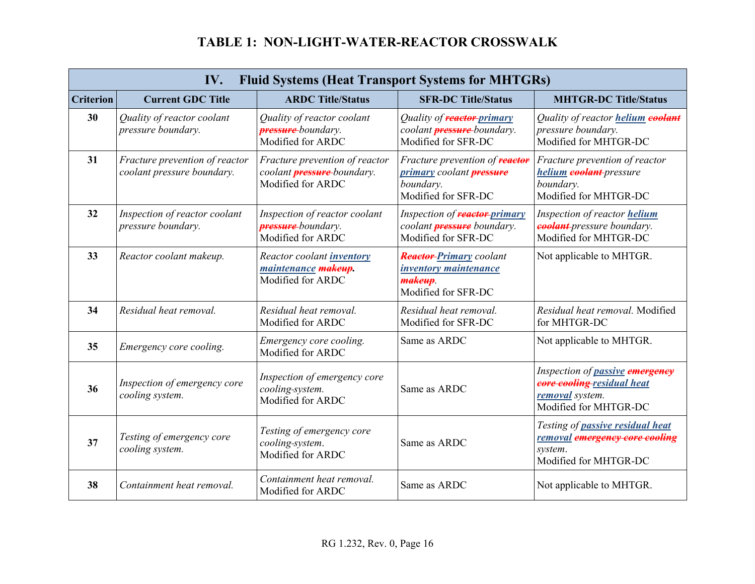# TABLE 1: NON-LIGHT-WATER-REACTOR CROSSWALK

| IV. Fluid Systems (Heat Transport Systems for MHTGRs) | | | | |
|---|---|---|---|---|
| **Criterion** | **Current GDC Title** | **ARDC Title/Status** | **SFR-DC Title/Status** | **MHTGR-DC Title/Status** |
| **30** | *Quality of reactor coolant pressure boundary.* | *Quality of reactor coolant ~~pressure~~ boundary.* Modified for ARDC | *Quality of ~~reactor~~ **primary** coolant ~~pressure~~ boundary.* Modified for SFR-DC | *Quality of reactor **helium** ~~coolant~~ pressure boundary.* Modified for MHTGR-DC |
| **31** | *Fracture prevention of reactor coolant pressure boundary.* | *Fracture prevention of reactor coolant ~~pressure~~ boundary.* Modified for ARDC | *Fracture prevention of ~~reactor~~ **primary** coolant ~~pressure~~ boundary.* Modified for SFR-DC | *Fracture prevention of reactor **helium** ~~coolant~~ pressure boundary.* Modified for MHTGR-DC |
| **32** | *Inspection of reactor coolant pressure boundary.* | *Inspection of reactor coolant ~~pressure~~ boundary.* Modified for ARDC | *Inspection of ~~reactor~~ **primary** coolant ~~pressure~~ boundary.* Modified for SFR-DC | *Inspection of reactor **helium** ~~coolant~~ pressure boundary.* Modified for MHTGR-DC |
| **33** | *Reactor coolant makeup.* | *Reactor coolant **inventory maintenance** ~~makeup~~.* Modified for ARDC | *~~Reactor~~ **Primary** coolant **inventory maintenance** ~~makeup~~.* Modified for SFR-DC | Not applicable to MHTGR. |
| **34** | *Residual heat removal.* | *Residual heat removal.* Modified for ARDC | *Residual heat removal.* Modified for SFR-DC | *Residual heat removal.* Modified for MHTGR-DC |
| **35** | *Emergency core cooling.* | *Emergency core cooling.* Modified for ARDC | Same as ARDC | Not applicable to MHTGR. |
| **36** | *Inspection of emergency core cooling system.* | *Inspection of emergency core cooling-system.* Modified for ARDC | Same as ARDC | *Inspection of **passive** ~~emergency core cooling~~ **residual heat removal** system.* Modified for MHTGR-DC |
| **37** | *Testing of emergency core cooling system.* | *Testing of emergency core cooling-system.* Modified for ARDC | Same as ARDC | *Testing of **passive residual heat removal** ~~emergency core cooling~~ system.* Modified for MHTGR-DC |
| **38** | *Containment heat removal.* | *Containment heat removal.* Modified for ARDC | Same as ARDC | Not applicable to MHTGR. |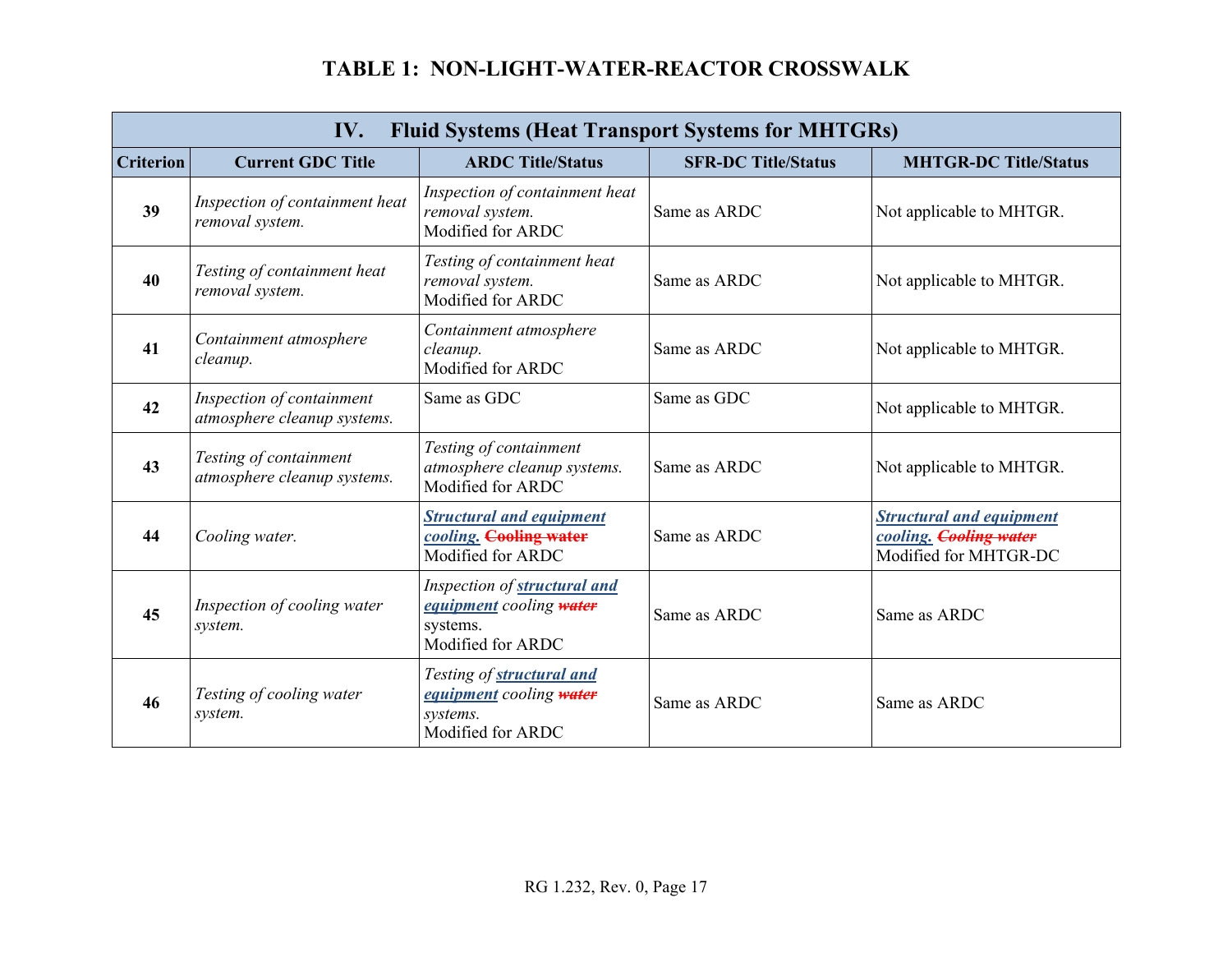## TABLE 1: NON-LIGHT-WATER-REACTOR CROSSWALK

| IV. Fluid Systems (Heat Transport Systems for MHTGRs) | | | | |
|---|---|---|---|---|
| **Criterion** | **Current GDC Title** | **ARDC Title/Status** | **SFR-DC Title/Status** | **MHTGR-DC Title/Status** |
| **39** | *Inspection of containment heat removal system.* | *Inspection of containment heat removal system.* Modified for ARDC | Same as ARDC | Not applicable to MHTGR. |
| **40** | *Testing of containment heat removal system.* | *Testing of containment heat removal system.* Modified for ARDC | Same as ARDC | Not applicable to MHTGR. |
| **41** | *Containment atmosphere cleanup.* | *Containment atmosphere cleanup.* Modified for ARDC | Same as ARDC | Not applicable to MHTGR. |
| **42** | *Inspection of containment atmosphere cleanup systems.* | Same as GDC | Same as GDC | Not applicable to MHTGR. |
| **43** | *Testing of containment atmosphere cleanup systems.* | *Testing of containment atmosphere cleanup systems.* Modified for ARDC | Same as ARDC | Not applicable to MHTGR. |
| **44** | *Cooling water.* | ***Structural and equipment cooling.*** ~~**Cooling water**~~ Modified for ARDC | Same as ARDC | ***Structural and equipment cooling.*** ~~***Cooling water***~~ Modified for MHTGR-DC |
| **45** | *Inspection of cooling water system.* | *Inspection of **structural and equipment** cooling ~~**water**~~* systems. Modified for ARDC | Same as ARDC | Same as ARDC |
| **46** | *Testing of cooling water system.* | *Testing of **structural and equipment** cooling ~~**water**~~ systems.* Modified for ARDC | Same as ARDC | Same as ARDC |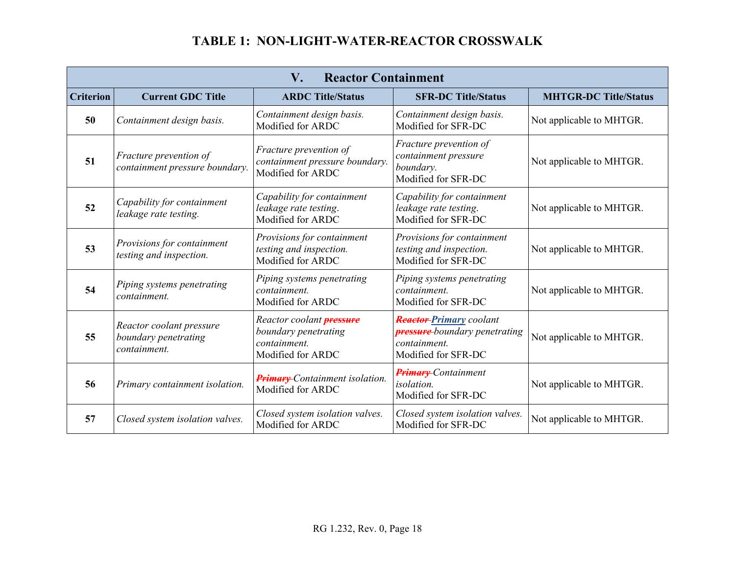# TABLE 1: NON-LIGHT-WATER-REACTOR CROSSWALK

| V. Reactor Containment | | | | |
|---|---|---|---|---|
| **Criterion** | **Current GDC Title** | **ARDC Title/Status** | **SFR-DC Title/Status** | **MHTGR-DC Title/Status** |
| **50** | *Containment design basis.* | *Containment design basis.* Modified for ARDC | *Containment design basis.* Modified for SFR-DC | Not applicable to MHTGR. |
| **51** | *Fracture prevention of containment pressure boundary.* | *Fracture prevention of containment pressure boundary.* Modified for ARDC | *Fracture prevention of containment pressure boundary.* Modified for SFR-DC | Not applicable to MHTGR. |
| **52** | *Capability for containment leakage rate testing.* | *Capability for containment leakage rate testing.* Modified for ARDC | *Capability for containment leakage rate testing.* Modified for SFR-DC | Not applicable to MHTGR. |
| **53** | *Provisions for containment testing and inspection.* | *Provisions for containment testing and inspection.* Modified for ARDC | *Provisions for containment testing and inspection.* Modified for SFR-DC | Not applicable to MHTGR. |
| **54** | *Piping systems penetrating containment.* | *Piping systems penetrating containment.* Modified for ARDC | *Piping systems penetrating containment.* Modified for SFR-DC | Not applicable to MHTGR. |
| **55** | *Reactor coolant pressure boundary penetrating containment.* | *Reactor coolant ~~pressure~~ boundary penetrating containment.* Modified for ARDC | *~~Reactor~~ Primary coolant ~~pressure~~ boundary penetrating containment.* Modified for SFR-DC | Not applicable to MHTGR. |
| **56** | *Primary containment isolation.* | *~~Primary~~ Containment isolation.* Modified for ARDC | *~~Primary~~ Containment isolation.* Modified for SFR-DC | Not applicable to MHTGR. |
| **57** | *Closed system isolation valves.* | *Closed system isolation valves.* Modified for ARDC | *Closed system isolation valves.* Modified for SFR-DC | Not applicable to MHTGR. |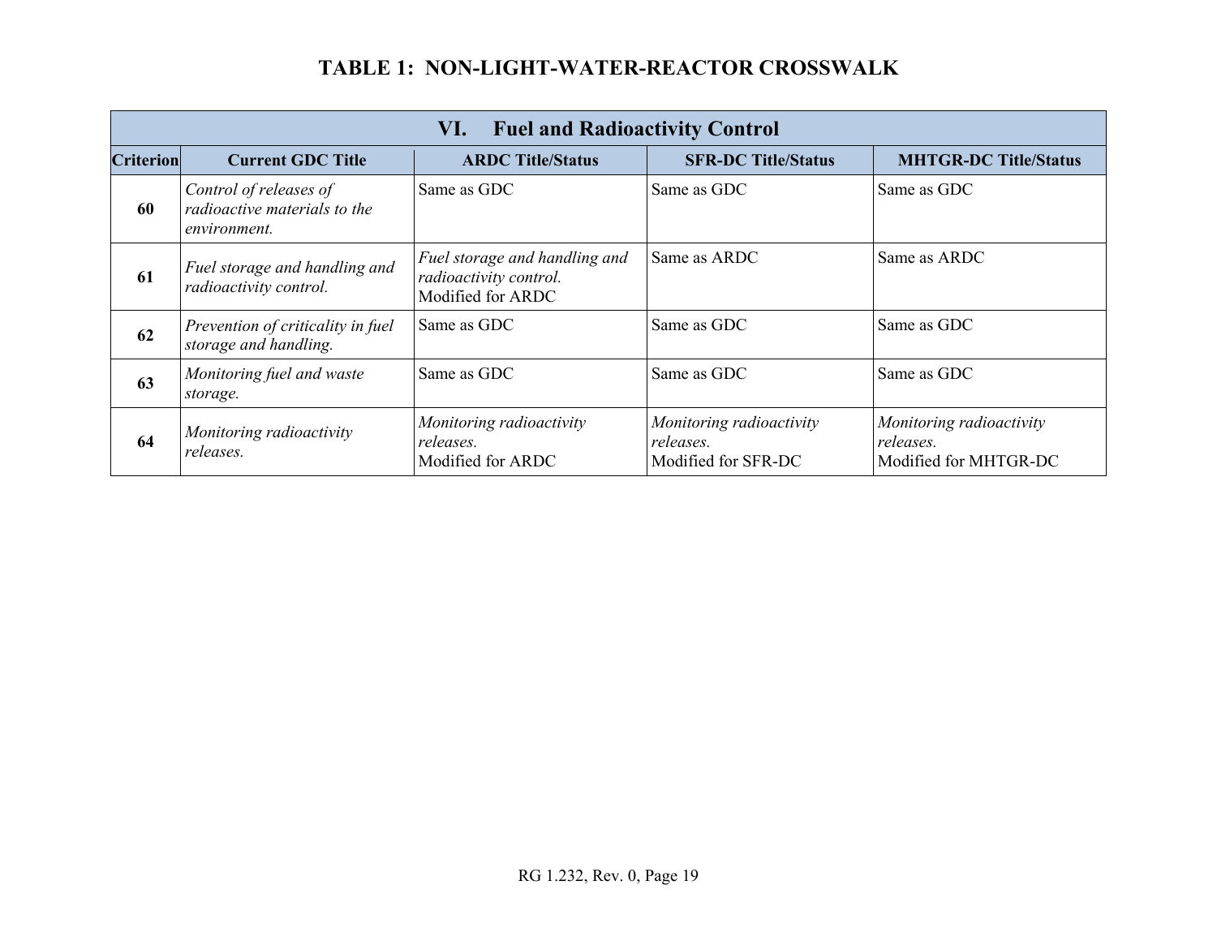# TABLE 1: NON-LIGHT-WATER-REACTOR CROSSWALK

| **VI. Fuel and Radioactivity Control** | | | | |
|---|---|---|---|---|
| **Criterion** | **Current GDC Title** | **ARDC Title/Status** | **SFR-DC Title/Status** | **MHTGR-DC Title/Status** |
| **60** | *Control of releases of radioactive materials to the environment.* | Same as GDC | Same as GDC | Same as GDC |
| **61** | *Fuel storage and handling and radioactivity control.* | *Fuel storage and handling and radioactivity control.* Modified for ARDC | Same as ARDC | Same as ARDC |
| **62** | *Prevention of criticality in fuel storage and handling.* | Same as GDC | Same as GDC | Same as GDC |
| **63** | *Monitoring fuel and waste storage.* | Same as GDC | Same as GDC | Same as GDC |
| **64** | *Monitoring radioactivity releases.* | *Monitoring radioactivity releases.* Modified for ARDC | *Monitoring radioactivity releases.* Modified for SFR-DC | *Monitoring radioactivity releases.* Modified for MHTGR-DC |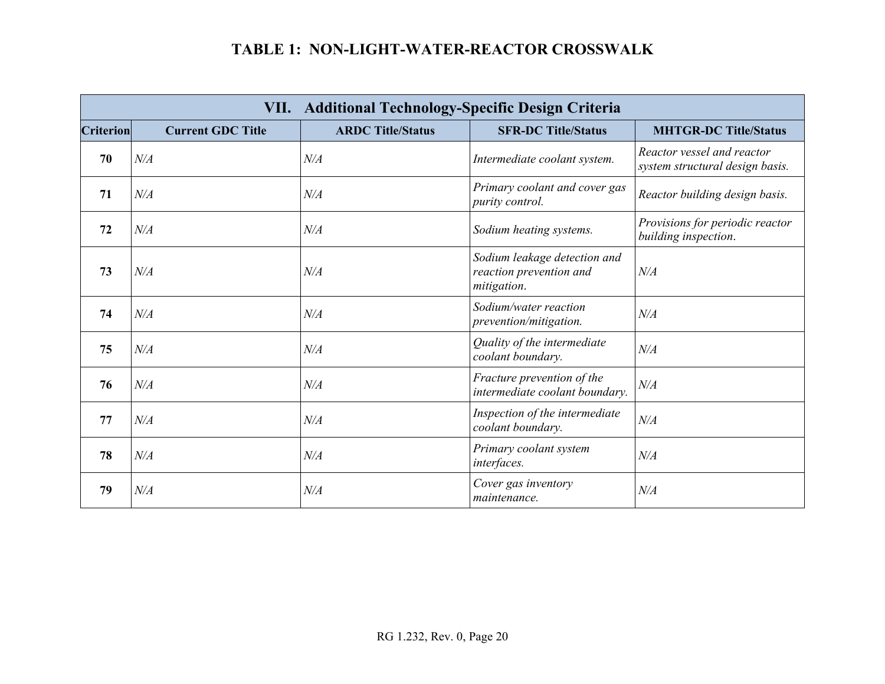# TABLE 1: NON-LIGHT-WATER-REACTOR CROSSWALK

| VII. Additional Technology-Specific Design Criteria | | | | |
|---|---|---|---|---|
| **Criterion** | **Current GDC Title** | **ARDC Title/Status** | **SFR-DC Title/Status** | **MHTGR-DC Title/Status** |
| **70** | *N/A* | *N/A* | *Intermediate coolant system.* | *Reactor vessel and reactor system structural design basis.* |
| **71** | *N/A* | *N/A* | *Primary coolant and cover gas purity control.* | *Reactor building design basis.* |
| **72** | *N/A* | *N/A* | *Sodium heating systems.* | *Provisions for periodic reactor building inspection*. |
| **73** | *N/A* | *N/A* | *Sodium leakage detection and reaction prevention and mitigation*. | *N/A* |
| **74** | *N/A* | *N/A* | *Sodium/water reaction prevention/mitigation.* | *N/A* |
| **75** | *N/A* | *N/A* | *Quality of the intermediate coolant boundary.* | *N/A* |
| **76** | *N/A* | *N/A* | *Fracture prevention of the intermediate coolant boundary.* | *N/A* |
| **77** | *N/A* | *N/A* | *Inspection of the intermediate coolant boundary.* | *N/A* |
| **78** | *N/A* | *N/A* | *Primary coolant system interfaces.* | *N/A* |
| **79** | *N/A* | *N/A* | *Cover gas inventory maintenance.* | *N/A* |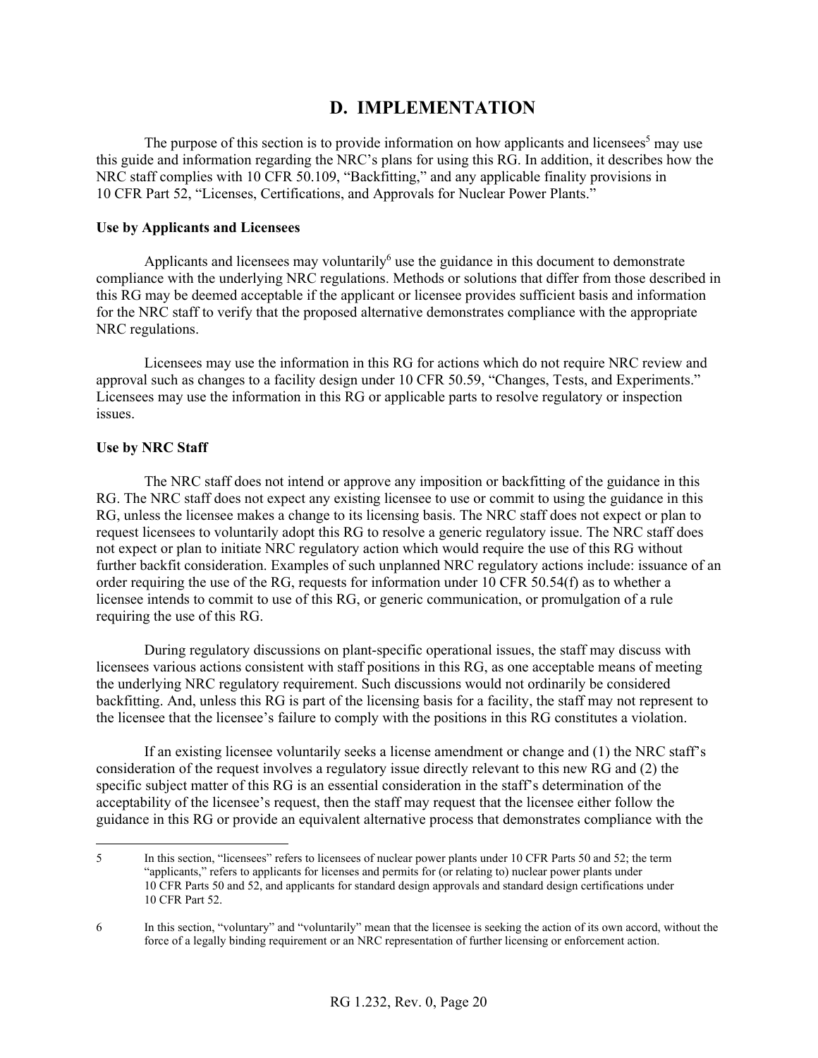## D. IMPLEMENTATION

The purpose of this section is to provide information on how applicants and licensees[5] may use this guide and information regarding the NRC's plans for using this RG. In addition, it describes how the NRC staff complies with 10 CFR 50.109, "Backfitting," and any applicable finality provisions in 10 CFR Part 52, "Licenses, Certifications, and Approvals for Nuclear Power Plants."

**Use by Applicants and Licensees**

Applicants and licensees may voluntarily[6] use the guidance in this document to demonstrate compliance with the underlying NRC regulations. Methods or solutions that differ from those described in this RG may be deemed acceptable if the applicant or licensee provides sufficient basis and information for the NRC staff to verify that the proposed alternative demonstrates compliance with the appropriate NRC regulations.

Licensees may use the information in this RG for actions which do not require NRC review and approval such as changes to a facility design under 10 CFR 50.59, "Changes, Tests, and Experiments." Licensees may use the information in this RG or applicable parts to resolve regulatory or inspection issues.

**Use by NRC Staff**

The NRC staff does not intend or approve any imposition or backfitting of the guidance in this RG. The NRC staff does not expect any existing licensee to use or commit to using the guidance in this RG, unless the licensee makes a change to its licensing basis. The NRC staff does not expect or plan to request licensees to voluntarily adopt this RG to resolve a generic regulatory issue. The NRC staff does not expect or plan to initiate NRC regulatory action which would require the use of this RG without further backfit consideration. Examples of such unplanned NRC regulatory actions include: issuance of an order requiring the use of the RG, requests for information under 10 CFR 50.54(f) as to whether a licensee intends to commit to use of this RG, or generic communication, or promulgation of a rule requiring the use of this RG.

During regulatory discussions on plant-specific operational issues, the staff may discuss with licensees various actions consistent with staff positions in this RG, as one acceptable means of meeting the underlying NRC regulatory requirement. Such discussions would not ordinarily be considered backfitting. And, unless this RG is part of the licensing basis for a facility, the staff may not represent to the licensee that the licensee's failure to comply with the positions in this RG constitutes a violation.

If an existing licensee voluntarily seeks a license amendment or change and (1) the NRC staff's consideration of the request involves a regulatory issue directly relevant to this new RG and (2) the specific subject matter of this RG is an essential consideration in the staff's determination of the acceptability of the licensee's request, then the staff may request that the licensee either follow the guidance in this RG or provide an equivalent alternative process that demonstrates compliance with the

---

5 In this section, "licensees" refers to licensees of nuclear power plants under 10 CFR Parts 50 and 52; the term "applicants," refers to applicants for licenses and permits for (or relating to) nuclear power plants under 10 CFR Parts 50 and 52, and applicants for standard design approvals and standard design certifications under 10 CFR Part 52.

6 In this section, "voluntary" and "voluntarily" mean that the licensee is seeking the action of its own accord, without the force of a legally binding requirement or an NRC representation of further licensing or enforcement action.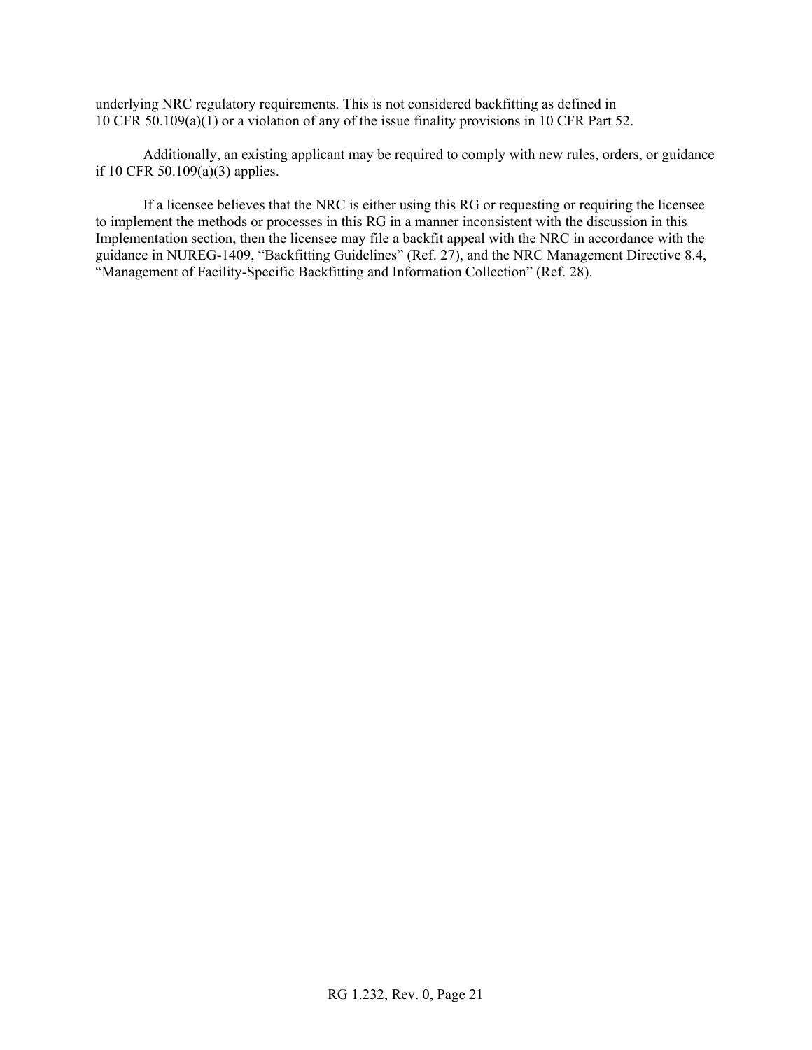underlying NRC regulatory requirements. This is not considered backfitting as defined in 10 CFR 50.109(a)(1) or a violation of any of the issue finality provisions in 10 CFR Part 52.

Additionally, an existing applicant may be required to comply with new rules, orders, or guidance if 10 CFR 50.109(a)(3) applies.

If a licensee believes that the NRC is either using this RG or requesting or requiring the licensee to implement the methods or processes in this RG in a manner inconsistent with the discussion in this Implementation section, then the licensee may file a backfit appeal with the NRC in accordance with the guidance in NUREG-1409, "Backfitting Guidelines" (Ref. 27), and the NRC Management Directive 8.4, "Management of Facility-Specific Backfitting and Information Collection" (Ref. 28).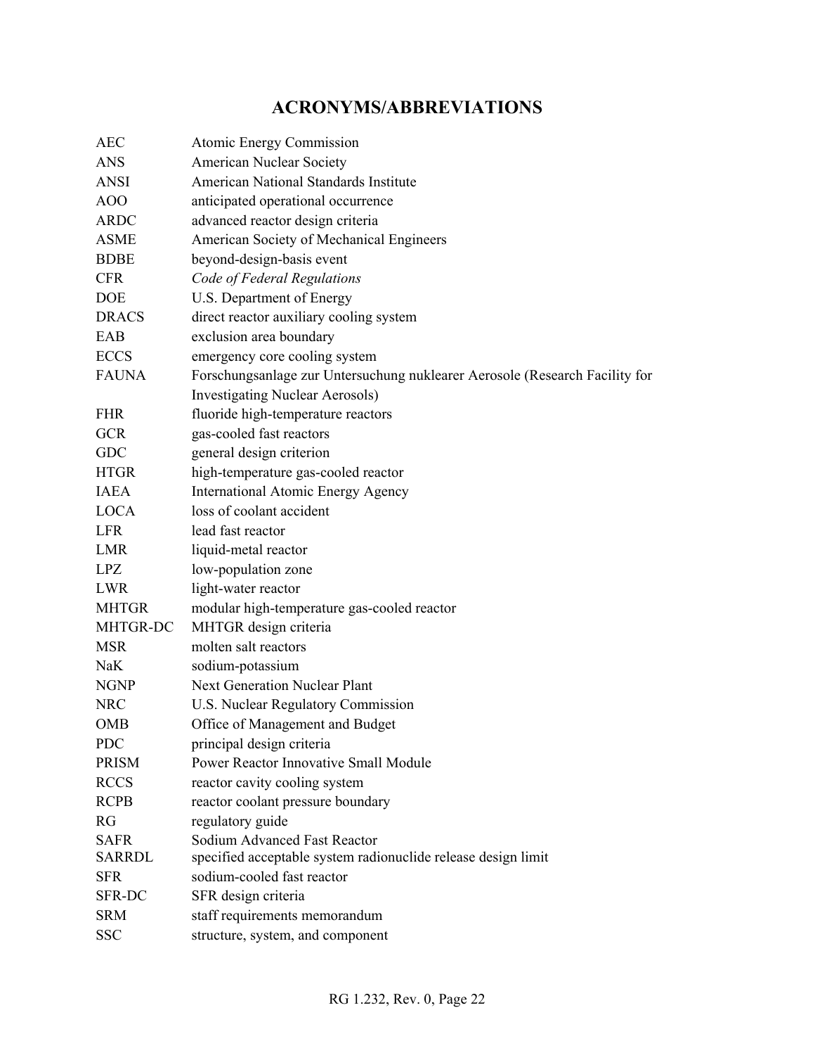# ACRONYMS/ABBREVIATIONS

| | |
|---|---|
| AEC | Atomic Energy Commission |
| ANS | American Nuclear Society |
| ANSI | American National Standards Institute |
| AOO | anticipated operational occurrence |
| ARDC | advanced reactor design criteria |
| ASME | American Society of Mechanical Engineers |
| BDBE | beyond-design-basis event |
| CFR | *Code of Federal Regulations* |
| DOE | U.S. Department of Energy |
| DRACS | direct reactor auxiliary cooling system |
| EAB | exclusion area boundary |
| ECCS | emergency core cooling system |
| FAUNA | Forschungsanlage zur Untersuchung nuklearer Aerosole (Research Facility for Investigating Nuclear Aerosols) |
| FHR | fluoride high-temperature reactors |
| GCR | gas-cooled fast reactors |
| GDC | general design criterion |
| HTGR | high-temperature gas-cooled reactor |
| IAEA | International Atomic Energy Agency |
| LOCA | loss of coolant accident |
| LFR | lead fast reactor |
| LMR | liquid-metal reactor |
| LPZ | low-population zone |
| LWR | light-water reactor |
| MHTGR | modular high-temperature gas-cooled reactor |
| MHTGR-DC | MHTGR design criteria |
| MSR | molten salt reactors |
| NaK | sodium-potassium |
| NGNP | Next Generation Nuclear Plant |
| NRC | U.S. Nuclear Regulatory Commission |
| OMB | Office of Management and Budget |
| PDC | principal design criteria |
| PRISM | Power Reactor Innovative Small Module |
| RCCS | reactor cavity cooling system |
| RCPB | reactor coolant pressure boundary |
| RG | regulatory guide |
| SAFR | Sodium Advanced Fast Reactor |
| SARRDL | specified acceptable system radionuclide release design limit |
| SFR | sodium-cooled fast reactor |
| SFR-DC | SFR design criteria |
| SRM | staff requirements memorandum |
| SSC | structure, system, and component |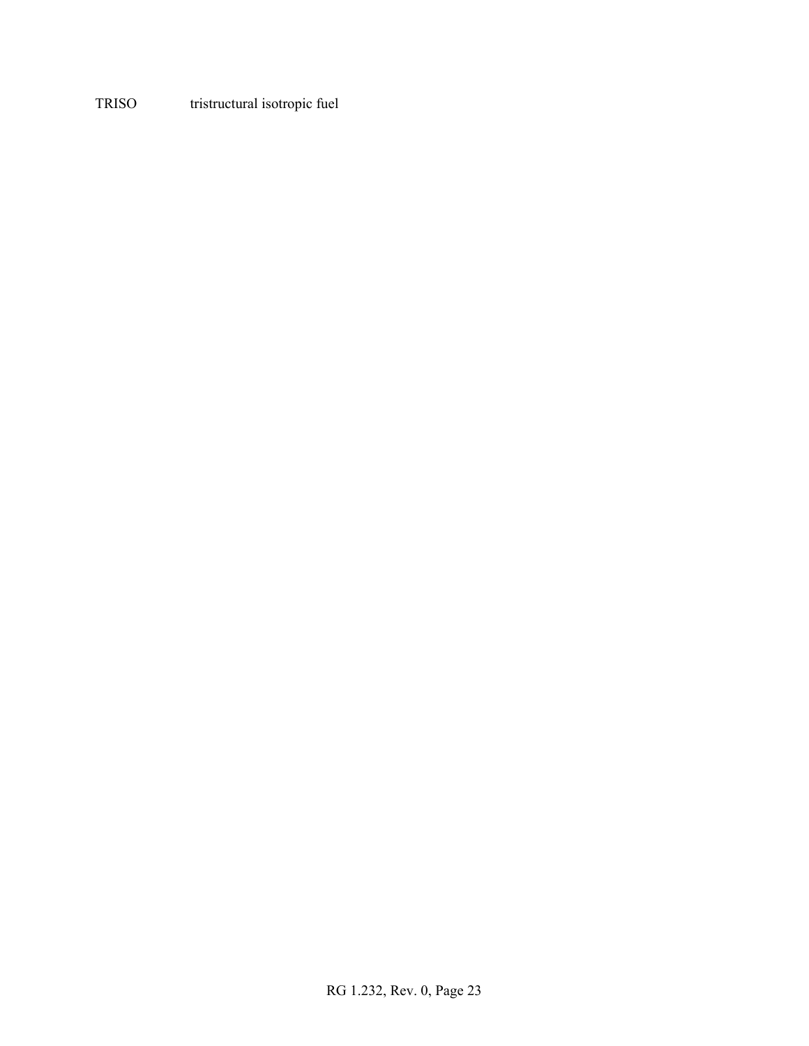| | |
|---|---|
| TRISO | tristructural isotropic fuel |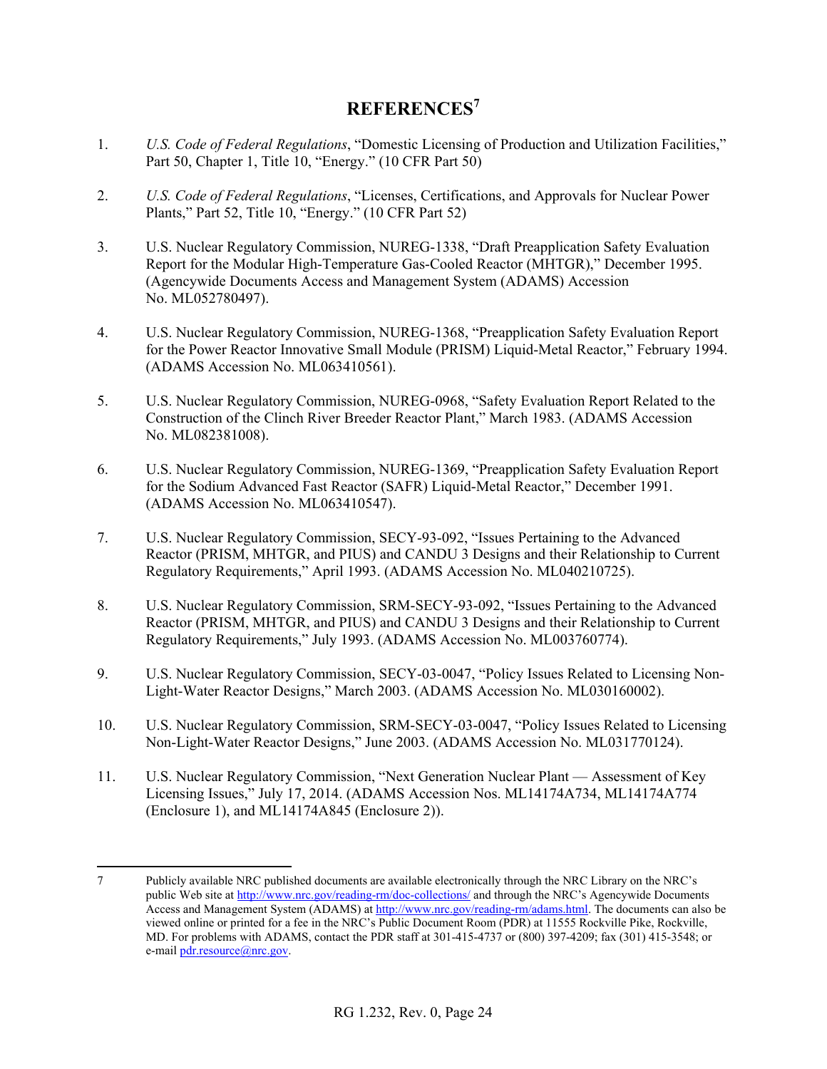# REFERENCES[7]

1. *U.S. Code of Federal Regulations*, "Domestic Licensing of Production and Utilization Facilities," Part 50, Chapter 1, Title 10, "Energy." (10 CFR Part 50)

2. *U.S. Code of Federal Regulations*, "Licenses, Certifications, and Approvals for Nuclear Power Plants," Part 52, Title 10, "Energy." (10 CFR Part 52)

3. U.S. Nuclear Regulatory Commission, NUREG-1338, "Draft Preapplication Safety Evaluation Report for the Modular High-Temperature Gas-Cooled Reactor (MHTGR)," December 1995. (Agencywide Documents Access and Management System (ADAMS) Accession No. ML052780497).

4. U.S. Nuclear Regulatory Commission, NUREG-1368, "Preapplication Safety Evaluation Report for the Power Reactor Innovative Small Module (PRISM) Liquid-Metal Reactor," February 1994. (ADAMS Accession No. ML063410561).

5. U.S. Nuclear Regulatory Commission, NUREG-0968, "Safety Evaluation Report Related to the Construction of the Clinch River Breeder Reactor Plant," March 1983. (ADAMS Accession No. ML082381008).

6. U.S. Nuclear Regulatory Commission, NUREG-1369, "Preapplication Safety Evaluation Report for the Sodium Advanced Fast Reactor (SAFR) Liquid-Metal Reactor," December 1991. (ADAMS Accession No. ML063410547).

7. U.S. Nuclear Regulatory Commission, SECY-93-092, "Issues Pertaining to the Advanced Reactor (PRISM, MHTGR, and PIUS) and CANDU 3 Designs and their Relationship to Current Regulatory Requirements," April 1993. (ADAMS Accession No. ML040210725).

8. U.S. Nuclear Regulatory Commission, SRM-SECY-93-092, "Issues Pertaining to the Advanced Reactor (PRISM, MHTGR, and PIUS) and CANDU 3 Designs and their Relationship to Current Regulatory Requirements," July 1993. (ADAMS Accession No. ML003760774).

9. U.S. Nuclear Regulatory Commission, SECY-03-0047, "Policy Issues Related to Licensing Non-Light-Water Reactor Designs," March 2003. (ADAMS Accession No. ML030160002).

10. U.S. Nuclear Regulatory Commission, SRM-SECY-03-0047, "Policy Issues Related to Licensing Non-Light-Water Reactor Designs," June 2003. (ADAMS Accession No. ML031770124).

11. U.S. Nuclear Regulatory Commission, "Next Generation Nuclear Plant — Assessment of Key Licensing Issues," July 17, 2014. (ADAMS Accession Nos. ML14174A734, ML14174A774 (Enclosure 1), and ML14174A845 (Enclosure 2)).

---

7 Publicly available NRC published documents are available electronically through the NRC Library on the NRC's public Web site at http://www.nrc.gov/reading-rm/doc-collections/ and through the NRC's Agencywide Documents Access and Management System (ADAMS) at http://www.nrc.gov/reading-rm/adams.html. The documents can also be viewed online or printed for a fee in the NRC's Public Document Room (PDR) at 11555 Rockville Pike, Rockville, MD. For problems with ADAMS, contact the PDR staff at 301-415-4737 or (800) 397-4209; fax (301) 415-3548; or e-mail pdr.resource@nrc.gov.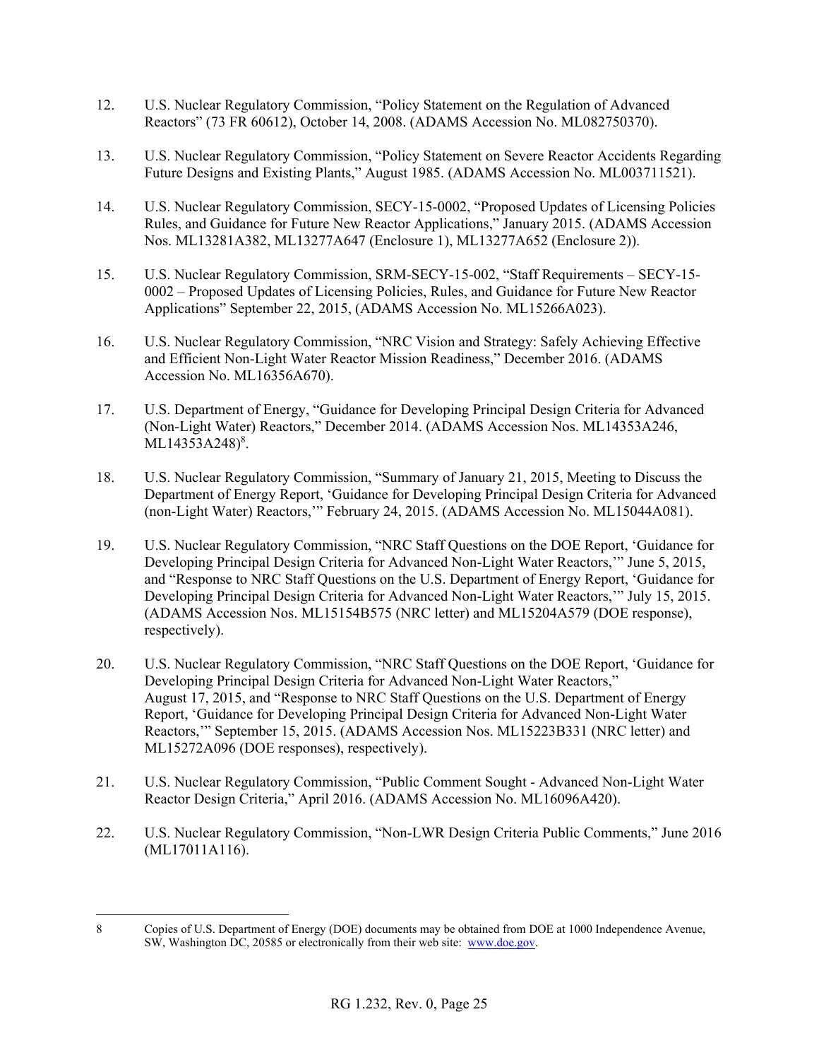12. U.S. Nuclear Regulatory Commission, "Policy Statement on the Regulation of Advanced Reactors" (73 FR 60612), October 14, 2008. (ADAMS Accession No. ML082750370).

13. U.S. Nuclear Regulatory Commission, "Policy Statement on Severe Reactor Accidents Regarding Future Designs and Existing Plants," August 1985. (ADAMS Accession No. ML003711521).

14. U.S. Nuclear Regulatory Commission, SECY-15-0002, "Proposed Updates of Licensing Policies Rules, and Guidance for Future New Reactor Applications," January 2015. (ADAMS Accession Nos. ML13281A382, ML13277A647 (Enclosure 1), ML13277A652 (Enclosure 2)).

15. U.S. Nuclear Regulatory Commission, SRM-SECY-15-002, "Staff Requirements – SECY-15-0002 – Proposed Updates of Licensing Policies, Rules, and Guidance for Future New Reactor Applications" September 22, 2015, (ADAMS Accession No. ML15266A023).

16. U.S. Nuclear Regulatory Commission, "NRC Vision and Strategy: Safely Achieving Effective and Efficient Non-Light Water Reactor Mission Readiness," December 2016. (ADAMS Accession No. ML16356A670).

17. U.S. Department of Energy, "Guidance for Developing Principal Design Criteria for Advanced (Non-Light Water) Reactors," December 2014. (ADAMS Accession Nos. ML14353A246, ML14353A248)[8].

18. U.S. Nuclear Regulatory Commission, "Summary of January 21, 2015, Meeting to Discuss the Department of Energy Report, 'Guidance for Developing Principal Design Criteria for Advanced (non-Light Water) Reactors,'" February 24, 2015. (ADAMS Accession No. ML15044A081).

19. U.S. Nuclear Regulatory Commission, "NRC Staff Questions on the DOE Report, 'Guidance for Developing Principal Design Criteria for Advanced Non-Light Water Reactors,'" June 5, 2015, and "Response to NRC Staff Questions on the U.S. Department of Energy Report, 'Guidance for Developing Principal Design Criteria for Advanced Non-Light Water Reactors,'" July 15, 2015. (ADAMS Accession Nos. ML15154B575 (NRC letter) and ML15204A579 (DOE response), respectively).

20. U.S. Nuclear Regulatory Commission, "NRC Staff Questions on the DOE Report, 'Guidance for Developing Principal Design Criteria for Advanced Non-Light Water Reactors," August 17, 2015, and "Response to NRC Staff Questions on the U.S. Department of Energy Report, 'Guidance for Developing Principal Design Criteria for Advanced Non-Light Water Reactors,'" September 15, 2015. (ADAMS Accession Nos. ML15223B331 (NRC letter) and ML15272A096 (DOE responses), respectively).

21. U.S. Nuclear Regulatory Commission, "Public Comment Sought - Advanced Non-Light Water Reactor Design Criteria," April 2016. (ADAMS Accession No. ML16096A420).

22. U.S. Nuclear Regulatory Commission, "Non-LWR Design Criteria Public Comments," June 2016 (ML17011A116).

---

8 Copies of U.S. Department of Energy (DOE) documents may be obtained from DOE at 1000 Independence Avenue, SW, Washington DC, 20585 or electronically from their web site: www.doe.gov.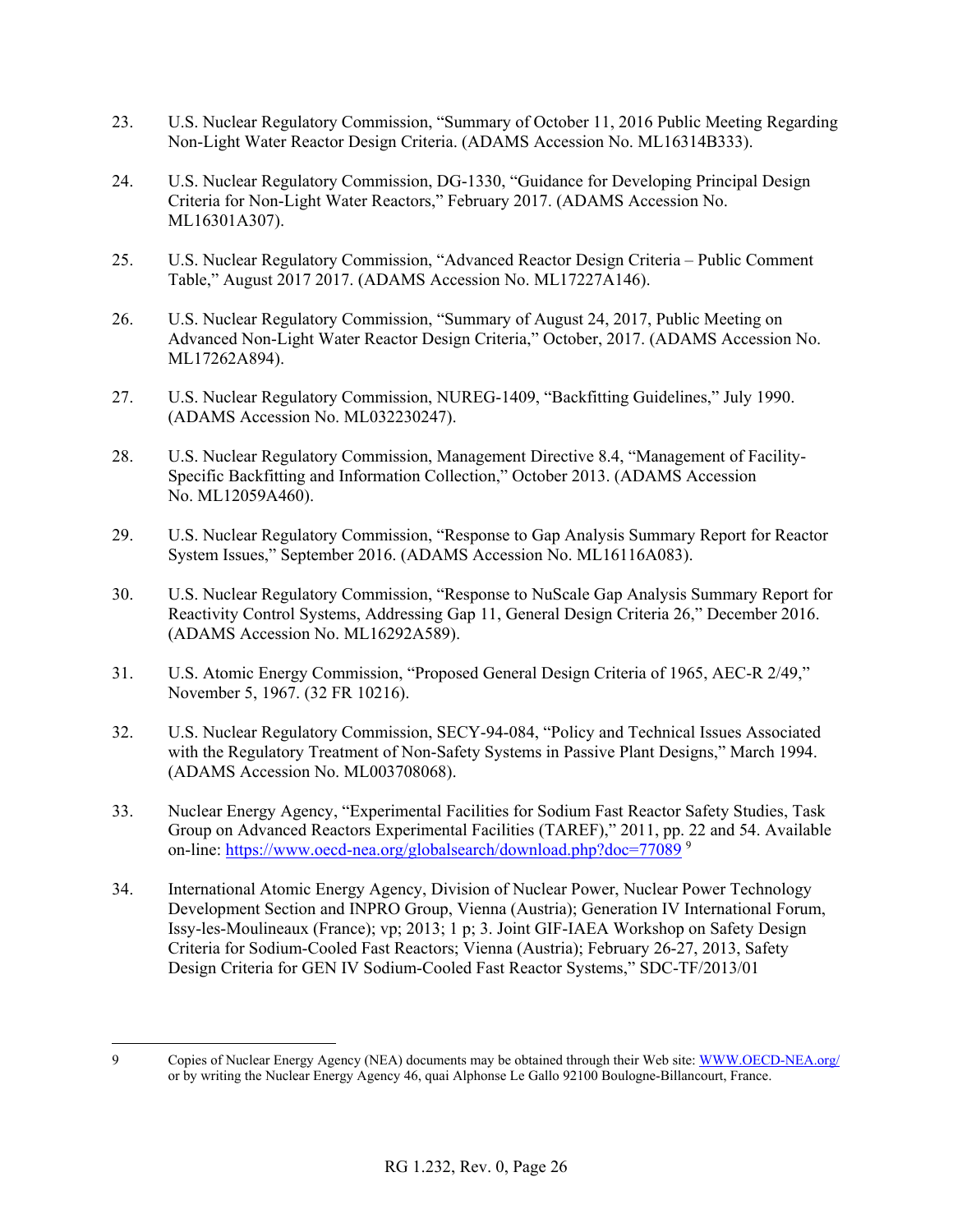23. U.S. Nuclear Regulatory Commission, "Summary of October 11, 2016 Public Meeting Regarding Non-Light Water Reactor Design Criteria. (ADAMS Accession No. ML16314B333).

24. U.S. Nuclear Regulatory Commission, DG-1330, "Guidance for Developing Principal Design Criteria for Non-Light Water Reactors," February 2017. (ADAMS Accession No. ML16301A307).

25. U.S. Nuclear Regulatory Commission, "Advanced Reactor Design Criteria – Public Comment Table," August 2017 2017. (ADAMS Accession No. ML17227A146).

26. U.S. Nuclear Regulatory Commission, "Summary of August 24, 2017, Public Meeting on Advanced Non-Light Water Reactor Design Criteria," October, 2017. (ADAMS Accession No. ML17262A894).

27. U.S. Nuclear Regulatory Commission, NUREG-1409, "Backfitting Guidelines," July 1990. (ADAMS Accession No. ML032230247).

28. U.S. Nuclear Regulatory Commission, Management Directive 8.4, "Management of Facility-Specific Backfitting and Information Collection," October 2013. (ADAMS Accession No. ML12059A460).

29. U.S. Nuclear Regulatory Commission, "Response to Gap Analysis Summary Report for Reactor System Issues," September 2016. (ADAMS Accession No. ML16116A083).

30. U.S. Nuclear Regulatory Commission, "Response to NuScale Gap Analysis Summary Report for Reactivity Control Systems, Addressing Gap 11, General Design Criteria 26," December 2016. (ADAMS Accession No. ML16292A589).

31. U.S. Atomic Energy Commission, "Proposed General Design Criteria of 1965, AEC-R 2/49," November 5, 1967. (32 FR 10216).

32. U.S. Nuclear Regulatory Commission, SECY-94-084, "Policy and Technical Issues Associated with the Regulatory Treatment of Non-Safety Systems in Passive Plant Designs," March 1994. (ADAMS Accession No. ML003708068).

33. Nuclear Energy Agency, "Experimental Facilities for Sodium Fast Reactor Safety Studies, Task Group on Advanced Reactors Experimental Facilities (TAREF)," 2011, pp. 22 and 54. Available on-line: https://www.oecd-nea.org/globalsearch/download.php?doc=77089 [9]

34. International Atomic Energy Agency, Division of Nuclear Power, Nuclear Power Technology Development Section and INPRO Group, Vienna (Austria); Generation IV International Forum, Issy-les-Moulineaux (France); vp; 2013; 1 p; 3. Joint GIF-IAEA Workshop on Safety Design Criteria for Sodium-Cooled Fast Reactors; Vienna (Austria); February 26-27, 2013, Safety Design Criteria for GEN IV Sodium-Cooled Fast Reactor Systems," SDC-TF/2013/01

---

[9] Copies of Nuclear Energy Agency (NEA) documents may be obtained through their Web site: WWW.OECD-NEA.org/ or by writing the Nuclear Energy Agency 46, quai Alphonse Le Gallo 92100 Boulogne-Billancourt, France.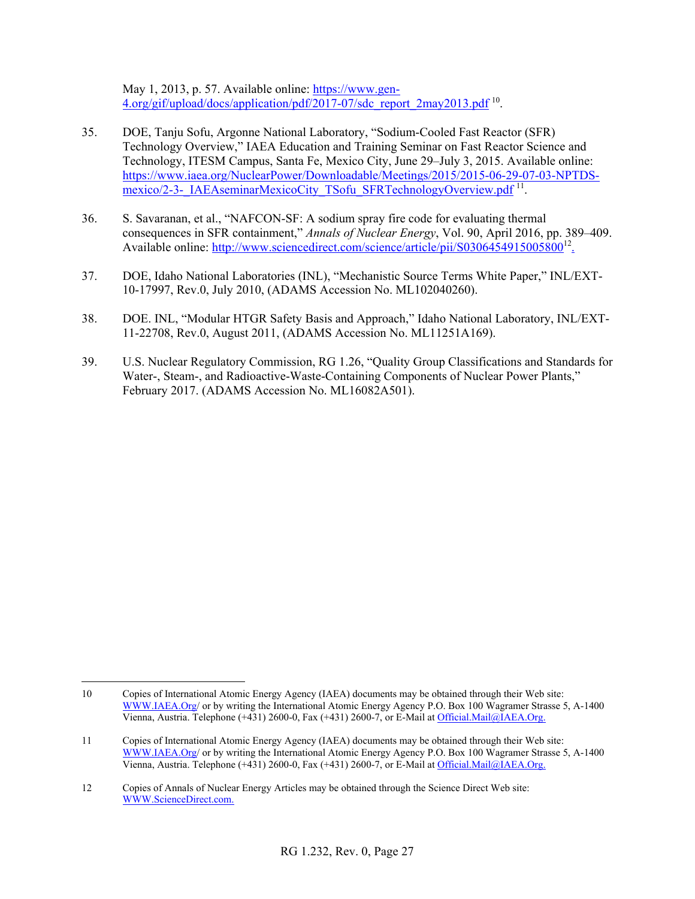May 1, 2013, p. 57. Available online: https://www.gen-4.org/gif/upload/docs/application/pdf/2017-07/sdc_report_2may2013.pdf [10].

35. DOE, Tanju Sofu, Argonne National Laboratory, "Sodium-Cooled Fast Reactor (SFR) Technology Overview," IAEA Education and Training Seminar on Fast Reactor Science and Technology, ITESM Campus, Santa Fe, Mexico City, June 29–July 3, 2015. Available online: https://www.iaea.org/NuclearPower/Downloadable/Meetings/2015/2015-06-29-07-03-NPTDS-mexico/2-3-_IAEAseminarMexicoCity_TSofu_SFRTechnologyOverview.pdf [11].

36. S. Savaranan, et al., "NAFCON-SF: A sodium spray fire code for evaluating thermal consequences in SFR containment," *Annals of Nuclear Energy*, Vol. 90, April 2016, pp. 389–409. Available online: http://www.sciencedirect.com/science/article/pii/S0306454915005800[12].

37. DOE, Idaho National Laboratories (INL), "Mechanistic Source Terms White Paper," INL/EXT-10-17997, Rev.0, July 2010, (ADAMS Accession No. ML102040260).

38. DOE. INL, "Modular HTGR Safety Basis and Approach," Idaho National Laboratory, INL/EXT-11-22708, Rev.0, August 2011, (ADAMS Accession No. ML11251A169).

39. U.S. Nuclear Regulatory Commission, RG 1.26, "Quality Group Classifications and Standards for Water-, Steam-, and Radioactive-Waste-Containing Components of Nuclear Power Plants," February 2017. (ADAMS Accession No. ML16082A501).

---

10 Copies of International Atomic Energy Agency (IAEA) documents may be obtained through their Web site: WWW.IAEA.Org/ or by writing the International Atomic Energy Agency P.O. Box 100 Wagramer Strasse 5, A-1400 Vienna, Austria. Telephone (+431) 2600-0, Fax (+431) 2600-7, or E-Mail at Official.Mail@IAEA.Org.

11 Copies of International Atomic Energy Agency (IAEA) documents may be obtained through their Web site: WWW.IAEA.Org/ or by writing the International Atomic Energy Agency P.O. Box 100 Wagramer Strasse 5, A-1400 Vienna, Austria. Telephone (+431) 2600-0, Fax (+431) 2600-7, or E-Mail at Official.Mail@IAEA.Org.

12 Copies of Annals of Nuclear Energy Articles may be obtained through the Science Direct Web site: WWW.ScienceDirect.com.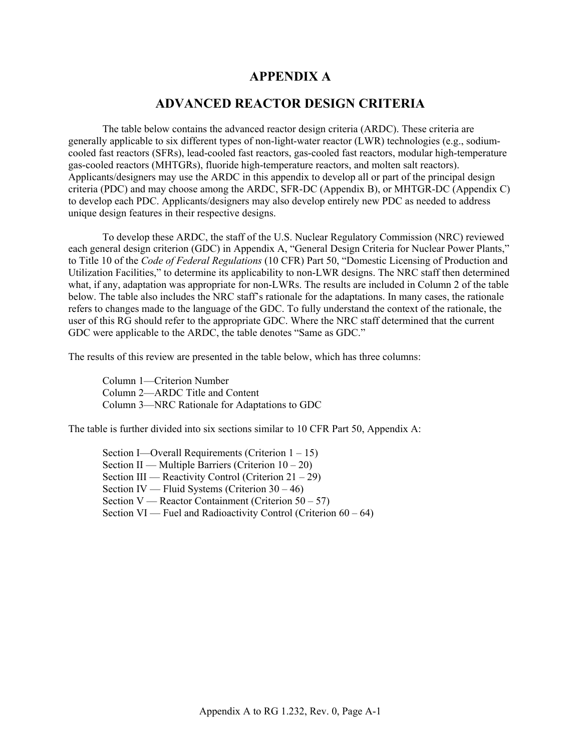# APPENDIX A

# ADVANCED REACTOR DESIGN CRITERIA

The table below contains the advanced reactor design criteria (ARDC). These criteria are generally applicable to six different types of non-light-water reactor (LWR) technologies (e.g., sodium-cooled fast reactors (SFRs), lead-cooled fast reactors, gas-cooled fast reactors, modular high-temperature gas-cooled reactors (MHTGRs), fluoride high-temperature reactors, and molten salt reactors). Applicants/designers may use the ARDC in this appendix to develop all or part of the principal design criteria (PDC) and may choose among the ARDC, SFR-DC (Appendix B), or MHTGR-DC (Appendix C) to develop each PDC. Applicants/designers may also develop entirely new PDC as needed to address unique design features in their respective designs.

To develop these ARDC, the staff of the U.S. Nuclear Regulatory Commission (NRC) reviewed each general design criterion (GDC) in Appendix A, "General Design Criteria for Nuclear Power Plants," to Title 10 of the *Code of Federal Regulations* (10 CFR) Part 50, "Domestic Licensing of Production and Utilization Facilities," to determine its applicability to non-LWR designs. The NRC staff then determined what, if any, adaptation was appropriate for non-LWRs. The results are included in Column 2 of the table below. The table also includes the NRC staff's rationale for the adaptations. In many cases, the rationale refers to changes made to the language of the GDC. To fully understand the context of the rationale, the user of this RG should refer to the appropriate GDC. Where the NRC staff determined that the current GDC were applicable to the ARDC, the table denotes "Same as GDC."

The results of this review are presented in the table below, which has three columns:

Column 1—Criterion Number
Column 2—ARDC Title and Content
Column 3—NRC Rationale for Adaptations to GDC

The table is further divided into six sections similar to 10 CFR Part 50, Appendix A:

Section I—Overall Requirements (Criterion 1 – 15)
Section II — Multiple Barriers (Criterion 10 – 20)
Section III — Reactivity Control (Criterion 21 – 29)
Section IV — Fluid Systems (Criterion 30 – 46)
Section V — Reactor Containment (Criterion 50 – 57)
Section VI — Fuel and Radioactivity Control (Criterion 60 – 64)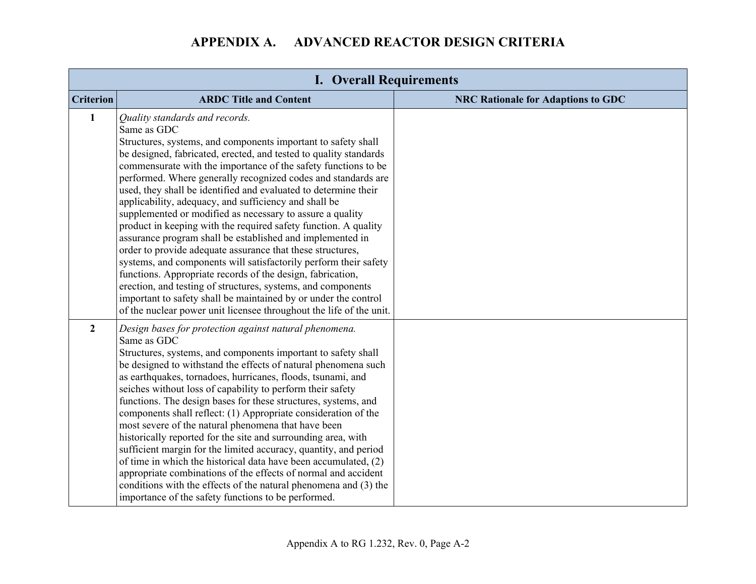# APPENDIX A. ADVANCED REACTOR DESIGN CRITERIA

| I. Overall Requirements | | |
|---|---|---|
| **Criterion** | **ARDC Title and Content** | **NRC Rationale for Adaptions to GDC** |
| **1** | *Quality standards and records.*<br>Same as GDC<br>Structures, systems, and components important to safety shall be designed, fabricated, erected, and tested to quality standards commensurate with the importance of the safety functions to be performed. Where generally recognized codes and standards are used, they shall be identified and evaluated to determine their applicability, adequacy, and sufficiency and shall be supplemented or modified as necessary to assure a quality product in keeping with the required safety function. A quality assurance program shall be established and implemented in order to provide adequate assurance that these structures, systems, and components will satisfactorily perform their safety functions. Appropriate records of the design, fabrication, erection, and testing of structures, systems, and components important to safety shall be maintained by or under the control of the nuclear power unit licensee throughout the life of the unit. | |
| **2** | *Design bases for protection against natural phenomena.*<br>Same as GDC<br>Structures, systems, and components important to safety shall be designed to withstand the effects of natural phenomena such as earthquakes, tornadoes, hurricanes, floods, tsunami, and seiches without loss of capability to perform their safety functions. The design bases for these structures, systems, and components shall reflect: (1) Appropriate consideration of the most severe of the natural phenomena that have been historically reported for the site and surrounding area, with sufficient margin for the limited accuracy, quantity, and period of time in which the historical data have been accumulated, (2) appropriate combinations of the effects of normal and accident conditions with the effects of the natural phenomena and (3) the importance of the safety functions to be performed. | |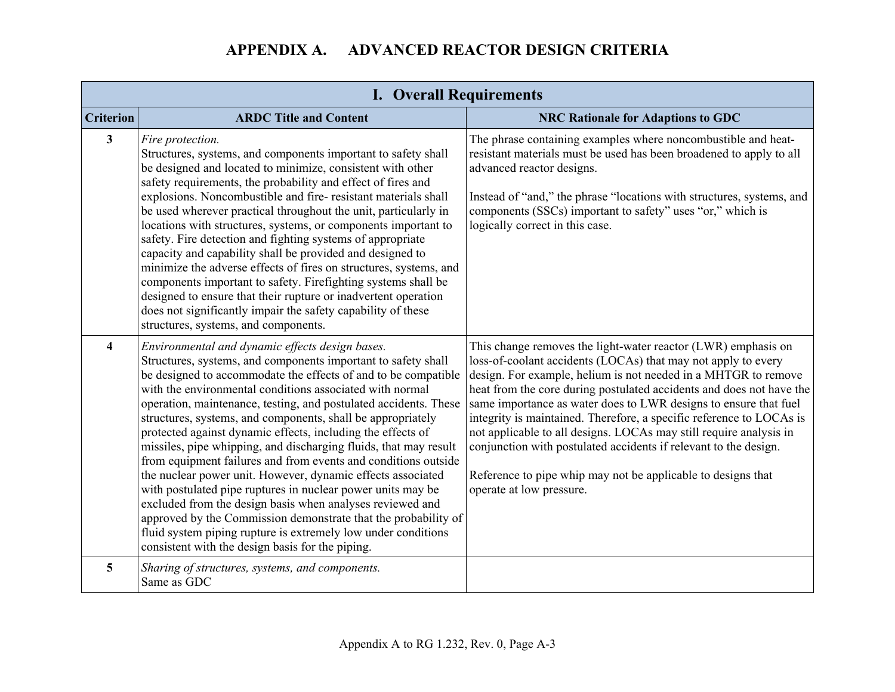# APPENDIX A. ADVANCED REACTOR DESIGN CRITERIA

| I. Overall Requirements | | |
|---|---|---|
| **Criterion** | **ARDC Title and Content** | **NRC Rationale for Adaptions to GDC** |
| **3** | *Fire protection.*<br>Structures, systems, and components important to safety shall be designed and located to minimize, consistent with other safety requirements, the probability and effect of fires and explosions. Noncombustible and fire- resistant materials shall be used wherever practical throughout the unit, particularly in locations with structures, systems, or components important to safety. Fire detection and fighting systems of appropriate capacity and capability shall be provided and designed to minimize the adverse effects of fires on structures, systems, and components important to safety. Firefighting systems shall be designed to ensure that their rupture or inadvertent operation does not significantly impair the safety capability of these structures, systems, and components. | The phrase containing examples where noncombustible and heat-resistant materials must be used has been broadened to apply to all advanced reactor designs.<br><br>Instead of "and," the phrase "locations with structures, systems, and components (SSCs) important to safety" uses "or," which is logically correct in this case. |
| **4** | *Environmental and dynamic effects design bases.*<br>Structures, systems, and components important to safety shall be designed to accommodate the effects of and to be compatible with the environmental conditions associated with normal operation, maintenance, testing, and postulated accidents. These structures, systems, and components, shall be appropriately protected against dynamic effects, including the effects of missiles, pipe whipping, and discharging fluids, that may result from equipment failures and from events and conditions outside the nuclear power unit. However, dynamic effects associated with postulated pipe ruptures in nuclear power units may be excluded from the design basis when analyses reviewed and approved by the Commission demonstrate that the probability of fluid system piping rupture is extremely low under conditions consistent with the design basis for the piping. | This change removes the light-water reactor (LWR) emphasis on loss-of-coolant accidents (LOCAs) that may not apply to every design. For example, helium is not needed in a MHTGR to remove heat from the core during postulated accidents and does not have the same importance as water does to LWR designs to ensure that fuel integrity is maintained. Therefore, a specific reference to LOCAs is not applicable to all designs. LOCAs may still require analysis in conjunction with postulated accidents if relevant to the design.<br><br>Reference to pipe whip may not be applicable to designs that operate at low pressure. |
| **5** | *Sharing of structures, systems, and components.*<br>Same as GDC | |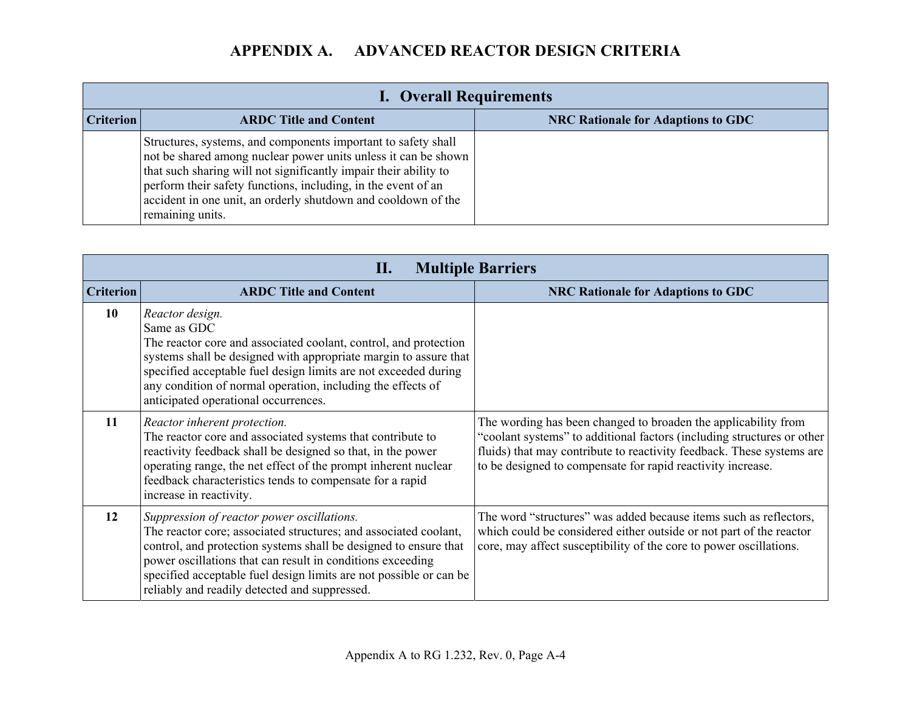# APPENDIX A. ADVANCED REACTOR DESIGN CRITERIA

| I. Overall Requirements | | |
|---|---|---|
| **Criterion** | **ARDC Title and Content** | **NRC Rationale for Adaptions to GDC** |
| | Structures, systems, and components important to safety shall not be shared among nuclear power units unless it can be shown that such sharing will not significantly impair their ability to perform their safety functions, including, in the event of an accident in one unit, an orderly shutdown and cooldown of the remaining units. | |

| II. Multiple Barriers | | |
|---|---|---|
| **Criterion** | **ARDC Title and Content** | **NRC Rationale for Adaptions to GDC** |
| **10** | *Reactor design.*<br>Same as GDC<br>The reactor core and associated coolant, control, and protection systems shall be designed with appropriate margin to assure that specified acceptable fuel design limits are not exceeded during any condition of normal operation, including the effects of anticipated operational occurrences. | |
| **11** | *Reactor inherent protection.*<br>The reactor core and associated systems that contribute to reactivity feedback shall be designed so that, in the power operating range, the net effect of the prompt inherent nuclear feedback characteristics tends to compensate for a rapid increase in reactivity. | The wording has been changed to broaden the applicability from "coolant systems" to additional factors (including structures or other fluids) that may contribute to reactivity feedback. These systems are to be designed to compensate for rapid reactivity increase. |
| **12** | *Suppression of reactor power oscillations.*<br>The reactor core; associated structures; and associated coolant, control, and protection systems shall be designed to ensure that power oscillations that can result in conditions exceeding specified acceptable fuel design limits are not possible or can be reliably and readily detected and suppressed. | The word "structures" was added because items such as reflectors, which could be considered either outside or not part of the reactor core, may affect susceptibility of the core to power oscillations. |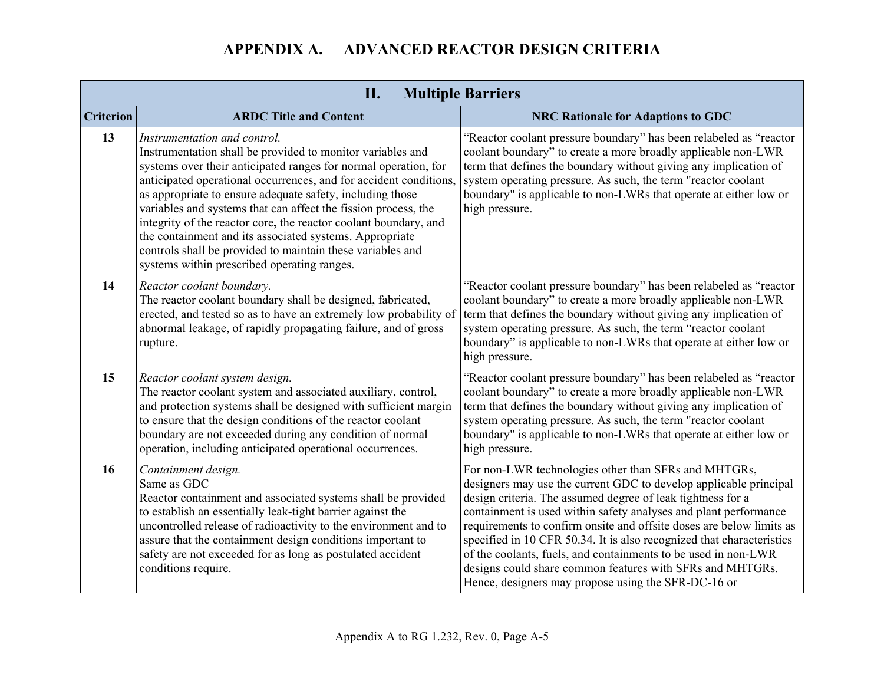# APPENDIX A. ADVANCED REACTOR DESIGN CRITERIA

| II. Multiple Barriers | | |
|---|---|---|
| **Criterion** | **ARDC Title and Content** | **NRC Rationale for Adaptions to GDC** |
| **13** | *Instrumentation and control.* Instrumentation shall be provided to monitor variables and systems over their anticipated ranges for normal operation, for anticipated operational occurrences, and for accident conditions, as appropriate to ensure adequate safety, including those variables and systems that can affect the fission process, the integrity of the reactor core**,** the reactor coolant boundary, and the containment and its associated systems. Appropriate controls shall be provided to maintain these variables and systems within prescribed operating ranges. | "Reactor coolant pressure boundary" has been relabeled as "reactor coolant boundary" to create a more broadly applicable non-LWR term that defines the boundary without giving any implication of system operating pressure. As such, the term "reactor coolant boundary" is applicable to non-LWRs that operate at either low or high pressure. |
| **14** | *Reactor coolant boundary.* The reactor coolant boundary shall be designed, fabricated, erected, and tested so as to have an extremely low probability of abnormal leakage, of rapidly propagating failure, and of gross rupture. | "Reactor coolant pressure boundary" has been relabeled as "reactor coolant boundary" to create a more broadly applicable non-LWR term that defines the boundary without giving any implication of system operating pressure. As such, the term "reactor coolant boundary" is applicable to non-LWRs that operate at either low or high pressure. |
| **15** | *Reactor coolant system design.* The reactor coolant system and associated auxiliary, control, and protection systems shall be designed with sufficient margin to ensure that the design conditions of the reactor coolant boundary are not exceeded during any condition of normal operation, including anticipated operational occurrences. | "Reactor coolant pressure boundary" has been relabeled as "reactor coolant boundary" to create a more broadly applicable non-LWR term that defines the boundary without giving any implication of system operating pressure. As such, the term "reactor coolant boundary" is applicable to non-LWRs that operate at either low or high pressure. |
| **16** | *Containment design.* Same as GDC Reactor containment and associated systems shall be provided to establish an essentially leak-tight barrier against the uncontrolled release of radioactivity to the environment and to assure that the containment design conditions important to safety are not exceeded for as long as postulated accident conditions require. | For non-LWR technologies other than SFRs and MHTGRs, designers may use the current GDC to develop applicable principal design criteria. The assumed degree of leak tightness for a containment is used within safety analyses and plant performance requirements to confirm onsite and offsite doses are below limits as specified in 10 CFR 50.34. It is also recognized that characteristics of the coolants, fuels, and containments to be used in non-LWR designs could share common features with SFRs and MHTGRs. Hence, designers may propose using the SFR-DC-16 or |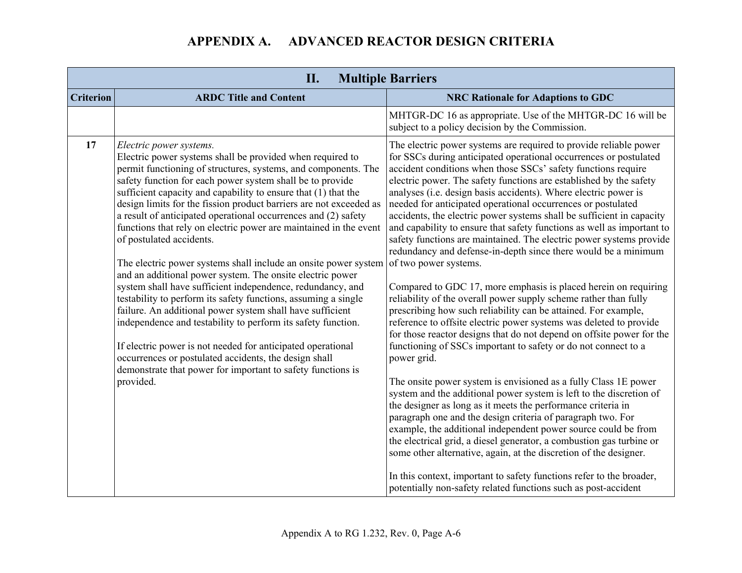# APPENDIX A. ADVANCED REACTOR DESIGN CRITERIA

| II. Multiple Barriers | | |
|---|---|---|
| **Criterion** | **ARDC Title and Content** | **NRC Rationale for Adaptions to GDC** |
| | | MHTGR-DC 16 as appropriate. Use of the MHTGR-DC 16 will be subject to a policy decision by the Commission. |
| **17** | *Electric power systems.*<br>Electric power systems shall be provided when required to permit functioning of structures, systems, and components. The safety function for each power system shall be to provide sufficient capacity and capability to ensure that (1) that the design limits for the fission product barriers are not exceeded as a result of anticipated operational occurrences and (2) safety functions that rely on electric power are maintained in the event of postulated accidents.<br><br>The electric power systems shall include an onsite power system and an additional power system. The onsite electric power system shall have sufficient independence, redundancy, and testability to perform its safety functions, assuming a single failure. An additional power system shall have sufficient independence and testability to perform its safety function.<br><br>If electric power is not needed for anticipated operational occurrences or postulated accidents, the design shall demonstrate that power for important to safety functions is provided. | The electric power systems are required to provide reliable power for SSCs during anticipated operational occurrences or postulated accident conditions when those SSCs' safety functions require electric power. The safety functions are established by the safety analyses (i.e. design basis accidents). Where electric power is needed for anticipated operational occurrences or postulated accidents, the electric power systems shall be sufficient in capacity and capability to ensure that safety functions as well as important to safety functions are maintained. The electric power systems provide redundancy and defense-in-depth since there would be a minimum of two power systems.<br><br>Compared to GDC 17, more emphasis is placed herein on requiring reliability of the overall power supply scheme rather than fully prescribing how such reliability can be attained. For example, reference to offsite electric power systems was deleted to provide for those reactor designs that do not depend on offsite power for the functioning of SSCs important to safety or do not connect to a power grid.<br><br>The onsite power system is envisioned as a fully Class 1E power system and the additional power system is left to the discretion of the designer as long as it meets the performance criteria in paragraph one and the design criteria of paragraph two. For example, the additional independent power source could be from the electrical grid, a diesel generator, a combustion gas turbine or some other alternative, again, at the discretion of the designer.<br><br>In this context, important to safety functions refer to the broader, potentially non-safety related functions such as post-accident |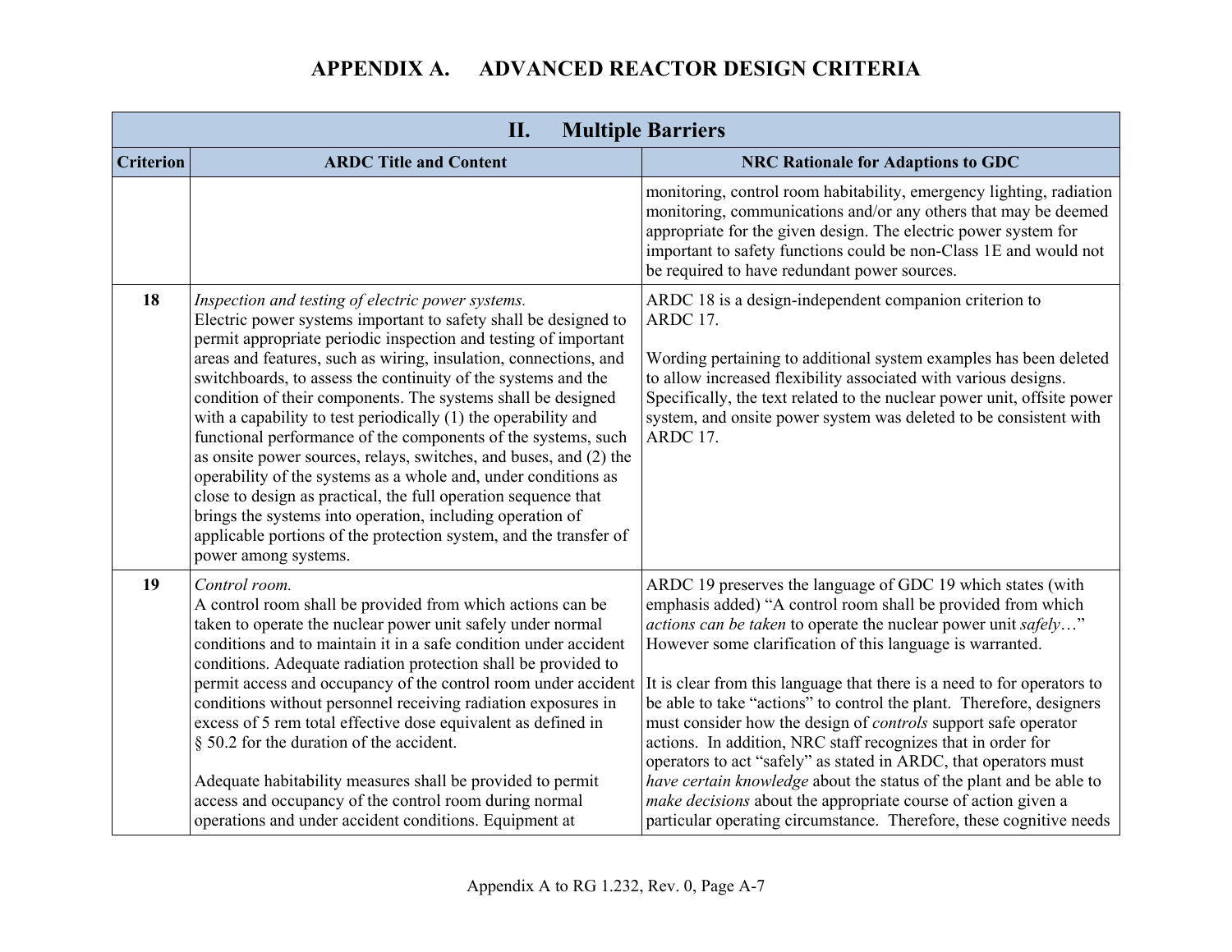# APPENDIX A. ADVANCED REACTOR DESIGN CRITERIA

| II. Multiple Barriers | | |
|---|---|---|
| **Criterion** | **ARDC Title and Content** | **NRC Rationale for Adaptions to GDC** |
| | | monitoring, control room habitability, emergency lighting, radiation monitoring, communications and/or any others that may be deemed appropriate for the given design. The electric power system for important to safety functions could be non-Class 1E and would not be required to have redundant power sources. |
| **18** | *Inspection and testing of electric power systems.*<br>Electric power systems important to safety shall be designed to permit appropriate periodic inspection and testing of important areas and features, such as wiring, insulation, connections, and switchboards, to assess the continuity of the systems and the condition of their components. The systems shall be designed with a capability to test periodically (1) the operability and functional performance of the components of the systems, such as onsite power sources, relays, switches, and buses, and (2) the operability of the systems as a whole and, under conditions as close to design as practical, the full operation sequence that brings the systems into operation, including operation of applicable portions of the protection system, and the transfer of power among systems. | ARDC 18 is a design-independent companion criterion to ARDC 17.<br><br>Wording pertaining to additional system examples has been deleted to allow increased flexibility associated with various designs. Specifically, the text related to the nuclear power unit, offsite power system, and onsite power system was deleted to be consistent with ARDC 17. |
| **19** | *Control room.*<br>A control room shall be provided from which actions can be taken to operate the nuclear power unit safely under normal conditions and to maintain it in a safe condition under accident conditions. Adequate radiation protection shall be provided to permit access and occupancy of the control room under accident conditions without personnel receiving radiation exposures in excess of 5 rem total effective dose equivalent as defined in § 50.2 for the duration of the accident.<br><br>Adequate habitability measures shall be provided to permit access and occupancy of the control room during normal operations and under accident conditions. Equipment at | ARDC 19 preserves the language of GDC 19 which states (with emphasis added) "A control room shall be provided from which *actions can be taken* to operate the nuclear power unit *safely*…" However some clarification of this language is warranted.<br><br>It is clear from this language that there is a need to for operators to be able to take "actions" to control the plant. Therefore, designers must consider how the design of *controls* support safe operator actions. In addition, NRC staff recognizes that in order for operators to act "safely" as stated in ARDC, that operators must *have certain knowledge* about the status of the plant and be able to *make decisions* about the appropriate course of action given a particular operating circumstance. Therefore, these cognitive needs |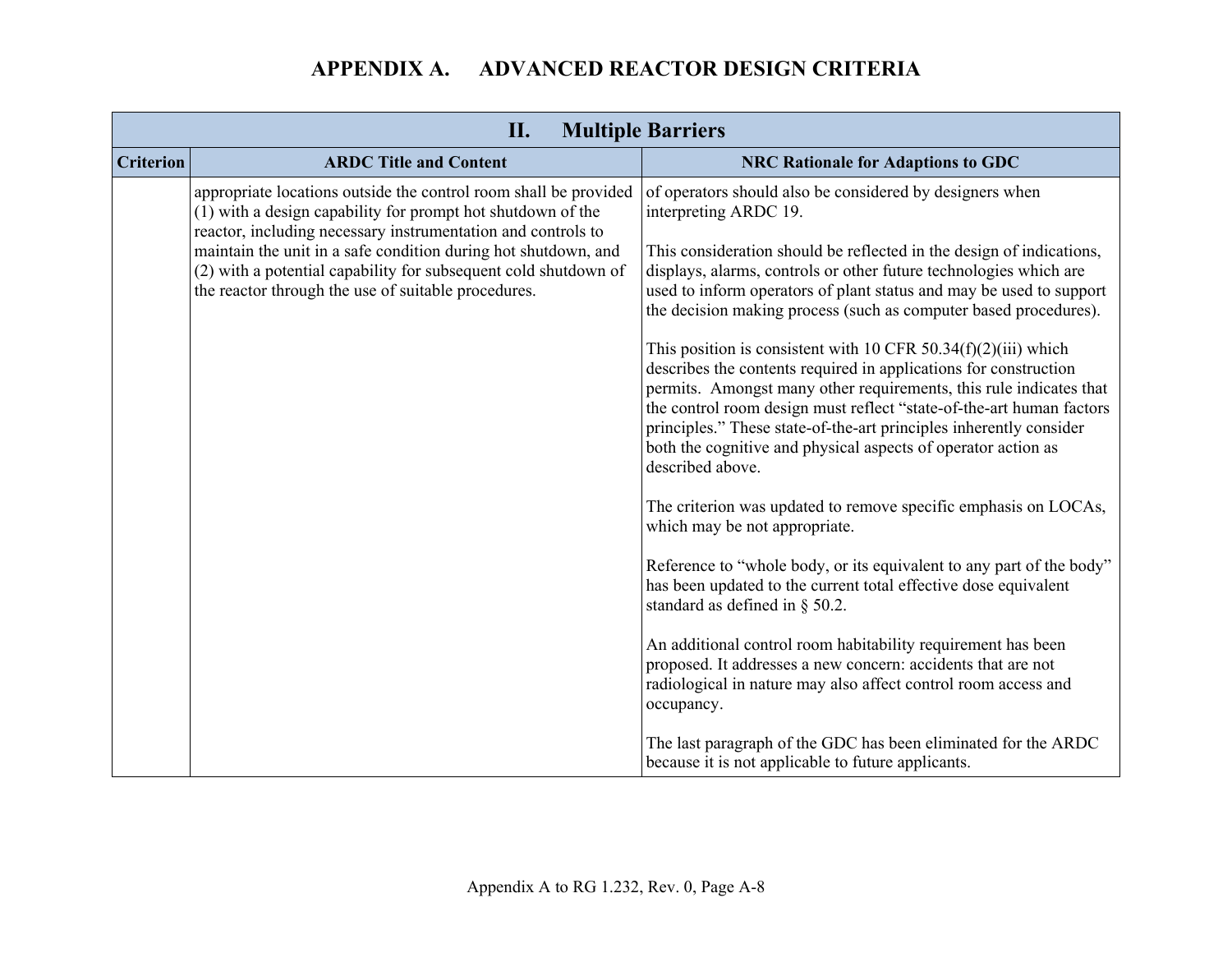# APPENDIX A. ADVANCED REACTOR DESIGN CRITERIA

| II. Multiple Barriers | | |
|---|---|---|
| **Criterion** | **ARDC Title and Content** | **NRC Rationale for Adaptions to GDC** |
| | appropriate locations outside the control room shall be provided (1) with a design capability for prompt hot shutdown of the reactor, including necessary instrumentation and controls to maintain the unit in a safe condition during hot shutdown, and (2) with a potential capability for subsequent cold shutdown of the reactor through the use of suitable procedures. | of operators should also be considered by designers when interpreting ARDC 19.<br><br>This consideration should be reflected in the design of indications, displays, alarms, controls or other future technologies which are used to inform operators of plant status and may be used to support the decision making process (such as computer based procedures).<br><br>This position is consistent with 10 CFR 50.34(f)(2)(iii) which describes the contents required in applications for construction permits. Amongst many other requirements, this rule indicates that the control room design must reflect "state-of-the-art human factors principles." These state-of-the-art principles inherently consider both the cognitive and physical aspects of operator action as described above.<br><br>The criterion was updated to remove specific emphasis on LOCAs, which may be not appropriate.<br><br>Reference to "whole body, or its equivalent to any part of the body" has been updated to the current total effective dose equivalent standard as defined in § 50.2.<br><br>An additional control room habitability requirement has been proposed. It addresses a new concern: accidents that are not radiological in nature may also affect control room access and occupancy.<br><br>The last paragraph of the GDC has been eliminated for the ARDC because it is not applicable to future applicants. |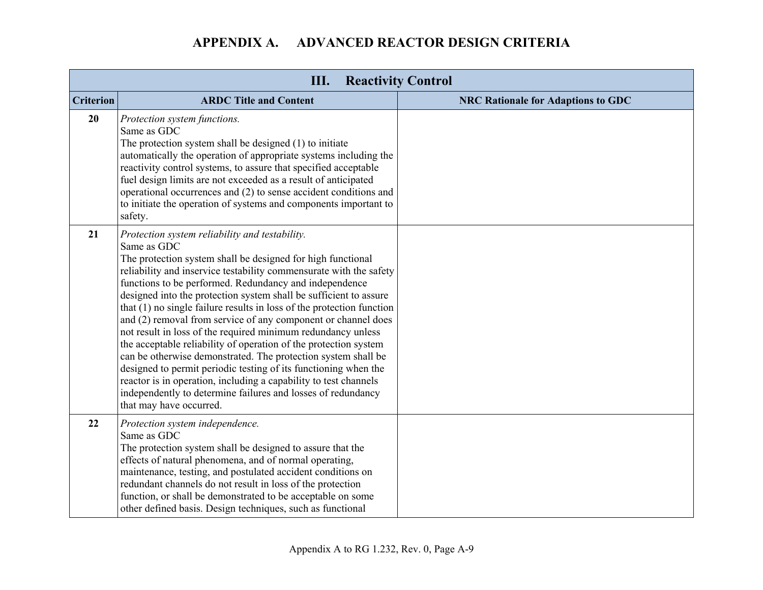# APPENDIX A. ADVANCED REACTOR DESIGN CRITERIA

| III. Reactivity Control | | |
|---|---|---|
| **Criterion** | **ARDC Title and Content** | **NRC Rationale for Adaptions to GDC** |
| **20** | *Protection system functions.*<br>Same as GDC<br>The protection system shall be designed (1) to initiate automatically the operation of appropriate systems including the reactivity control systems, to assure that specified acceptable fuel design limits are not exceeded as a result of anticipated operational occurrences and (2) to sense accident conditions and to initiate the operation of systems and components important to safety. | |
| **21** | *Protection system reliability and testability.*<br>Same as GDC<br>The protection system shall be designed for high functional reliability and inservice testability commensurate with the safety functions to be performed. Redundancy and independence designed into the protection system shall be sufficient to assure that (1) no single failure results in loss of the protection function and (2) removal from service of any component or channel does not result in loss of the required minimum redundancy unless the acceptable reliability of operation of the protection system can be otherwise demonstrated. The protection system shall be designed to permit periodic testing of its functioning when the reactor is in operation, including a capability to test channels independently to determine failures and losses of redundancy that may have occurred. | |
| **22** | *Protection system independence.*<br>Same as GDC<br>The protection system shall be designed to assure that the effects of natural phenomena, and of normal operating, maintenance, testing, and postulated accident conditions on redundant channels do not result in loss of the protection function, or shall be demonstrated to be acceptable on some other defined basis. Design techniques, such as functional | |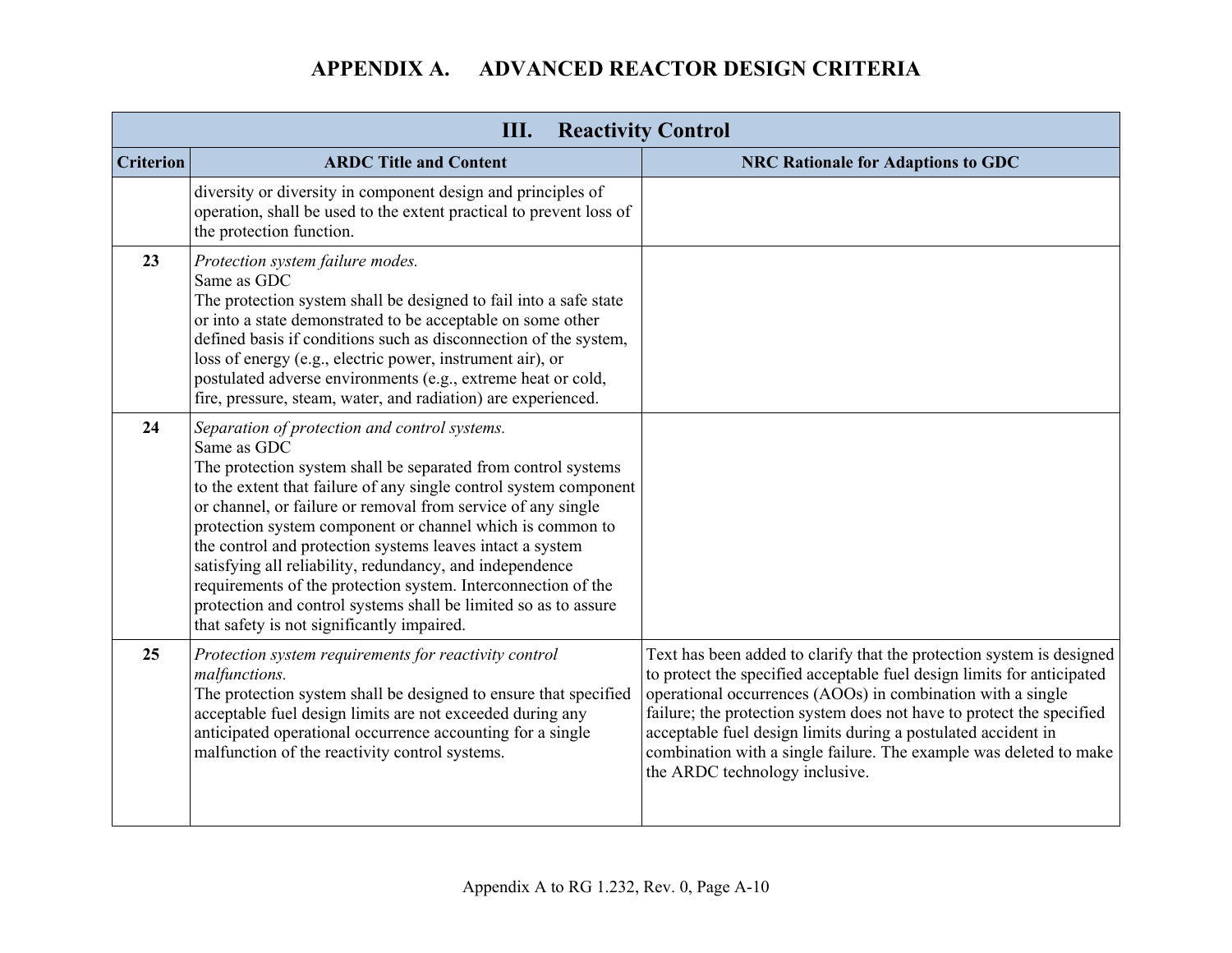# APPENDIX A. ADVANCED REACTOR DESIGN CRITERIA

| III. Reactivity Control | | |
|---|---|---|
| **Criterion** | **ARDC Title and Content** | **NRC Rationale for Adaptions to GDC** |
| | diversity or diversity in component design and principles of operation, shall be used to the extent practical to prevent loss of the protection function. | |
| **23** | *Protection system failure modes.*<br>Same as GDC<br>The protection system shall be designed to fail into a safe state or into a state demonstrated to be acceptable on some other defined basis if conditions such as disconnection of the system, loss of energy (e.g., electric power, instrument air), or postulated adverse environments (e.g., extreme heat or cold, fire, pressure, steam, water, and radiation) are experienced. | |
| **24** | *Separation of protection and control systems.*<br>Same as GDC<br>The protection system shall be separated from control systems to the extent that failure of any single control system component or channel, or failure or removal from service of any single protection system component or channel which is common to the control and protection systems leaves intact a system satisfying all reliability, redundancy, and independence requirements of the protection system. Interconnection of the protection and control systems shall be limited so as to assure that safety is not significantly impaired. | |
| **25** | *Protection system requirements for reactivity control malfunctions.*<br>The protection system shall be designed to ensure that specified acceptable fuel design limits are not exceeded during any anticipated operational occurrence accounting for a single malfunction of the reactivity control systems. | Text has been added to clarify that the protection system is designed to protect the specified acceptable fuel design limits for anticipated operational occurrences (AOOs) in combination with a single failure; the protection system does not have to protect the specified acceptable fuel design limits during a postulated accident in combination with a single failure. The example was deleted to make the ARDC technology inclusive. |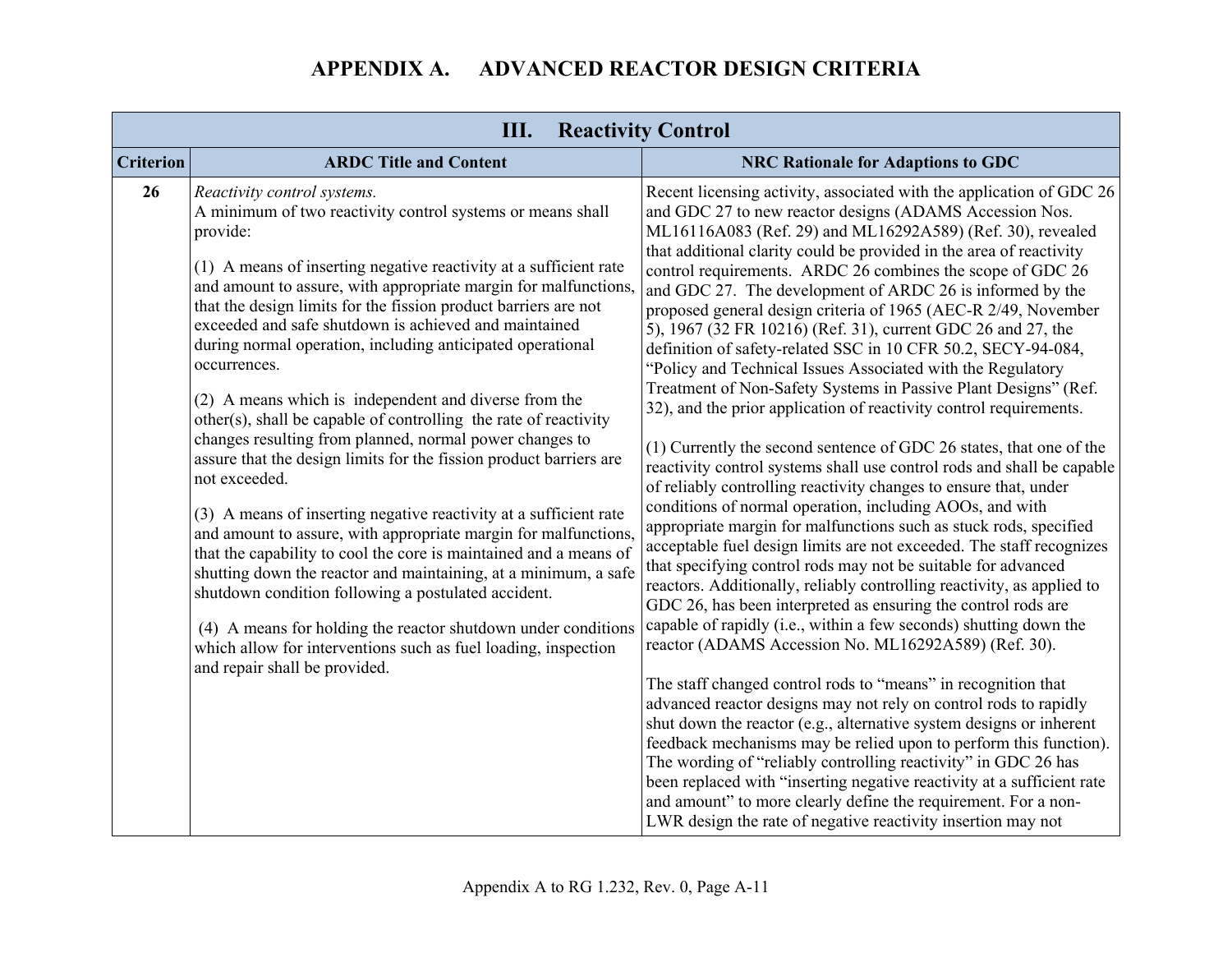# APPENDIX A. ADVANCED REACTOR DESIGN CRITERIA

| III. Reactivity Control | | |
|---|---|---|
| **Criterion** | **ARDC Title and Content** | **NRC Rationale for Adaptions to GDC** |
| **26** | *Reactivity control systems.*<br>A minimum of two reactivity control systems or means shall provide:<br><br>(1) A means of inserting negative reactivity at a sufficient rate and amount to assure, with appropriate margin for malfunctions, that the design limits for the fission product barriers are not exceeded and safe shutdown is achieved and maintained during normal operation, including anticipated operational occurrences.<br><br>(2) A means which is independent and diverse from the other(s), shall be capable of controlling the rate of reactivity changes resulting from planned, normal power changes to assure that the design limits for the fission product barriers are not exceeded.<br><br>(3) A means of inserting negative reactivity at a sufficient rate and amount to assure, with appropriate margin for malfunctions, that the capability to cool the core is maintained and a means of shutting down the reactor and maintaining, at a minimum, a safe shutdown condition following a postulated accident.<br><br>(4) A means for holding the reactor shutdown under conditions which allow for interventions such as fuel loading, inspection and repair shall be provided. | Recent licensing activity, associated with the application of GDC 26 and GDC 27 to new reactor designs (ADAMS Accession Nos. ML16116A083 (Ref. 29) and ML16292A589) (Ref. 30), revealed that additional clarity could be provided in the area of reactivity control requirements. ARDC 26 combines the scope of GDC 26 and GDC 27. The development of ARDC 26 is informed by the proposed general design criteria of 1965 (AEC-R 2/49, November 5), 1967 (32 FR 10216) (Ref. 31), current GDC 26 and 27, the definition of safety-related SSC in 10 CFR 50.2, SECY-94-084, "Policy and Technical Issues Associated with the Regulatory Treatment of Non-Safety Systems in Passive Plant Designs" (Ref. 32), and the prior application of reactivity control requirements.<br><br>(1) Currently the second sentence of GDC 26 states, that one of the reactivity control systems shall use control rods and shall be capable of reliably controlling reactivity changes to ensure that, under conditions of normal operation, including AOOs, and with appropriate margin for malfunctions such as stuck rods, specified acceptable fuel design limits are not exceeded. The staff recognizes that specifying control rods may not be suitable for advanced reactors. Additionally, reliably controlling reactivity, as applied to GDC 26, has been interpreted as ensuring the control rods are capable of rapidly (i.e., within a few seconds) shutting down the reactor (ADAMS Accession No. ML16292A589) (Ref. 30).<br><br>The staff changed control rods to "means" in recognition that advanced reactor designs may not rely on control rods to rapidly shut down the reactor (e.g., alternative system designs or inherent feedback mechanisms may be relied upon to perform this function). The wording of "reliably controlling reactivity" in GDC 26 has been replaced with "inserting negative reactivity at a sufficient rate and amount" to more clearly define the requirement. For a non-LWR design the rate of negative reactivity insertion may not |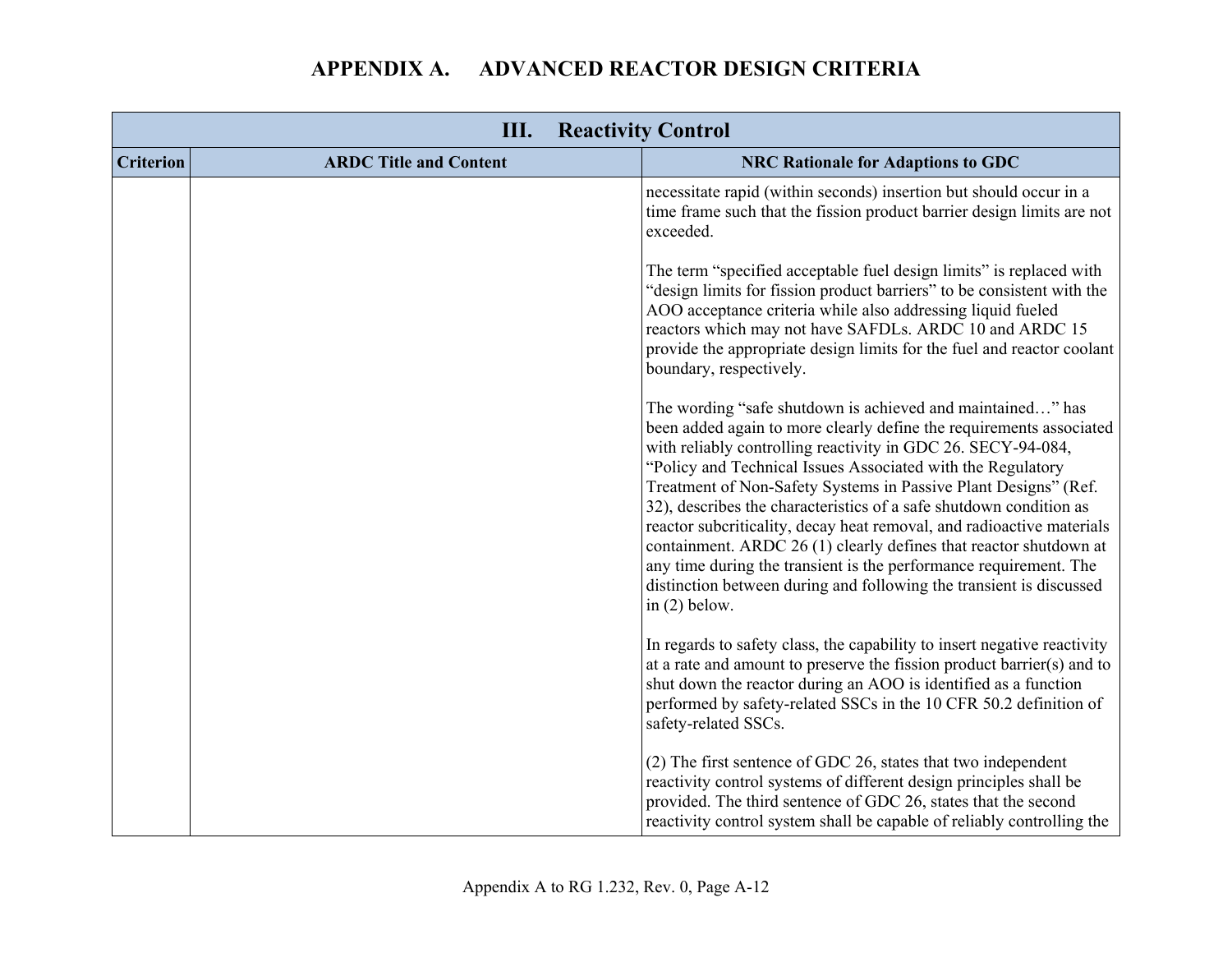# APPENDIX A. ADVANCED REACTOR DESIGN CRITERIA

| III. Reactivity Control | | |
|---|---|---|
| **Criterion** | **ARDC Title and Content** | **NRC Rationale for Adaptions to GDC** |
| | | necessitate rapid (within seconds) insertion but should occur in a time frame such that the fission product barrier design limits are not exceeded.<br><br>The term "specified acceptable fuel design limits" is replaced with "design limits for fission product barriers" to be consistent with the AOO acceptance criteria while also addressing liquid fueled reactors which may not have SAFDLs. ARDC 10 and ARDC 15 provide the appropriate design limits for the fuel and reactor coolant boundary, respectively.<br><br>The wording "safe shutdown is achieved and maintained…" has been added again to more clearly define the requirements associated with reliably controlling reactivity in GDC 26. SECY-94-084, "Policy and Technical Issues Associated with the Regulatory Treatment of Non-Safety Systems in Passive Plant Designs" (Ref. 32), describes the characteristics of a safe shutdown condition as reactor subcriticality, decay heat removal, and radioactive materials containment. ARDC 26 (1) clearly defines that reactor shutdown at any time during the transient is the performance requirement. The distinction between during and following the transient is discussed in (2) below.<br><br>In regards to safety class, the capability to insert negative reactivity at a rate and amount to preserve the fission product barrier(s) and to shut down the reactor during an AOO is identified as a function performed by safety-related SSCs in the 10 CFR 50.2 definition of safety-related SSCs.<br><br>(2) The first sentence of GDC 26, states that two independent reactivity control systems of different design principles shall be provided. The third sentence of GDC 26, states that the second reactivity control system shall be capable of reliably controlling the |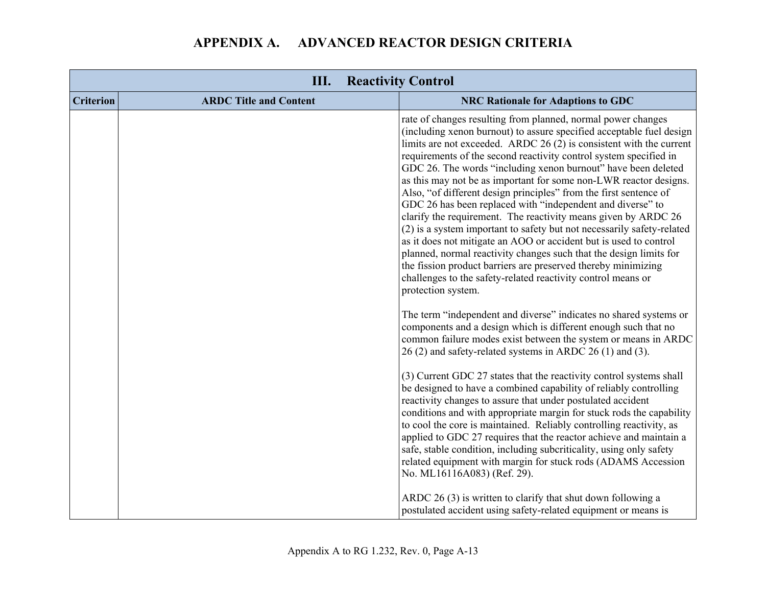# APPENDIX A. ADVANCED REACTOR DESIGN CRITERIA

| III. Reactivity Control | | |
|---|---|---|
| **Criterion** | **ARDC Title and Content** | **NRC Rationale for Adaptions to GDC** |
| | | rate of changes resulting from planned, normal power changes (including xenon burnout) to assure specified acceptable fuel design limits are not exceeded. ARDC 26 (2) is consistent with the current requirements of the second reactivity control system specified in GDC 26. The words "including xenon burnout" have been deleted as this may not be as important for some non-LWR reactor designs. Also, "of different design principles" from the first sentence of GDC 26 has been replaced with "independent and diverse" to clarify the requirement. The reactivity means given by ARDC 26 (2) is a system important to safety but not necessarily safety-related as it does not mitigate an AOO or accident but is used to control planned, normal reactivity changes such that the design limits for the fission product barriers are preserved thereby minimizing challenges to the safety-related reactivity control means or protection system.<br><br>The term "independent and diverse" indicates no shared systems or components and a design which is different enough such that no common failure modes exist between the system or means in ARDC 26 (2) and safety-related systems in ARDC 26 (1) and (3).<br><br>(3) Current GDC 27 states that the reactivity control systems shall be designed to have a combined capability of reliably controlling reactivity changes to assure that under postulated accident conditions and with appropriate margin for stuck rods the capability to cool the core is maintained. Reliably controlling reactivity, as applied to GDC 27 requires that the reactor achieve and maintain a safe, stable condition, including subcriticality, using only safety related equipment with margin for stuck rods (ADAMS Accession No. ML16116A083) (Ref. 29).<br><br>ARDC 26 (3) is written to clarify that shut down following a postulated accident using safety-related equipment or means is |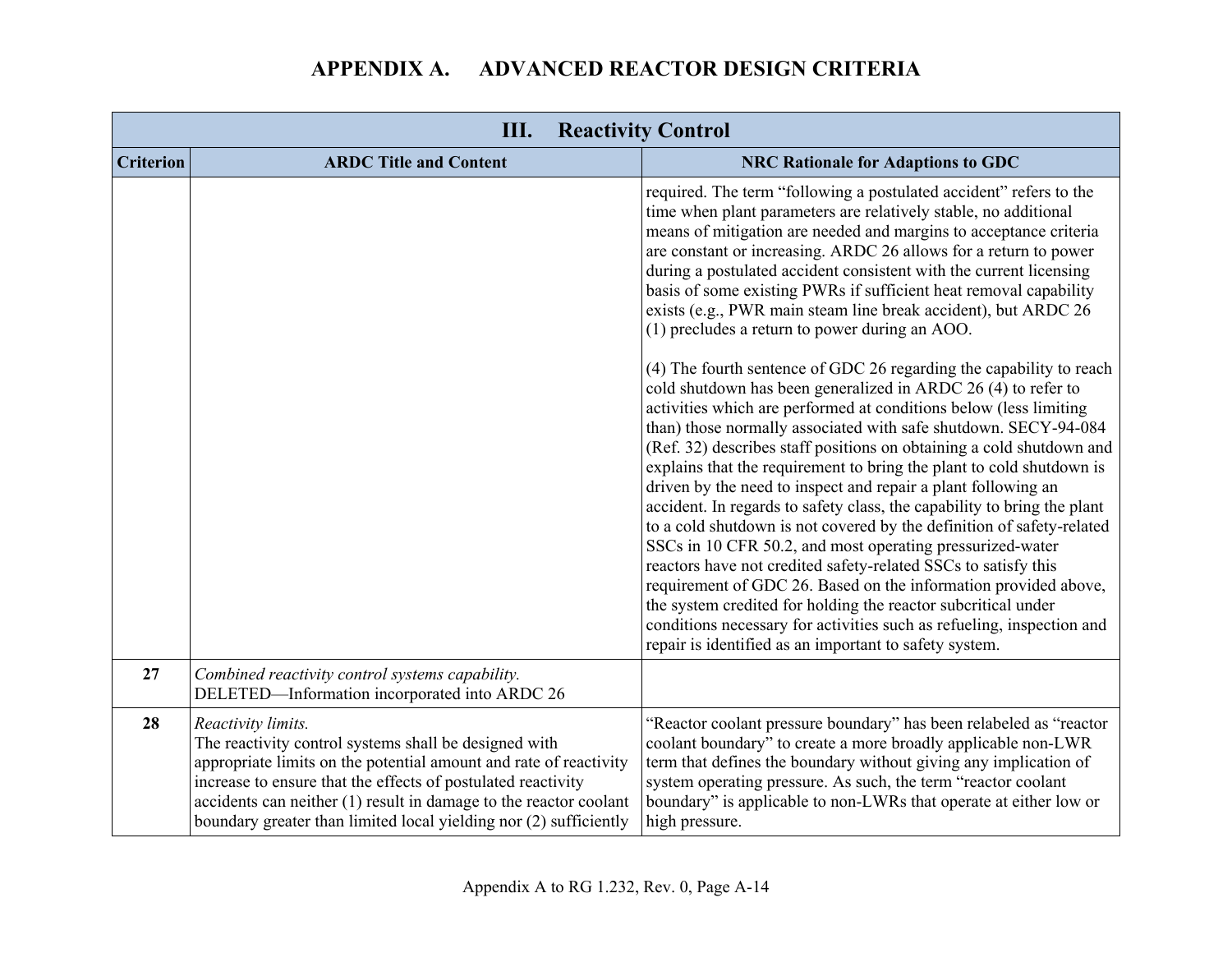# APPENDIX A. ADVANCED REACTOR DESIGN CRITERIA

| III. Reactivity Control | | |
|---|---|---|
| **Criterion** | **ARDC Title and Content** | **NRC Rationale for Adaptions to GDC** |
| | | required. The term "following a postulated accident" refers to the time when plant parameters are relatively stable, no additional means of mitigation are needed and margins to acceptance criteria are constant or increasing. ARDC 26 allows for a return to power during a postulated accident consistent with the current licensing basis of some existing PWRs if sufficient heat removal capability exists (e.g., PWR main steam line break accident), but ARDC 26 (1) precludes a return to power during an AOO.<br><br>(4) The fourth sentence of GDC 26 regarding the capability to reach cold shutdown has been generalized in ARDC 26 (4) to refer to activities which are performed at conditions below (less limiting than) those normally associated with safe shutdown. SECY-94-084 (Ref. 32) describes staff positions on obtaining a cold shutdown and explains that the requirement to bring the plant to cold shutdown is driven by the need to inspect and repair a plant following an accident. In regards to safety class, the capability to bring the plant to a cold shutdown is not covered by the definition of safety-related SSCs in 10 CFR 50.2, and most operating pressurized-water reactors have not credited safety-related SSCs to satisfy this requirement of GDC 26. Based on the information provided above, the system credited for holding the reactor subcritical under conditions necessary for activities such as refueling, inspection and repair is identified as an important to safety system. |
| **27** | *Combined reactivity control systems capability.*<br>DELETED—Information incorporated into ARDC 26 | |
| **28** | *Reactivity limits.*<br>The reactivity control systems shall be designed with appropriate limits on the potential amount and rate of reactivity increase to ensure that the effects of postulated reactivity accidents can neither (1) result in damage to the reactor coolant boundary greater than limited local yielding nor (2) sufficiently | "Reactor coolant pressure boundary" has been relabeled as "reactor coolant boundary" to create a more broadly applicable non-LWR term that defines the boundary without giving any implication of system operating pressure. As such, the term "reactor coolant boundary" is applicable to non-LWRs that operate at either low or high pressure. |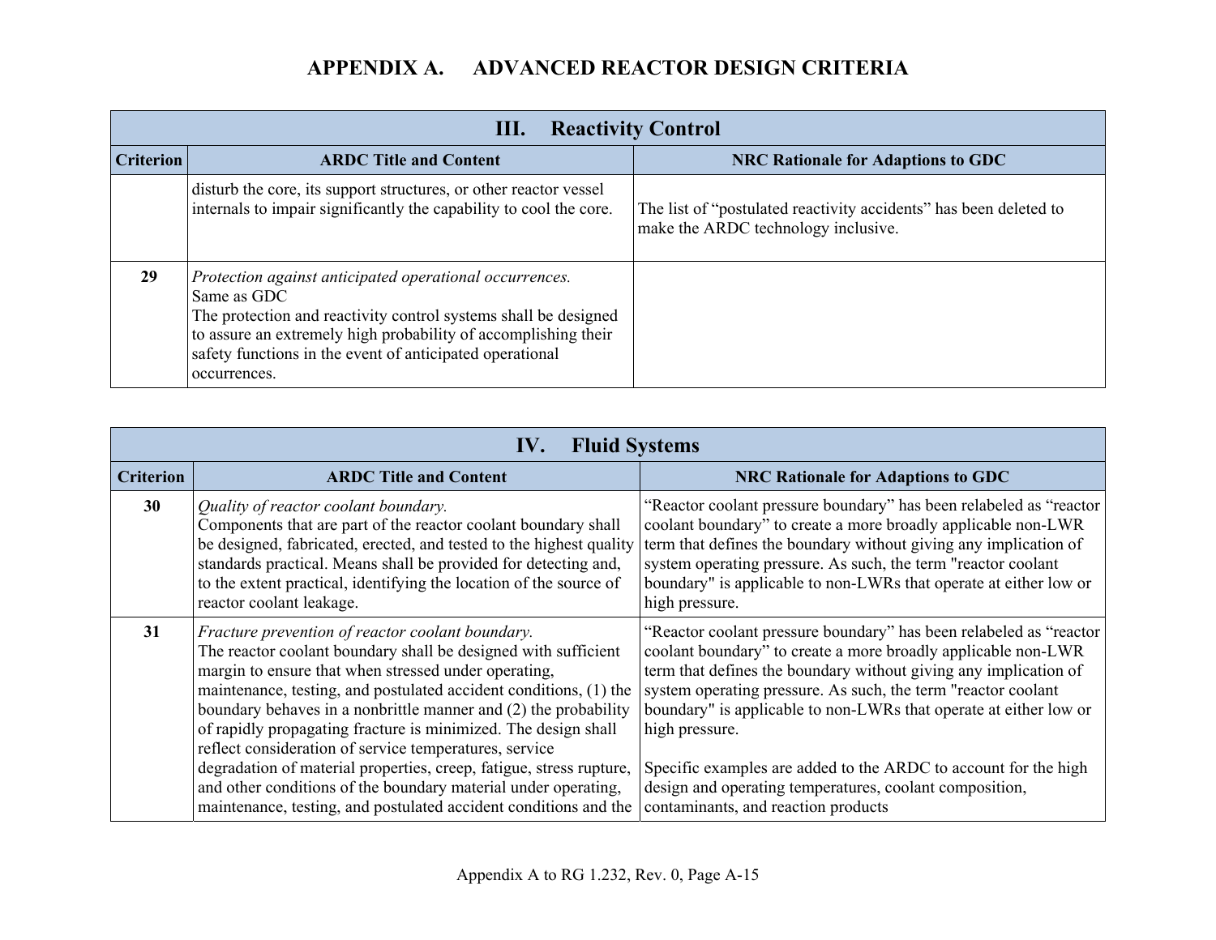# APPENDIX A. ADVANCED REACTOR DESIGN CRITERIA

| III. Reactivity Control | | |
|---|---|---|
| **Criterion** | **ARDC Title and Content** | **NRC Rationale for Adaptions to GDC** |
| | disturb the core, its support structures, or other reactor vessel internals to impair significantly the capability to cool the core. | The list of "postulated reactivity accidents" has been deleted to make the ARDC technology inclusive. |
| **29** | *Protection against anticipated operational occurrences.*<br>Same as GDC<br>The protection and reactivity control systems shall be designed to assure an extremely high probability of accomplishing their safety functions in the event of anticipated operational occurrences. | |

| IV. Fluid Systems | | |
|---|---|---|
| **Criterion** | **ARDC Title and Content** | **NRC Rationale for Adaptions to GDC** |
| **30** | *Quality of reactor coolant boundary.*<br>Components that are part of the reactor coolant boundary shall be designed, fabricated, erected, and tested to the highest quality standards practical. Means shall be provided for detecting and, to the extent practical, identifying the location of the source of reactor coolant leakage. | "Reactor coolant pressure boundary" has been relabeled as "reactor coolant boundary" to create a more broadly applicable non-LWR term that defines the boundary without giving any implication of system operating pressure. As such, the term "reactor coolant boundary" is applicable to non-LWRs that operate at either low or high pressure. |
| **31** | *Fracture prevention of reactor coolant boundary.*<br>The reactor coolant boundary shall be designed with sufficient margin to ensure that when stressed under operating, maintenance, testing, and postulated accident conditions, (1) the boundary behaves in a nonbrittle manner and (2) the probability of rapidly propagating fracture is minimized. The design shall reflect consideration of service temperatures, service degradation of material properties, creep, fatigue, stress rupture, and other conditions of the boundary material under operating, maintenance, testing, and postulated accident conditions and the | "Reactor coolant pressure boundary" has been relabeled as "reactor coolant boundary" to create a more broadly applicable non-LWR term that defines the boundary without giving any implication of system operating pressure. As such, the term "reactor coolant boundary" is applicable to non-LWRs that operate at either low or high pressure.<br><br>Specific examples are added to the ARDC to account for the high design and operating temperatures, coolant composition, contaminants, and reaction products |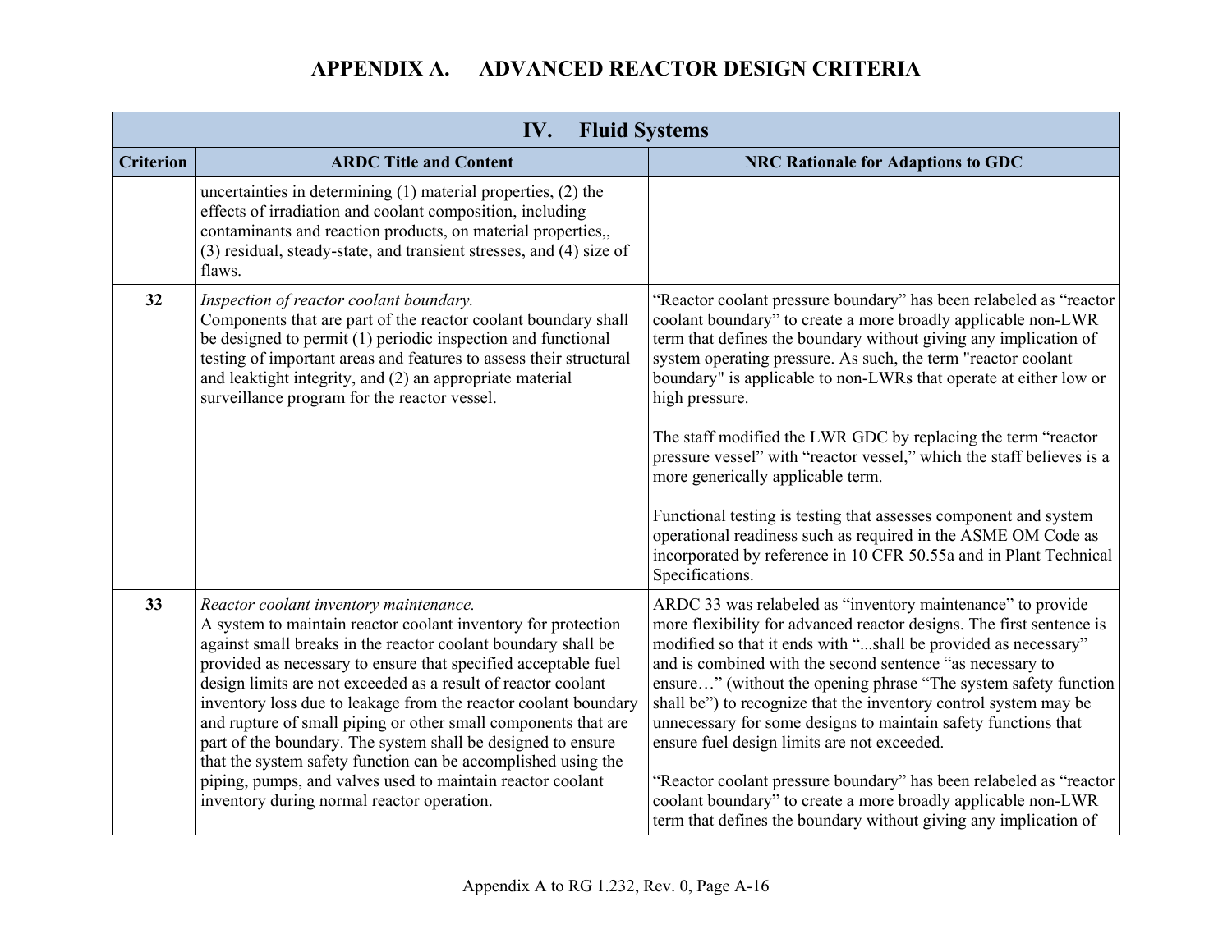## APPENDIX A. ADVANCED REACTOR DESIGN CRITERIA

| IV. Fluid Systems | | |
|---|---|---|
| **Criterion** | **ARDC Title and Content** | **NRC Rationale for Adaptions to GDC** |
| | uncertainties in determining (1) material properties, (2) the effects of irradiation and coolant composition, including contaminants and reaction products, on material properties,, (3) residual, steady-state, and transient stresses, and (4) size of flaws. | |
| **32** | *Inspection of reactor coolant boundary.*<br>Components that are part of the reactor coolant boundary shall be designed to permit (1) periodic inspection and functional testing of important areas and features to assess their structural and leaktight integrity, and (2) an appropriate material surveillance program for the reactor vessel. | "Reactor coolant pressure boundary" has been relabeled as "reactor coolant boundary" to create a more broadly applicable non-LWR term that defines the boundary without giving any implication of system operating pressure. As such, the term "reactor coolant boundary" is applicable to non-LWRs that operate at either low or high pressure.<br><br>The staff modified the LWR GDC by replacing the term "reactor pressure vessel" with "reactor vessel," which the staff believes is a more generically applicable term.<br><br>Functional testing is testing that assesses component and system operational readiness such as required in the ASME OM Code as incorporated by reference in 10 CFR 50.55a and in Plant Technical Specifications. |
| **33** | *Reactor coolant inventory maintenance.*<br>A system to maintain reactor coolant inventory for protection against small breaks in the reactor coolant boundary shall be provided as necessary to ensure that specified acceptable fuel design limits are not exceeded as a result of reactor coolant inventory loss due to leakage from the reactor coolant boundary and rupture of small piping or other small components that are part of the boundary. The system shall be designed to ensure that the system safety function can be accomplished using the piping, pumps, and valves used to maintain reactor coolant inventory during normal reactor operation. | ARDC 33 was relabeled as "inventory maintenance" to provide more flexibility for advanced reactor designs. The first sentence is modified so that it ends with "...shall be provided as necessary" and is combined with the second sentence "as necessary to ensure…" (without the opening phrase "The system safety function shall be") to recognize that the inventory control system may be unnecessary for some designs to maintain safety functions that ensure fuel design limits are not exceeded.<br><br>"Reactor coolant pressure boundary" has been relabeled as "reactor coolant boundary" to create a more broadly applicable non-LWR term that defines the boundary without giving any implication of |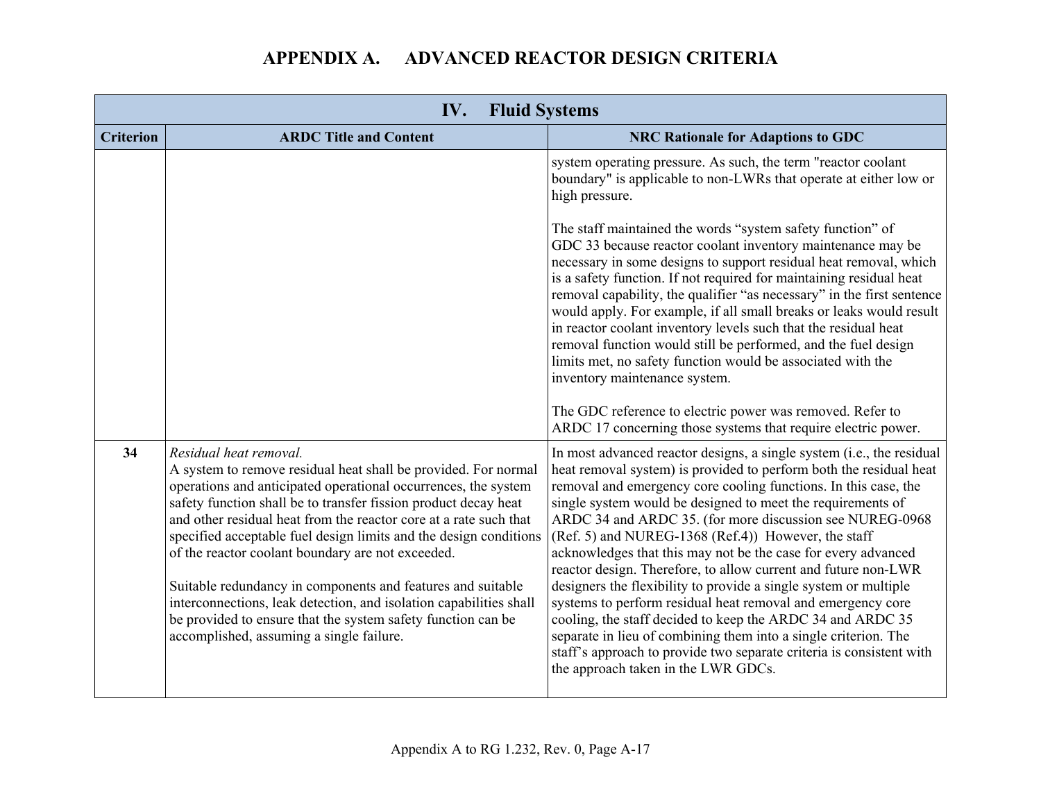# APPENDIX A. ADVANCED REACTOR DESIGN CRITERIA

| IV. Fluid Systems | | |
|---|---|---|
| **Criterion** | **ARDC Title and Content** | **NRC Rationale for Adaptions to GDC** |
| | | system operating pressure. As such, the term "reactor coolant boundary" is applicable to non-LWRs that operate at either low or high pressure.<br><br>The staff maintained the words "system safety function" of GDC 33 because reactor coolant inventory maintenance may be necessary in some designs to support residual heat removal, which is a safety function. If not required for maintaining residual heat removal capability, the qualifier "as necessary" in the first sentence would apply. For example, if all small breaks or leaks would result in reactor coolant inventory levels such that the residual heat removal function would still be performed, and the fuel design limits met, no safety function would be associated with the inventory maintenance system.<br><br>The GDC reference to electric power was removed. Refer to ARDC 17 concerning those systems that require electric power. |
| **34** | *Residual heat removal.*<br>A system to remove residual heat shall be provided. For normal operations and anticipated operational occurrences, the system safety function shall be to transfer fission product decay heat and other residual heat from the reactor core at a rate such that specified acceptable fuel design limits and the design conditions of the reactor coolant boundary are not exceeded.<br><br>Suitable redundancy in components and features and suitable interconnections, leak detection, and isolation capabilities shall be provided to ensure that the system safety function can be accomplished, assuming a single failure. | In most advanced reactor designs, a single system (i.e., the residual heat removal system) is provided to perform both the residual heat removal and emergency core cooling functions. In this case, the single system would be designed to meet the requirements of ARDC 34 and ARDC 35. (for more discussion see NUREG-0968 (Ref. 5) and NUREG-1368 (Ref.4)) However, the staff acknowledges that this may not be the case for every advanced reactor design. Therefore, to allow current and future non-LWR designers the flexibility to provide a single system or multiple systems to perform residual heat removal and emergency core cooling, the staff decided to keep the ARDC 34 and ARDC 35 separate in lieu of combining them into a single criterion. The staff's approach to provide two separate criteria is consistent with the approach taken in the LWR GDCs. |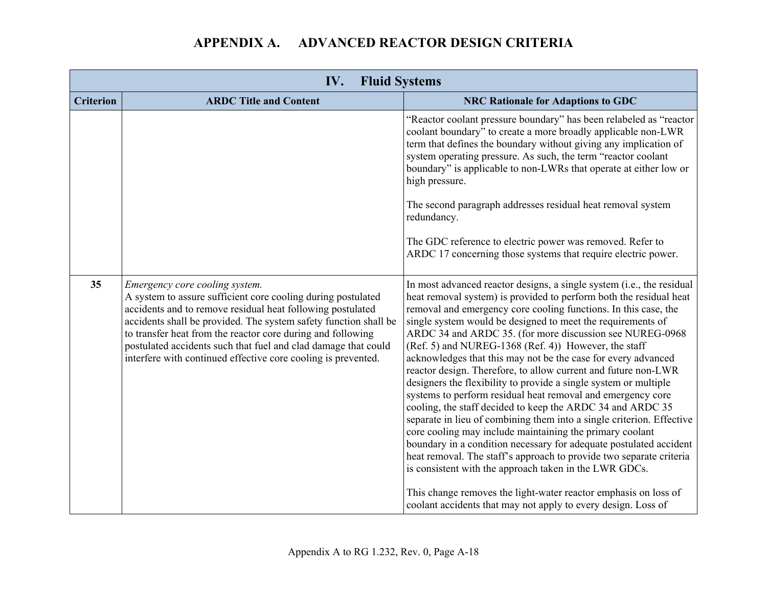# APPENDIX A. ADVANCED REACTOR DESIGN CRITERIA

| IV. Fluid Systems | | |
|---|---|---|
| **Criterion** | **ARDC Title and Content** | **NRC Rationale for Adaptions to GDC** |
| | | "Reactor coolant pressure boundary" has been relabeled as "reactor coolant boundary" to create a more broadly applicable non-LWR term that defines the boundary without giving any implication of system operating pressure. As such, the term "reactor coolant boundary" is applicable to non-LWRs that operate at either low or high pressure.<br><br>The second paragraph addresses residual heat removal system redundancy.<br><br>The GDC reference to electric power was removed. Refer to ARDC 17 concerning those systems that require electric power. |
| **35** | *Emergency core cooling system.*<br>A system to assure sufficient core cooling during postulated accidents and to remove residual heat following postulated accidents shall be provided. The system safety function shall be to transfer heat from the reactor core during and following postulated accidents such that fuel and clad damage that could interfere with continued effective core cooling is prevented. | In most advanced reactor designs, a single system (i.e., the residual heat removal system) is provided to perform both the residual heat removal and emergency core cooling functions. In this case, the single system would be designed to meet the requirements of ARDC 34 and ARDC 35. (for more discussion see NUREG-0968 (Ref. 5) and NUREG-1368 (Ref. 4)) However, the staff acknowledges that this may not be the case for every advanced reactor design. Therefore, to allow current and future non-LWR designers the flexibility to provide a single system or multiple systems to perform residual heat removal and emergency core cooling, the staff decided to keep the ARDC 34 and ARDC 35 separate in lieu of combining them into a single criterion. Effective core cooling may include maintaining the primary coolant boundary in a condition necessary for adequate postulated accident heat removal. The staff's approach to provide two separate criteria is consistent with the approach taken in the LWR GDCs.<br><br>This change removes the light-water reactor emphasis on loss of coolant accidents that may not apply to every design. Loss of |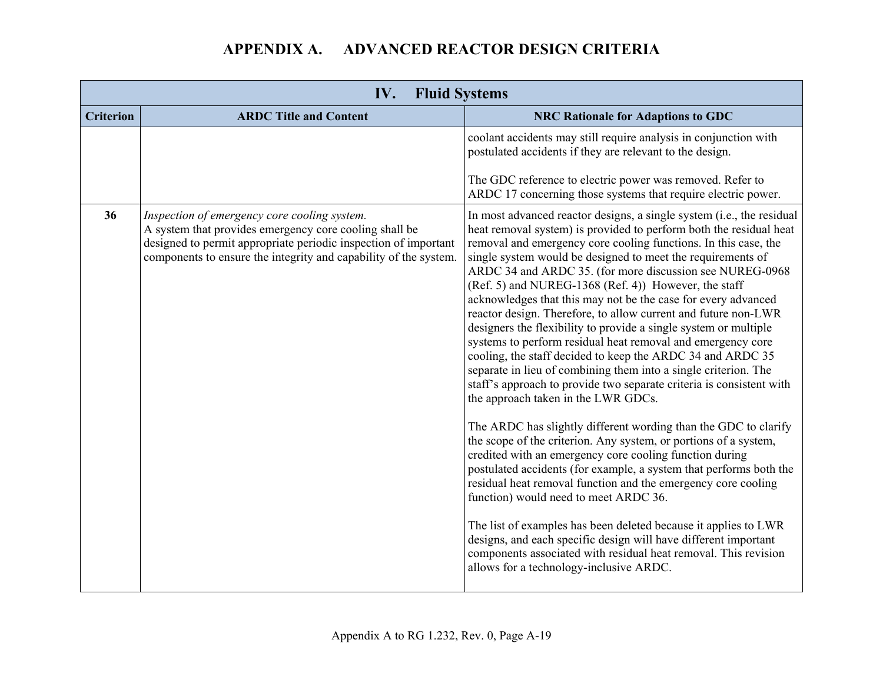## APPENDIX A. ADVANCED REACTOR DESIGN CRITERIA

| IV. Fluid Systems | | |
|---|---|---|
| **Criterion** | **ARDC Title and Content** | **NRC Rationale for Adaptions to GDC** |
| | | coolant accidents may still require analysis in conjunction with postulated accidents if they are relevant to the design.<br><br>The GDC reference to electric power was removed. Refer to ARDC 17 concerning those systems that require electric power. |
| **36** | *Inspection of emergency core cooling system.*<br>A system that provides emergency core cooling shall be designed to permit appropriate periodic inspection of important components to ensure the integrity and capability of the system. | In most advanced reactor designs, a single system (i.e., the residual heat removal system) is provided to perform both the residual heat removal and emergency core cooling functions. In this case, the single system would be designed to meet the requirements of ARDC 34 and ARDC 35. (for more discussion see NUREG-0968 (Ref. 5) and NUREG-1368 (Ref. 4)) However, the staff acknowledges that this may not be the case for every advanced reactor design. Therefore, to allow current and future non-LWR designers the flexibility to provide a single system or multiple systems to perform residual heat removal and emergency core cooling, the staff decided to keep the ARDC 34 and ARDC 35 separate in lieu of combining them into a single criterion. The staff's approach to provide two separate criteria is consistent with the approach taken in the LWR GDCs.<br><br>The ARDC has slightly different wording than the GDC to clarify the scope of the criterion. Any system, or portions of a system, credited with an emergency core cooling function during postulated accidents (for example, a system that performs both the residual heat removal function and the emergency core cooling function) would need to meet ARDC 36.<br><br>The list of examples has been deleted because it applies to LWR designs, and each specific design will have different important components associated with residual heat removal. This revision allows for a technology-inclusive ARDC. |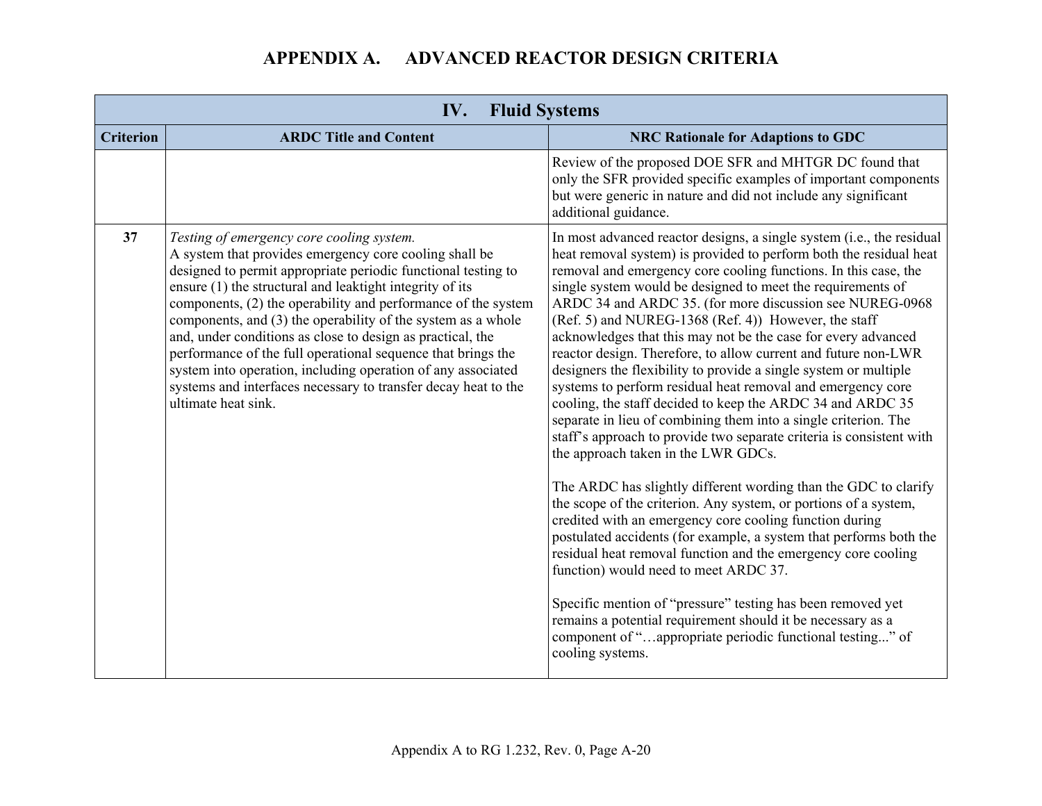# APPENDIX A. ADVANCED REACTOR DESIGN CRITERIA

| IV. Fluid Systems | | |
|---|---|---|
| **Criterion** | **ARDC Title and Content** | **NRC Rationale for Adaptions to GDC** |
| | | Review of the proposed DOE SFR and MHTGR DC found that only the SFR provided specific examples of important components but were generic in nature and did not include any significant additional guidance. |
| **37** | *Testing of emergency core cooling system.*<br>A system that provides emergency core cooling shall be designed to permit appropriate periodic functional testing to ensure (1) the structural and leaktight integrity of its components, (2) the operability and performance of the system components, and (3) the operability of the system as a whole and, under conditions as close to design as practical, the performance of the full operational sequence that brings the system into operation, including operation of any associated systems and interfaces necessary to transfer decay heat to the ultimate heat sink. | In most advanced reactor designs, a single system (i.e., the residual heat removal system) is provided to perform both the residual heat removal and emergency core cooling functions. In this case, the single system would be designed to meet the requirements of ARDC 34 and ARDC 35. (for more discussion see NUREG-0968 (Ref. 5) and NUREG-1368 (Ref. 4)) However, the staff acknowledges that this may not be the case for every advanced reactor design. Therefore, to allow current and future non-LWR designers the flexibility to provide a single system or multiple systems to perform residual heat removal and emergency core cooling, the staff decided to keep the ARDC 34 and ARDC 35 separate in lieu of combining them into a single criterion. The staff's approach to provide two separate criteria is consistent with the approach taken in the LWR GDCs.<br><br>The ARDC has slightly different wording than the GDC to clarify the scope of the criterion. Any system, or portions of a system, credited with an emergency core cooling function during postulated accidents (for example, a system that performs both the residual heat removal function and the emergency core cooling function) would need to meet ARDC 37.<br><br>Specific mention of "pressure" testing has been removed yet remains a potential requirement should it be necessary as a component of "…appropriate periodic functional testing..." of cooling systems. |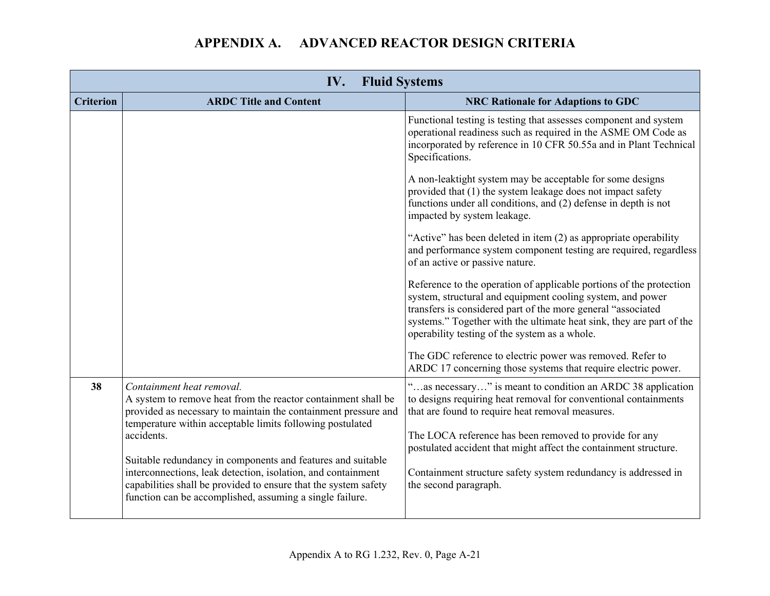## APPENDIX A. ADVANCED REACTOR DESIGN CRITERIA

| IV. Fluid Systems | | |
|---|---|---|
| **Criterion** | **ARDC Title and Content** | **NRC Rationale for Adaptions to GDC** |
| | | Functional testing is testing that assesses component and system operational readiness such as required in the ASME OM Code as incorporated by reference in 10 CFR 50.55a and in Plant Technical Specifications.<br><br>A non-leaktight system may be acceptable for some designs provided that (1) the system leakage does not impact safety functions under all conditions, and (2) defense in depth is not impacted by system leakage.<br><br>"Active" has been deleted in item (2) as appropriate operability and performance system component testing are required, regardless of an active or passive nature.<br><br>Reference to the operation of applicable portions of the protection system, structural and equipment cooling system, and power transfers is considered part of the more general "associated systems." Together with the ultimate heat sink, they are part of the operability testing of the system as a whole.<br><br>The GDC reference to electric power was removed. Refer to ARDC 17 concerning those systems that require electric power. |
| **38** | *Containment heat removal.*<br>A system to remove heat from the reactor containment shall be provided as necessary to maintain the containment pressure and temperature within acceptable limits following postulated accidents.<br><br>Suitable redundancy in components and features and suitable interconnections, leak detection, isolation, and containment capabilities shall be provided to ensure that the system safety function can be accomplished, assuming a single failure. | "…as necessary…" is meant to condition an ARDC 38 application to designs requiring heat removal for conventional containments that are found to require heat removal measures.<br><br>The LOCA reference has been removed to provide for any postulated accident that might affect the containment structure.<br><br>Containment structure safety system redundancy is addressed in the second paragraph. |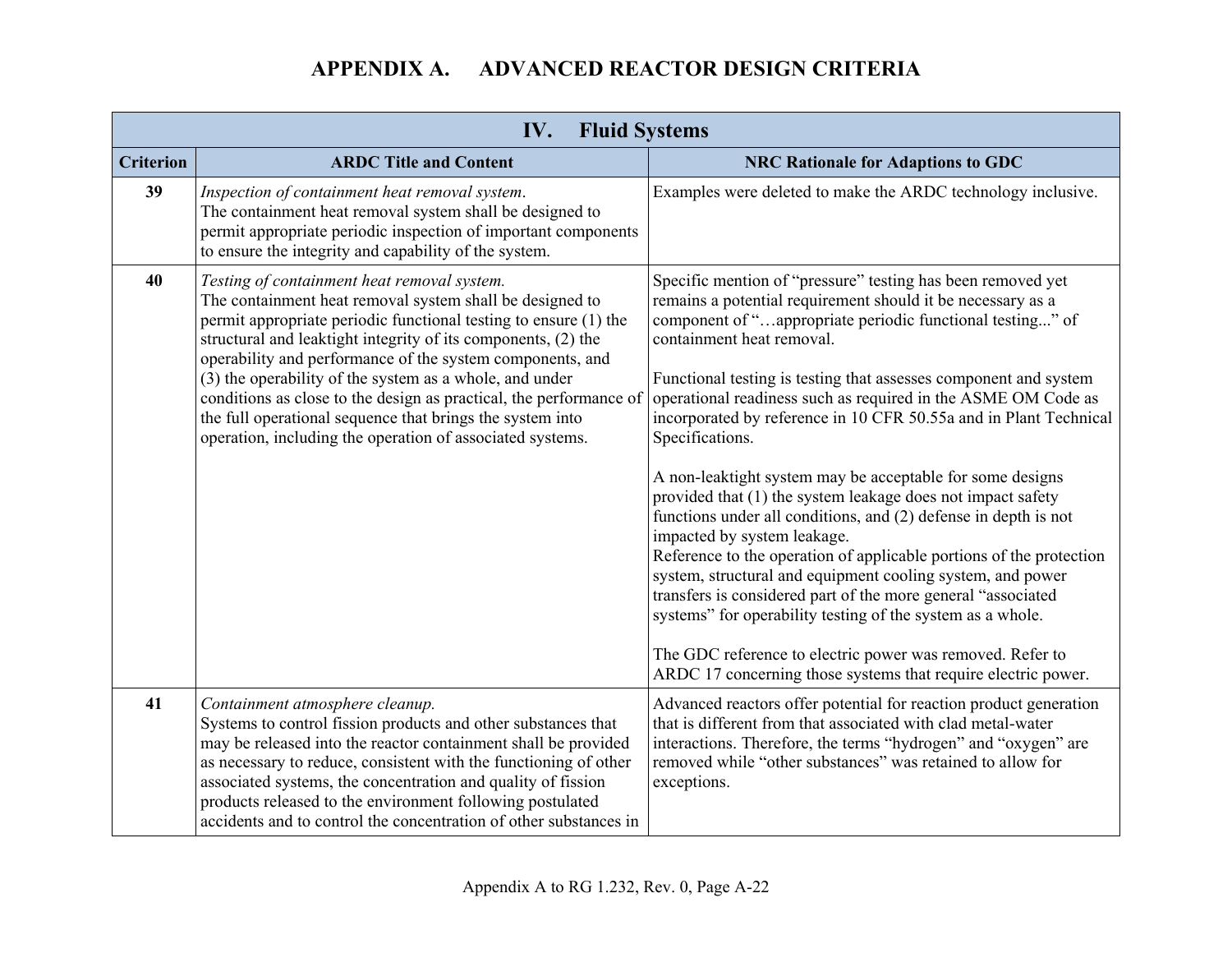# APPENDIX A. ADVANCED REACTOR DESIGN CRITERIA

| IV. Fluid Systems | | |
|---|---|---|
| **Criterion** | **ARDC Title and Content** | **NRC Rationale for Adaptions to GDC** |
| **39** | *Inspection of containment heat removal system*.<br>The containment heat removal system shall be designed to permit appropriate periodic inspection of important components to ensure the integrity and capability of the system. | Examples were deleted to make the ARDC technology inclusive. |
| **40** | *Testing of containment heat removal system.*<br>The containment heat removal system shall be designed to permit appropriate periodic functional testing to ensure (1) the structural and leaktight integrity of its components, (2) the operability and performance of the system components, and (3) the operability of the system as a whole, and under conditions as close to the design as practical, the performance of the full operational sequence that brings the system into operation, including the operation of associated systems. | Specific mention of "pressure" testing has been removed yet remains a potential requirement should it be necessary as a component of "…appropriate periodic functional testing..." of containment heat removal.<br><br>Functional testing is testing that assesses component and system operational readiness such as required in the ASME OM Code as incorporated by reference in 10 CFR 50.55a and in Plant Technical Specifications.<br><br>A non-leaktight system may be acceptable for some designs provided that (1) the system leakage does not impact safety functions under all conditions, and (2) defense in depth is not impacted by system leakage.<br>Reference to the operation of applicable portions of the protection system, structural and equipment cooling system, and power transfers is considered part of the more general "associated systems" for operability testing of the system as a whole.<br><br>The GDC reference to electric power was removed. Refer to ARDC 17 concerning those systems that require electric power. |
| **41** | *Containment atmosphere cleanup.*<br>Systems to control fission products and other substances that may be released into the reactor containment shall be provided as necessary to reduce, consistent with the functioning of other associated systems, the concentration and quality of fission products released to the environment following postulated accidents and to control the concentration of other substances in | Advanced reactors offer potential for reaction product generation that is different from that associated with clad metal-water interactions. Therefore, the terms "hydrogen" and "oxygen" are removed while "other substances" was retained to allow for exceptions. |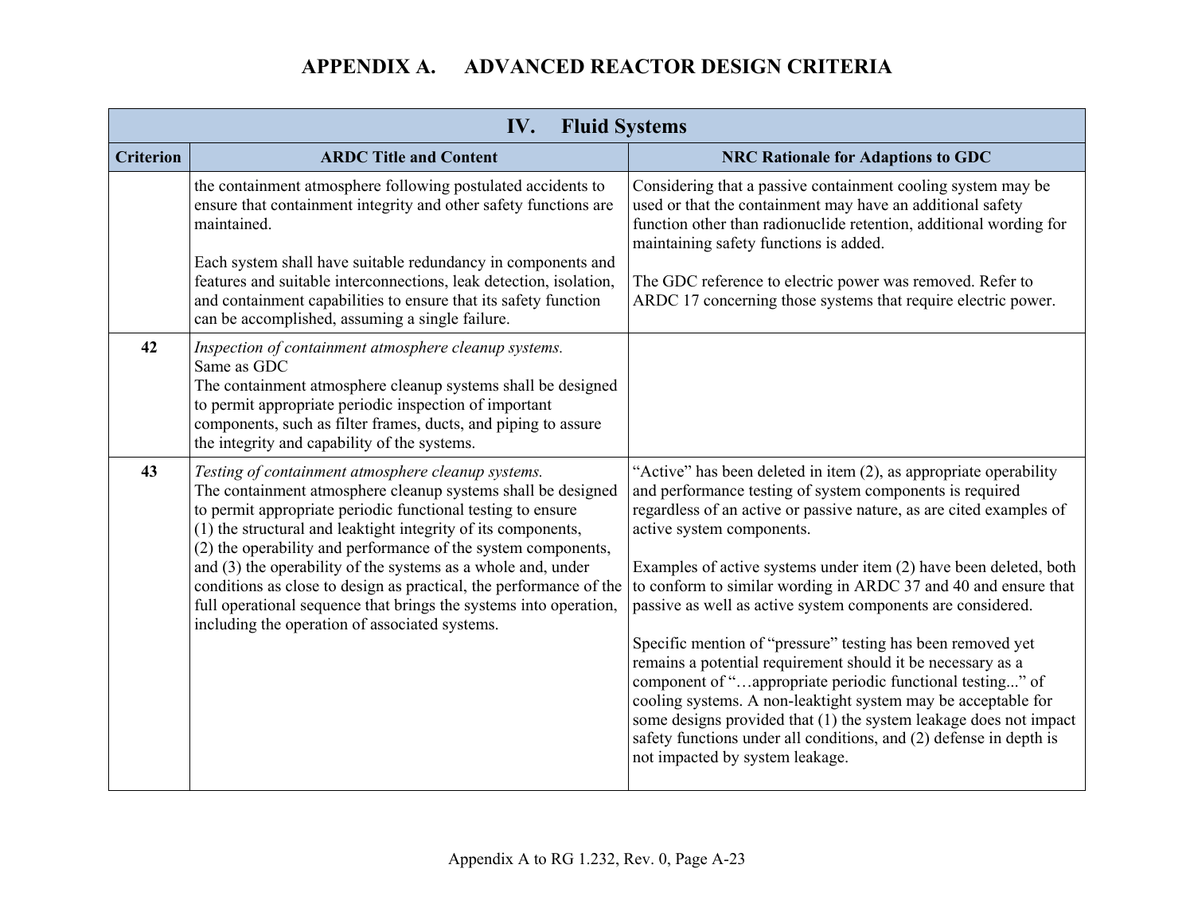# APPENDIX A. ADVANCED REACTOR DESIGN CRITERIA

| IV. Fluid Systems | | |
|---|---|---|
| **Criterion** | **ARDC Title and Content** | **NRC Rationale for Adaptions to GDC** |
| | the containment atmosphere following postulated accidents to ensure that containment integrity and other safety functions are maintained.<br><br>Each system shall have suitable redundancy in components and features and suitable interconnections, leak detection, isolation, and containment capabilities to ensure that its safety function can be accomplished, assuming a single failure. | Considering that a passive containment cooling system may be used or that the containment may have an additional safety function other than radionuclide retention, additional wording for maintaining safety functions is added.<br><br>The GDC reference to electric power was removed. Refer to ARDC 17 concerning those systems that require electric power. |
| **42** | *Inspection of containment atmosphere cleanup systems.*<br>Same as GDC<br>The containment atmosphere cleanup systems shall be designed to permit appropriate periodic inspection of important components, such as filter frames, ducts, and piping to assure the integrity and capability of the systems. | |
| **43** | *Testing of containment atmosphere cleanup systems.*<br>The containment atmosphere cleanup systems shall be designed to permit appropriate periodic functional testing to ensure (1) the structural and leaktight integrity of its components, (2) the operability and performance of the system components, and (3) the operability of the systems as a whole and, under conditions as close to design as practical, the performance of the full operational sequence that brings the systems into operation, including the operation of associated systems. | "Active" has been deleted in item (2), as appropriate operability and performance testing of system components is required regardless of an active or passive nature, as are cited examples of active system components.<br><br>Examples of active systems under item (2) have been deleted, both to conform to similar wording in ARDC 37 and 40 and ensure that passive as well as active system components are considered.<br><br>Specific mention of "pressure" testing has been removed yet remains a potential requirement should it be necessary as a component of "…appropriate periodic functional testing..." of cooling systems. A non-leaktight system may be acceptable for some designs provided that (1) the system leakage does not impact safety functions under all conditions, and (2) defense in depth is not impacted by system leakage. |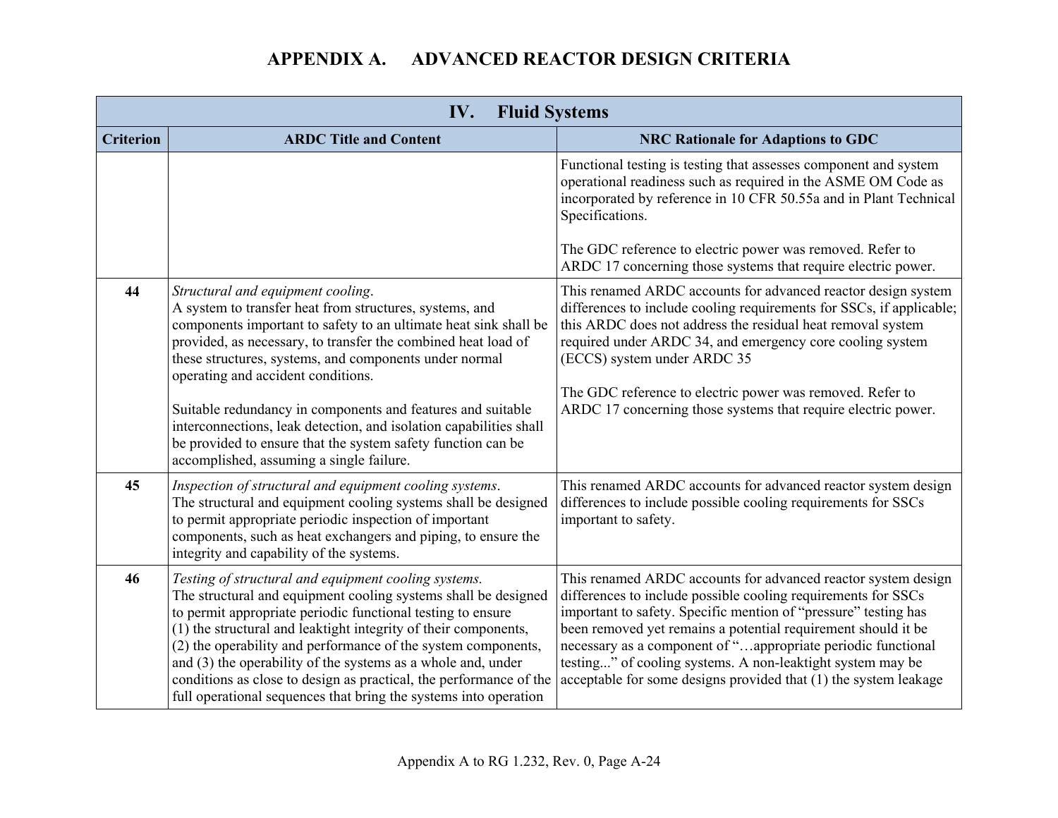# APPENDIX A. ADVANCED REACTOR DESIGN CRITERIA

| IV. Fluid Systems | | |
|---|---|---|
| **Criterion** | **ARDC Title and Content** | **NRC Rationale for Adaptions to GDC** |
| | | Functional testing is testing that assesses component and system operational readiness such as required in the ASME OM Code as incorporated by reference in 10 CFR 50.55a and in Plant Technical Specifications.<br><br>The GDC reference to electric power was removed. Refer to ARDC 17 concerning those systems that require electric power. |
| **44** | *Structural and equipment cooling*.<br>A system to transfer heat from structures, systems, and components important to safety to an ultimate heat sink shall be provided, as necessary, to transfer the combined heat load of these structures, systems, and components under normal operating and accident conditions.<br><br>Suitable redundancy in components and features and suitable interconnections, leak detection, and isolation capabilities shall be provided to ensure that the system safety function can be accomplished, assuming a single failure. | This renamed ARDC accounts for advanced reactor design system differences to include cooling requirements for SSCs, if applicable; this ARDC does not address the residual heat removal system required under ARDC 34, and emergency core cooling system (ECCS) system under ARDC 35<br><br>The GDC reference to electric power was removed. Refer to ARDC 17 concerning those systems that require electric power. |
| **45** | *Inspection of structural and equipment cooling systems*.<br>The structural and equipment cooling systems shall be designed to permit appropriate periodic inspection of important components, such as heat exchangers and piping, to ensure the integrity and capability of the systems. | This renamed ARDC accounts for advanced reactor system design differences to include possible cooling requirements for SSCs important to safety. |
| **46** | *Testing of structural and equipment cooling systems.*<br>The structural and equipment cooling systems shall be designed to permit appropriate periodic functional testing to ensure (1) the structural and leaktight integrity of their components, (2) the operability and performance of the system components, and (3) the operability of the systems as a whole and, under conditions as close to design as practical, the performance of the full operational sequences that bring the systems into operation | This renamed ARDC accounts for advanced reactor system design differences to include possible cooling requirements for SSCs important to safety. Specific mention of "pressure" testing has been removed yet remains a potential requirement should it be necessary as a component of "…appropriate periodic functional testing..." of cooling systems. A non-leaktight system may be acceptable for some designs provided that (1) the system leakage |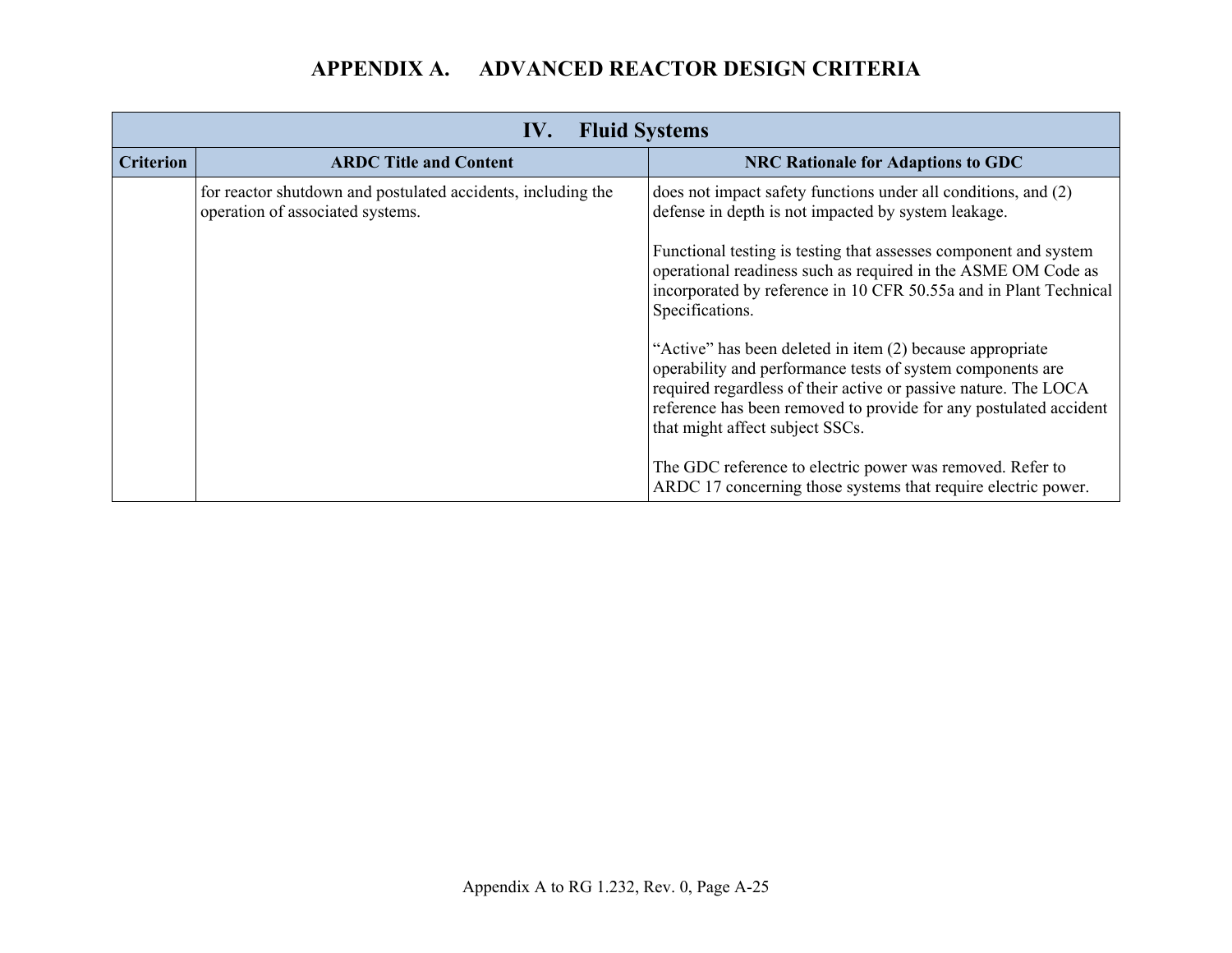## APPENDIX A. ADVANCED REACTOR DESIGN CRITERIA

| IV. Fluid Systems | | |
|---|---|---|
| **Criterion** | **ARDC Title and Content** | **NRC Rationale for Adaptions to GDC** |
| | for reactor shutdown and postulated accidents, including the operation of associated systems. | does not impact safety functions under all conditions, and (2) defense in depth is not impacted by system leakage.<br><br>Functional testing is testing that assesses component and system operational readiness such as required in the ASME OM Code as incorporated by reference in 10 CFR 50.55a and in Plant Technical Specifications.<br><br>"Active" has been deleted in item (2) because appropriate operability and performance tests of system components are required regardless of their active or passive nature. The LOCA reference has been removed to provide for any postulated accident that might affect subject SSCs.<br><br>The GDC reference to electric power was removed. Refer to ARDC 17 concerning those systems that require electric power. |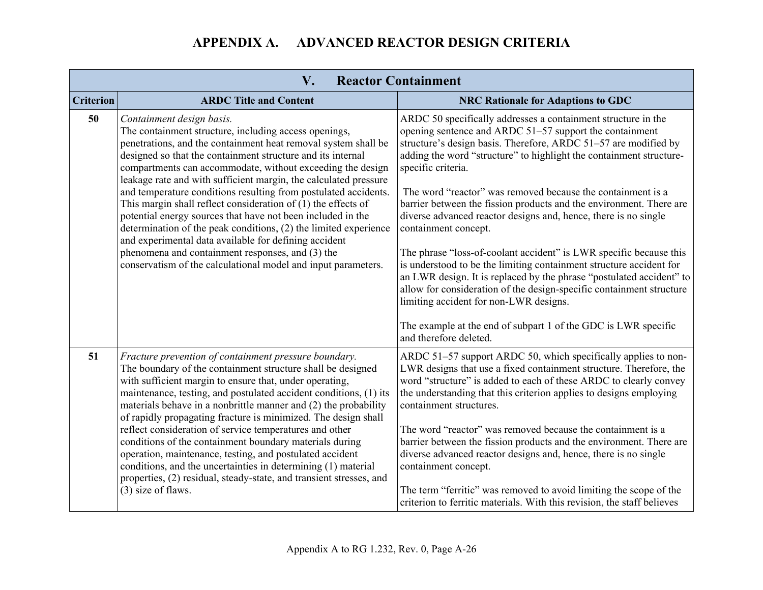# APPENDIX A. ADVANCED REACTOR DESIGN CRITERIA

| V. Reactor Containment | | |
|---|---|---|
| **Criterion** | **ARDC Title and Content** | **NRC Rationale for Adaptions to GDC** |
| **50** | *Containment design basis.*<br>The containment structure, including access openings, penetrations, and the containment heat removal system shall be designed so that the containment structure and its internal compartments can accommodate, without exceeding the design leakage rate and with sufficient margin, the calculated pressure and temperature conditions resulting from postulated accidents. This margin shall reflect consideration of (1) the effects of potential energy sources that have not been included in the determination of the peak conditions, (2) the limited experience and experimental data available for defining accident phenomena and containment responses, and (3) the conservatism of the calculational model and input parameters. | ARDC 50 specifically addresses a containment structure in the opening sentence and ARDC 51–57 support the containment structure's design basis. Therefore, ARDC 51–57 are modified by adding the word "structure" to highlight the containment structure-specific criteria.<br><br>The word "reactor" was removed because the containment is a barrier between the fission products and the environment. There are diverse advanced reactor designs and, hence, there is no single containment concept.<br><br>The phrase "loss-of-coolant accident" is LWR specific because this is understood to be the limiting containment structure accident for an LWR design. It is replaced by the phrase "postulated accident" to allow for consideration of the design-specific containment structure limiting accident for non-LWR designs.<br><br>The example at the end of subpart 1 of the GDC is LWR specific and therefore deleted. |
| **51** | *Fracture prevention of containment pressure boundary.*<br>The boundary of the containment structure shall be designed with sufficient margin to ensure that, under operating, maintenance, testing, and postulated accident conditions, (1) its materials behave in a nonbrittle manner and (2) the probability of rapidly propagating fracture is minimized. The design shall reflect consideration of service temperatures and other conditions of the containment boundary materials during operation, maintenance, testing, and postulated accident conditions, and the uncertainties in determining (1) material properties, (2) residual, steady-state, and transient stresses, and (3) size of flaws. | ARDC 51–57 support ARDC 50, which specifically applies to non-LWR designs that use a fixed containment structure. Therefore, the word "structure" is added to each of these ARDC to clearly convey the understanding that this criterion applies to designs employing containment structures.<br><br>The word "reactor" was removed because the containment is a barrier between the fission products and the environment. There are diverse advanced reactor designs and, hence, there is no single containment concept.<br><br>The term "ferritic" was removed to avoid limiting the scope of the criterion to ferritic materials. With this revision, the staff believes |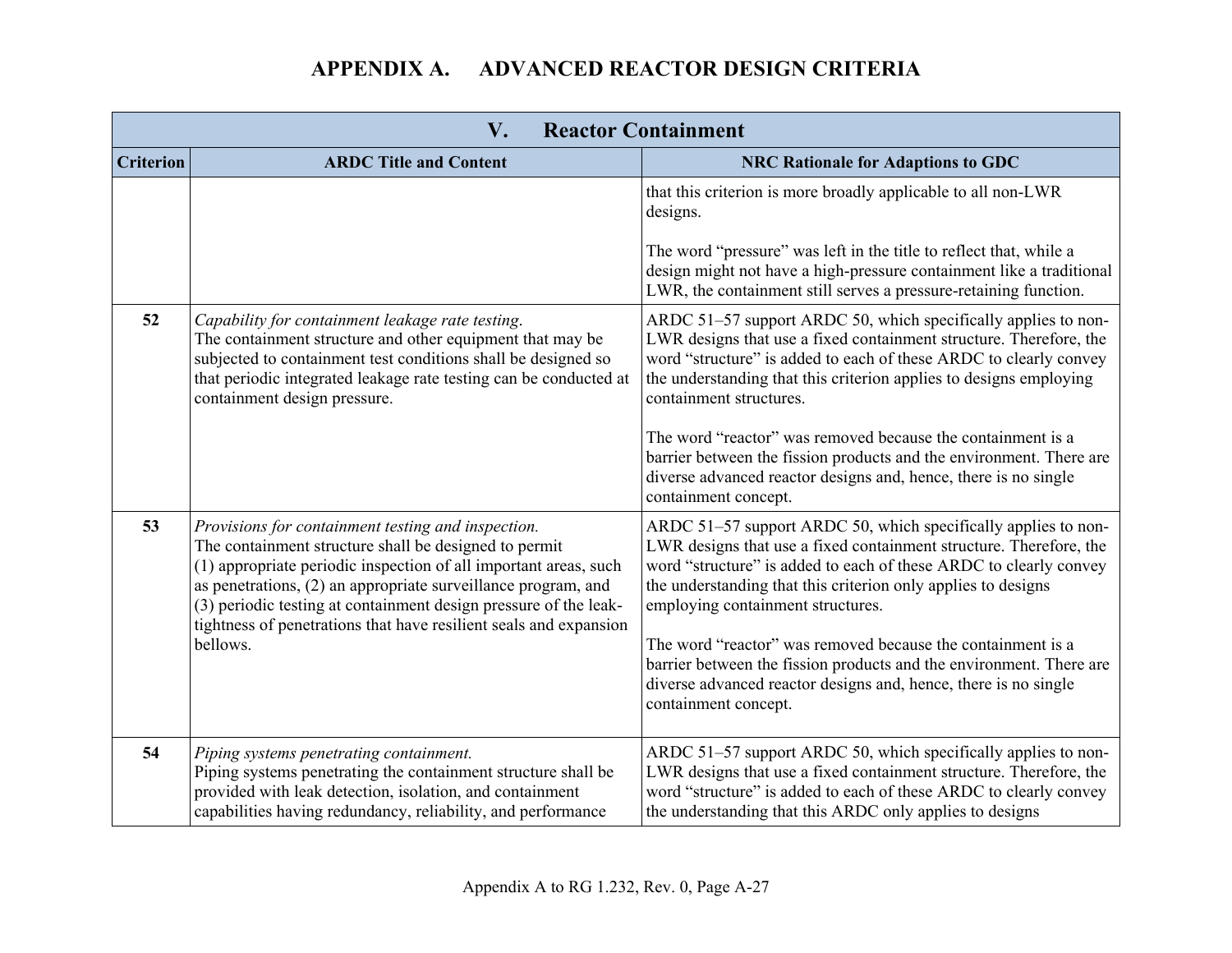# APPENDIX A. ADVANCED REACTOR DESIGN CRITERIA

| V. Reactor Containment | | |
|---|---|---|
| **Criterion** | **ARDC Title and Content** | **NRC Rationale for Adaptions to GDC** |
| | | that this criterion is more broadly applicable to all non-LWR designs.<br><br>The word "pressure" was left in the title to reflect that, while a design might not have a high-pressure containment like a traditional LWR, the containment still serves a pressure-retaining function. |
| **52** | *Capability for containment leakage rate testing*.<br>The containment structure and other equipment that may be subjected to containment test conditions shall be designed so that periodic integrated leakage rate testing can be conducted at containment design pressure. | ARDC 51–57 support ARDC 50, which specifically applies to non-LWR designs that use a fixed containment structure. Therefore, the word "structure" is added to each of these ARDC to clearly convey the understanding that this criterion applies to designs employing containment structures.<br><br>The word "reactor" was removed because the containment is a barrier between the fission products and the environment. There are diverse advanced reactor designs and, hence, there is no single containment concept. |
| **53** | *Provisions for containment testing and inspection.*<br>The containment structure shall be designed to permit (1) appropriate periodic inspection of all important areas, such as penetrations, (2) an appropriate surveillance program, and (3) periodic testing at containment design pressure of the leak-tightness of penetrations that have resilient seals and expansion bellows. | ARDC 51–57 support ARDC 50, which specifically applies to non-LWR designs that use a fixed containment structure. Therefore, the word "structure" is added to each of these ARDC to clearly convey the understanding that this criterion only applies to designs employing containment structures.<br><br>The word "reactor" was removed because the containment is a barrier between the fission products and the environment. There are diverse advanced reactor designs and, hence, there is no single containment concept. |
| **54** | *Piping systems penetrating containment.*<br>Piping systems penetrating the containment structure shall be provided with leak detection, isolation, and containment capabilities having redundancy, reliability, and performance | ARDC 51–57 support ARDC 50, which specifically applies to non-LWR designs that use a fixed containment structure. Therefore, the word "structure" is added to each of these ARDC to clearly convey the understanding that this ARDC only applies to designs |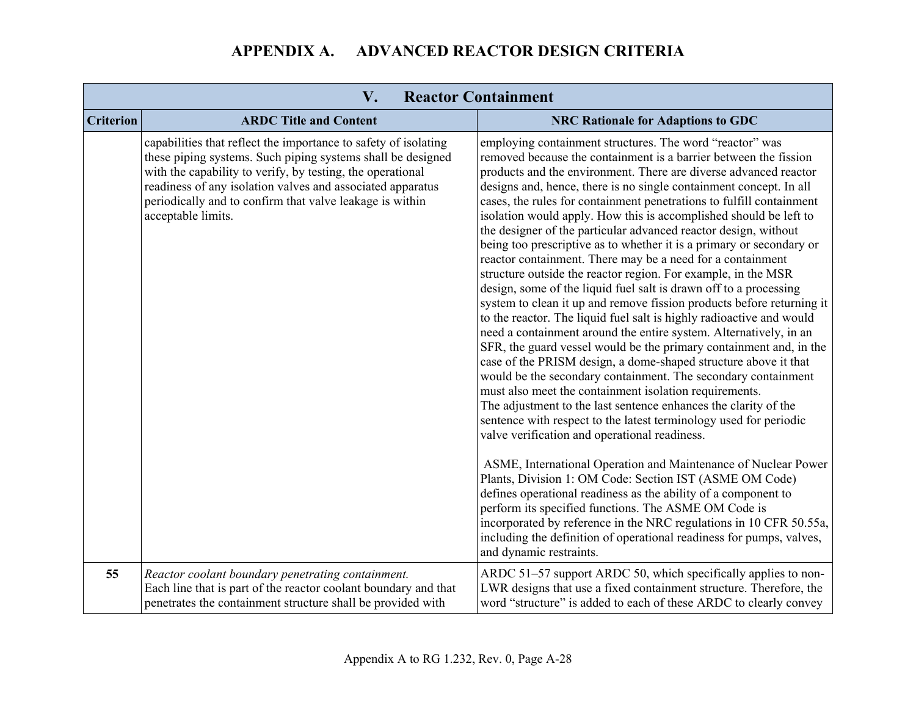# APPENDIX A. ADVANCED REACTOR DESIGN CRITERIA

| V. Reactor Containment | | |
|---|---|---|
| **Criterion** | **ARDC Title and Content** | **NRC Rationale for Adaptions to GDC** |
| | capabilities that reflect the importance to safety of isolating these piping systems. Such piping systems shall be designed with the capability to verify, by testing, the operational readiness of any isolation valves and associated apparatus periodically and to confirm that valve leakage is within acceptable limits. | employing containment structures. The word "reactor" was removed because the containment is a barrier between the fission products and the environment. There are diverse advanced reactor designs and, hence, there is no single containment concept. In all cases, the rules for containment penetrations to fulfill containment isolation would apply. How this is accomplished should be left to the designer of the particular advanced reactor design, without being too prescriptive as to whether it is a primary or secondary or reactor containment. There may be a need for a containment structure outside the reactor region. For example, in the MSR design, some of the liquid fuel salt is drawn off to a processing system to clean it up and remove fission products before returning it to the reactor. The liquid fuel salt is highly radioactive and would need a containment around the entire system. Alternatively, in an SFR, the guard vessel would be the primary containment and, in the case of the PRISM design, a dome-shaped structure above it that would be the secondary containment. The secondary containment must also meet the containment isolation requirements.<br>The adjustment to the last sentence enhances the clarity of the sentence with respect to the latest terminology used for periodic valve verification and operational readiness.<br><br>ASME, International Operation and Maintenance of Nuclear Power Plants, Division 1: OM Code: Section IST (ASME OM Code) defines operational readiness as the ability of a component to perform its specified functions. The ASME OM Code is incorporated by reference in the NRC regulations in 10 CFR 50.55a, including the definition of operational readiness for pumps, valves, and dynamic restraints. |
| **55** | *Reactor coolant boundary penetrating containment.*<br>Each line that is part of the reactor coolant boundary and that penetrates the containment structure shall be provided with | ARDC 51–57 support ARDC 50, which specifically applies to non-LWR designs that use a fixed containment structure. Therefore, the word "structure" is added to each of these ARDC to clearly convey |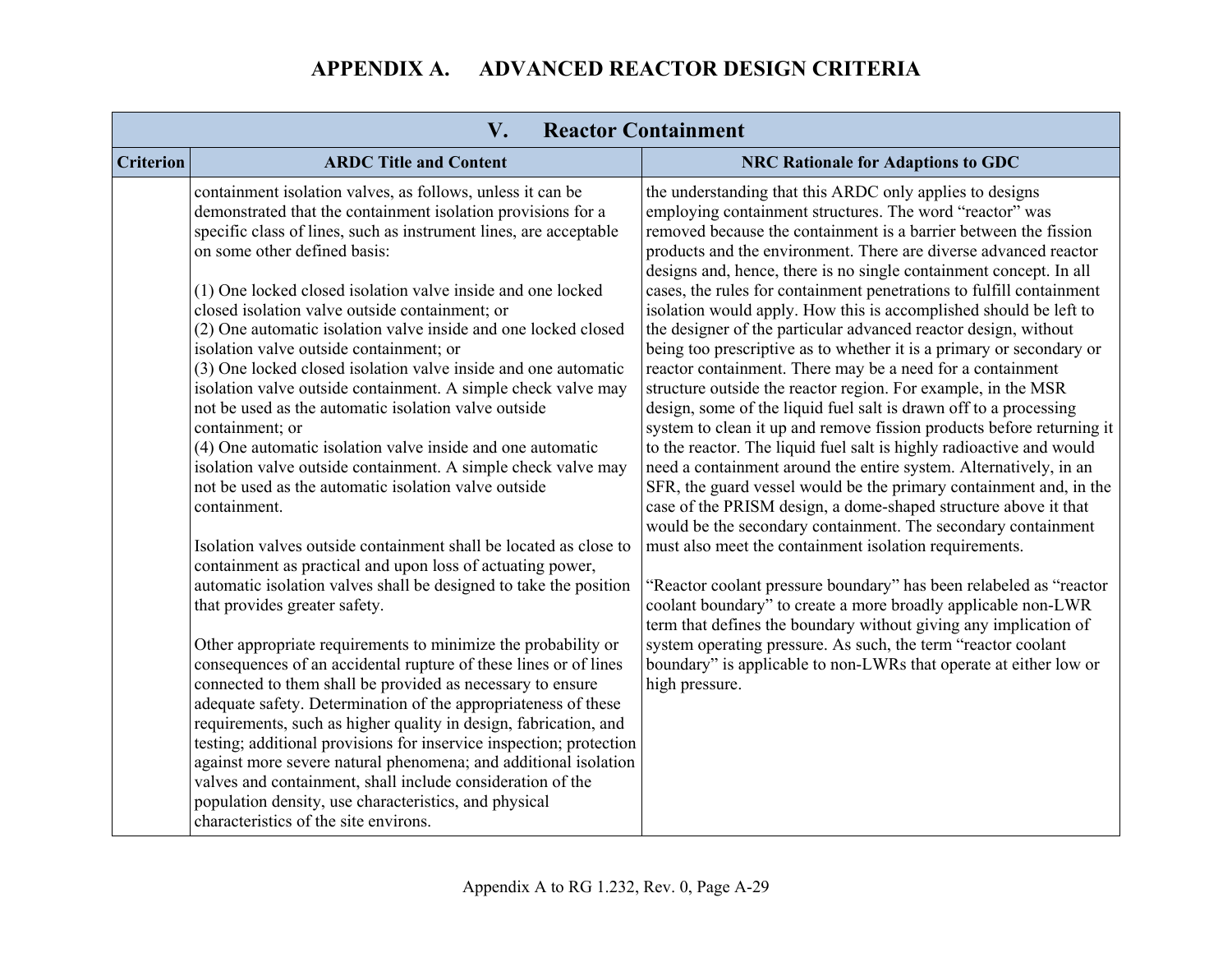# APPENDIX A. ADVANCED REACTOR DESIGN CRITERIA

| V. Reactor Containment | | |
|---|---|---|
| **Criterion** | **ARDC Title and Content** | **NRC Rationale for Adaptions to GDC** |
| | containment isolation valves, as follows, unless it can be demonstrated that the containment isolation provisions for a specific class of lines, such as instrument lines, are acceptable on some other defined basis:<br><br>(1) One locked closed isolation valve inside and one locked closed isolation valve outside containment; or<br>(2) One automatic isolation valve inside and one locked closed isolation valve outside containment; or<br>(3) One locked closed isolation valve inside and one automatic isolation valve outside containment. A simple check valve may not be used as the automatic isolation valve outside containment; or<br>(4) One automatic isolation valve inside and one automatic isolation valve outside containment. A simple check valve may not be used as the automatic isolation valve outside containment.<br><br>Isolation valves outside containment shall be located as close to containment as practical and upon loss of actuating power, automatic isolation valves shall be designed to take the position that provides greater safety.<br><br>Other appropriate requirements to minimize the probability or consequences of an accidental rupture of these lines or of lines connected to them shall be provided as necessary to ensure adequate safety. Determination of the appropriateness of these requirements, such as higher quality in design, fabrication, and testing; additional provisions for inservice inspection; protection against more severe natural phenomena; and additional isolation valves and containment, shall include consideration of the population density, use characteristics, and physical characteristics of the site environs. | the understanding that this ARDC only applies to designs employing containment structures. The word "reactor" was removed because the containment is a barrier between the fission products and the environment. There are diverse advanced reactor designs and, hence, there is no single containment concept. In all cases, the rules for containment penetrations to fulfill containment isolation would apply. How this is accomplished should be left to the designer of the particular advanced reactor design, without being too prescriptive as to whether it is a primary or secondary or reactor containment. There may be a need for a containment structure outside the reactor region. For example, in the MSR design, some of the liquid fuel salt is drawn off to a processing system to clean it up and remove fission products before returning it to the reactor. The liquid fuel salt is highly radioactive and would need a containment around the entire system. Alternatively, in an SFR, the guard vessel would be the primary containment and, in the case of the PRISM design, a dome-shaped structure above it that would be the secondary containment. The secondary containment must also meet the containment isolation requirements.<br><br>"Reactor coolant pressure boundary" has been relabeled as "reactor coolant boundary" to create a more broadly applicable non-LWR term that defines the boundary without giving any implication of system operating pressure. As such, the term "reactor coolant boundary" is applicable to non-LWRs that operate at either low or high pressure. |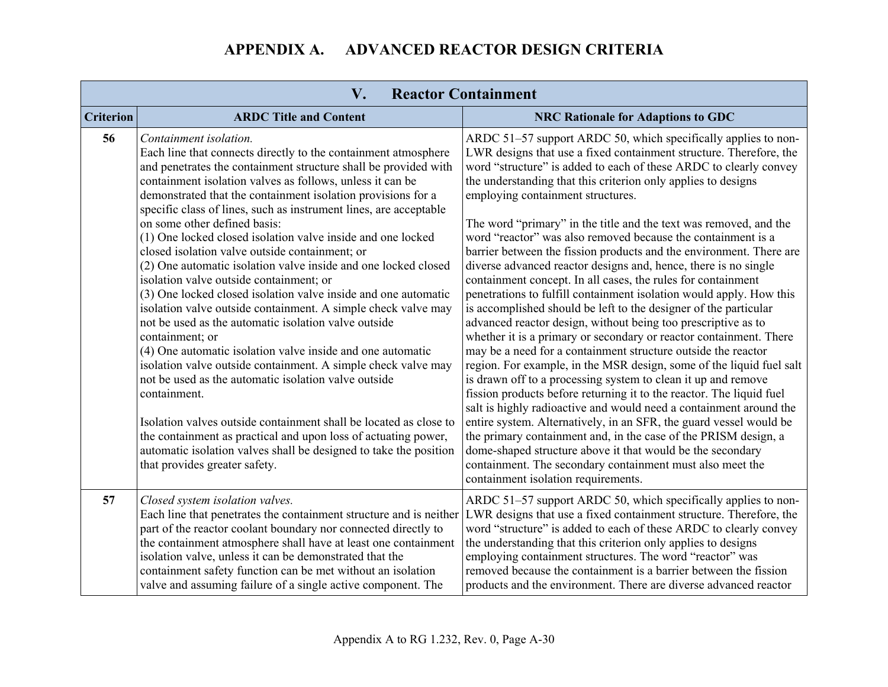# APPENDIX A. ADVANCED REACTOR DESIGN CRITERIA

| V. Reactor Containment | | |
|---|---|---|
| **Criterion** | **ARDC Title and Content** | **NRC Rationale for Adaptions to GDC** |
| **56** | *Containment isolation.*<br>Each line that connects directly to the containment atmosphere and penetrates the containment structure shall be provided with containment isolation valves as follows, unless it can be demonstrated that the containment isolation provisions for a specific class of lines, such as instrument lines, are acceptable on some other defined basis:<br>(1) One locked closed isolation valve inside and one locked closed isolation valve outside containment; or<br>(2) One automatic isolation valve inside and one locked closed isolation valve outside containment; or<br>(3) One locked closed isolation valve inside and one automatic isolation valve outside containment. A simple check valve may not be used as the automatic isolation valve outside containment; or<br>(4) One automatic isolation valve inside and one automatic isolation valve outside containment. A simple check valve may not be used as the automatic isolation valve outside containment.<br><br>Isolation valves outside containment shall be located as close to the containment as practical and upon loss of actuating power, automatic isolation valves shall be designed to take the position that provides greater safety. | ARDC 51–57 support ARDC 50, which specifically applies to non-LWR designs that use a fixed containment structure. Therefore, the word "structure" is added to each of these ARDC to clearly convey the understanding that this criterion only applies to designs employing containment structures.<br><br>The word "primary" in the title and the text was removed, and the word "reactor" was also removed because the containment is a barrier between the fission products and the environment. There are diverse advanced reactor designs and, hence, there is no single containment concept. In all cases, the rules for containment penetrations to fulfill containment isolation would apply. How this is accomplished should be left to the designer of the particular advanced reactor design, without being too prescriptive as to whether it is a primary or secondary or reactor containment. There may be a need for a containment structure outside the reactor region. For example, in the MSR design, some of the liquid fuel salt is drawn off to a processing system to clean it up and remove fission products before returning it to the reactor. The liquid fuel salt is highly radioactive and would need a containment around the entire system. Alternatively, in an SFR, the guard vessel would be the primary containment and, in the case of the PRISM design, a dome-shaped structure above it that would be the secondary containment. The secondary containment must also meet the containment isolation requirements. |
| **57** | *Closed system isolation valves.*<br>Each line that penetrates the containment structure and is neither part of the reactor coolant boundary nor connected directly to the containment atmosphere shall have at least one containment isolation valve, unless it can be demonstrated that the containment safety function can be met without an isolation valve and assuming failure of a single active component. The | ARDC 51–57 support ARDC 50, which specifically applies to non-LWR designs that use a fixed containment structure. Therefore, the word "structure" is added to each of these ARDC to clearly convey the understanding that this criterion only applies to designs employing containment structures. The word "reactor" was removed because the containment is a barrier between the fission products and the environment. There are diverse advanced reactor |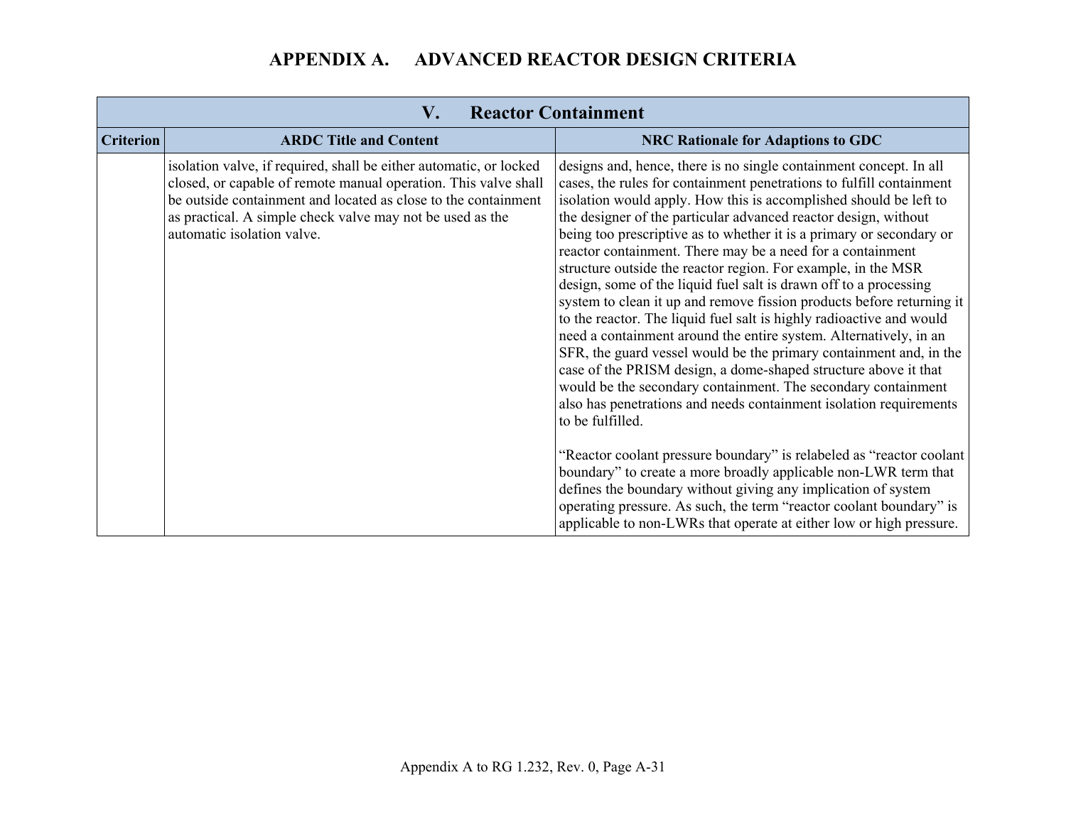# APPENDIX A. ADVANCED REACTOR DESIGN CRITERIA

| V. Reactor Containment | | |
|---|---|---|
| **Criterion** | **ARDC Title and Content** | **NRC Rationale for Adaptions to GDC** |
| | isolation valve, if required, shall be either automatic, or locked closed, or capable of remote manual operation. This valve shall be outside containment and located as close to the containment as practical. A simple check valve may not be used as the automatic isolation valve. | designs and, hence, there is no single containment concept. In all cases, the rules for containment penetrations to fulfill containment isolation would apply. How this is accomplished should be left to the designer of the particular advanced reactor design, without being too prescriptive as to whether it is a primary or secondary or reactor containment. There may be a need for a containment structure outside the reactor region. For example, in the MSR design, some of the liquid fuel salt is drawn off to a processing system to clean it up and remove fission products before returning it to the reactor. The liquid fuel salt is highly radioactive and would need a containment around the entire system. Alternatively, in an SFR, the guard vessel would be the primary containment and, in the case of the PRISM design, a dome-shaped structure above it that would be the secondary containment. The secondary containment also has penetrations and needs containment isolation requirements to be fulfilled.<br><br>“Reactor coolant pressure boundary” is relabeled as “reactor coolant boundary” to create a more broadly applicable non-LWR term that defines the boundary without giving any implication of system operating pressure. As such, the term “reactor coolant boundary” is applicable to non-LWRs that operate at either low or high pressure. |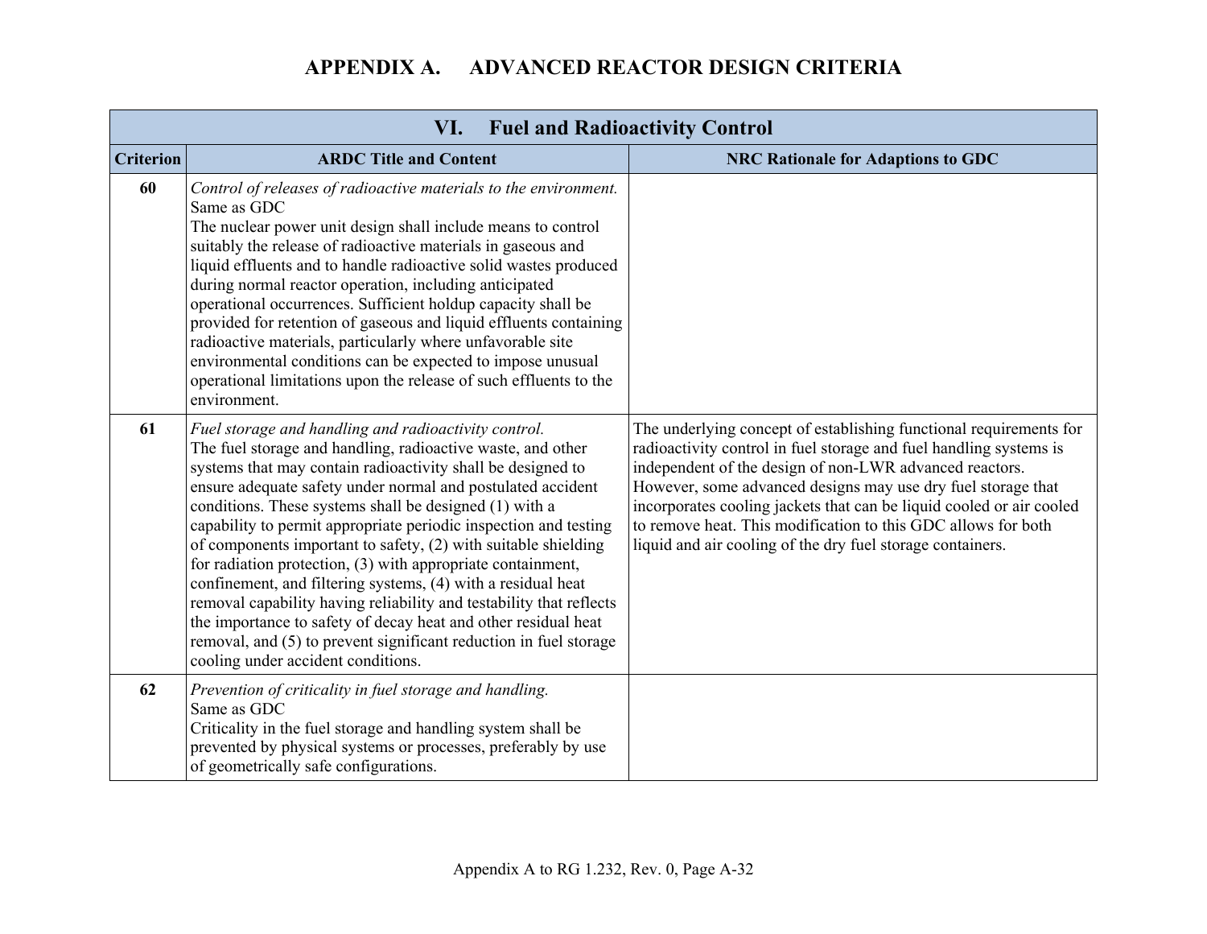# APPENDIX A. ADVANCED REACTOR DESIGN CRITERIA

| VI. Fuel and Radioactivity Control | | |
|---|---|---|
| **Criterion** | **ARDC Title and Content** | **NRC Rationale for Adaptions to GDC** |
| **60** | *Control of releases of radioactive materials to the environment.* Same as GDC The nuclear power unit design shall include means to control suitably the release of radioactive materials in gaseous and liquid effluents and to handle radioactive solid wastes produced during normal reactor operation, including anticipated operational occurrences. Sufficient holdup capacity shall be provided for retention of gaseous and liquid effluents containing radioactive materials, particularly where unfavorable site environmental conditions can be expected to impose unusual operational limitations upon the release of such effluents to the environment. | |
| **61** | *Fuel storage and handling and radioactivity control.* The fuel storage and handling, radioactive waste, and other systems that may contain radioactivity shall be designed to ensure adequate safety under normal and postulated accident conditions. These systems shall be designed (1) with a capability to permit appropriate periodic inspection and testing of components important to safety, (2) with suitable shielding for radiation protection, (3) with appropriate containment, confinement, and filtering systems, (4) with a residual heat removal capability having reliability and testability that reflects the importance to safety of decay heat and other residual heat removal, and (5) to prevent significant reduction in fuel storage cooling under accident conditions. | The underlying concept of establishing functional requirements for radioactivity control in fuel storage and fuel handling systems is independent of the design of non-LWR advanced reactors. However, some advanced designs may use dry fuel storage that incorporates cooling jackets that can be liquid cooled or air cooled to remove heat. This modification to this GDC allows for both liquid and air cooling of the dry fuel storage containers. |
| **62** | *Prevention of criticality in fuel storage and handling.* Same as GDC Criticality in the fuel storage and handling system shall be prevented by physical systems or processes, preferably by use of geometrically safe configurations. | |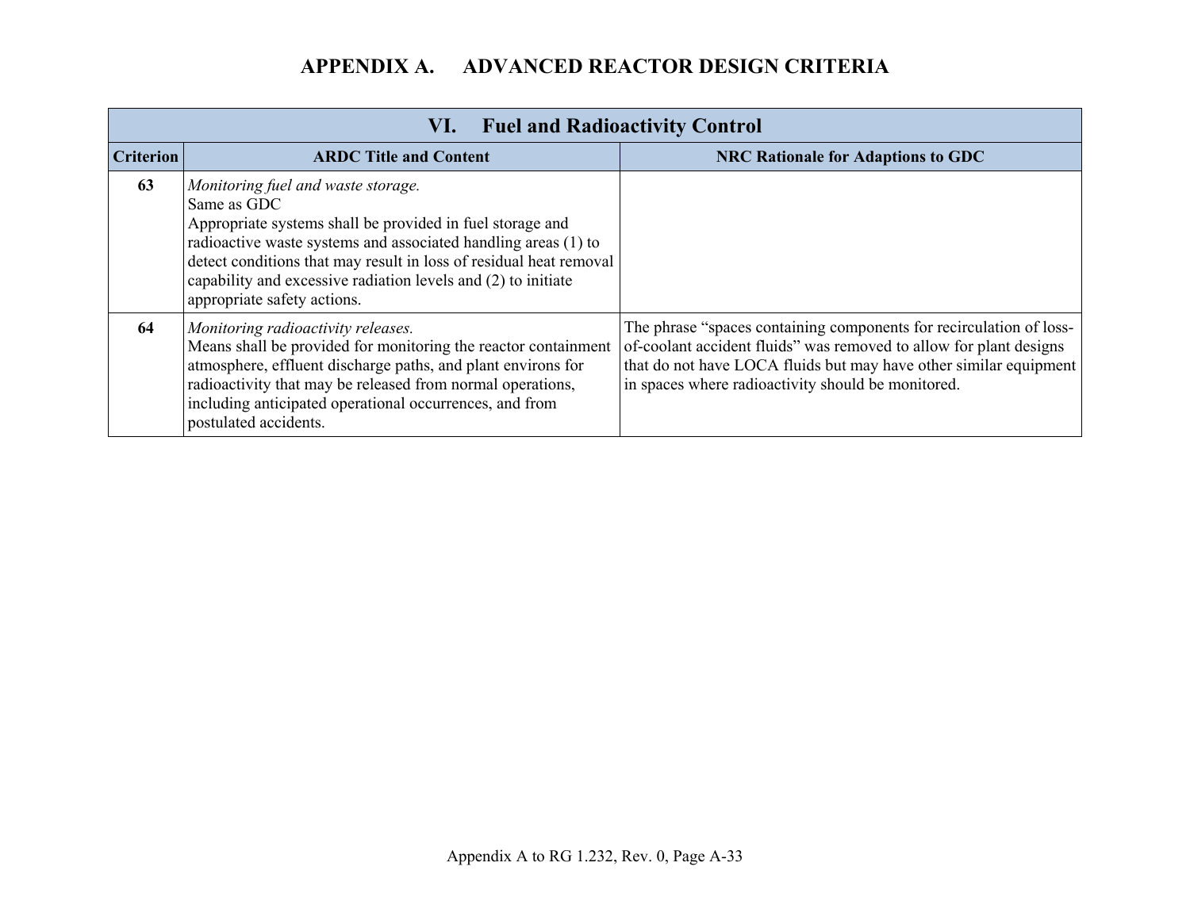# APPENDIX A. ADVANCED REACTOR DESIGN CRITERIA

| VI. Fuel and Radioactivity Control | | |
|---|---|---|
| **Criterion** | **ARDC Title and Content** | **NRC Rationale for Adaptions to GDC** |
| **63** | *Monitoring fuel and waste storage.*<br>Same as GDC<br>Appropriate systems shall be provided in fuel storage and radioactive waste systems and associated handling areas (1) to detect conditions that may result in loss of residual heat removal capability and excessive radiation levels and (2) to initiate appropriate safety actions. | |
| **64** | *Monitoring radioactivity releases.*<br>Means shall be provided for monitoring the reactor containment atmosphere, effluent discharge paths, and plant environs for radioactivity that may be released from normal operations, including anticipated operational occurrences, and from postulated accidents. | The phrase "spaces containing components for recirculation of loss-of-coolant accident fluids" was removed to allow for plant designs that do not have LOCA fluids but may have other similar equipment in spaces where radioactivity should be monitored. |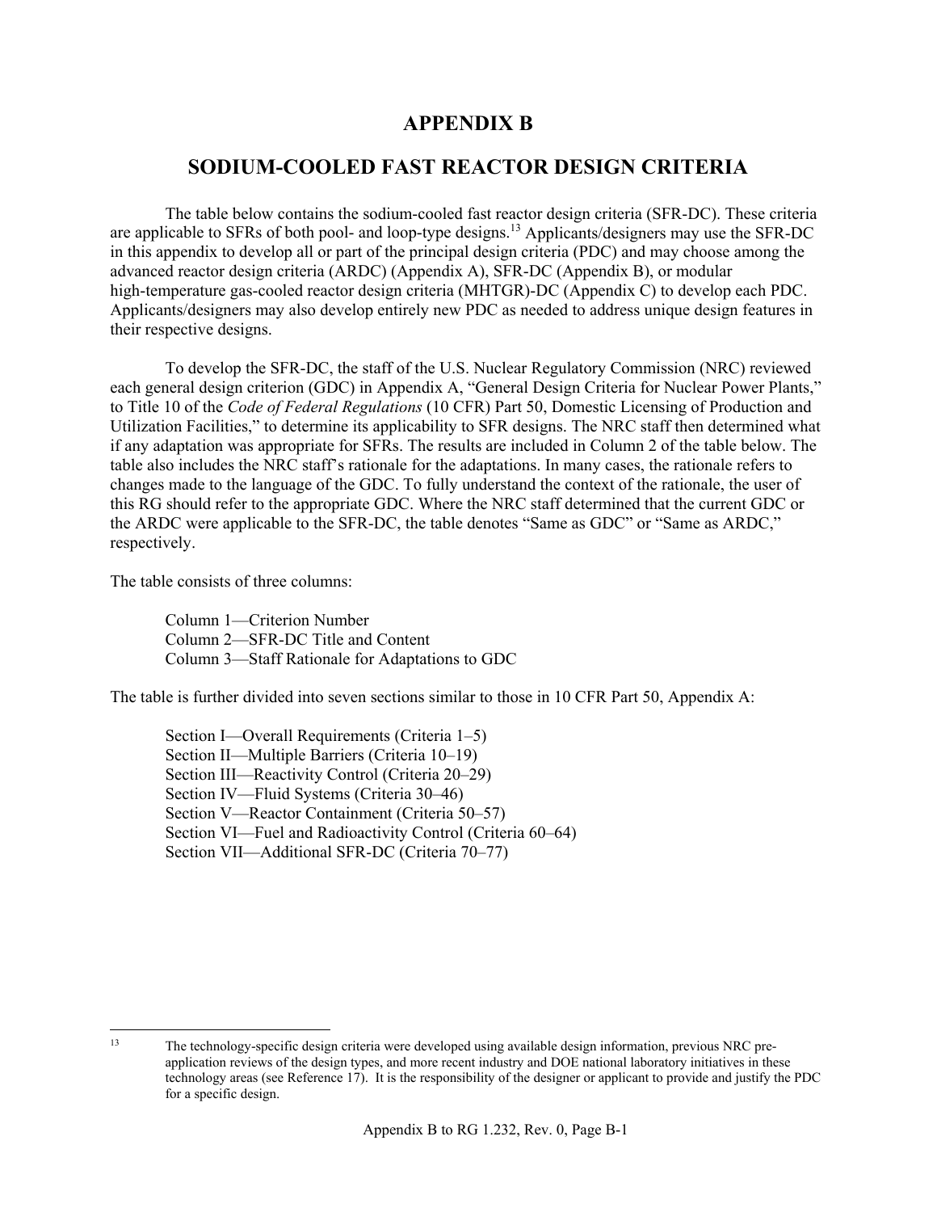# APPENDIX B

# SODIUM-COOLED FAST REACTOR DESIGN CRITERIA

The table below contains the sodium-cooled fast reactor design criteria (SFR-DC). These criteria are applicable to SFRs of both pool- and loop-type designs.[13] Applicants/designers may use the SFR-DC in this appendix to develop all or part of the principal design criteria (PDC) and may choose among the advanced reactor design criteria (ARDC) (Appendix A), SFR-DC (Appendix B), or modular high-temperature gas-cooled reactor design criteria (MHTGR)-DC (Appendix C) to develop each PDC. Applicants/designers may also develop entirely new PDC as needed to address unique design features in their respective designs.

To develop the SFR-DC, the staff of the U.S. Nuclear Regulatory Commission (NRC) reviewed each general design criterion (GDC) in Appendix A, "General Design Criteria for Nuclear Power Plants," to Title 10 of the *Code of Federal Regulations* (10 CFR) Part 50, Domestic Licensing of Production and Utilization Facilities," to determine its applicability to SFR designs. The NRC staff then determined what if any adaptation was appropriate for SFRs. The results are included in Column 2 of the table below. The table also includes the NRC staff's rationale for the adaptations. In many cases, the rationale refers to changes made to the language of the GDC. To fully understand the context of the rationale, the user of this RG should refer to the appropriate GDC. Where the NRC staff determined that the current GDC or the ARDC were applicable to the SFR-DC, the table denotes "Same as GDC" or "Same as ARDC," respectively.

The table consists of three columns:

Column 1—Criterion Number
Column 2—SFR-DC Title and Content
Column 3—Staff Rationale for Adaptations to GDC

The table is further divided into seven sections similar to those in 10 CFR Part 50, Appendix A:

Section I—Overall Requirements (Criteria 1–5)
Section II—Multiple Barriers (Criteria 10–19)
Section III—Reactivity Control (Criteria 20–29)
Section IV—Fluid Systems (Criteria 30–46)
Section V—Reactor Containment (Criteria 50–57)
Section VI—Fuel and Radioactivity Control (Criteria 60–64)
Section VII—Additional SFR-DC (Criteria 70–77)

[13] The technology-specific design criteria were developed using available design information, previous NRC pre-application reviews of the design types, and more recent industry and DOE national laboratory initiatives in these technology areas (see Reference 17). It is the responsibility of the designer or applicant to provide and justify the PDC for a specific design.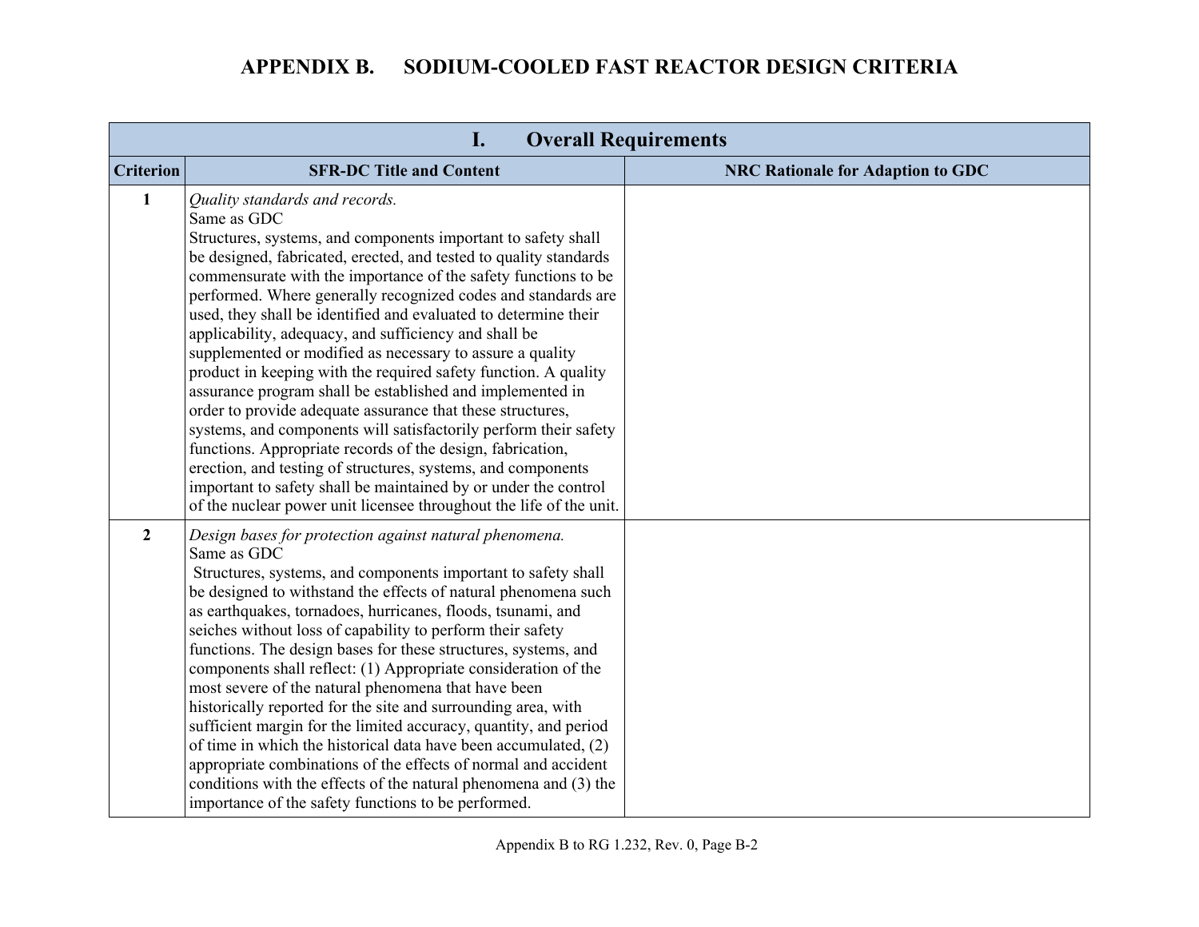# APPENDIX B. SODIUM-COOLED FAST REACTOR DESIGN CRITERIA

| I. Overall Requirements | | |
|---|---|---|
| **Criterion** | **SFR-DC Title and Content** | **NRC Rationale for Adaption to GDC** |
| **1** | *Quality standards and records.*<br>Same as GDC<br>Structures, systems, and components important to safety shall be designed, fabricated, erected, and tested to quality standards commensurate with the importance of the safety functions to be performed. Where generally recognized codes and standards are used, they shall be identified and evaluated to determine their applicability, adequacy, and sufficiency and shall be supplemented or modified as necessary to assure a quality product in keeping with the required safety function. A quality assurance program shall be established and implemented in order to provide adequate assurance that these structures, systems, and components will satisfactorily perform their safety functions. Appropriate records of the design, fabrication, erection, and testing of structures, systems, and components important to safety shall be maintained by or under the control of the nuclear power unit licensee throughout the life of the unit. | |
| **2** | *Design bases for protection against natural phenomena.*<br>Same as GDC<br>Structures, systems, and components important to safety shall be designed to withstand the effects of natural phenomena such as earthquakes, tornadoes, hurricanes, floods, tsunami, and seiches without loss of capability to perform their safety functions. The design bases for these structures, systems, and components shall reflect: (1) Appropriate consideration of the most severe of the natural phenomena that have been historically reported for the site and surrounding area, with sufficient margin for the limited accuracy, quantity, and period of time in which the historical data have been accumulated, (2) appropriate combinations of the effects of normal and accident conditions with the effects of the natural phenomena and (3) the importance of the safety functions to be performed. | |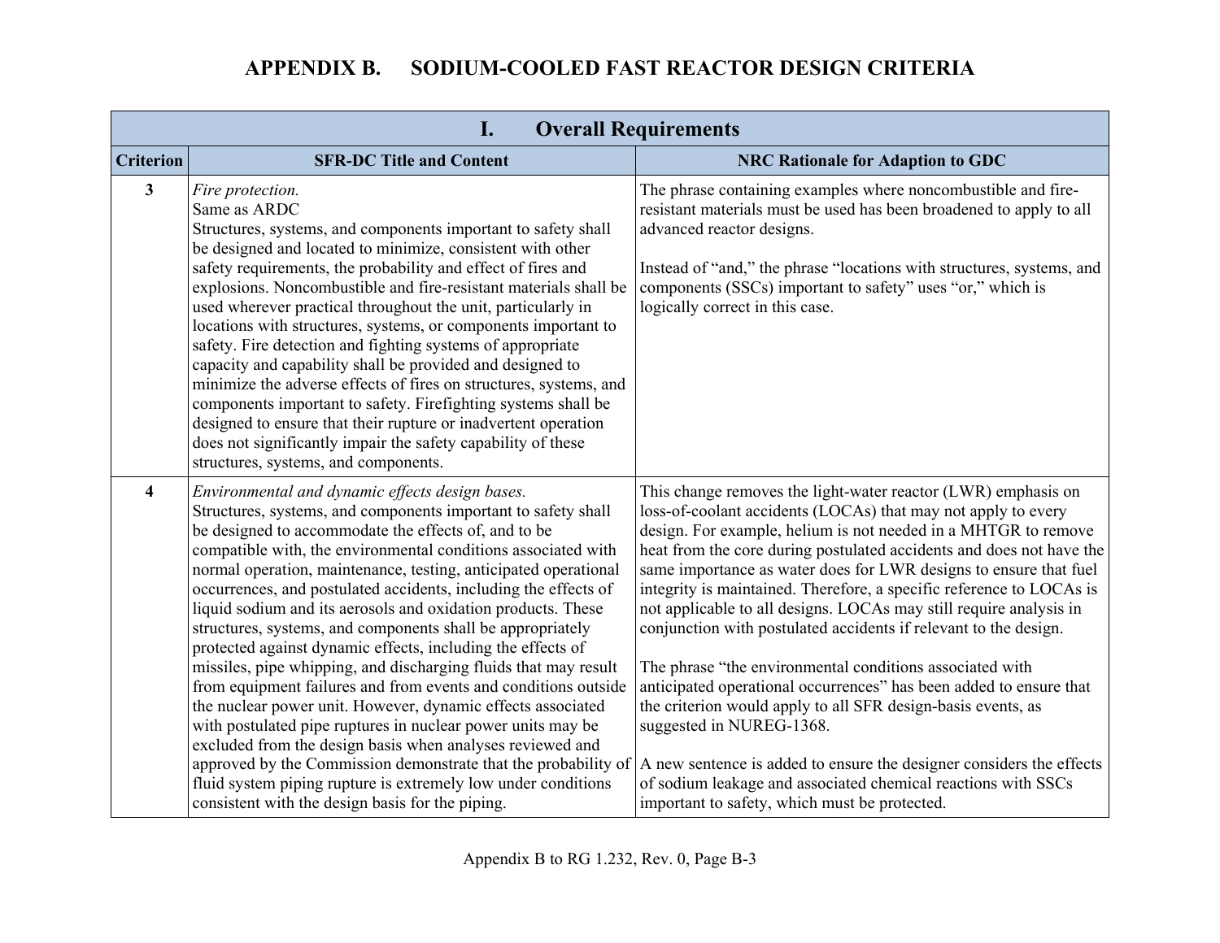# APPENDIX B. SODIUM-COOLED FAST REACTOR DESIGN CRITERIA

| I. Overall Requirements | | |
|---|---|---|
| **Criterion** | **SFR-DC Title and Content** | **NRC Rationale for Adaption to GDC** |
| **3** | *Fire protection.*<br>Same as ARDC<br>Structures, systems, and components important to safety shall be designed and located to minimize, consistent with other safety requirements, the probability and effect of fires and explosions. Noncombustible and fire-resistant materials shall be used wherever practical throughout the unit, particularly in locations with structures, systems, or components important to safety. Fire detection and fighting systems of appropriate capacity and capability shall be provided and designed to minimize the adverse effects of fires on structures, systems, and components important to safety. Firefighting systems shall be designed to ensure that their rupture or inadvertent operation does not significantly impair the safety capability of these structures, systems, and components. | The phrase containing examples where noncombustible and fire-resistant materials must be used has been broadened to apply to all advanced reactor designs.<br><br>Instead of "and," the phrase "locations with structures, systems, and components (SSCs) important to safety" uses "or," which is logically correct in this case. |
| **4** | *Environmental and dynamic effects design bases.*<br>Structures, systems, and components important to safety shall be designed to accommodate the effects of, and to be compatible with, the environmental conditions associated with normal operation, maintenance, testing, anticipated operational occurrences, and postulated accidents, including the effects of liquid sodium and its aerosols and oxidation products. These structures, systems, and components shall be appropriately protected against dynamic effects, including the effects of missiles, pipe whipping, and discharging fluids that may result from equipment failures and from events and conditions outside the nuclear power unit. However, dynamic effects associated with postulated pipe ruptures in nuclear power units may be excluded from the design basis when analyses reviewed and approved by the Commission demonstrate that the probability of fluid system piping rupture is extremely low under conditions consistent with the design basis for the piping. | This change removes the light-water reactor (LWR) emphasis on loss-of-coolant accidents (LOCAs) that may not apply to every design. For example, helium is not needed in a MHTGR to remove heat from the core during postulated accidents and does not have the same importance as water does for LWR designs to ensure that fuel integrity is maintained. Therefore, a specific reference to LOCAs is not applicable to all designs. LOCAs may still require analysis in conjunction with postulated accidents if relevant to the design.<br><br>The phrase "the environmental conditions associated with anticipated operational occurrences" has been added to ensure that the criterion would apply to all SFR design-basis events, as suggested in NUREG-1368.<br><br>A new sentence is added to ensure the designer considers the effects of sodium leakage and associated chemical reactions with SSCs important to safety, which must be protected. |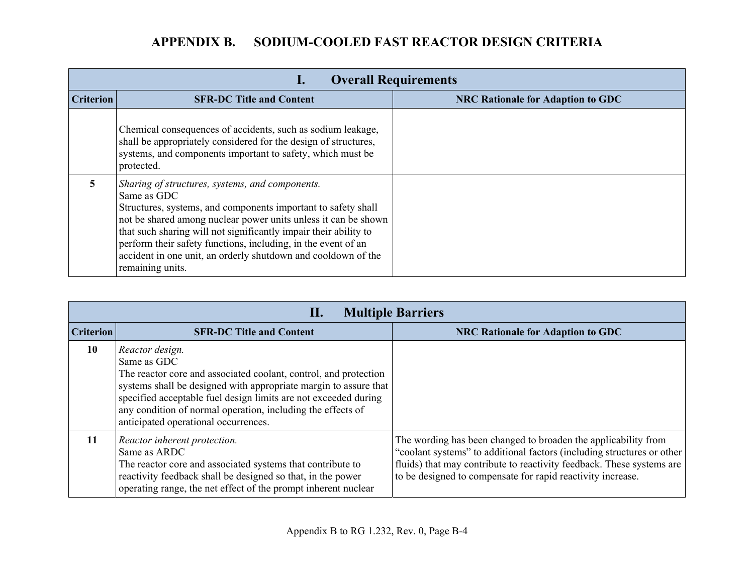# APPENDIX B. SODIUM-COOLED FAST REACTOR DESIGN CRITERIA

| I. Overall Requirements | | |
|---|---|---|
| **Criterion** | **SFR-DC Title and Content** | **NRC Rationale for Adaption to GDC** |
| | Chemical consequences of accidents, such as sodium leakage, shall be appropriately considered for the design of structures, systems, and components important to safety, which must be protected. | |
| **5** | *Sharing of structures, systems, and components.*<br>Same as GDC<br>Structures, systems, and components important to safety shall not be shared among nuclear power units unless it can be shown that such sharing will not significantly impair their ability to perform their safety functions, including, in the event of an accident in one unit, an orderly shutdown and cooldown of the remaining units. | |

| II. Multiple Barriers | | |
|---|---|---|
| **Criterion** | **SFR-DC Title and Content** | **NRC Rationale for Adaption to GDC** |
| **10** | *Reactor design.*<br>Same as GDC<br>The reactor core and associated coolant, control, and protection systems shall be designed with appropriate margin to assure that specified acceptable fuel design limits are not exceeded during any condition of normal operation, including the effects of anticipated operational occurrences. | |
| **11** | *Reactor inherent protection.*<br>Same as ARDC<br>The reactor core and associated systems that contribute to reactivity feedback shall be designed so that, in the power operating range, the net effect of the prompt inherent nuclear | The wording has been changed to broaden the applicability from “coolant systems” to additional factors (including structures or other fluids) that may contribute to reactivity feedback. These systems are to be designed to compensate for rapid reactivity increase. |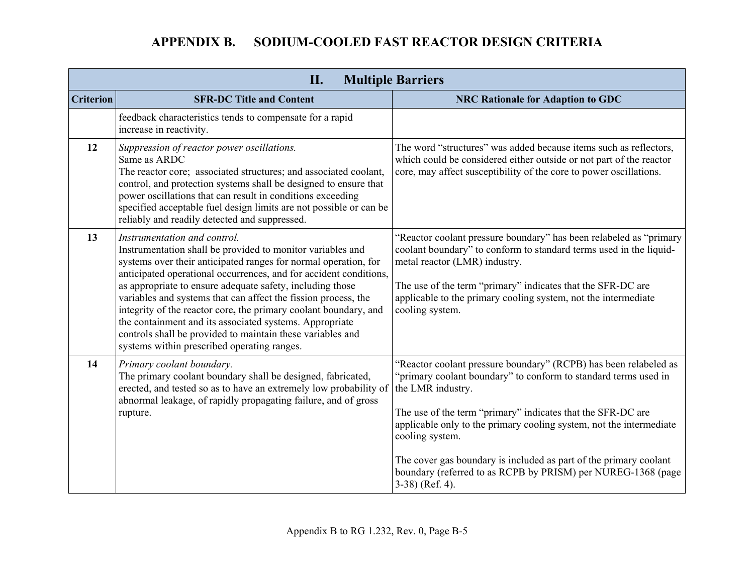# APPENDIX B. SODIUM-COOLED FAST REACTOR DESIGN CRITERIA

| II. Multiple Barriers | | |
|---|---|---|
| **Criterion** | **SFR-DC Title and Content** | **NRC Rationale for Adaption to GDC** |
| | feedback characteristics tends to compensate for a rapid increase in reactivity. | |
| **12** | *Suppression of reactor power oscillations.*<br>Same as ARDC<br>The reactor core; associated structures; and associated coolant, control, and protection systems shall be designed to ensure that power oscillations that can result in conditions exceeding specified acceptable fuel design limits are not possible or can be reliably and readily detected and suppressed. | The word "structures" was added because items such as reflectors, which could be considered either outside or not part of the reactor core, may affect susceptibility of the core to power oscillations. |
| **13** | *Instrumentation and control.*<br>Instrumentation shall be provided to monitor variables and systems over their anticipated ranges for normal operation, for anticipated operational occurrences, and for accident conditions, as appropriate to ensure adequate safety, including those variables and systems that can affect the fission process, the integrity of the reactor core**,** the primary coolant boundary, and the containment and its associated systems. Appropriate controls shall be provided to maintain these variables and systems within prescribed operating ranges. | "Reactor coolant pressure boundary" has been relabeled as "primary coolant boundary" to conform to standard terms used in the liquid-metal reactor (LMR) industry.<br><br>The use of the term "primary" indicates that the SFR-DC are applicable to the primary cooling system, not the intermediate cooling system. |
| **14** | *Primary coolant boundary.*<br>The primary coolant boundary shall be designed, fabricated, erected, and tested so as to have an extremely low probability of abnormal leakage, of rapidly propagating failure, and of gross rupture. | "Reactor coolant pressure boundary" (RCPB) has been relabeled as "primary coolant boundary" to conform to standard terms used in the LMR industry.<br><br>The use of the term "primary" indicates that the SFR-DC are applicable only to the primary cooling system, not the intermediate cooling system.<br><br>The cover gas boundary is included as part of the primary coolant boundary (referred to as RCPB by PRISM) per NUREG-1368 (page 3-38) (Ref. 4). |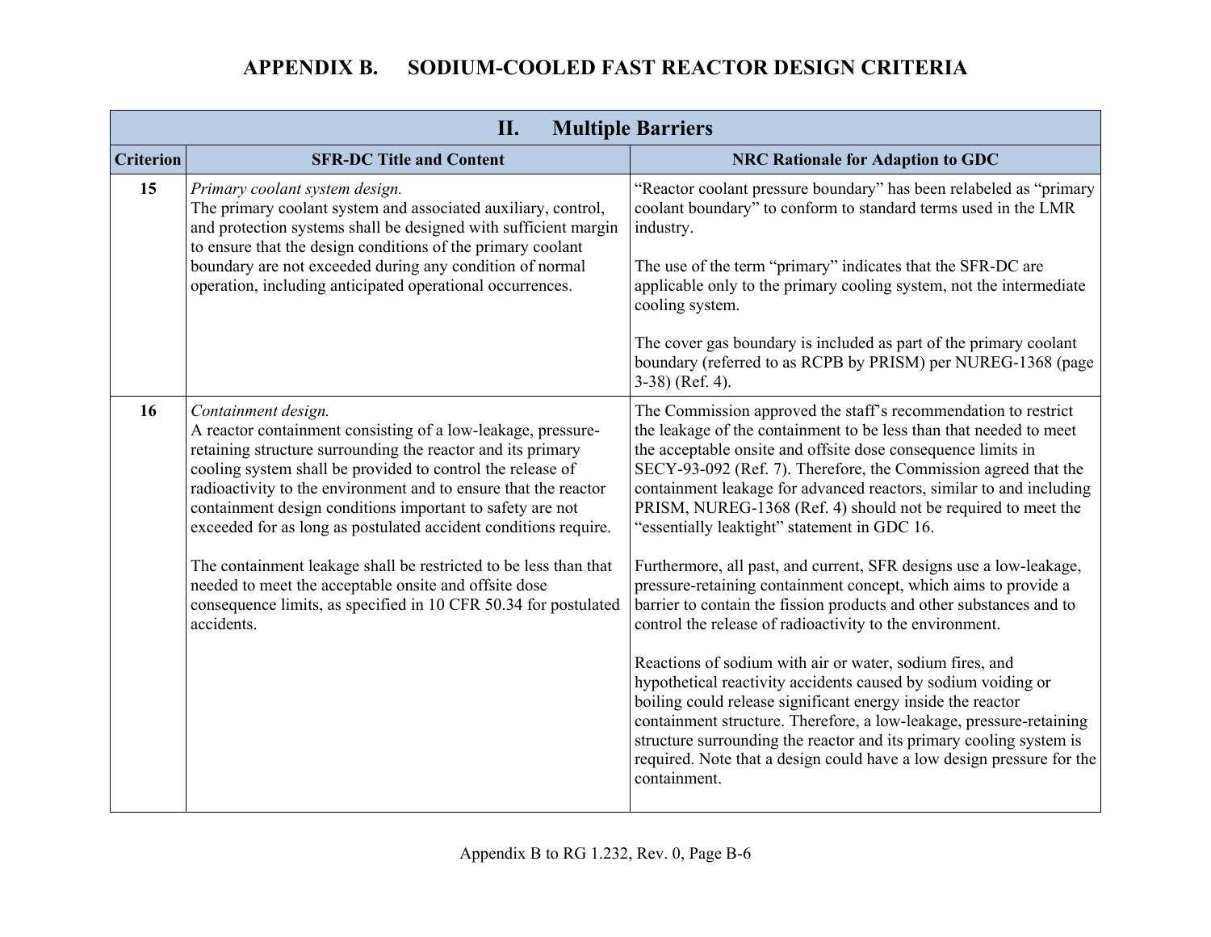# APPENDIX B. SODIUM-COOLED FAST REACTOR DESIGN CRITERIA

| II. Multiple Barriers | | |
|---|---|---|
| **Criterion** | **SFR-DC Title and Content** | **NRC Rationale for Adaption to GDC** |
| **15** | *Primary coolant system design.*<br>The primary coolant system and associated auxiliary, control, and protection systems shall be designed with sufficient margin to ensure that the design conditions of the primary coolant boundary are not exceeded during any condition of normal operation, including anticipated operational occurrences. | "Reactor coolant pressure boundary" has been relabeled as "primary coolant boundary" to conform to standard terms used in the LMR industry.<br><br>The use of the term "primary" indicates that the SFR-DC are applicable only to the primary cooling system, not the intermediate cooling system.<br><br>The cover gas boundary is included as part of the primary coolant boundary (referred to as RCPB by PRISM) per NUREG-1368 (page 3-38) (Ref. 4). |
| **16** | *Containment design.*<br>A reactor containment consisting of a low-leakage, pressure-retaining structure surrounding the reactor and its primary cooling system shall be provided to control the release of radioactivity to the environment and to ensure that the reactor containment design conditions important to safety are not exceeded for as long as postulated accident conditions require.<br><br>The containment leakage shall be restricted to be less than that needed to meet the acceptable onsite and offsite dose consequence limits, as specified in 10 CFR 50.34 for postulated accidents. | The Commission approved the staff's recommendation to restrict the leakage of the containment to be less than that needed to meet the acceptable onsite and offsite dose consequence limits in SECY-93-092 (Ref. 7). Therefore, the Commission agreed that the containment leakage for advanced reactors, similar to and including PRISM, NUREG-1368 (Ref. 4) should not be required to meet the "essentially leaktight" statement in GDC 16.<br><br>Furthermore, all past, and current, SFR designs use a low-leakage, pressure-retaining containment concept, which aims to provide a barrier to contain the fission products and other substances and to control the release of radioactivity to the environment.<br><br>Reactions of sodium with air or water, sodium fires, and hypothetical reactivity accidents caused by sodium voiding or boiling could release significant energy inside the reactor containment structure. Therefore, a low-leakage, pressure-retaining structure surrounding the reactor and its primary cooling system is required. Note that a design could have a low design pressure for the containment. |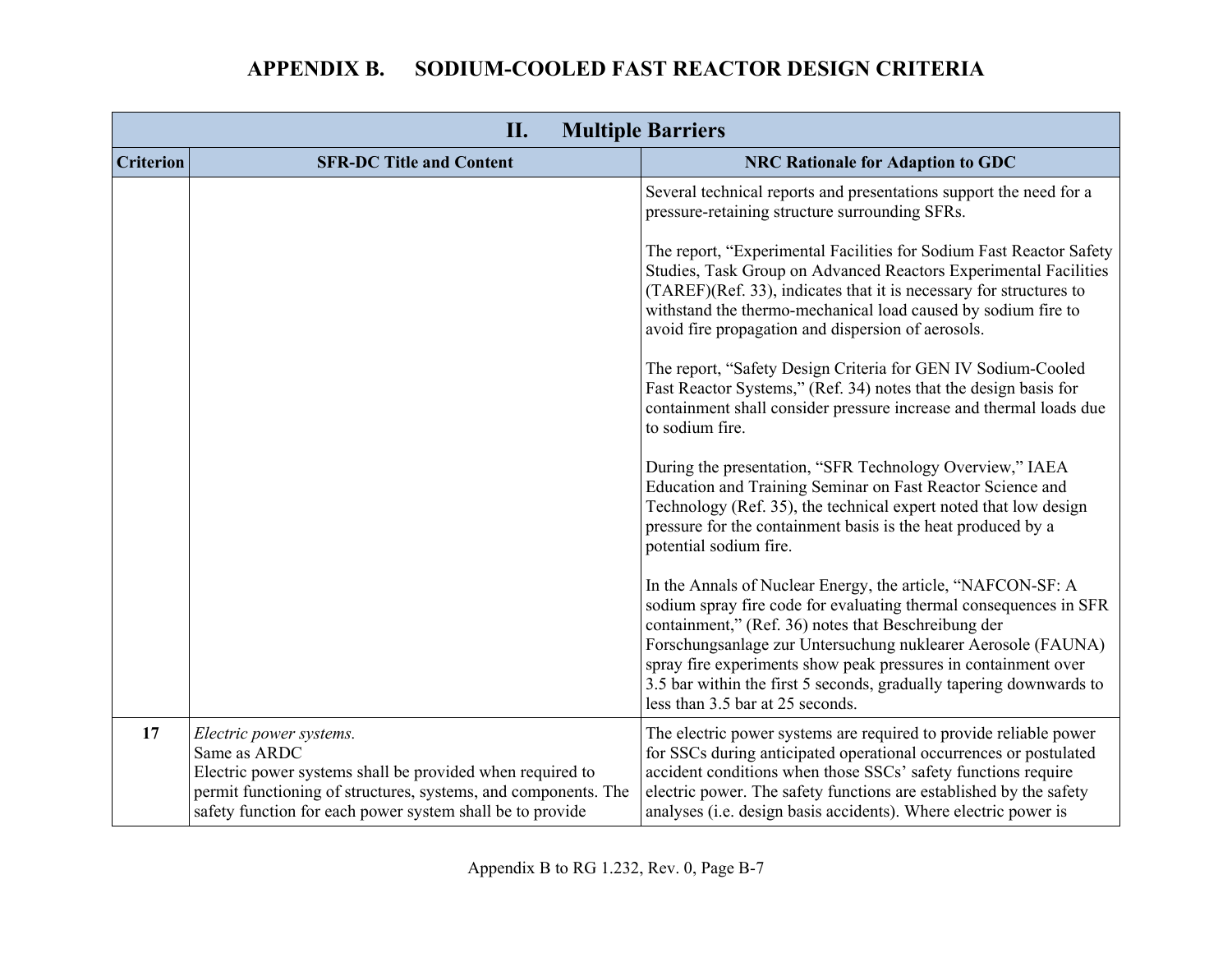# APPENDIX B. SODIUM-COOLED FAST REACTOR DESIGN CRITERIA

| II. Multiple Barriers | | |
|---|---|---|
| **Criterion** | **SFR-DC Title and Content** | **NRC Rationale for Adaption to GDC** |
| | | Several technical reports and presentations support the need for a pressure-retaining structure surrounding SFRs.<br><br>The report, "Experimental Facilities for Sodium Fast Reactor Safety Studies, Task Group on Advanced Reactors Experimental Facilities (TAREF)(Ref. 33), indicates that it is necessary for structures to withstand the thermo-mechanical load caused by sodium fire to avoid fire propagation and dispersion of aerosols.<br><br>The report, "Safety Design Criteria for GEN IV Sodium-Cooled Fast Reactor Systems," (Ref. 34) notes that the design basis for containment shall consider pressure increase and thermal loads due to sodium fire.<br><br>During the presentation, "SFR Technology Overview," IAEA Education and Training Seminar on Fast Reactor Science and Technology (Ref. 35), the technical expert noted that low design pressure for the containment basis is the heat produced by a potential sodium fire.<br><br>In the Annals of Nuclear Energy, the article, "NAFCON-SF: A sodium spray fire code for evaluating thermal consequences in SFR containment," (Ref. 36) notes that Beschreibung der Forschungsanlage zur Untersuchung nuklearer Aerosole (FAUNA) spray fire experiments show peak pressures in containment over 3.5 bar within the first 5 seconds, gradually tapering downwards to less than 3.5 bar at 25 seconds. |
| **17** | *Electric power systems.*<br>Same as ARDC<br>Electric power systems shall be provided when required to permit functioning of structures, systems, and components. The safety function for each power system shall be to provide | The electric power systems are required to provide reliable power for SSCs during anticipated operational occurrences or postulated accident conditions when those SSCs' safety functions require electric power. The safety functions are established by the safety analyses (i.e. design basis accidents). Where electric power is |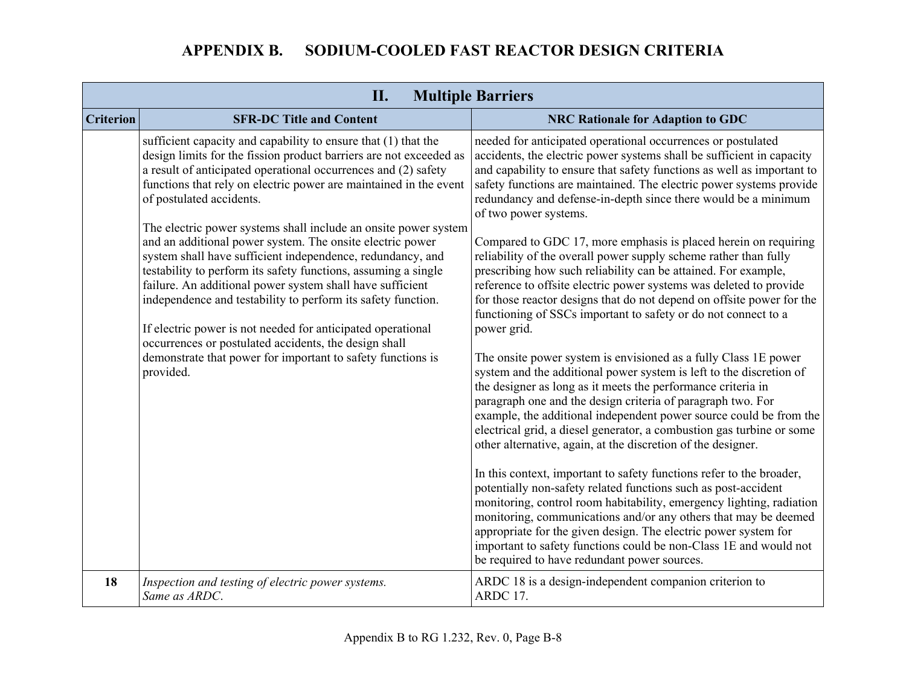# APPENDIX B. SODIUM-COOLED FAST REACTOR DESIGN CRITERIA

| II. Multiple Barriers | | |
|---|---|---|
| **Criterion** | **SFR-DC Title and Content** | **NRC Rationale for Adaption to GDC** |
| | sufficient capacity and capability to ensure that (1) that the design limits for the fission product barriers are not exceeded as a result of anticipated operational occurrences and (2) safety functions that rely on electric power are maintained in the event of postulated accidents.<br><br>The electric power systems shall include an onsite power system and an additional power system. The onsite electric power system shall have sufficient independence, redundancy, and testability to perform its safety functions, assuming a single failure. An additional power system shall have sufficient independence and testability to perform its safety function.<br><br>If electric power is not needed for anticipated operational occurrences or postulated accidents, the design shall demonstrate that power for important to safety functions is provided. | needed for anticipated operational occurrences or postulated accidents, the electric power systems shall be sufficient in capacity and capability to ensure that safety functions as well as important to safety functions are maintained. The electric power systems provide redundancy and defense-in-depth since there would be a minimum of two power systems.<br><br>Compared to GDC 17, more emphasis is placed herein on requiring reliability of the overall power supply scheme rather than fully prescribing how such reliability can be attained. For example, reference to offsite electric power systems was deleted to provide for those reactor designs that do not depend on offsite power for the functioning of SSCs important to safety or do not connect to a power grid.<br><br>The onsite power system is envisioned as a fully Class 1E power system and the additional power system is left to the discretion of the designer as long as it meets the performance criteria in paragraph one and the design criteria of paragraph two. For example, the additional independent power source could be from the electrical grid, a diesel generator, a combustion gas turbine or some other alternative, again, at the discretion of the designer.<br><br>In this context, important to safety functions refer to the broader, potentially non-safety related functions such as post-accident monitoring, control room habitability, emergency lighting, radiation monitoring, communications and/or any others that may be deemed appropriate for the given design. The electric power system for important to safety functions could be non-Class 1E and would not be required to have redundant power sources. |
| **18** | *Inspection and testing of electric power systems.*<br>*Same as ARDC.* | ARDC 18 is a design-independent companion criterion to ARDC 17. |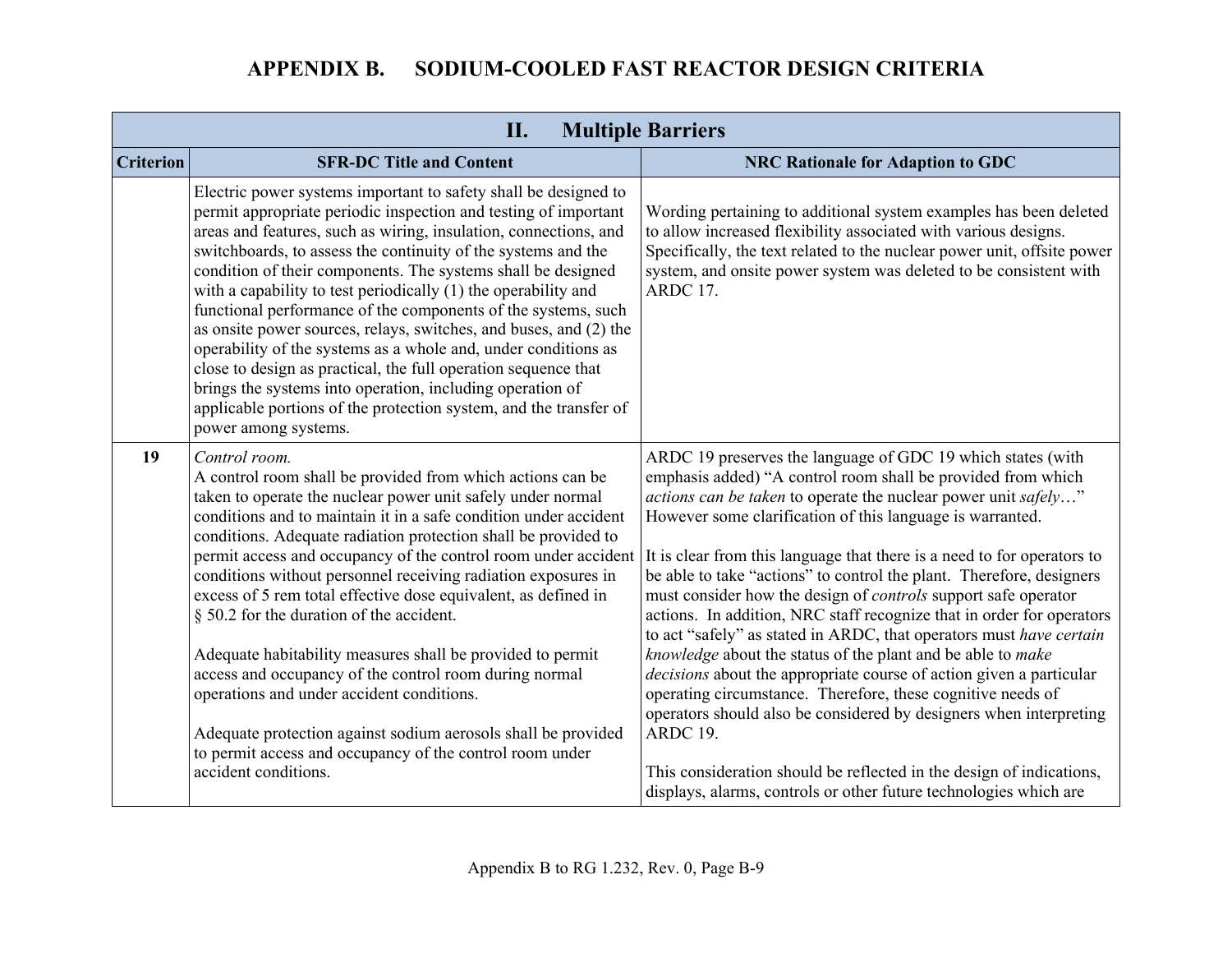# APPENDIX B. SODIUM-COOLED FAST REACTOR DESIGN CRITERIA

| II. Multiple Barriers | | |
|---|---|---|
| **Criterion** | **SFR-DC Title and Content** | **NRC Rationale for Adaption to GDC** |
| | Electric power systems important to safety shall be designed to permit appropriate periodic inspection and testing of important areas and features, such as wiring, insulation, connections, and switchboards, to assess the continuity of the systems and the condition of their components. The systems shall be designed with a capability to test periodically (1) the operability and functional performance of the components of the systems, such as onsite power sources, relays, switches, and buses, and (2) the operability of the systems as a whole and, under conditions as close to design as practical, the full operation sequence that brings the systems into operation, including operation of applicable portions of the protection system, and the transfer of power among systems. | Wording pertaining to additional system examples has been deleted to allow increased flexibility associated with various designs. Specifically, the text related to the nuclear power unit, offsite power system, and onsite power system was deleted to be consistent with ARDC 17. |
| **19** | *Control room.*<br>A control room shall be provided from which actions can be taken to operate the nuclear power unit safely under normal conditions and to maintain it in a safe condition under accident conditions. Adequate radiation protection shall be provided to permit access and occupancy of the control room under accident conditions without personnel receiving radiation exposures in excess of 5 rem total effective dose equivalent, as defined in § 50.2 for the duration of the accident.<br><br>Adequate habitability measures shall be provided to permit access and occupancy of the control room during normal operations and under accident conditions.<br><br>Adequate protection against sodium aerosols shall be provided to permit access and occupancy of the control room under accident conditions. | ARDC 19 preserves the language of GDC 19 which states (with emphasis added) "A control room shall be provided from which *actions can be taken* to operate the nuclear power unit *safely*…" However some clarification of this language is warranted.<br><br>It is clear from this language that there is a need to for operators to be able to take "actions" to control the plant. Therefore, designers must consider how the design of *controls* support safe operator actions. In addition, NRC staff recognize that in order for operators to act "safely" as stated in ARDC, that operators must *have certain knowledge* about the status of the plant and be able to *make decisions* about the appropriate course of action given a particular operating circumstance. Therefore, these cognitive needs of operators should also be considered by designers when interpreting ARDC 19.<br><br>This consideration should be reflected in the design of indications, displays, alarms, controls or other future technologies which are |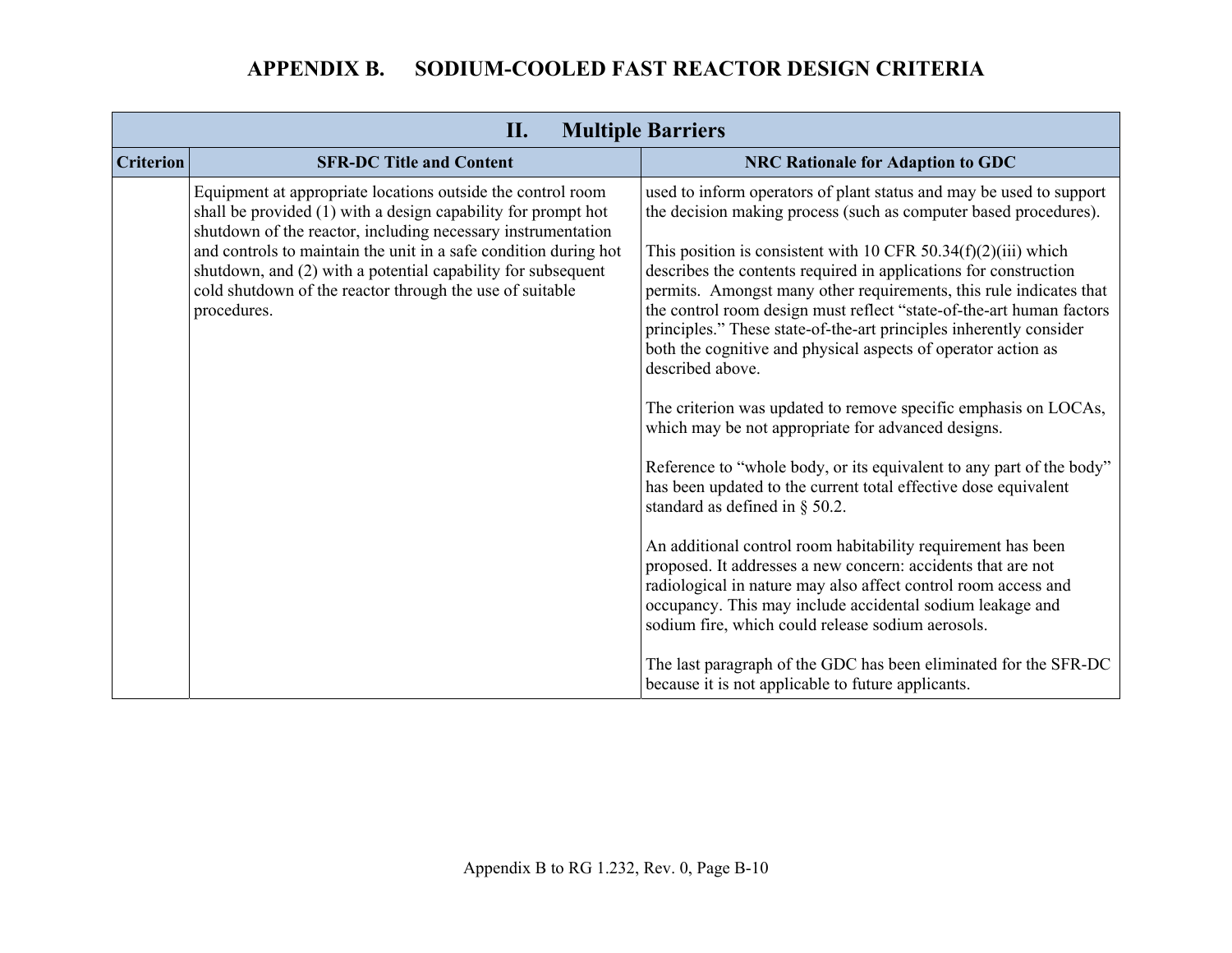# APPENDIX B. SODIUM-COOLED FAST REACTOR DESIGN CRITERIA

| II. Multiple Barriers | | |
|---|---|---|
| **Criterion** | **SFR-DC Title and Content** | **NRC Rationale for Adaption to GDC** |
| | Equipment at appropriate locations outside the control room shall be provided (1) with a design capability for prompt hot shutdown of the reactor, including necessary instrumentation and controls to maintain the unit in a safe condition during hot shutdown, and (2) with a potential capability for subsequent cold shutdown of the reactor through the use of suitable procedures. | used to inform operators of plant status and may be used to support the decision making process (such as computer based procedures).<br><br>This position is consistent with 10 CFR 50.34(f)(2)(iii) which describes the contents required in applications for construction permits. Amongst many other requirements, this rule indicates that the control room design must reflect "state-of-the-art human factors principles." These state-of-the-art principles inherently consider both the cognitive and physical aspects of operator action as described above.<br><br>The criterion was updated to remove specific emphasis on LOCAs, which may be not appropriate for advanced designs.<br><br>Reference to "whole body, or its equivalent to any part of the body" has been updated to the current total effective dose equivalent standard as defined in § 50.2.<br><br>An additional control room habitability requirement has been proposed. It addresses a new concern: accidents that are not radiological in nature may also affect control room access and occupancy. This may include accidental sodium leakage and sodium fire, which could release sodium aerosols.<br><br>The last paragraph of the GDC has been eliminated for the SFR-DC because it is not applicable to future applicants. |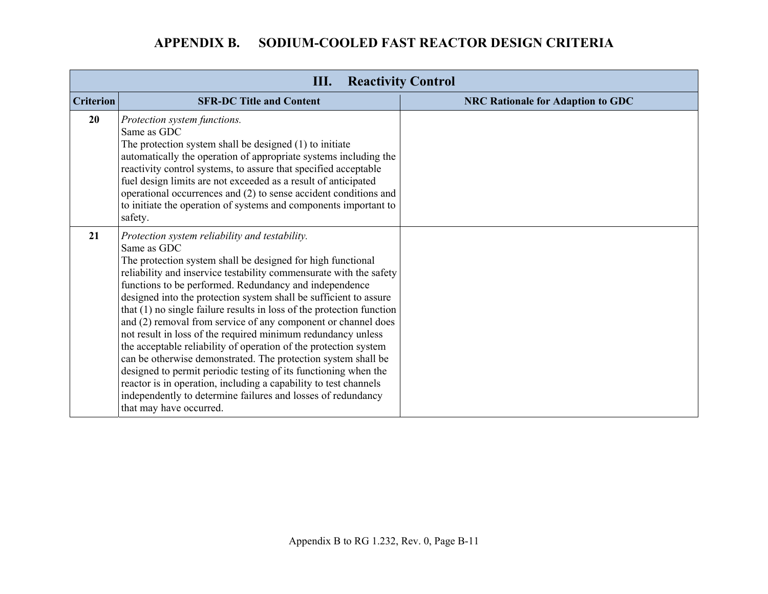# APPENDIX B. SODIUM-COOLED FAST REACTOR DESIGN CRITERIA

| III. Reactivity Control | | |
|---|---|---|
| **Criterion** | **SFR-DC Title and Content** | **NRC Rationale for Adaption to GDC** |
| **20** | *Protection system functions.*<br>Same as GDC<br>The protection system shall be designed (1) to initiate automatically the operation of appropriate systems including the reactivity control systems, to assure that specified acceptable fuel design limits are not exceeded as a result of anticipated operational occurrences and (2) to sense accident conditions and to initiate the operation of systems and components important to safety. | |
| **21** | *Protection system reliability and testability.*<br>Same as GDC<br>The protection system shall be designed for high functional reliability and inservice testability commensurate with the safety functions to be performed. Redundancy and independence designed into the protection system shall be sufficient to assure that (1) no single failure results in loss of the protection function and (2) removal from service of any component or channel does not result in loss of the required minimum redundancy unless the acceptable reliability of operation of the protection system can be otherwise demonstrated. The protection system shall be designed to permit periodic testing of its functioning when the reactor is in operation, including a capability to test channels independently to determine failures and losses of redundancy that may have occurred. | |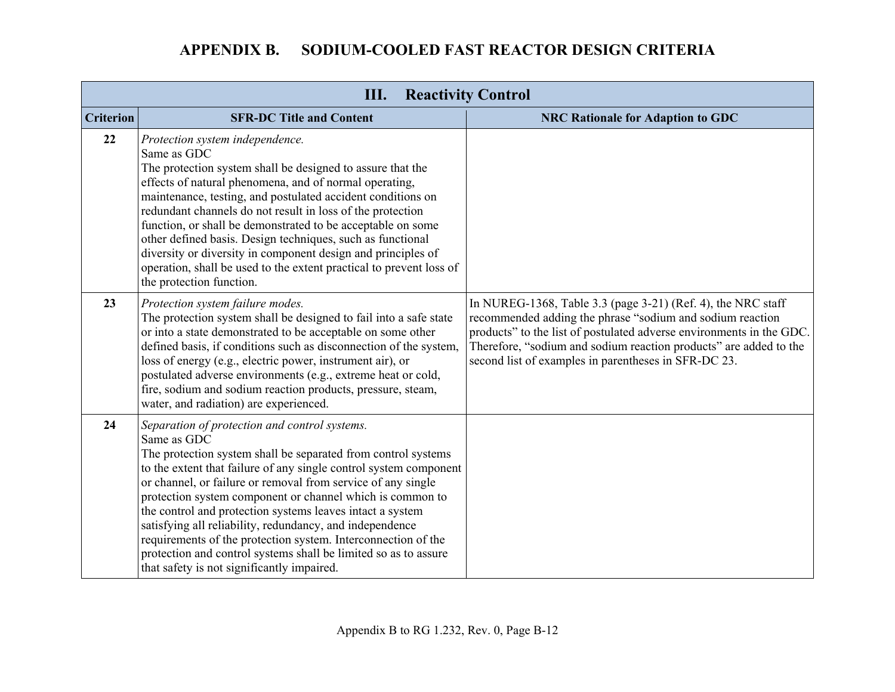# APPENDIX B. SODIUM-COOLED FAST REACTOR DESIGN CRITERIA

| III. Reactivity Control | | |
|---|---|---|
| **Criterion** | **SFR-DC Title and Content** | **NRC Rationale for Adaption to GDC** |
| **22** | *Protection system independence.*<br>Same as GDC<br>The protection system shall be designed to assure that the effects of natural phenomena, and of normal operating, maintenance, testing, and postulated accident conditions on redundant channels do not result in loss of the protection function, or shall be demonstrated to be acceptable on some other defined basis. Design techniques, such as functional diversity or diversity in component design and principles of operation, shall be used to the extent practical to prevent loss of the protection function. | |
| **23** | *Protection system failure modes.*<br>The protection system shall be designed to fail into a safe state or into a state demonstrated to be acceptable on some other defined basis, if conditions such as disconnection of the system, loss of energy (e.g., electric power, instrument air), or postulated adverse environments (e.g., extreme heat or cold, fire, sodium and sodium reaction products, pressure, steam, water, and radiation) are experienced. | In NUREG-1368, Table 3.3 (page 3-21) (Ref. 4), the NRC staff recommended adding the phrase "sodium and sodium reaction products" to the list of postulated adverse environments in the GDC. Therefore, "sodium and sodium reaction products" are added to the second list of examples in parentheses in SFR-DC 23. |
| **24** | *Separation of protection and control systems.*<br>Same as GDC<br>The protection system shall be separated from control systems to the extent that failure of any single control system component or channel, or failure or removal from service of any single protection system component or channel which is common to the control and protection systems leaves intact a system satisfying all reliability, redundancy, and independence requirements of the protection system. Interconnection of the protection and control systems shall be limited so as to assure that safety is not significantly impaired. | |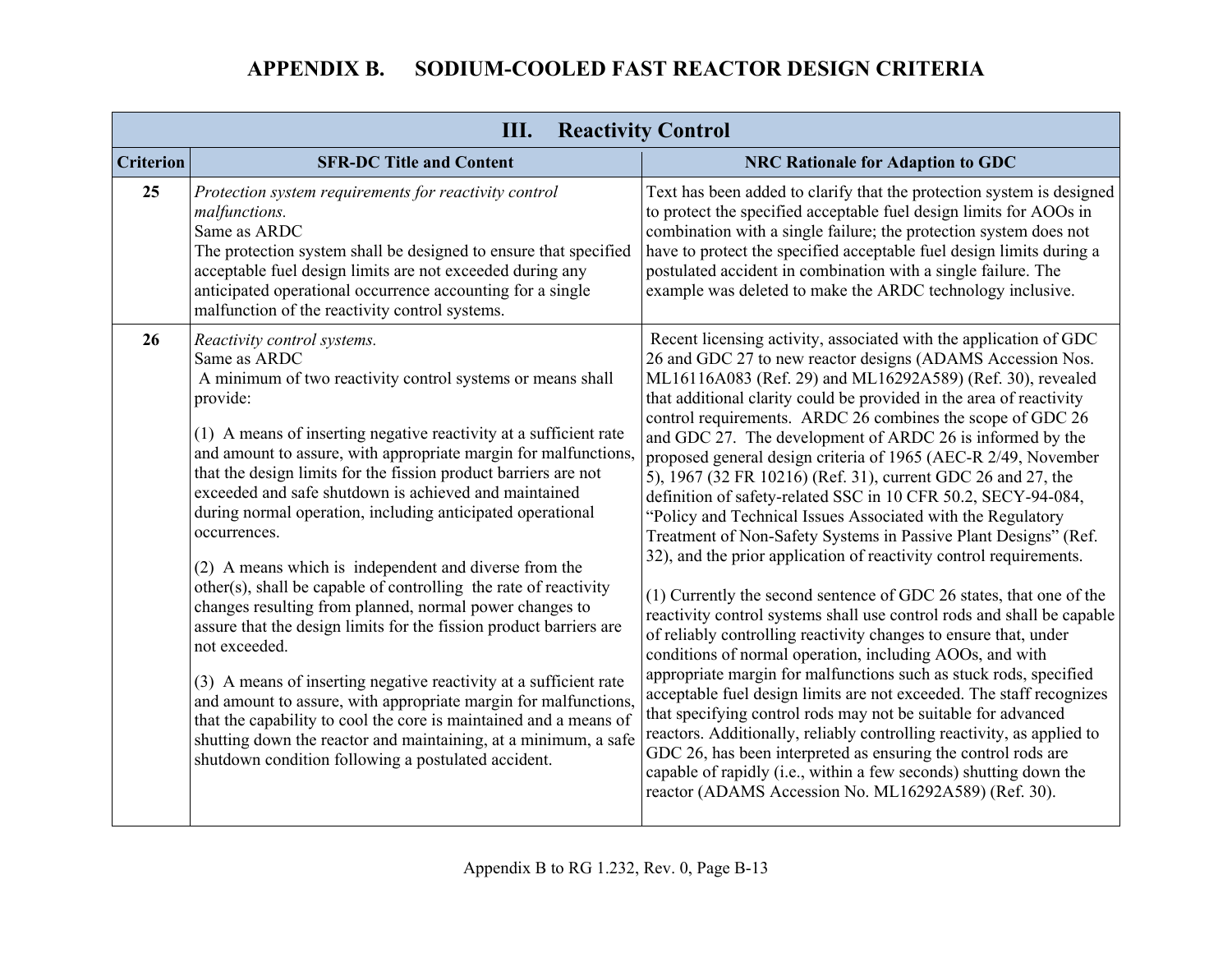# APPENDIX B. SODIUM-COOLED FAST REACTOR DESIGN CRITERIA

| III. Reactivity Control | | |
|---|---|---|
| **Criterion** | **SFR-DC Title and Content** | **NRC Rationale for Adaption to GDC** |
| **25** | *Protection system requirements for reactivity control malfunctions.*<br>Same as ARDC<br>The protection system shall be designed to ensure that specified acceptable fuel design limits are not exceeded during any anticipated operational occurrence accounting for a single malfunction of the reactivity control systems. | Text has been added to clarify that the protection system is designed to protect the specified acceptable fuel design limits for AOOs in combination with a single failure; the protection system does not have to protect the specified acceptable fuel design limits during a postulated accident in combination with a single failure. The example was deleted to make the ARDC technology inclusive. |
| **26** | *Reactivity control systems.*<br>Same as ARDC<br>A minimum of two reactivity control systems or means shall provide:<br><br>(1) A means of inserting negative reactivity at a sufficient rate and amount to assure, with appropriate margin for malfunctions, that the design limits for the fission product barriers are not exceeded and safe shutdown is achieved and maintained during normal operation, including anticipated operational occurrences.<br><br>(2) A means which is independent and diverse from the other(s), shall be capable of controlling the rate of reactivity changes resulting from planned, normal power changes to assure that the design limits for the fission product barriers are not exceeded.<br><br>(3) A means of inserting negative reactivity at a sufficient rate and amount to assure, with appropriate margin for malfunctions, that the capability to cool the core is maintained and a means of shutting down the reactor and maintaining, at a minimum, a safe shutdown condition following a postulated accident. | Recent licensing activity, associated with the application of GDC 26 and GDC 27 to new reactor designs (ADAMS Accession Nos. ML16116A083 (Ref. 29) and ML16292A589) (Ref. 30), revealed that additional clarity could be provided in the area of reactivity control requirements. ARDC 26 combines the scope of GDC 26 and GDC 27. The development of ARDC 26 is informed by the proposed general design criteria of 1965 (AEC-R 2/49, November 5), 1967 (32 FR 10216) (Ref. 31), current GDC 26 and 27, the definition of safety-related SSC in 10 CFR 50.2, SECY-94-084, "Policy and Technical Issues Associated with the Regulatory Treatment of Non-Safety Systems in Passive Plant Designs" (Ref. 32), and the prior application of reactivity control requirements.<br><br>(1) Currently the second sentence of GDC 26 states, that one of the reactivity control systems shall use control rods and shall be capable of reliably controlling reactivity changes to ensure that, under conditions of normal operation, including AOOs, and with appropriate margin for malfunctions such as stuck rods, specified acceptable fuel design limits are not exceeded. The staff recognizes that specifying control rods may not be suitable for advanced reactors. Additionally, reliably controlling reactivity, as applied to GDC 26, has been interpreted as ensuring the control rods are capable of rapidly (i.e., within a few seconds) shutting down the reactor (ADAMS Accession No. ML16292A589) (Ref. 30). |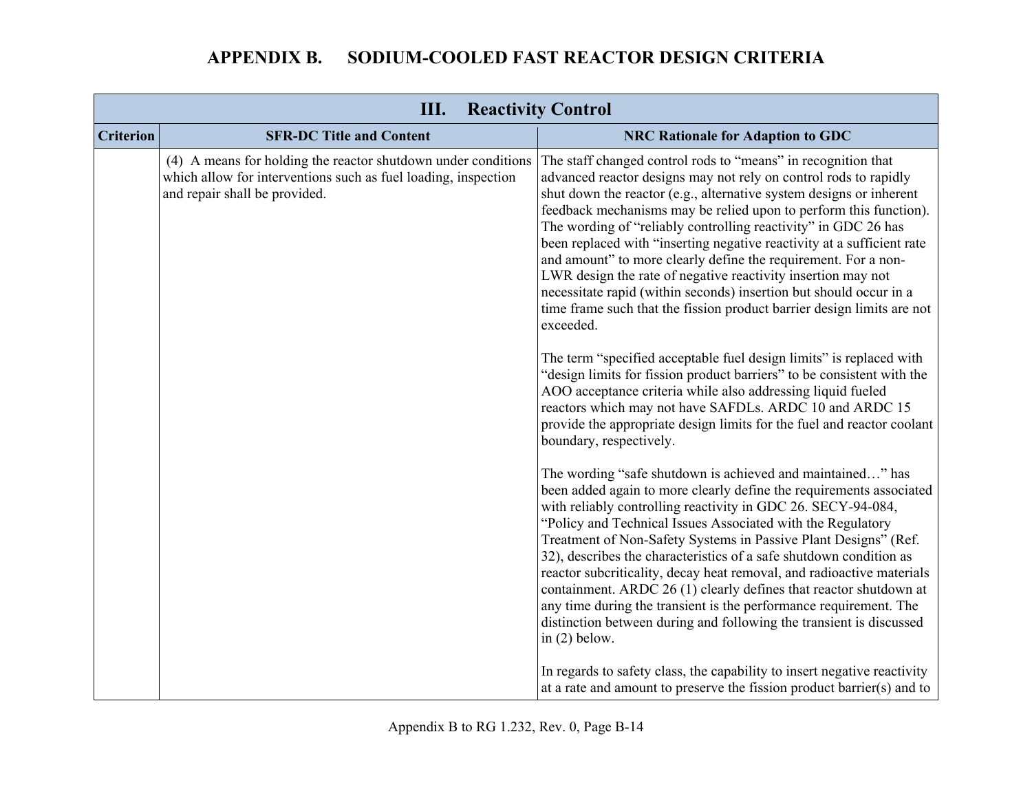# APPENDIX B. SODIUM-COOLED FAST REACTOR DESIGN CRITERIA

| III. Reactivity Control | | |
|---|---|---|
| **Criterion** | **SFR-DC Title and Content** | **NRC Rationale for Adaption to GDC** |
| | (4) A means for holding the reactor shutdown under conditions which allow for interventions such as fuel loading, inspection and repair shall be provided. | The staff changed control rods to "means" in recognition that advanced reactor designs may not rely on control rods to rapidly shut down the reactor (e.g., alternative system designs or inherent feedback mechanisms may be relied upon to perform this function). The wording of "reliably controlling reactivity" in GDC 26 has been replaced with "inserting negative reactivity at a sufficient rate and amount" to more clearly define the requirement. For a non-LWR design the rate of negative reactivity insertion may not necessitate rapid (within seconds) insertion but should occur in a time frame such that the fission product barrier design limits are not exceeded.<br><br>The term "specified acceptable fuel design limits" is replaced with "design limits for fission product barriers" to be consistent with the AOO acceptance criteria while also addressing liquid fueled reactors which may not have SAFDLs. ARDC 10 and ARDC 15 provide the appropriate design limits for the fuel and reactor coolant boundary, respectively.<br><br>The wording "safe shutdown is achieved and maintained…" has been added again to more clearly define the requirements associated with reliably controlling reactivity in GDC 26. SECY-94-084, "Policy and Technical Issues Associated with the Regulatory Treatment of Non-Safety Systems in Passive Plant Designs" (Ref. 32), describes the characteristics of a safe shutdown condition as reactor subcriticality, decay heat removal, and radioactive materials containment. ARDC 26 (1) clearly defines that reactor shutdown at any time during the transient is the performance requirement. The distinction between during and following the transient is discussed in (2) below.<br><br>In regards to safety class, the capability to insert negative reactivity at a rate and amount to preserve the fission product barrier(s) and to |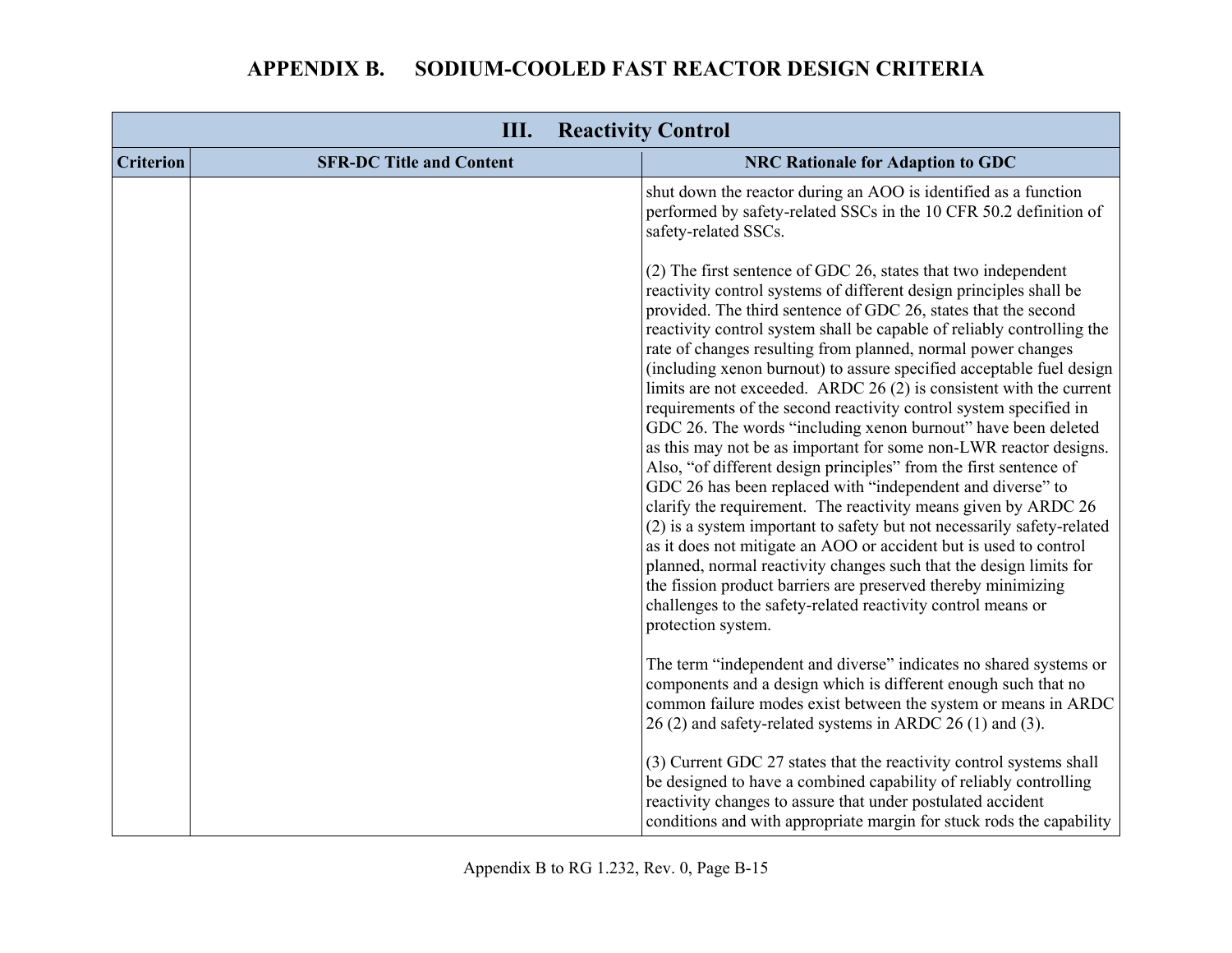# APPENDIX B. SODIUM-COOLED FAST REACTOR DESIGN CRITERIA

| III. Reactivity Control | | |
|---|---|---|
| **Criterion** | **SFR-DC Title and Content** | **NRC Rationale for Adaption to GDC** |
| | | shut down the reactor during an AOO is identified as a function performed by safety-related SSCs in the 10 CFR 50.2 definition of safety-related SSCs.<br><br>(2) The first sentence of GDC 26, states that two independent reactivity control systems of different design principles shall be provided. The third sentence of GDC 26, states that the second reactivity control system shall be capable of reliably controlling the rate of changes resulting from planned, normal power changes (including xenon burnout) to assure specified acceptable fuel design limits are not exceeded. ARDC 26 (2) is consistent with the current requirements of the second reactivity control system specified in GDC 26. The words "including xenon burnout" have been deleted as this may not be as important for some non-LWR reactor designs. Also, "of different design principles" from the first sentence of GDC 26 has been replaced with "independent and diverse" to clarify the requirement. The reactivity means given by ARDC 26 (2) is a system important to safety but not necessarily safety-related as it does not mitigate an AOO or accident but is used to control planned, normal reactivity changes such that the design limits for the fission product barriers are preserved thereby minimizing challenges to the safety-related reactivity control means or protection system.<br><br>The term "independent and diverse" indicates no shared systems or components and a design which is different enough such that no common failure modes exist between the system or means in ARDC 26 (2) and safety-related systems in ARDC 26 (1) and (3).<br><br>(3) Current GDC 27 states that the reactivity control systems shall be designed to have a combined capability of reliably controlling reactivity changes to assure that under postulated accident conditions and with appropriate margin for stuck rods the capability |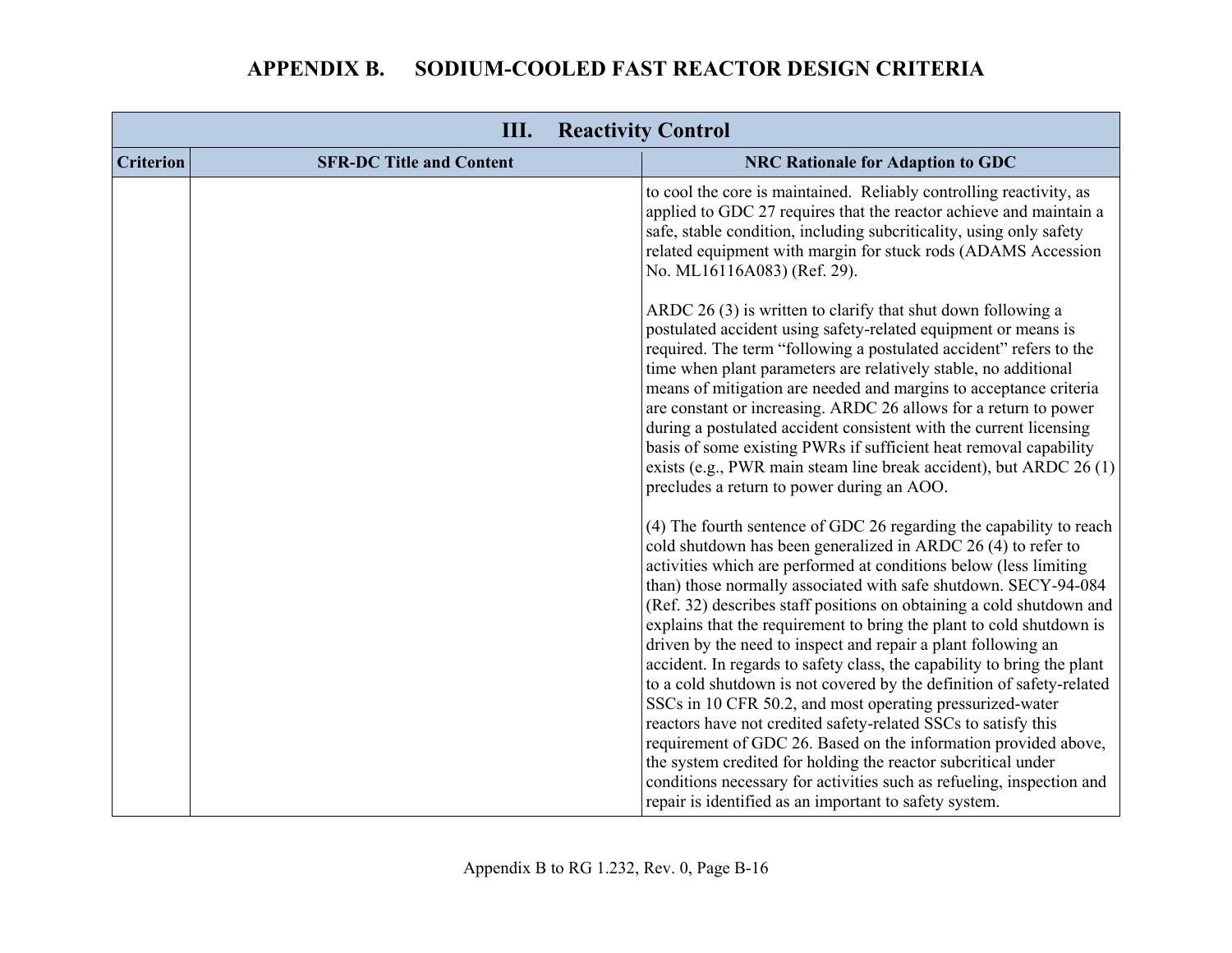# APPENDIX B. SODIUM-COOLED FAST REACTOR DESIGN CRITERIA

| III. Reactivity Control | | |
|---|---|---|
| **Criterion** | **SFR-DC Title and Content** | **NRC Rationale for Adaption to GDC** |
| | | to cool the core is maintained. Reliably controlling reactivity, as applied to GDC 27 requires that the reactor achieve and maintain a safe, stable condition, including subcriticality, using only safety related equipment with margin for stuck rods (ADAMS Accession No. ML16116A083) (Ref. 29).<br><br>ARDC 26 (3) is written to clarify that shut down following a postulated accident using safety-related equipment or means is required. The term "following a postulated accident" refers to the time when plant parameters are relatively stable, no additional means of mitigation are needed and margins to acceptance criteria are constant or increasing. ARDC 26 allows for a return to power during a postulated accident consistent with the current licensing basis of some existing PWRs if sufficient heat removal capability exists (e.g., PWR main steam line break accident), but ARDC 26 (1) precludes a return to power during an AOO.<br><br>(4) The fourth sentence of GDC 26 regarding the capability to reach cold shutdown has been generalized in ARDC 26 (4) to refer to activities which are performed at conditions below (less limiting than) those normally associated with safe shutdown. SECY-94-084 (Ref. 32) describes staff positions on obtaining a cold shutdown and explains that the requirement to bring the plant to cold shutdown is driven by the need to inspect and repair a plant following an accident. In regards to safety class, the capability to bring the plant to a cold shutdown is not covered by the definition of safety-related SSCs in 10 CFR 50.2, and most operating pressurized-water reactors have not credited safety-related SSCs to satisfy this requirement of GDC 26. Based on the information provided above, the system credited for holding the reactor subcritical under conditions necessary for activities such as refueling, inspection and repair is identified as an important to safety system. |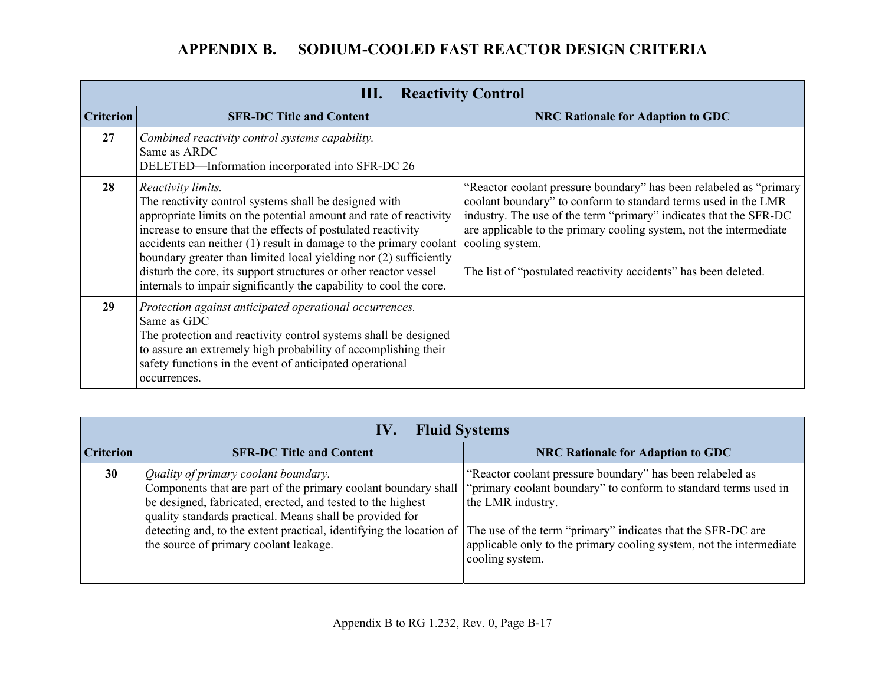# APPENDIX B. SODIUM-COOLED FAST REACTOR DESIGN CRITERIA

| III. Reactivity Control | | |
|---|---|---|
| **Criterion** | **SFR-DC Title and Content** | **NRC Rationale for Adaption to GDC** |
| **27** | *Combined reactivity control systems capability.*<br>Same as ARDC<br>DELETED—Information incorporated into SFR-DC 26 | |
| **28** | *Reactivity limits.*<br>The reactivity control systems shall be designed with appropriate limits on the potential amount and rate of reactivity increase to ensure that the effects of postulated reactivity accidents can neither (1) result in damage to the primary coolant boundary greater than limited local yielding nor (2) sufficiently disturb the core, its support structures or other reactor vessel internals to impair significantly the capability to cool the core. | "Reactor coolant pressure boundary" has been relabeled as "primary coolant boundary" to conform to standard terms used in the LMR industry. The use of the term "primary" indicates that the SFR-DC are applicable to the primary cooling system, not the intermediate cooling system.<br><br>The list of "postulated reactivity accidents" has been deleted. |
| **29** | *Protection against anticipated operational occurrences.*<br>Same as GDC<br>The protection and reactivity control systems shall be designed to assure an extremely high probability of accomplishing their safety functions in the event of anticipated operational occurrences. | |

| IV. Fluid Systems | | |
|---|---|---|
| **Criterion** | **SFR-DC Title and Content** | **NRC Rationale for Adaption to GDC** |
| **30** | *Quality of primary coolant boundary.*<br>Components that are part of the primary coolant boundary shall be designed, fabricated, erected, and tested to the highest quality standards practical. Means shall be provided for detecting and, to the extent practical, identifying the location of the source of primary coolant leakage. | "Reactor coolant pressure boundary" has been relabeled as "primary coolant boundary" to conform to standard terms used in the LMR industry.<br><br>The use of the term "primary" indicates that the SFR-DC are applicable only to the primary cooling system, not the intermediate cooling system. |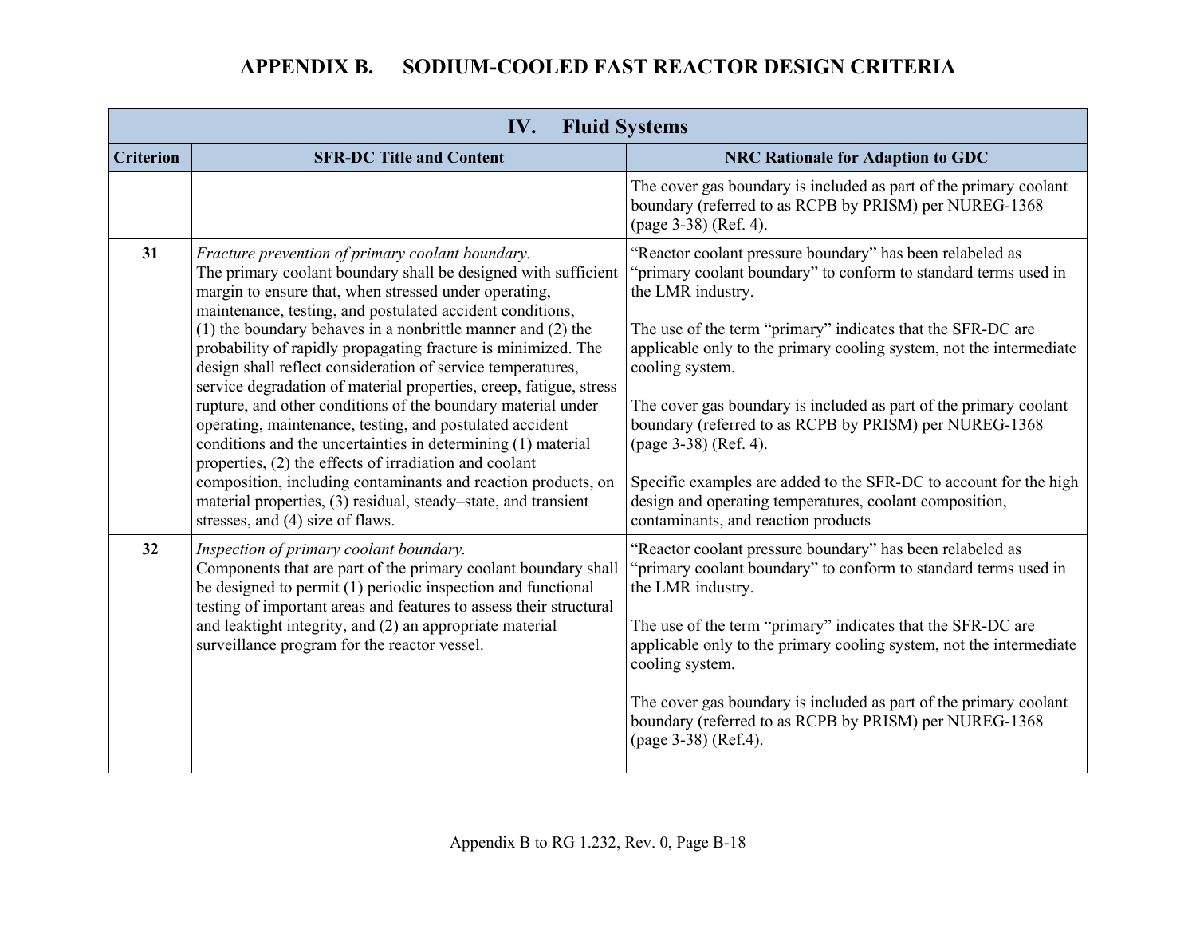# APPENDIX B. SODIUM-COOLED FAST REACTOR DESIGN CRITERIA

| IV. Fluid Systems | | |
|---|---|---|
| **Criterion** | **SFR-DC Title and Content** | **NRC Rationale for Adaption to GDC** |
| | | The cover gas boundary is included as part of the primary coolant boundary (referred to as RCPB by PRISM) per NUREG-1368 (page 3-38) (Ref. 4). |
| **31** | *Fracture prevention of primary coolant boundary.*<br>The primary coolant boundary shall be designed with sufficient margin to ensure that, when stressed under operating, maintenance, testing, and postulated accident conditions, (1) the boundary behaves in a nonbrittle manner and (2) the probability of rapidly propagating fracture is minimized. The design shall reflect consideration of service temperatures, service degradation of material properties, creep, fatigue, stress rupture, and other conditions of the boundary material under operating, maintenance, testing, and postulated accident conditions and the uncertainties in determining (1) material properties, (2) the effects of irradiation and coolant composition, including contaminants and reaction products, on material properties, (3) residual, steady–state, and transient stresses, and (4) size of flaws. | "Reactor coolant pressure boundary" has been relabeled as "primary coolant boundary" to conform to standard terms used in the LMR industry.<br><br>The use of the term "primary" indicates that the SFR-DC are applicable only to the primary cooling system, not the intermediate cooling system.<br><br>The cover gas boundary is included as part of the primary coolant boundary (referred to as RCPB by PRISM) per NUREG-1368 (page 3-38) (Ref. 4).<br><br>Specific examples are added to the SFR-DC to account for the high design and operating temperatures, coolant composition, contaminants, and reaction products |
| **32** | *Inspection of primary coolant boundary.*<br>Components that are part of the primary coolant boundary shall be designed to permit (1) periodic inspection and functional testing of important areas and features to assess their structural and leaktight integrity, and (2) an appropriate material surveillance program for the reactor vessel. | "Reactor coolant pressure boundary" has been relabeled as "primary coolant boundary" to conform to standard terms used in the LMR industry.<br><br>The use of the term "primary" indicates that the SFR-DC are applicable only to the primary cooling system, not the intermediate cooling system.<br><br>The cover gas boundary is included as part of the primary coolant boundary (referred to as RCPB by PRISM) per NUREG-1368 (page 3-38) (Ref.4). |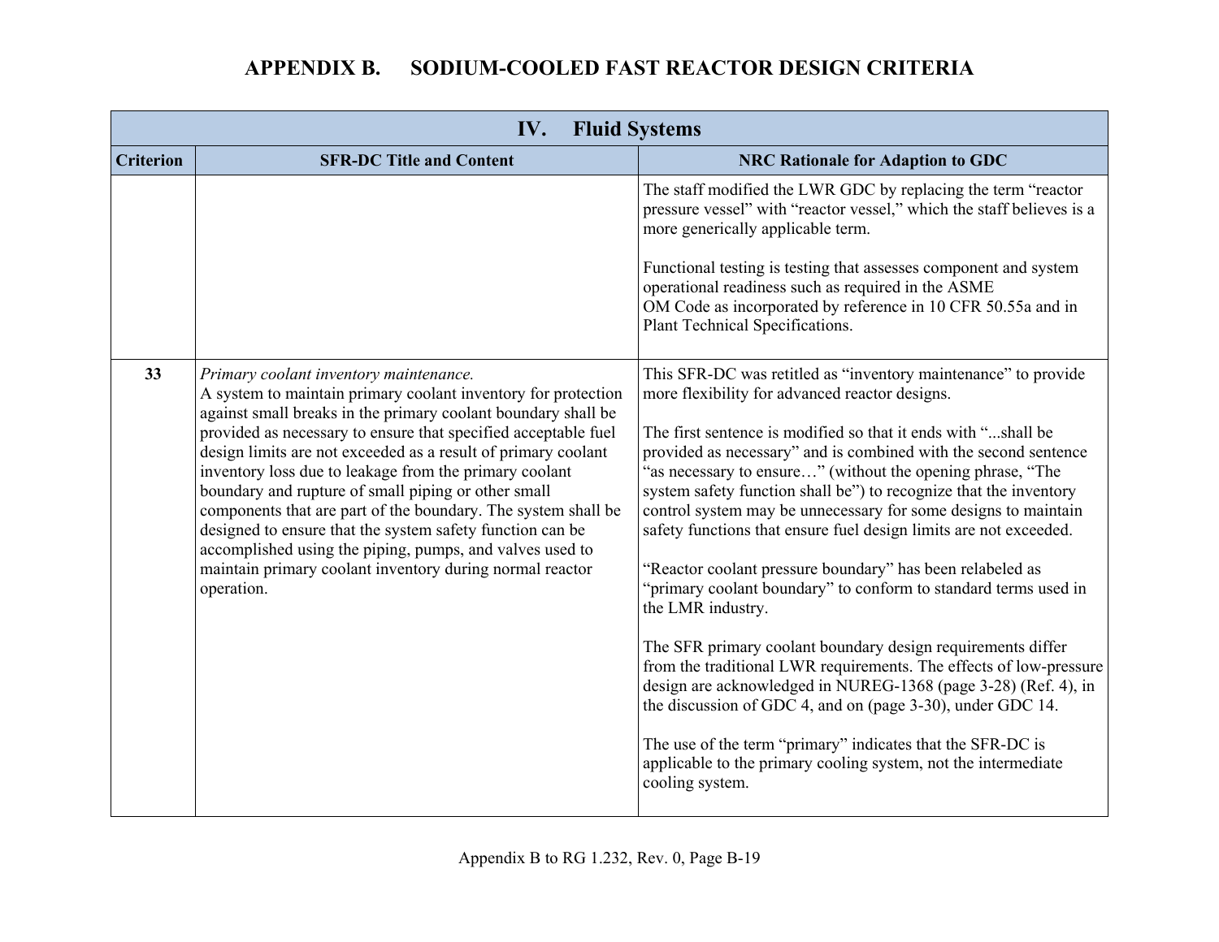# APPENDIX B. SODIUM-COOLED FAST REACTOR DESIGN CRITERIA

| IV. Fluid Systems | | |
|---|---|---|
| **Criterion** | **SFR-DC Title and Content** | **NRC Rationale for Adaption to GDC** |
| | | The staff modified the LWR GDC by replacing the term "reactor pressure vessel" with "reactor vessel," which the staff believes is a more generically applicable term.<br><br>Functional testing is testing that assesses component and system operational readiness such as required in the ASME OM Code as incorporated by reference in 10 CFR 50.55a and in Plant Technical Specifications. |
| **33** | *Primary coolant inventory maintenance.*<br>A system to maintain primary coolant inventory for protection against small breaks in the primary coolant boundary shall be provided as necessary to ensure that specified acceptable fuel design limits are not exceeded as a result of primary coolant inventory loss due to leakage from the primary coolant boundary and rupture of small piping or other small components that are part of the boundary. The system shall be designed to ensure that the system safety function can be accomplished using the piping, pumps, and valves used to maintain primary coolant inventory during normal reactor operation. | This SFR-DC was retitled as "inventory maintenance" to provide more flexibility for advanced reactor designs.<br><br>The first sentence is modified so that it ends with "...shall be provided as necessary" and is combined with the second sentence "as necessary to ensure…" (without the opening phrase, "The system safety function shall be") to recognize that the inventory control system may be unnecessary for some designs to maintain safety functions that ensure fuel design limits are not exceeded.<br><br>"Reactor coolant pressure boundary" has been relabeled as "primary coolant boundary" to conform to standard terms used in the LMR industry.<br><br>The SFR primary coolant boundary design requirements differ from the traditional LWR requirements. The effects of low-pressure design are acknowledged in NUREG-1368 (page 3-28) (Ref. 4), in the discussion of GDC 4, and on (page 3-30), under GDC 14.<br><br>The use of the term "primary" indicates that the SFR-DC is applicable to the primary cooling system, not the intermediate cooling system. |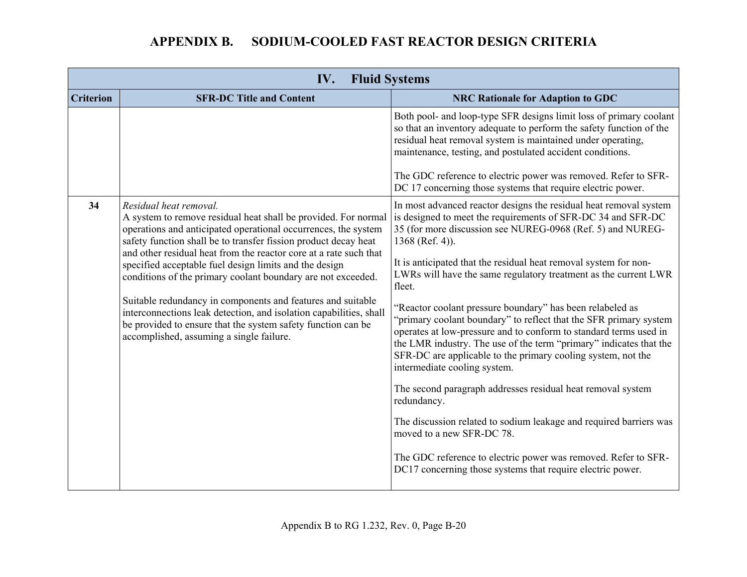# APPENDIX B. SODIUM-COOLED FAST REACTOR DESIGN CRITERIA

| IV. Fluid Systems | | |
|---|---|---|
| **Criterion** | **SFR-DC Title and Content** | **NRC Rationale for Adaption to GDC** |
| | | Both pool- and loop-type SFR designs limit loss of primary coolant so that an inventory adequate to perform the safety function of the residual heat removal system is maintained under operating, maintenance, testing, and postulated accident conditions.<br><br>The GDC reference to electric power was removed. Refer to SFR-DC 17 concerning those systems that require electric power. |
| **34** | *Residual heat removal.*<br>A system to remove residual heat shall be provided. For normal operations and anticipated operational occurrences, the system safety function shall be to transfer fission product decay heat and other residual heat from the reactor core at a rate such that specified acceptable fuel design limits and the design conditions of the primary coolant boundary are not exceeded.<br><br>Suitable redundancy in components and features and suitable interconnections leak detection, and isolation capabilities, shall be provided to ensure that the system safety function can be accomplished, assuming a single failure. | In most advanced reactor designs the residual heat removal system is designed to meet the requirements of SFR-DC 34 and SFR-DC 35 (for more discussion see NUREG-0968 (Ref. 5) and NUREG-1368 (Ref. 4)).<br><br>It is anticipated that the residual heat removal system for non-LWRs will have the same regulatory treatment as the current LWR fleet.<br><br>"Reactor coolant pressure boundary" has been relabeled as "primary coolant boundary" to reflect that the SFR primary system operates at low-pressure and to conform to standard terms used in the LMR industry. The use of the term "primary" indicates that the SFR-DC are applicable to the primary cooling system, not the intermediate cooling system.<br><br>The second paragraph addresses residual heat removal system redundancy.<br><br>The discussion related to sodium leakage and required barriers was moved to a new SFR-DC 78.<br><br>The GDC reference to electric power was removed. Refer to SFR-DC17 concerning those systems that require electric power. |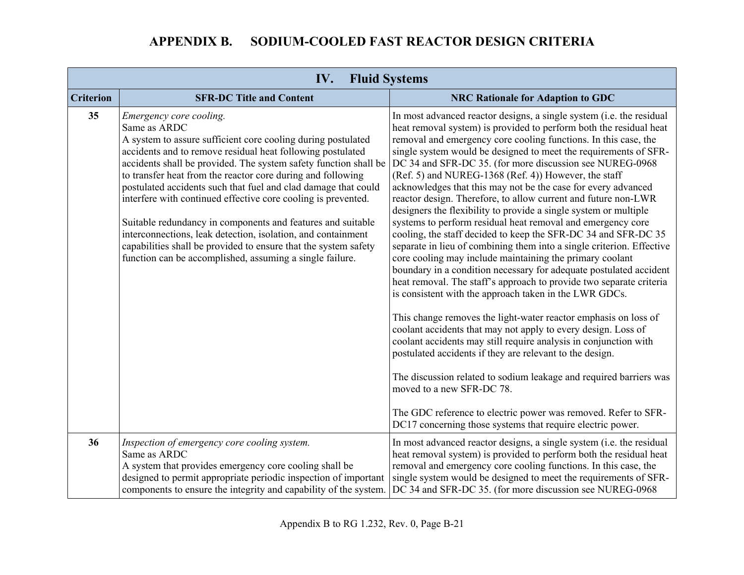# APPENDIX B. SODIUM-COOLED FAST REACTOR DESIGN CRITERIA

| IV. Fluid Systems | | |
|---|---|---|
| **Criterion** | **SFR-DC Title and Content** | **NRC Rationale for Adaption to GDC** |
| **35** | *Emergency core cooling.*<br>Same as ARDC<br>A system to assure sufficient core cooling during postulated accidents and to remove residual heat following postulated accidents shall be provided. The system safety function shall be to transfer heat from the reactor core during and following postulated accidents such that fuel and clad damage that could interfere with continued effective core cooling is prevented.<br><br>Suitable redundancy in components and features and suitable interconnections, leak detection, isolation, and containment capabilities shall be provided to ensure that the system safety function can be accomplished, assuming a single failure. | In most advanced reactor designs, a single system (i.e. the residual heat removal system) is provided to perform both the residual heat removal and emergency core cooling functions. In this case, the single system would be designed to meet the requirements of SFR-DC 34 and SFR-DC 35. (for more discussion see NUREG-0968 (Ref. 5) and NUREG-1368 (Ref. 4)) However, the staff acknowledges that this may not be the case for every advanced reactor design. Therefore, to allow current and future non-LWR designers the flexibility to provide a single system or multiple systems to perform residual heat removal and emergency core cooling, the staff decided to keep the SFR-DC 34 and SFR-DC 35 separate in lieu of combining them into a single criterion. Effective core cooling may include maintaining the primary coolant boundary in a condition necessary for adequate postulated accident heat removal. The staff's approach to provide two separate criteria is consistent with the approach taken in the LWR GDCs.<br><br>This change removes the light-water reactor emphasis on loss of coolant accidents that may not apply to every design. Loss of coolant accidents may still require analysis in conjunction with postulated accidents if they are relevant to the design.<br><br>The discussion related to sodium leakage and required barriers was moved to a new SFR-DC 78.<br><br>The GDC reference to electric power was removed. Refer to SFR-DC17 concerning those systems that require electric power. |
| **36** | *Inspection of emergency core cooling system.*<br>Same as ARDC<br>A system that provides emergency core cooling shall be designed to permit appropriate periodic inspection of important components to ensure the integrity and capability of the system. | In most advanced reactor designs, a single system (i.e. the residual heat removal system) is provided to perform both the residual heat removal and emergency core cooling functions. In this case, the single system would be designed to meet the requirements of SFR-DC 34 and SFR-DC 35. (for more discussion see NUREG-0968 |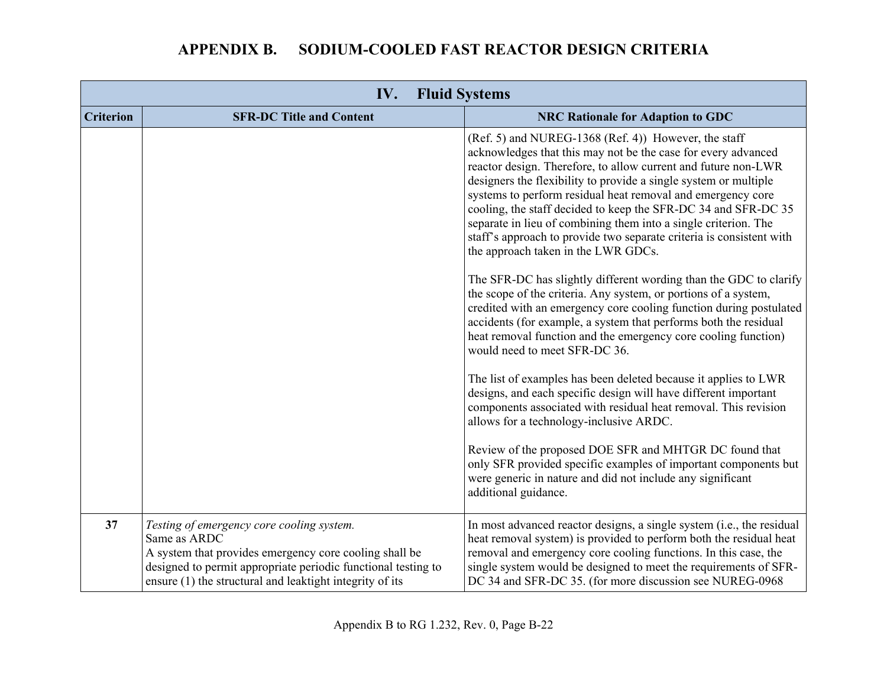# APPENDIX B. SODIUM-COOLED FAST REACTOR DESIGN CRITERIA

| IV. Fluid Systems | | |
|---|---|---|
| **Criterion** | **SFR-DC Title and Content** | **NRC Rationale for Adaption to GDC** |
| | | (Ref. 5) and NUREG-1368 (Ref. 4)) However, the staff acknowledges that this may not be the case for every advanced reactor design. Therefore, to allow current and future non-LWR designers the flexibility to provide a single system or multiple systems to perform residual heat removal and emergency core cooling, the staff decided to keep the SFR-DC 34 and SFR-DC 35 separate in lieu of combining them into a single criterion. The staff's approach to provide two separate criteria is consistent with the approach taken in the LWR GDCs.<br><br>The SFR-DC has slightly different wording than the GDC to clarify the scope of the criteria. Any system, or portions of a system, credited with an emergency core cooling function during postulated accidents (for example, a system that performs both the residual heat removal function and the emergency core cooling function) would need to meet SFR-DC 36.<br><br>The list of examples has been deleted because it applies to LWR designs, and each specific design will have different important components associated with residual heat removal. This revision allows for a technology-inclusive ARDC.<br><br>Review of the proposed DOE SFR and MHTGR DC found that only SFR provided specific examples of important components but were generic in nature and did not include any significant additional guidance. |
| **37** | *Testing of emergency core cooling system.*<br>Same as ARDC<br>A system that provides emergency core cooling shall be designed to permit appropriate periodic functional testing to ensure (1) the structural and leaktight integrity of its | In most advanced reactor designs, a single system (i.e., the residual heat removal system) is provided to perform both the residual heat removal and emergency core cooling functions. In this case, the single system would be designed to meet the requirements of SFR-DC 34 and SFR-DC 35. (for more discussion see NUREG-0968 |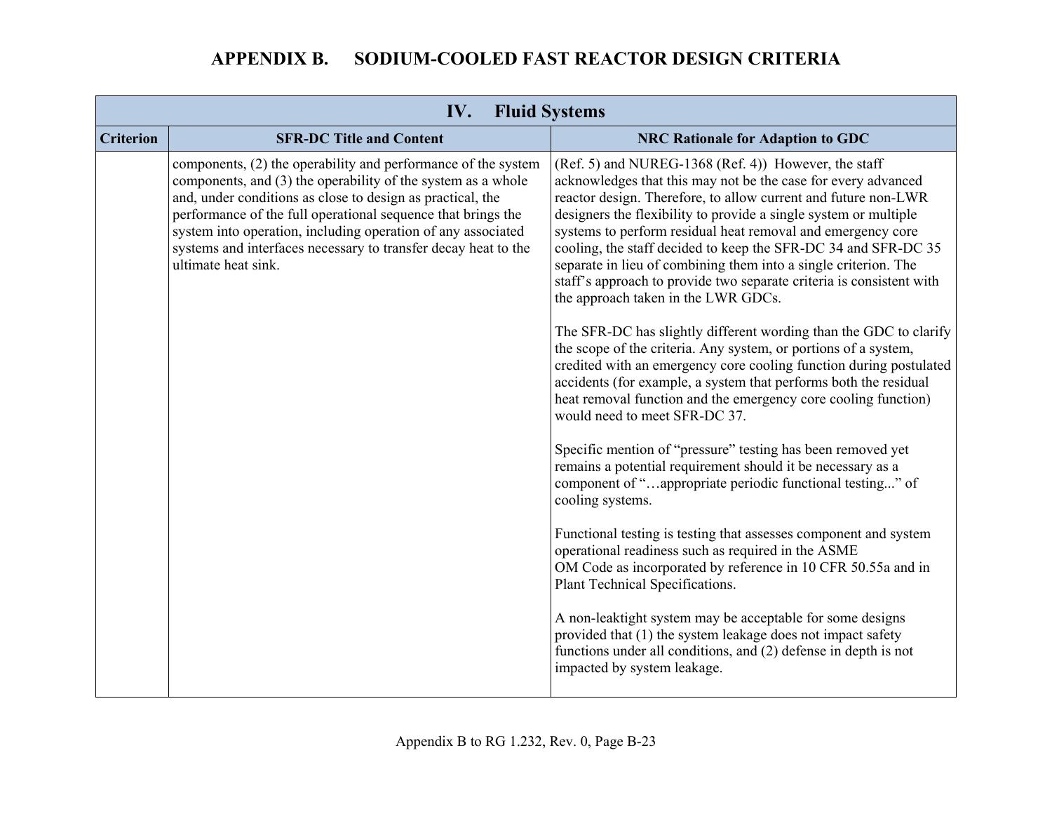# APPENDIX B. SODIUM-COOLED FAST REACTOR DESIGN CRITERIA

| IV. Fluid Systems | | |
|---|---|---|
| **Criterion** | **SFR-DC Title and Content** | **NRC Rationale for Adaption to GDC** |
| | components, (2) the operability and performance of the system components, and (3) the operability of the system as a whole and, under conditions as close to design as practical, the performance of the full operational sequence that brings the system into operation, including operation of any associated systems and interfaces necessary to transfer decay heat to the ultimate heat sink. | (Ref. 5) and NUREG-1368 (Ref. 4)) However, the staff acknowledges that this may not be the case for every advanced reactor design. Therefore, to allow current and future non-LWR designers the flexibility to provide a single system or multiple systems to perform residual heat removal and emergency core cooling, the staff decided to keep the SFR-DC 34 and SFR-DC 35 separate in lieu of combining them into a single criterion. The staff's approach to provide two separate criteria is consistent with the approach taken in the LWR GDCs.<br><br>The SFR-DC has slightly different wording than the GDC to clarify the scope of the criteria. Any system, or portions of a system, credited with an emergency core cooling function during postulated accidents (for example, a system that performs both the residual heat removal function and the emergency core cooling function) would need to meet SFR-DC 37.<br><br>Specific mention of "pressure" testing has been removed yet remains a potential requirement should it be necessary as a component of "…appropriate periodic functional testing..." of cooling systems.<br><br>Functional testing is testing that assesses component and system operational readiness such as required in the ASME OM Code as incorporated by reference in 10 CFR 50.55a and in Plant Technical Specifications.<br><br>A non-leaktight system may be acceptable for some designs provided that (1) the system leakage does not impact safety functions under all conditions, and (2) defense in depth is not impacted by system leakage. |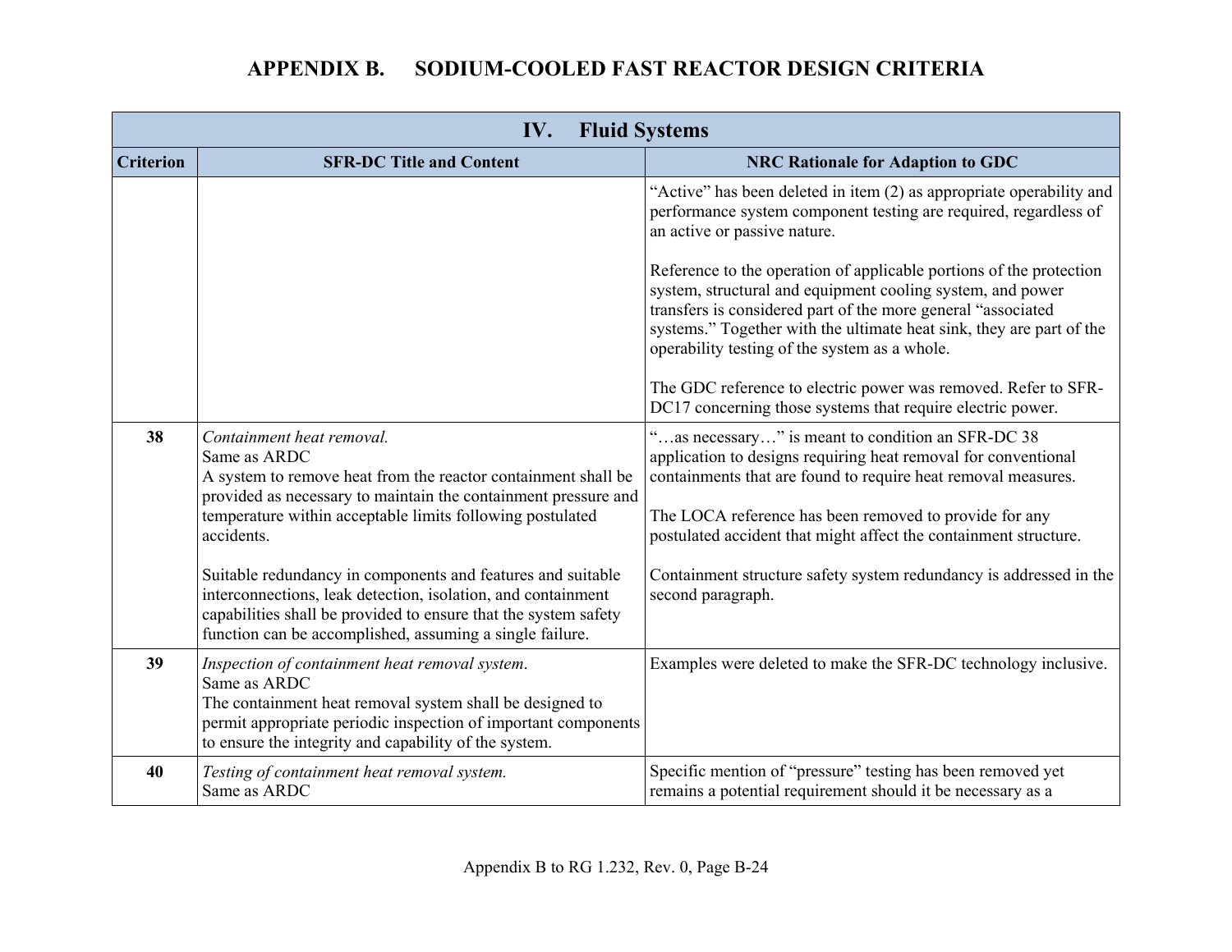# APPENDIX B. SODIUM-COOLED FAST REACTOR DESIGN CRITERIA

| IV. Fluid Systems | | |
|---|---|---|
| **Criterion** | **SFR-DC Title and Content** | **NRC Rationale for Adaption to GDC** |
| | | "Active" has been deleted in item (2) as appropriate operability and performance system component testing are required, regardless of an active or passive nature.<br><br>Reference to the operation of applicable portions of the protection system, structural and equipment cooling system, and power transfers is considered part of the more general "associated systems." Together with the ultimate heat sink, they are part of the operability testing of the system as a whole.<br><br>The GDC reference to electric power was removed. Refer to SFR-DC17 concerning those systems that require electric power. |
| **38** | *Containment heat removal.*<br>Same as ARDC<br>A system to remove heat from the reactor containment shall be provided as necessary to maintain the containment pressure and temperature within acceptable limits following postulated accidents.<br><br>Suitable redundancy in components and features and suitable interconnections, leak detection, isolation, and containment capabilities shall be provided to ensure that the system safety function can be accomplished, assuming a single failure. | "…as necessary…" is meant to condition an SFR-DC 38 application to designs requiring heat removal for conventional containments that are found to require heat removal measures.<br><br>The LOCA reference has been removed to provide for any postulated accident that might affect the containment structure.<br><br>Containment structure safety system redundancy is addressed in the second paragraph. |
| **39** | *Inspection of containment heat removal system*.<br>Same as ARDC<br>The containment heat removal system shall be designed to permit appropriate periodic inspection of important components to ensure the integrity and capability of the system. | Examples were deleted to make the SFR-DC technology inclusive. |
| **40** | *Testing of containment heat removal system.*<br>Same as ARDC | Specific mention of "pressure" testing has been removed yet remains a potential requirement should it be necessary as a |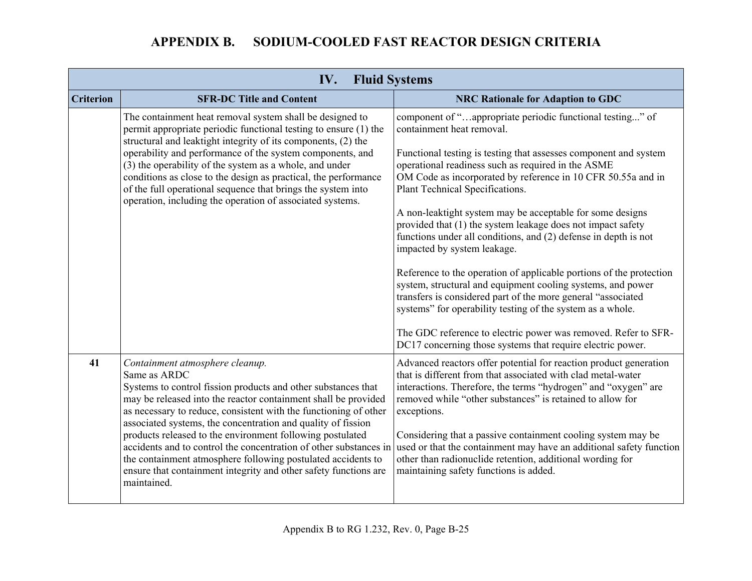# APPENDIX B. SODIUM-COOLED FAST REACTOR DESIGN CRITERIA

| IV. Fluid Systems | | |
|---|---|---|
| **Criterion** | **SFR-DC Title and Content** | **NRC Rationale for Adaption to GDC** |
| | The containment heat removal system shall be designed to permit appropriate periodic functional testing to ensure (1) the structural and leaktight integrity of its components, (2) the operability and performance of the system components, and (3) the operability of the system as a whole, and under conditions as close to the design as practical, the performance of the full operational sequence that brings the system into operation, including the operation of associated systems. | component of "…appropriate periodic functional testing..." of containment heat removal.<br><br>Functional testing is testing that assesses component and system operational readiness such as required in the ASME OM Code as incorporated by reference in 10 CFR 50.55a and in Plant Technical Specifications.<br><br>A non-leaktight system may be acceptable for some designs provided that (1) the system leakage does not impact safety functions under all conditions, and (2) defense in depth is not impacted by system leakage.<br><br>Reference to the operation of applicable portions of the protection system, structural and equipment cooling systems, and power transfers is considered part of the more general "associated systems" for operability testing of the system as a whole.<br><br>The GDC reference to electric power was removed. Refer to SFR-DC17 concerning those systems that require electric power. |
| **41** | *Containment atmosphere cleanup.*<br>Same as ARDC<br>Systems to control fission products and other substances that may be released into the reactor containment shall be provided as necessary to reduce, consistent with the functioning of other associated systems, the concentration and quality of fission products released to the environment following postulated accidents and to control the concentration of other substances in the containment atmosphere following postulated accidents to ensure that containment integrity and other safety functions are maintained. | Advanced reactors offer potential for reaction product generation that is different from that associated with clad metal-water interactions. Therefore, the terms "hydrogen" and "oxygen" are removed while "other substances" is retained to allow for exceptions.<br><br>Considering that a passive containment cooling system may be used or that the containment may have an additional safety function other than radionuclide retention, additional wording for maintaining safety functions is added. |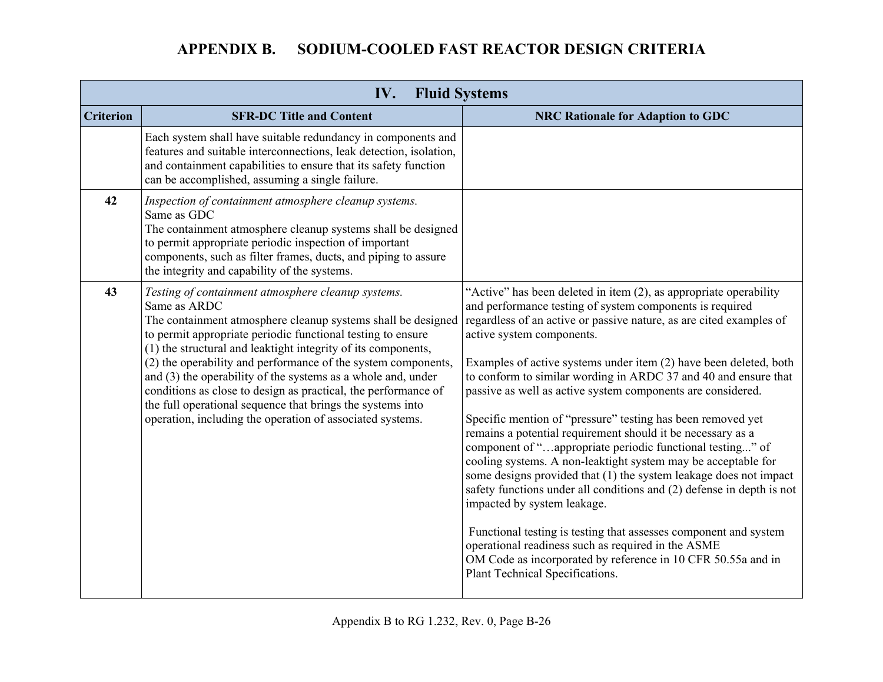# APPENDIX B. SODIUM-COOLED FAST REACTOR DESIGN CRITERIA

| IV. Fluid Systems | | |
|---|---|---|
| **Criterion** | **SFR-DC Title and Content** | **NRC Rationale for Adaption to GDC** |
| | Each system shall have suitable redundancy in components and features and suitable interconnections, leak detection, isolation, and containment capabilities to ensure that its safety function can be accomplished, assuming a single failure. | |
| **42** | *Inspection of containment atmosphere cleanup systems.*<br>Same as GDC<br>The containment atmosphere cleanup systems shall be designed to permit appropriate periodic inspection of important components, such as filter frames, ducts, and piping to assure the integrity and capability of the systems. | |
| **43** | *Testing of containment atmosphere cleanup systems.*<br>Same as ARDC<br>The containment atmosphere cleanup systems shall be designed to permit appropriate periodic functional testing to ensure (1) the structural and leaktight integrity of its components, (2) the operability and performance of the system components, and (3) the operability of the systems as a whole and, under conditions as close to design as practical, the performance of the full operational sequence that brings the systems into operation, including the operation of associated systems. | "Active" has been deleted in item (2), as appropriate operability and performance testing of system components is required regardless of an active or passive nature, as are cited examples of active system components.<br><br>Examples of active systems under item (2) have been deleted, both to conform to similar wording in ARDC 37 and 40 and ensure that passive as well as active system components are considered.<br><br>Specific mention of "pressure" testing has been removed yet remains a potential requirement should it be necessary as a component of "…appropriate periodic functional testing..." of cooling systems. A non-leaktight system may be acceptable for some designs provided that (1) the system leakage does not impact safety functions under all conditions and (2) defense in depth is not impacted by system leakage.<br><br>Functional testing is testing that assesses component and system operational readiness such as required in the ASME OM Code as incorporated by reference in 10 CFR 50.55a and in Plant Technical Specifications. |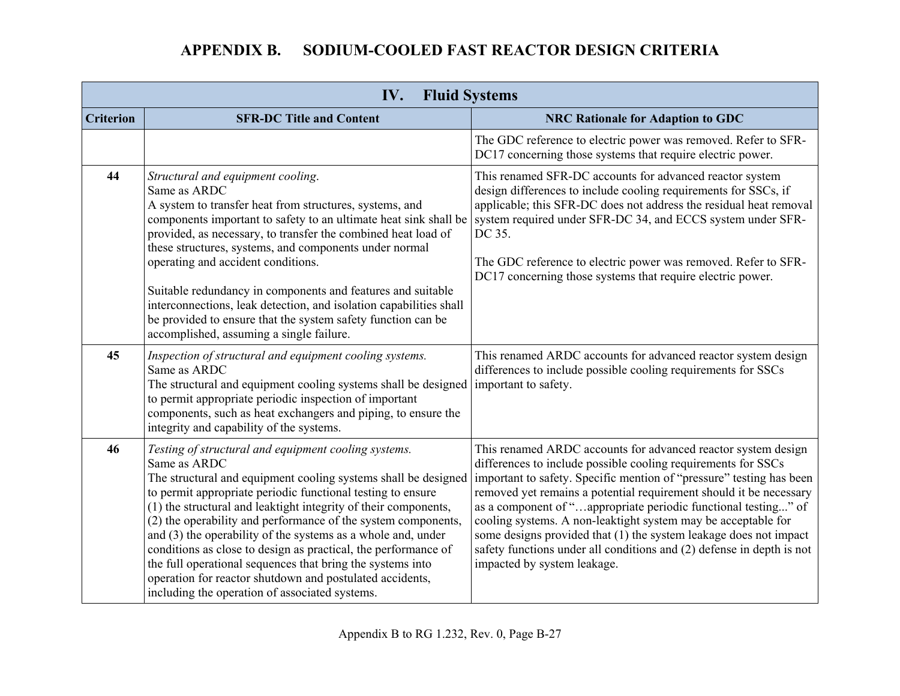# APPENDIX B. SODIUM-COOLED FAST REACTOR DESIGN CRITERIA

| IV. Fluid Systems | | |
|---|---|---|
| **Criterion** | **SFR-DC Title and Content** | **NRC Rationale for Adaption to GDC** |
| | | The GDC reference to electric power was removed. Refer to SFR-DC17 concerning those systems that require electric power. |
| **44** | *Structural and equipment cooling*.<br>Same as ARDC<br>A system to transfer heat from structures, systems, and components important to safety to an ultimate heat sink shall be provided, as necessary, to transfer the combined heat load of these structures, systems, and components under normal operating and accident conditions.<br><br>Suitable redundancy in components and features and suitable interconnections, leak detection, and isolation capabilities shall be provided to ensure that the system safety function can be accomplished, assuming a single failure. | This renamed SFR-DC accounts for advanced reactor system design differences to include cooling requirements for SSCs, if applicable; this SFR-DC does not address the residual heat removal system required under SFR-DC 34, and ECCS system under SFR-DC 35.<br><br>The GDC reference to electric power was removed. Refer to SFR-DC17 concerning those systems that require electric power. |
| **45** | *Inspection of structural and equipment cooling systems.*<br>Same as ARDC<br>The structural and equipment cooling systems shall be designed to permit appropriate periodic inspection of important components, such as heat exchangers and piping, to ensure the integrity and capability of the systems. | This renamed ARDC accounts for advanced reactor system design differences to include possible cooling requirements for SSCs important to safety. |
| **46** | *Testing of structural and equipment cooling systems.*<br>Same as ARDC<br>The structural and equipment cooling systems shall be designed to permit appropriate periodic functional testing to ensure (1) the structural and leaktight integrity of their components, (2) the operability and performance of the system components, and (3) the operability of the systems as a whole and, under conditions as close to design as practical, the performance of the full operational sequences that bring the systems into operation for reactor shutdown and postulated accidents, including the operation of associated systems. | This renamed ARDC accounts for advanced reactor system design differences to include possible cooling requirements for SSCs important to safety. Specific mention of "pressure" testing has been removed yet remains a potential requirement should it be necessary as a component of "…appropriate periodic functional testing..." of cooling systems. A non-leaktight system may be acceptable for some designs provided that (1) the system leakage does not impact safety functions under all conditions and (2) defense in depth is not impacted by system leakage. |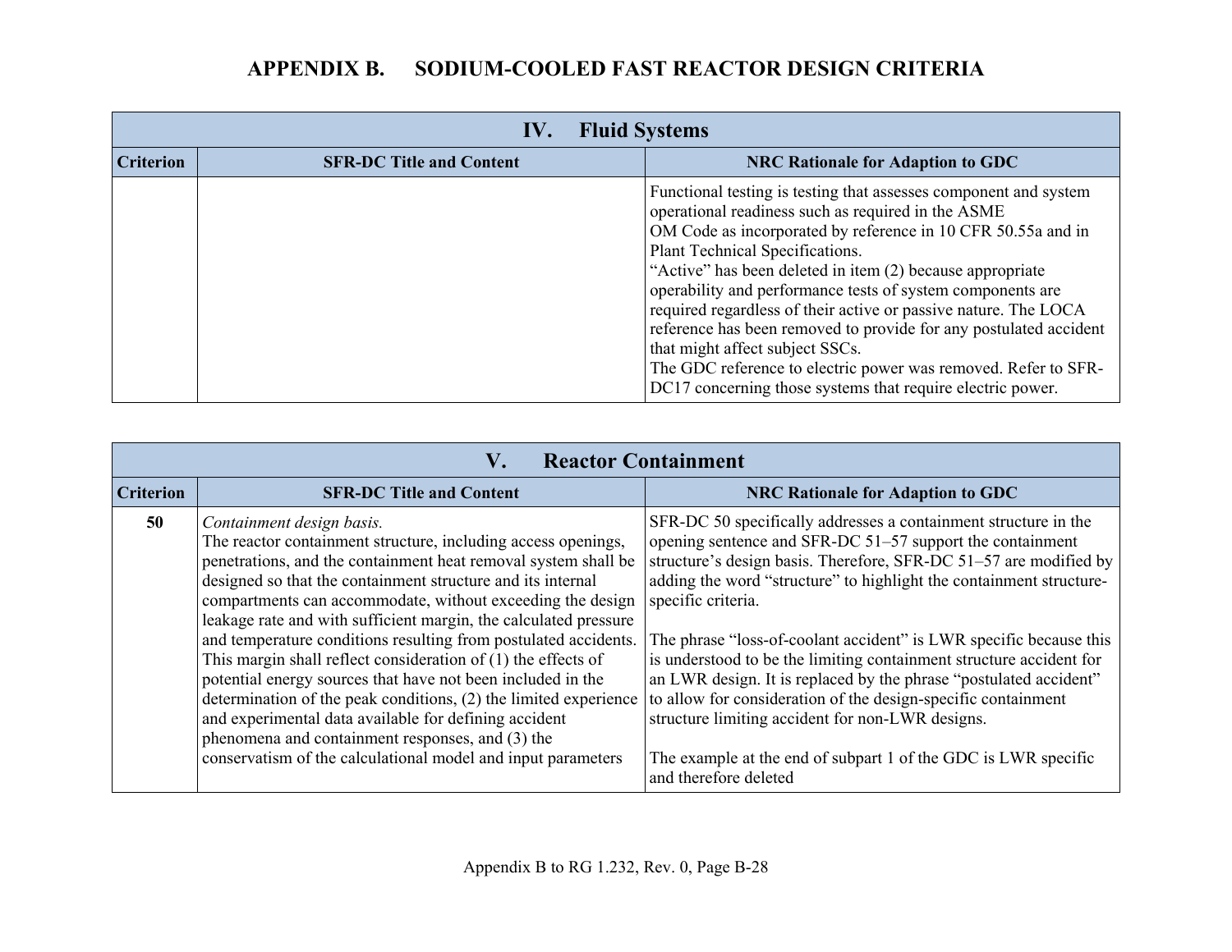# APPENDIX B. SODIUM-COOLED FAST REACTOR DESIGN CRITERIA

| IV. Fluid Systems | | |
|---|---|---|
| **Criterion** | **SFR-DC Title and Content** | **NRC Rationale for Adaption to GDC** |
| | | Functional testing is testing that assesses component and system operational readiness such as required in the ASME OM Code as incorporated by reference in 10 CFR 50.55a and in Plant Technical Specifications.<br>"Active" has been deleted in item (2) because appropriate operability and performance tests of system components are required regardless of their active or passive nature. The LOCA reference has been removed to provide for any postulated accident that might affect subject SSCs.<br>The GDC reference to electric power was removed. Refer to SFR-DC17 concerning those systems that require electric power. |

| V. Reactor Containment | | |
|---|---|---|
| **Criterion** | **SFR-DC Title and Content** | **NRC Rationale for Adaption to GDC** |
| **50** | *Containment design basis.*<br>The reactor containment structure, including access openings, penetrations, and the containment heat removal system shall be designed so that the containment structure and its internal compartments can accommodate, without exceeding the design leakage rate and with sufficient margin, the calculated pressure and temperature conditions resulting from postulated accidents. This margin shall reflect consideration of (1) the effects of potential energy sources that have not been included in the determination of the peak conditions, (2) the limited experience and experimental data available for defining accident phenomena and containment responses, and (3) the conservatism of the calculational model and input parameters | SFR-DC 50 specifically addresses a containment structure in the opening sentence and SFR-DC 51–57 support the containment structure's design basis. Therefore, SFR-DC 51–57 are modified by adding the word "structure" to highlight the containment structure-specific criteria.<br><br>The phrase "loss-of-coolant accident" is LWR specific because this is understood to be the limiting containment structure accident for an LWR design. It is replaced by the phrase "postulated accident" to allow for consideration of the design-specific containment structure limiting accident for non-LWR designs.<br><br>The example at the end of subpart 1 of the GDC is LWR specific and therefore deleted |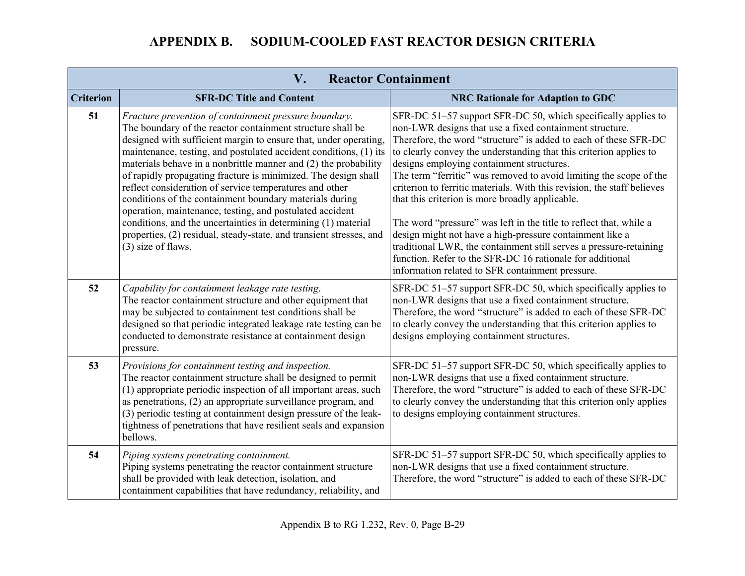# APPENDIX B. SODIUM-COOLED FAST REACTOR DESIGN CRITERIA

| V. Reactor Containment | | |
|---|---|---|
| **Criterion** | **SFR-DC Title and Content** | **NRC Rationale for Adaption to GDC** |
| **51** | *Fracture prevention of containment pressure boundary.* The boundary of the reactor containment structure shall be designed with sufficient margin to ensure that, under operating, maintenance, testing, and postulated accident conditions, (1) its materials behave in a nonbrittle manner and (2) the probability of rapidly propagating fracture is minimized. The design shall reflect consideration of service temperatures and other conditions of the containment boundary materials during operation, maintenance, testing, and postulated accident conditions, and the uncertainties in determining (1) material properties, (2) residual, steady-state, and transient stresses, and (3) size of flaws. | SFR-DC 51–57 support SFR-DC 50, which specifically applies to non-LWR designs that use a fixed containment structure. Therefore, the word "structure" is added to each of these SFR-DC to clearly convey the understanding that this criterion applies to designs employing containment structures. The term "ferritic" was removed to avoid limiting the scope of the criterion to ferritic materials. With this revision, the staff believes that this criterion is more broadly applicable.<br><br>The word "pressure" was left in the title to reflect that, while a design might not have a high-pressure containment like a traditional LWR, the containment still serves a pressure-retaining function. Refer to the SFR-DC 16 rationale for additional information related to SFR containment pressure. |
| **52** | *Capability for containment leakage rate testing*. The reactor containment structure and other equipment that may be subjected to containment test conditions shall be designed so that periodic integrated leakage rate testing can be conducted to demonstrate resistance at containment design pressure. | SFR-DC 51–57 support SFR-DC 50, which specifically applies to non-LWR designs that use a fixed containment structure. Therefore, the word "structure" is added to each of these SFR-DC to clearly convey the understanding that this criterion applies to designs employing containment structures. |
| **53** | *Provisions for containment testing and inspection.* The reactor containment structure shall be designed to permit (1) appropriate periodic inspection of all important areas, such as penetrations, (2) an appropriate surveillance program, and (3) periodic testing at containment design pressure of the leak-tightness of penetrations that have resilient seals and expansion bellows. | SFR-DC 51–57 support SFR-DC 50, which specifically applies to non-LWR designs that use a fixed containment structure. Therefore, the word "structure" is added to each of these SFR-DC to clearly convey the understanding that this criterion only applies to designs employing containment structures. |
| **54** | *Piping systems penetrating containment.* Piping systems penetrating the reactor containment structure shall be provided with leak detection, isolation, and containment capabilities that have redundancy, reliability, and | SFR-DC 51–57 support SFR-DC 50, which specifically applies to non-LWR designs that use a fixed containment structure. Therefore, the word "structure" is added to each of these SFR-DC |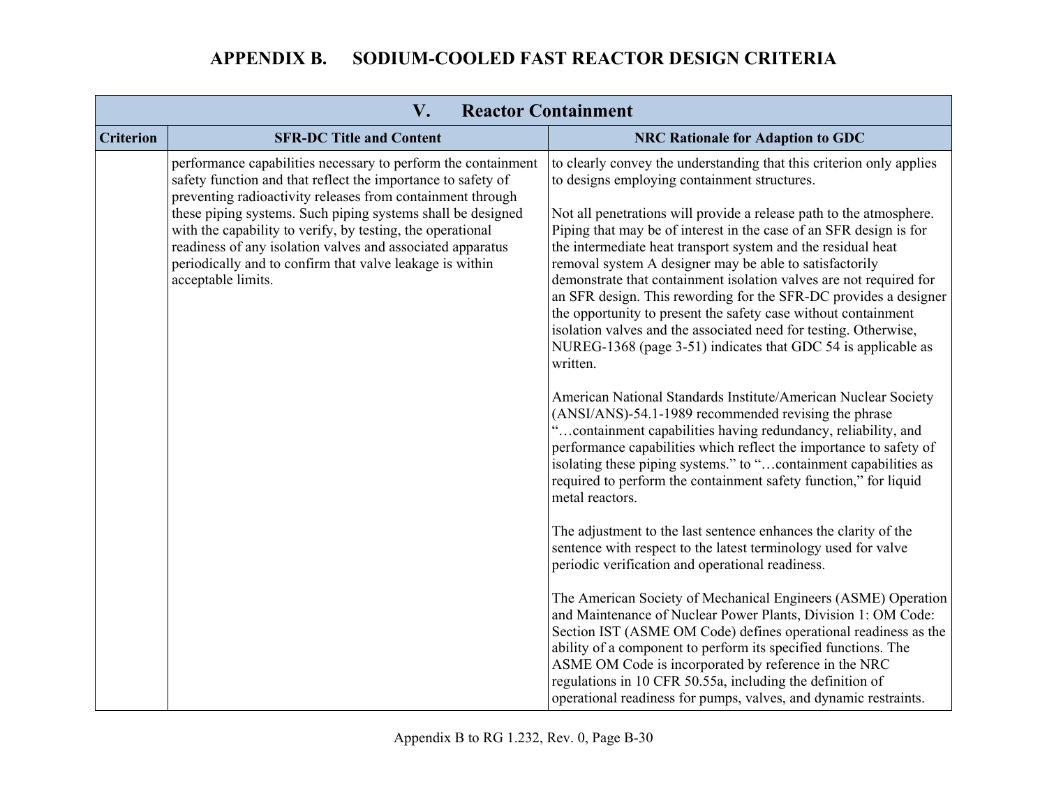# APPENDIX B. SODIUM-COOLED FAST REACTOR DESIGN CRITERIA

| V. Reactor Containment | | |
|---|---|---|
| **Criterion** | **SFR-DC Title and Content** | **NRC Rationale for Adaption to GDC** |
| | performance capabilities necessary to perform the containment safety function and that reflect the importance to safety of preventing radioactivity releases from containment through these piping systems. Such piping systems shall be designed with the capability to verify, by testing, the operational readiness of any isolation valves and associated apparatus periodically and to confirm that valve leakage is within acceptable limits. | to clearly convey the understanding that this criterion only applies to designs employing containment structures.<br><br>Not all penetrations will provide a release path to the atmosphere. Piping that may be of interest in the case of an SFR design is for the intermediate heat transport system and the residual heat removal system A designer may be able to satisfactorily demonstrate that containment isolation valves are not required for an SFR design. This rewording for the SFR-DC provides a designer the opportunity to present the safety case without containment isolation valves and the associated need for testing. Otherwise, NUREG-1368 (page 3-51) indicates that GDC 54 is applicable as written.<br><br>American National Standards Institute/American Nuclear Society (ANSI/ANS)-54.1-1989 recommended revising the phrase "…containment capabilities having redundancy, reliability, and performance capabilities which reflect the importance to safety of isolating these piping systems." to "…containment capabilities as required to perform the containment safety function," for liquid metal reactors.<br><br>The adjustment to the last sentence enhances the clarity of the sentence with respect to the latest terminology used for valve periodic verification and operational readiness.<br><br>The American Society of Mechanical Engineers (ASME) Operation and Maintenance of Nuclear Power Plants, Division 1: OM Code: Section IST (ASME OM Code) defines operational readiness as the ability of a component to perform its specified functions. The ASME OM Code is incorporated by reference in the NRC regulations in 10 CFR 50.55a, including the definition of operational readiness for pumps, valves, and dynamic restraints. |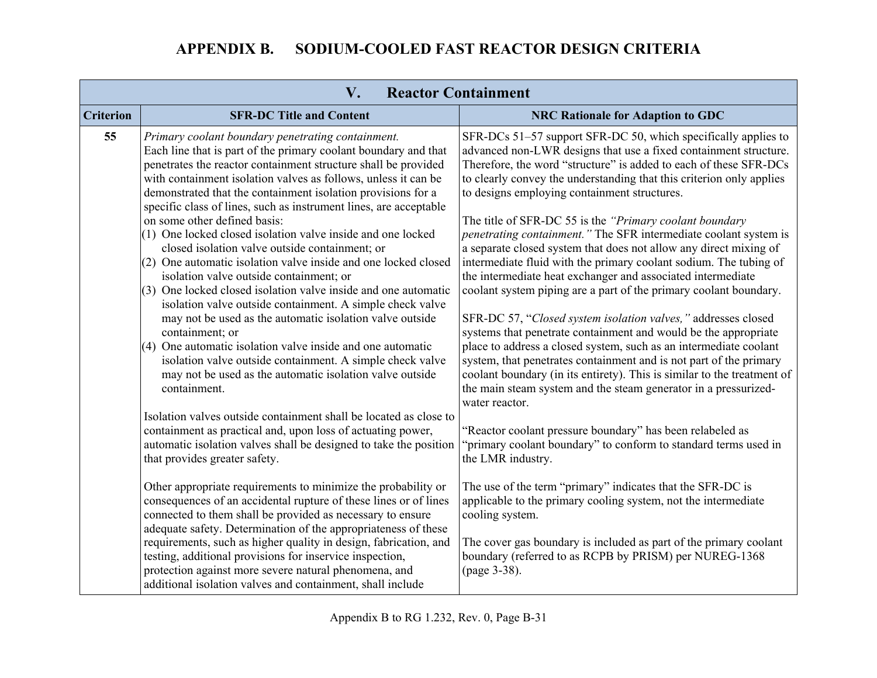# APPENDIX B. SODIUM-COOLED FAST REACTOR DESIGN CRITERIA

| V. Reactor Containment | | |
|---|---|---|
| **Criterion** | **SFR-DC Title and Content** | **NRC Rationale for Adaption to GDC** |
| **55** | *Primary coolant boundary penetrating containment.*<br>Each line that is part of the primary coolant boundary and that penetrates the reactor containment structure shall be provided with containment isolation valves as follows, unless it can be demonstrated that the containment isolation provisions for a specific class of lines, such as instrument lines, are acceptable on some other defined basis:<br>(1) One locked closed isolation valve inside and one locked closed isolation valve outside containment; or<br>(2) One automatic isolation valve inside and one locked closed isolation valve outside containment; or<br>(3) One locked closed isolation valve inside and one automatic isolation valve outside containment. A simple check valve may not be used as the automatic isolation valve outside containment; or<br>(4) One automatic isolation valve inside and one automatic isolation valve outside containment. A simple check valve may not be used as the automatic isolation valve outside containment.<br><br>Isolation valves outside containment shall be located as close to containment as practical and, upon loss of actuating power, automatic isolation valves shall be designed to take the position that provides greater safety.<br><br>Other appropriate requirements to minimize the probability or consequences of an accidental rupture of these lines or of lines connected to them shall be provided as necessary to ensure adequate safety. Determination of the appropriateness of these requirements, such as higher quality in design, fabrication, and testing, additional provisions for inservice inspection, protection against more severe natural phenomena, and additional isolation valves and containment, shall include | SFR-DCs 51–57 support SFR-DC 50, which specifically applies to advanced non-LWR designs that use a fixed containment structure. Therefore, the word "structure" is added to each of these SFR-DCs to clearly convey the understanding that this criterion only applies to designs employing containment structures.<br><br>The title of SFR-DC 55 is the *"Primary coolant boundary penetrating containment."* The SFR intermediate coolant system is a separate closed system that does not allow any direct mixing of intermediate fluid with the primary coolant sodium. The tubing of the intermediate heat exchanger and associated intermediate coolant system piping are a part of the primary coolant boundary.<br><br>SFR-DC 57, "*Closed system isolation valves,"* addresses closed systems that penetrate containment and would be the appropriate place to address a closed system, such as an intermediate coolant system, that penetrates containment and is not part of the primary coolant boundary (in its entirety). This is similar to the treatment of the main steam system and the steam generator in a pressurized-water reactor.<br><br>"Reactor coolant pressure boundary" has been relabeled as "primary coolant boundary" to conform to standard terms used in the LMR industry.<br><br>The use of the term "primary" indicates that the SFR-DC is applicable to the primary cooling system, not the intermediate cooling system.<br><br>The cover gas boundary is included as part of the primary coolant boundary (referred to as RCPB by PRISM) per NUREG-1368 (page 3-38). |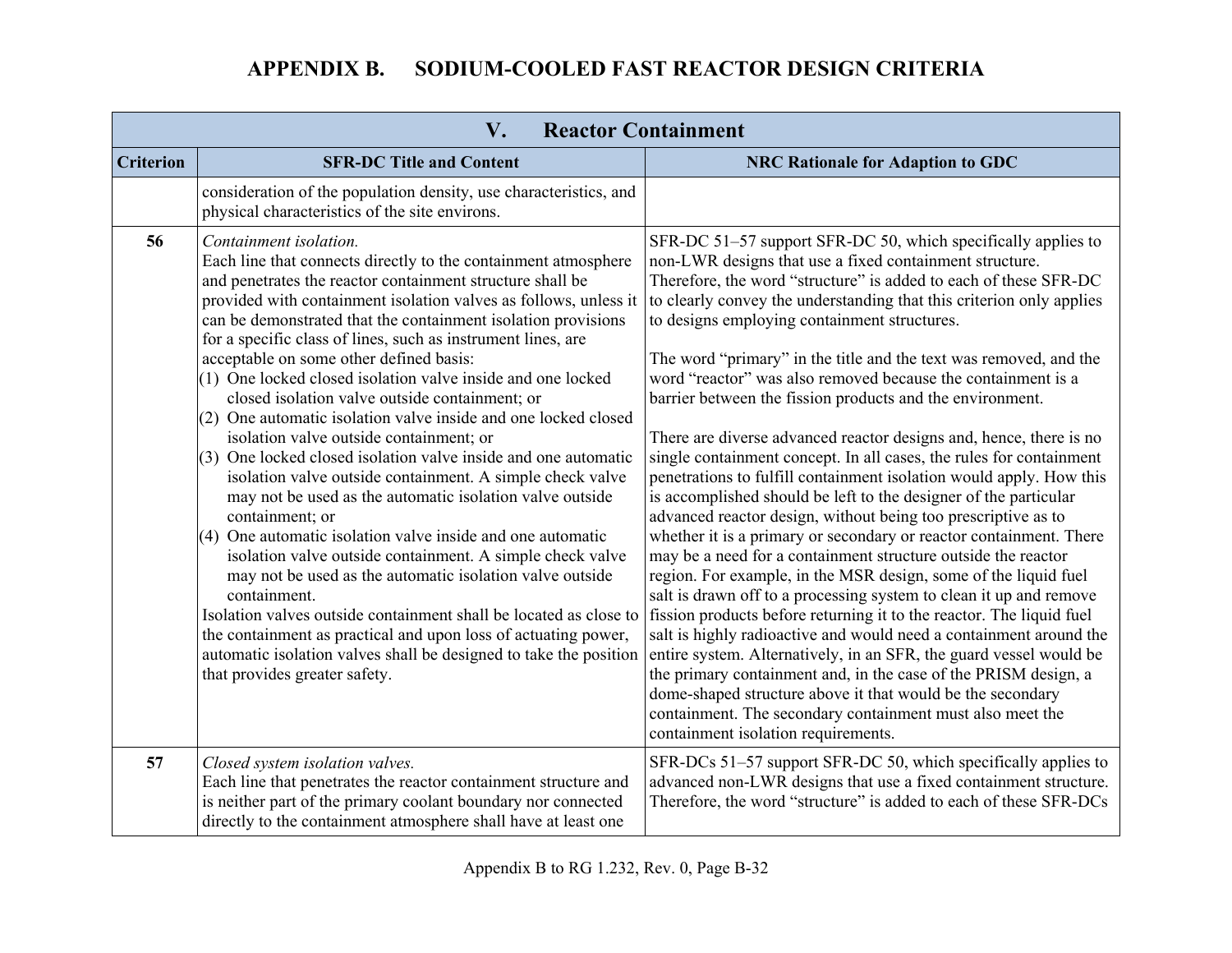# APPENDIX B. SODIUM-COOLED FAST REACTOR DESIGN CRITERIA

| V. Reactor Containment | | |
|---|---|---|
| **Criterion** | **SFR-DC Title and Content** | **NRC Rationale for Adaption to GDC** |
| | consideration of the population density, use characteristics, and physical characteristics of the site environs. | |
| **56** | *Containment isolation.*<br>Each line that connects directly to the containment atmosphere and penetrates the reactor containment structure shall be provided with containment isolation valves as follows, unless it can be demonstrated that the containment isolation provisions for a specific class of lines, such as instrument lines, are acceptable on some other defined basis:<br>(1) One locked closed isolation valve inside and one locked closed isolation valve outside containment; or<br>(2) One automatic isolation valve inside and one locked closed isolation valve outside containment; or<br>(3) One locked closed isolation valve inside and one automatic isolation valve outside containment. A simple check valve may not be used as the automatic isolation valve outside containment; or<br>(4) One automatic isolation valve inside and one automatic isolation valve outside containment. A simple check valve may not be used as the automatic isolation valve outside containment.<br>Isolation valves outside containment shall be located as close to the containment as practical and upon loss of actuating power, automatic isolation valves shall be designed to take the position that provides greater safety. | SFR-DC 51–57 support SFR-DC 50, which specifically applies to non-LWR designs that use a fixed containment structure. Therefore, the word "structure" is added to each of these SFR-DC to clearly convey the understanding that this criterion only applies to designs employing containment structures.<br><br>The word "primary" in the title and the text was removed, and the word "reactor" was also removed because the containment is a barrier between the fission products and the environment.<br><br>There are diverse advanced reactor designs and, hence, there is no single containment concept. In all cases, the rules for containment penetrations to fulfill containment isolation would apply. How this is accomplished should be left to the designer of the particular advanced reactor design, without being too prescriptive as to whether it is a primary or secondary or reactor containment. There may be a need for a containment structure outside the reactor region. For example, in the MSR design, some of the liquid fuel salt is drawn off to a processing system to clean it up and remove fission products before returning it to the reactor. The liquid fuel salt is highly radioactive and would need a containment around the entire system. Alternatively, in an SFR, the guard vessel would be the primary containment and, in the case of the PRISM design, a dome-shaped structure above it that would be the secondary containment. The secondary containment must also meet the containment isolation requirements. |
| **57** | *Closed system isolation valves.*<br>Each line that penetrates the reactor containment structure and is neither part of the primary coolant boundary nor connected directly to the containment atmosphere shall have at least one | SFR-DCs 51–57 support SFR-DC 50, which specifically applies to advanced non-LWR designs that use a fixed containment structure. Therefore, the word "structure" is added to each of these SFR-DCs |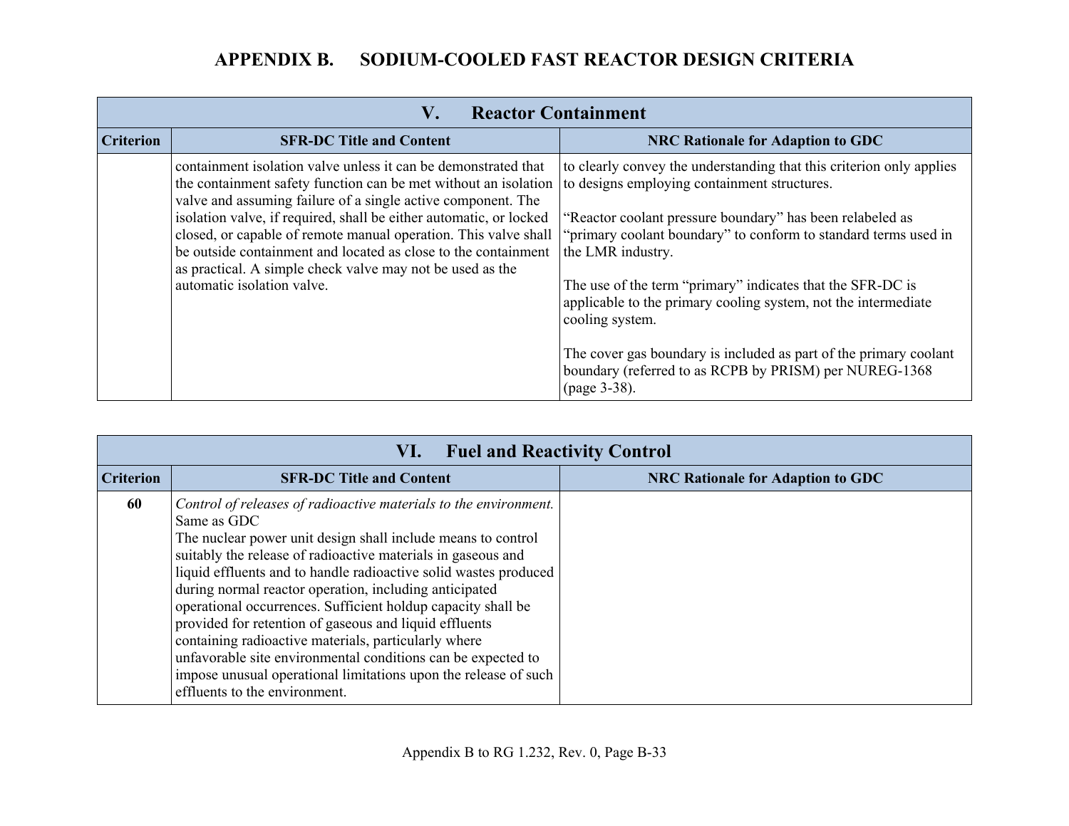# APPENDIX B. SODIUM-COOLED FAST REACTOR DESIGN CRITERIA

| V. Reactor Containment | | |
|---|---|---|
| **Criterion** | **SFR-DC Title and Content** | **NRC Rationale for Adaption to GDC** |
| | containment isolation valve unless it can be demonstrated that the containment safety function can be met without an isolation valve and assuming failure of a single active component. The isolation valve, if required, shall be either automatic, or locked closed, or capable of remote manual operation. This valve shall be outside containment and located as close to the containment as practical. A simple check valve may not be used as the automatic isolation valve. | to clearly convey the understanding that this criterion only applies to designs employing containment structures.<br><br>"Reactor coolant pressure boundary" has been relabeled as "primary coolant boundary" to conform to standard terms used in the LMR industry.<br><br>The use of the term "primary" indicates that the SFR-DC is applicable to the primary cooling system, not the intermediate cooling system.<br><br>The cover gas boundary is included as part of the primary coolant boundary (referred to as RCPB by PRISM) per NUREG-1368 (page 3-38). |

| VI. Fuel and Reactivity Control | | |
|---|---|---|
| **Criterion** | **SFR-DC Title and Content** | **NRC Rationale for Adaption to GDC** |
| **60** | *Control of releases of radioactive materials to the environment.* Same as GDC<br>The nuclear power unit design shall include means to control suitably the release of radioactive materials in gaseous and liquid effluents and to handle radioactive solid wastes produced during normal reactor operation, including anticipated operational occurrences. Sufficient holdup capacity shall be provided for retention of gaseous and liquid effluents containing radioactive materials, particularly where unfavorable site environmental conditions can be expected to impose unusual operational limitations upon the release of such effluents to the environment. | |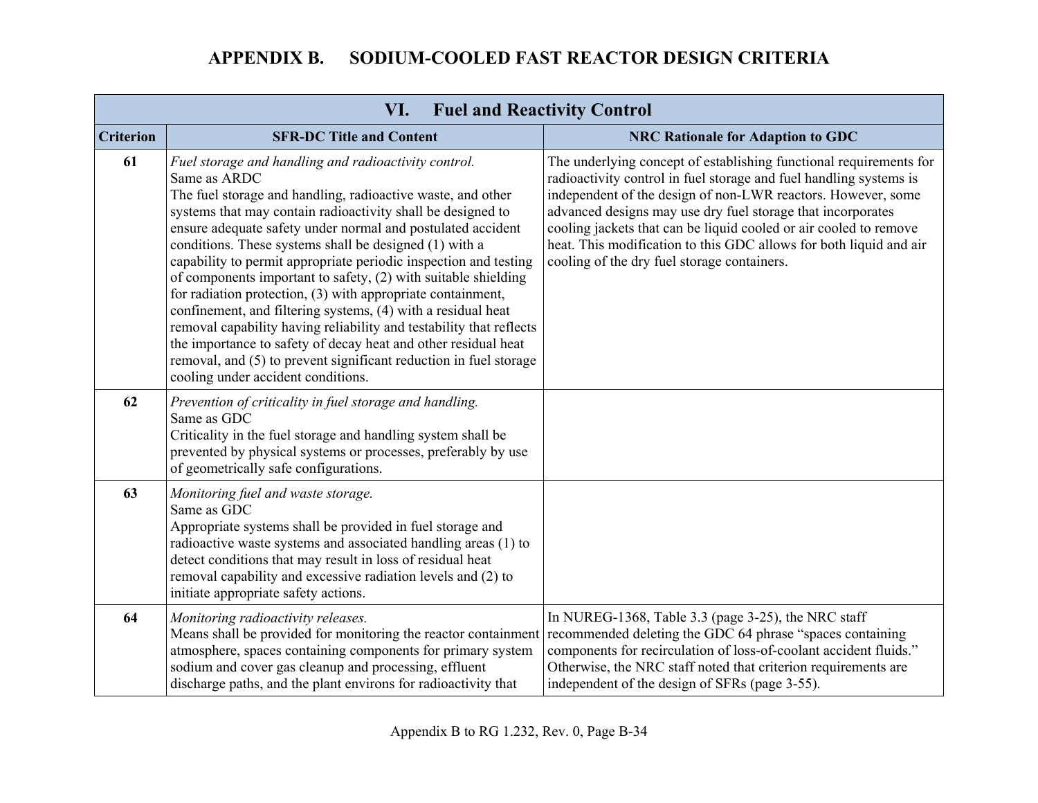# APPENDIX B. SODIUM-COOLED FAST REACTOR DESIGN CRITERIA

| VI. Fuel and Reactivity Control | | |
|---|---|---|
| **Criterion** | **SFR-DC Title and Content** | **NRC Rationale for Adaption to GDC** |
| **61** | *Fuel storage and handling and radioactivity control.*<br>Same as ARDC<br>The fuel storage and handling, radioactive waste, and other systems that may contain radioactivity shall be designed to ensure adequate safety under normal and postulated accident conditions. These systems shall be designed (1) with a capability to permit appropriate periodic inspection and testing of components important to safety, (2) with suitable shielding for radiation protection, (3) with appropriate containment, confinement, and filtering systems, (4) with a residual heat removal capability having reliability and testability that reflects the importance to safety of decay heat and other residual heat removal, and (5) to prevent significant reduction in fuel storage cooling under accident conditions. | The underlying concept of establishing functional requirements for radioactivity control in fuel storage and fuel handling systems is independent of the design of non-LWR reactors. However, some advanced designs may use dry fuel storage that incorporates cooling jackets that can be liquid cooled or air cooled to remove heat. This modification to this GDC allows for both liquid and air cooling of the dry fuel storage containers. |
| **62** | *Prevention of criticality in fuel storage and handling.*<br>Same as GDC<br>Criticality in the fuel storage and handling system shall be prevented by physical systems or processes, preferably by use of geometrically safe configurations. | |
| **63** | *Monitoring fuel and waste storage.*<br>Same as GDC<br>Appropriate systems shall be provided in fuel storage and radioactive waste systems and associated handling areas (1) to detect conditions that may result in loss of residual heat removal capability and excessive radiation levels and (2) to initiate appropriate safety actions. | |
| **64** | *Monitoring radioactivity releases.*<br>Means shall be provided for monitoring the reactor containment atmosphere, spaces containing components for primary system sodium and cover gas cleanup and processing, effluent discharge paths, and the plant environs for radioactivity that | In NUREG-1368, Table 3.3 (page 3-25), the NRC staff recommended deleting the GDC 64 phrase "spaces containing components for recirculation of loss-of-coolant accident fluids." Otherwise, the NRC staff noted that criterion requirements are independent of the design of SFRs (page 3-55). |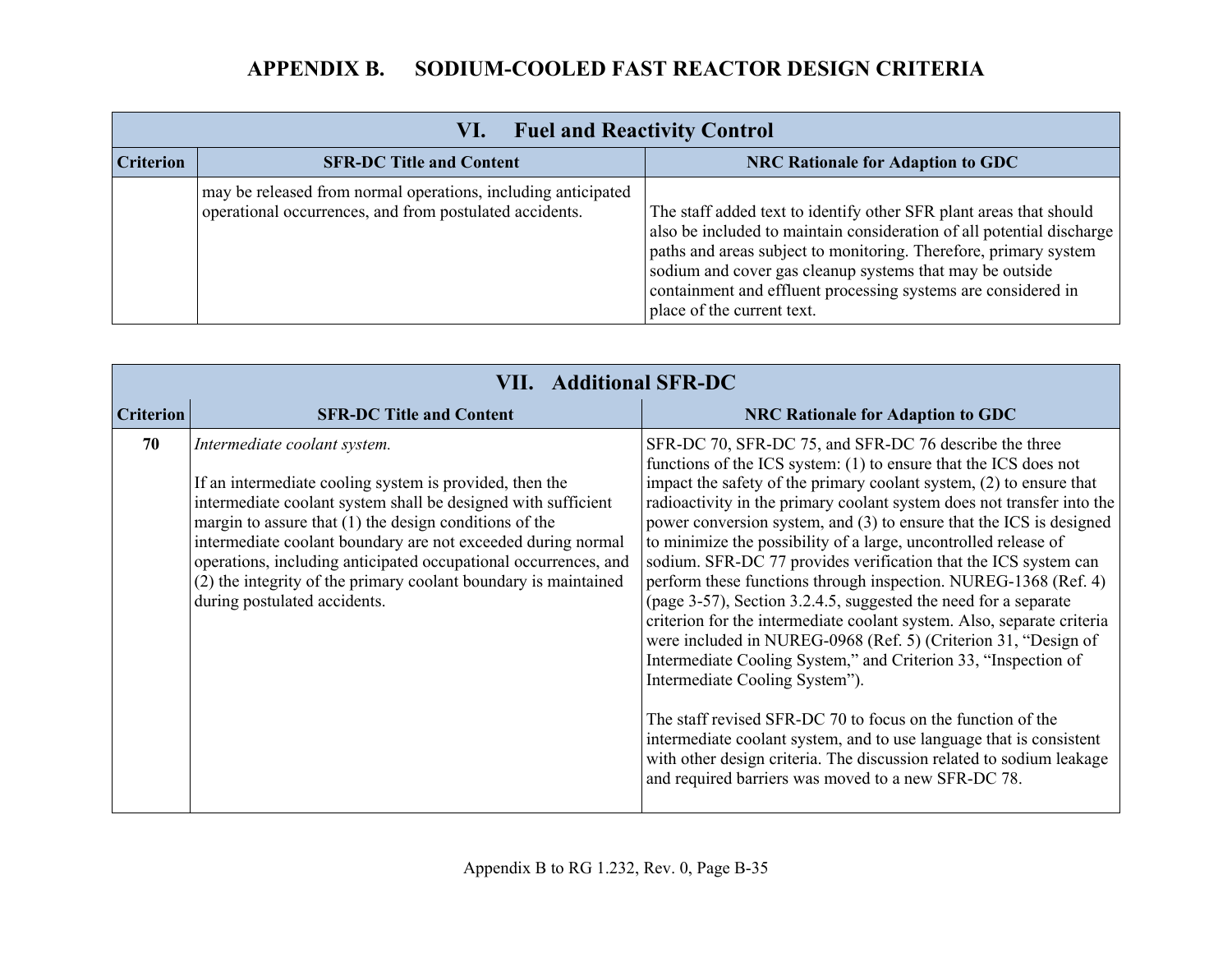# APPENDIX B. SODIUM-COOLED FAST REACTOR DESIGN CRITERIA

| VI. Fuel and Reactivity Control | | |
|---|---|---|
| **Criterion** | **SFR-DC Title and Content** | **NRC Rationale for Adaption to GDC** |
| | may be released from normal operations, including anticipated operational occurrences, and from postulated accidents. | The staff added text to identify other SFR plant areas that should also be included to maintain consideration of all potential discharge paths and areas subject to monitoring. Therefore, primary system sodium and cover gas cleanup systems that may be outside containment and effluent processing systems are considered in place of the current text. |

| VII. Additional SFR-DC | | |
|---|---|---|
| **Criterion** | **SFR-DC Title and Content** | **NRC Rationale for Adaption to GDC** |
| **70** | *Intermediate coolant system.*<br><br>If an intermediate cooling system is provided, then the intermediate coolant system shall be designed with sufficient margin to assure that (1) the design conditions of the intermediate coolant boundary are not exceeded during normal operations, including anticipated occupational occurrences, and (2) the integrity of the primary coolant boundary is maintained during postulated accidents. | SFR-DC 70, SFR-DC 75, and SFR-DC 76 describe the three functions of the ICS system: (1) to ensure that the ICS does not impact the safety of the primary coolant system, (2) to ensure that radioactivity in the primary coolant system does not transfer into the power conversion system, and (3) to ensure that the ICS is designed to minimize the possibility of a large, uncontrolled release of sodium. SFR-DC 77 provides verification that the ICS system can perform these functions through inspection. NUREG-1368 (Ref. 4) (page 3-57), Section 3.2.4.5, suggested the need for a separate criterion for the intermediate coolant system. Also, separate criteria were included in NUREG-0968 (Ref. 5) (Criterion 31, "Design of Intermediate Cooling System," and Criterion 33, "Inspection of Intermediate Cooling System").<br><br>The staff revised SFR-DC 70 to focus on the function of the intermediate coolant system, and to use language that is consistent with other design criteria. The discussion related to sodium leakage and required barriers was moved to a new SFR-DC 78. |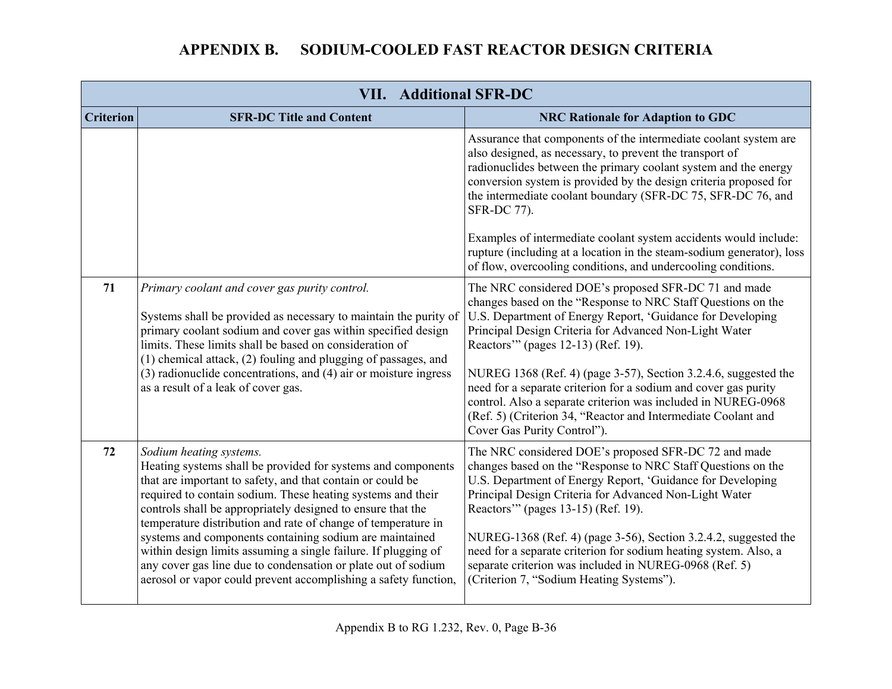# APPENDIX B. SODIUM-COOLED FAST REACTOR DESIGN CRITERIA

| VII. Additional SFR-DC | | |
|---|---|---|
| **Criterion** | **SFR-DC Title and Content** | **NRC Rationale for Adaption to GDC** |
| | | Assurance that components of the intermediate coolant system are also designed, as necessary, to prevent the transport of radionuclides between the primary coolant system and the energy conversion system is provided by the design criteria proposed for the intermediate coolant boundary (SFR-DC 75, SFR-DC 76, and SFR-DC 77).<br><br>Examples of intermediate coolant system accidents would include: rupture (including at a location in the steam-sodium generator), loss of flow, overcooling conditions, and undercooling conditions. |
| **71** | *Primary coolant and cover gas purity control.*<br><br>Systems shall be provided as necessary to maintain the purity of primary coolant sodium and cover gas within specified design limits. These limits shall be based on consideration of (1) chemical attack, (2) fouling and plugging of passages, and (3) radionuclide concentrations, and (4) air or moisture ingress as a result of a leak of cover gas. | The NRC considered DOE's proposed SFR-DC 71 and made changes based on the "Response to NRC Staff Questions on the U.S. Department of Energy Report, 'Guidance for Developing Principal Design Criteria for Advanced Non-Light Water Reactors'" (pages 12-13) (Ref. 19).<br><br>NUREG 1368 (Ref. 4) (page 3-57), Section 3.2.4.6, suggested the need for a separate criterion for a sodium and cover gas purity control. Also a separate criterion was included in NUREG-0968 (Ref. 5) (Criterion 34, "Reactor and Intermediate Coolant and Cover Gas Purity Control"). |
| **72** | *Sodium heating systems.*<br>Heating systems shall be provided for systems and components that are important to safety, and that contain or could be required to contain sodium. These heating systems and their controls shall be appropriately designed to ensure that the temperature distribution and rate of change of temperature in systems and components containing sodium are maintained within design limits assuming a single failure. If plugging of any cover gas line due to condensation or plate out of sodium aerosol or vapor could prevent accomplishing a safety function, | The NRC considered DOE's proposed SFR-DC 72 and made changes based on the "Response to NRC Staff Questions on the U.S. Department of Energy Report, 'Guidance for Developing Principal Design Criteria for Advanced Non-Light Water Reactors'" (pages 13-15) (Ref. 19).<br><br>NUREG-1368 (Ref. 4) (page 3-56), Section 3.2.4.2, suggested the need for a separate criterion for sodium heating system. Also, a separate criterion was included in NUREG-0968 (Ref. 5) (Criterion 7, "Sodium Heating Systems"). |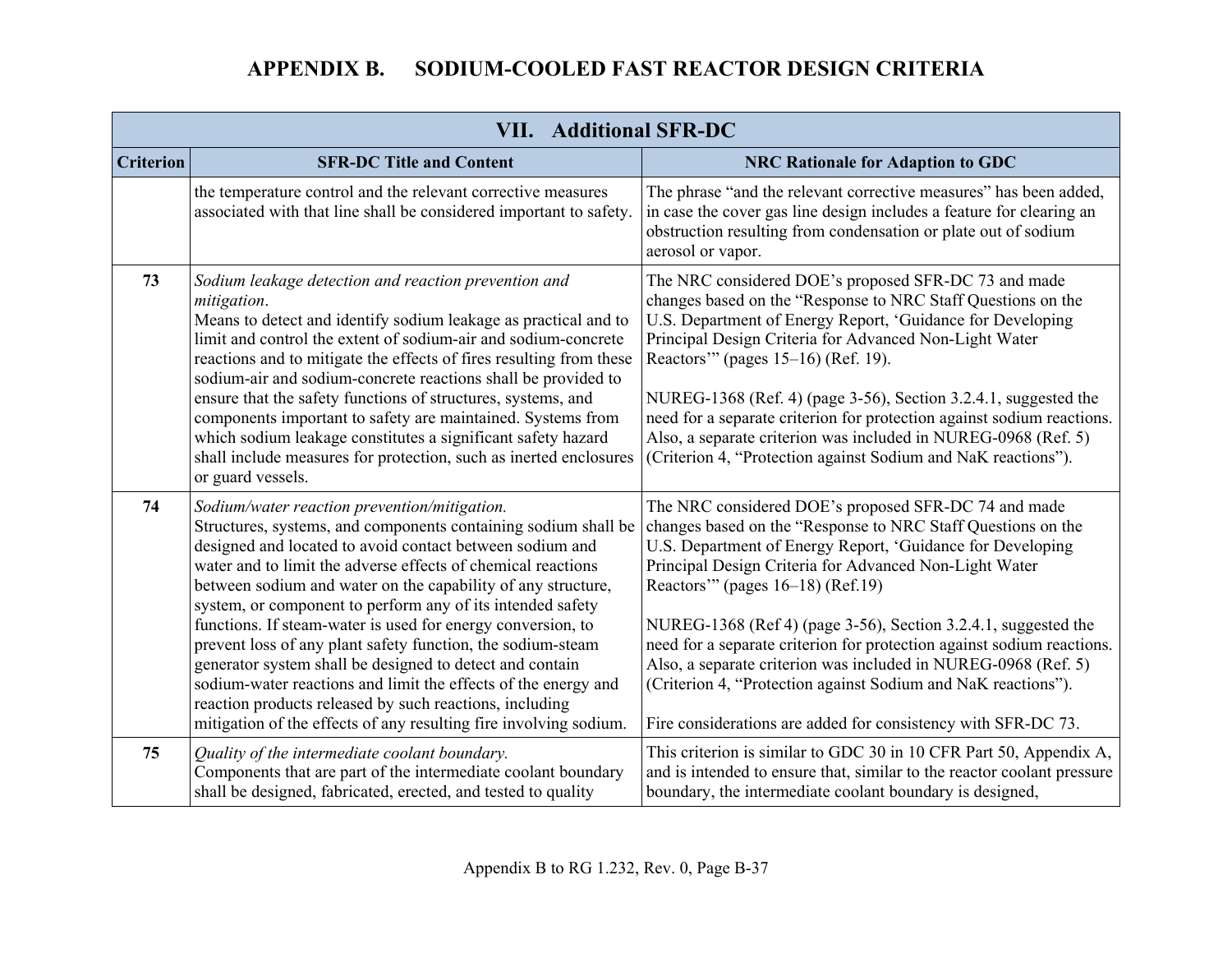# APPENDIX B. SODIUM-COOLED FAST REACTOR DESIGN CRITERIA

| VII. Additional SFR-DC | | |
|---|---|---|
| **Criterion** | **SFR-DC Title and Content** | **NRC Rationale for Adaption to GDC** |
| | the temperature control and the relevant corrective measures associated with that line shall be considered important to safety. | The phrase "and the relevant corrective measures" has been added, in case the cover gas line design includes a feature for clearing an obstruction resulting from condensation or plate out of sodium aerosol or vapor. |
| **73** | *Sodium leakage detection and reaction prevention and mitigation*.<br>Means to detect and identify sodium leakage as practical and to limit and control the extent of sodium-air and sodium-concrete reactions and to mitigate the effects of fires resulting from these sodium-air and sodium-concrete reactions shall be provided to ensure that the safety functions of structures, systems, and components important to safety are maintained. Systems from which sodium leakage constitutes a significant safety hazard shall include measures for protection, such as inerted enclosures or guard vessels. | The NRC considered DOE's proposed SFR-DC 73 and made changes based on the "Response to NRC Staff Questions on the U.S. Department of Energy Report, 'Guidance for Developing Principal Design Criteria for Advanced Non-Light Water Reactors'" (pages 15–16) (Ref. 19).<br><br>NUREG-1368 (Ref. 4) (page 3-56), Section 3.2.4.1, suggested the need for a separate criterion for protection against sodium reactions. Also, a separate criterion was included in NUREG-0968 (Ref. 5) (Criterion 4, "Protection against Sodium and NaK reactions"). |
| **74** | *Sodium/water reaction prevention/mitigation.*<br>Structures, systems, and components containing sodium shall be designed and located to avoid contact between sodium and water and to limit the adverse effects of chemical reactions between sodium and water on the capability of any structure, system, or component to perform any of its intended safety functions. If steam-water is used for energy conversion, to prevent loss of any plant safety function, the sodium-steam generator system shall be designed to detect and contain sodium-water reactions and limit the effects of the energy and reaction products released by such reactions, including mitigation of the effects of any resulting fire involving sodium. | The NRC considered DOE's proposed SFR-DC 74 and made changes based on the "Response to NRC Staff Questions on the U.S. Department of Energy Report, 'Guidance for Developing Principal Design Criteria for Advanced Non-Light Water Reactors'" (pages 16–18) (Ref.19)<br><br>NUREG-1368 (Ref 4) (page 3-56), Section 3.2.4.1, suggested the need for a separate criterion for protection against sodium reactions. Also, a separate criterion was included in NUREG-0968 (Ref. 5) (Criterion 4, "Protection against Sodium and NaK reactions").<br><br>Fire considerations are added for consistency with SFR-DC 73. |
| **75** | *Quality of the intermediate coolant boundary.*<br>Components that are part of the intermediate coolant boundary shall be designed, fabricated, erected, and tested to quality | This criterion is similar to GDC 30 in 10 CFR Part 50, Appendix A, and is intended to ensure that, similar to the reactor coolant pressure boundary, the intermediate coolant boundary is designed, |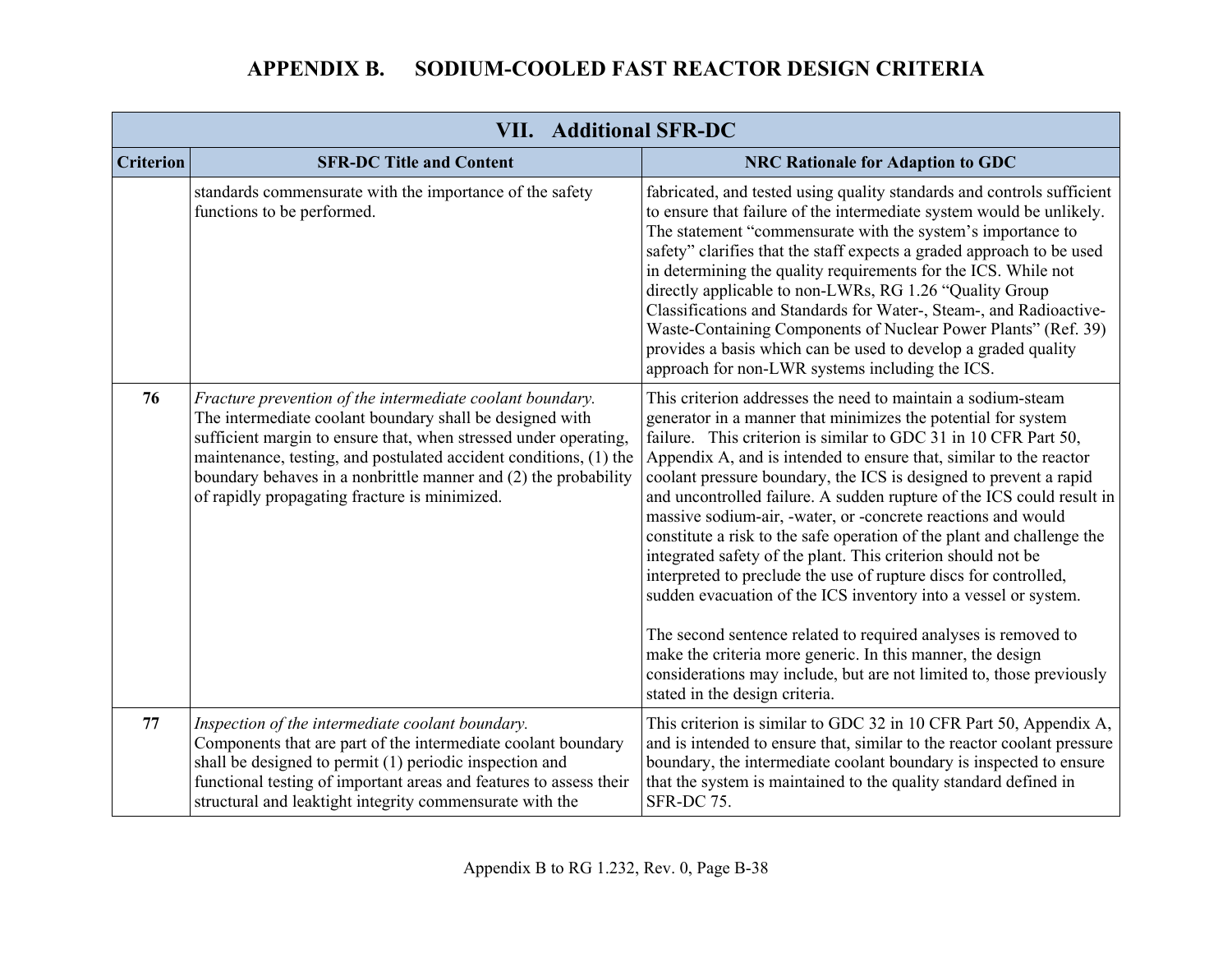# APPENDIX B. SODIUM-COOLED FAST REACTOR DESIGN CRITERIA

| VII. Additional SFR-DC | | |
|---|---|---|
| **Criterion** | **SFR-DC Title and Content** | **NRC Rationale for Adaption to GDC** |
| | standards commensurate with the importance of the safety functions to be performed. | fabricated, and tested using quality standards and controls sufficient to ensure that failure of the intermediate system would be unlikely. The statement "commensurate with the system's importance to safety" clarifies that the staff expects a graded approach to be used in determining the quality requirements for the ICS. While not directly applicable to non-LWRs, RG 1.26 "Quality Group Classifications and Standards for Water-, Steam-, and Radioactive-Waste-Containing Components of Nuclear Power Plants" (Ref. 39) provides a basis which can be used to develop a graded quality approach for non-LWR systems including the ICS. |
| **76** | *Fracture prevention of the intermediate coolant boundary.* The intermediate coolant boundary shall be designed with sufficient margin to ensure that, when stressed under operating, maintenance, testing, and postulated accident conditions, (1) the boundary behaves in a nonbrittle manner and (2) the probability of rapidly propagating fracture is minimized. | This criterion addresses the need to maintain a sodium-steam generator in a manner that minimizes the potential for system failure. This criterion is similar to GDC 31 in 10 CFR Part 50, Appendix A, and is intended to ensure that, similar to the reactor coolant pressure boundary, the ICS is designed to prevent a rapid and uncontrolled failure. A sudden rupture of the ICS could result in massive sodium-air, -water, or -concrete reactions and would constitute a risk to the safe operation of the plant and challenge the integrated safety of the plant. This criterion should not be interpreted to preclude the use of rupture discs for controlled, sudden evacuation of the ICS inventory into a vessel or system.<br><br>The second sentence related to required analyses is removed to make the criteria more generic. In this manner, the design considerations may include, but are not limited to, those previously stated in the design criteria. |
| **77** | *Inspection of the intermediate coolant boundary.* Components that are part of the intermediate coolant boundary shall be designed to permit (1) periodic inspection and functional testing of important areas and features to assess their structural and leaktight integrity commensurate with the | This criterion is similar to GDC 32 in 10 CFR Part 50, Appendix A, and is intended to ensure that, similar to the reactor coolant pressure boundary, the intermediate coolant boundary is inspected to ensure that the system is maintained to the quality standard defined in SFR-DC 75. |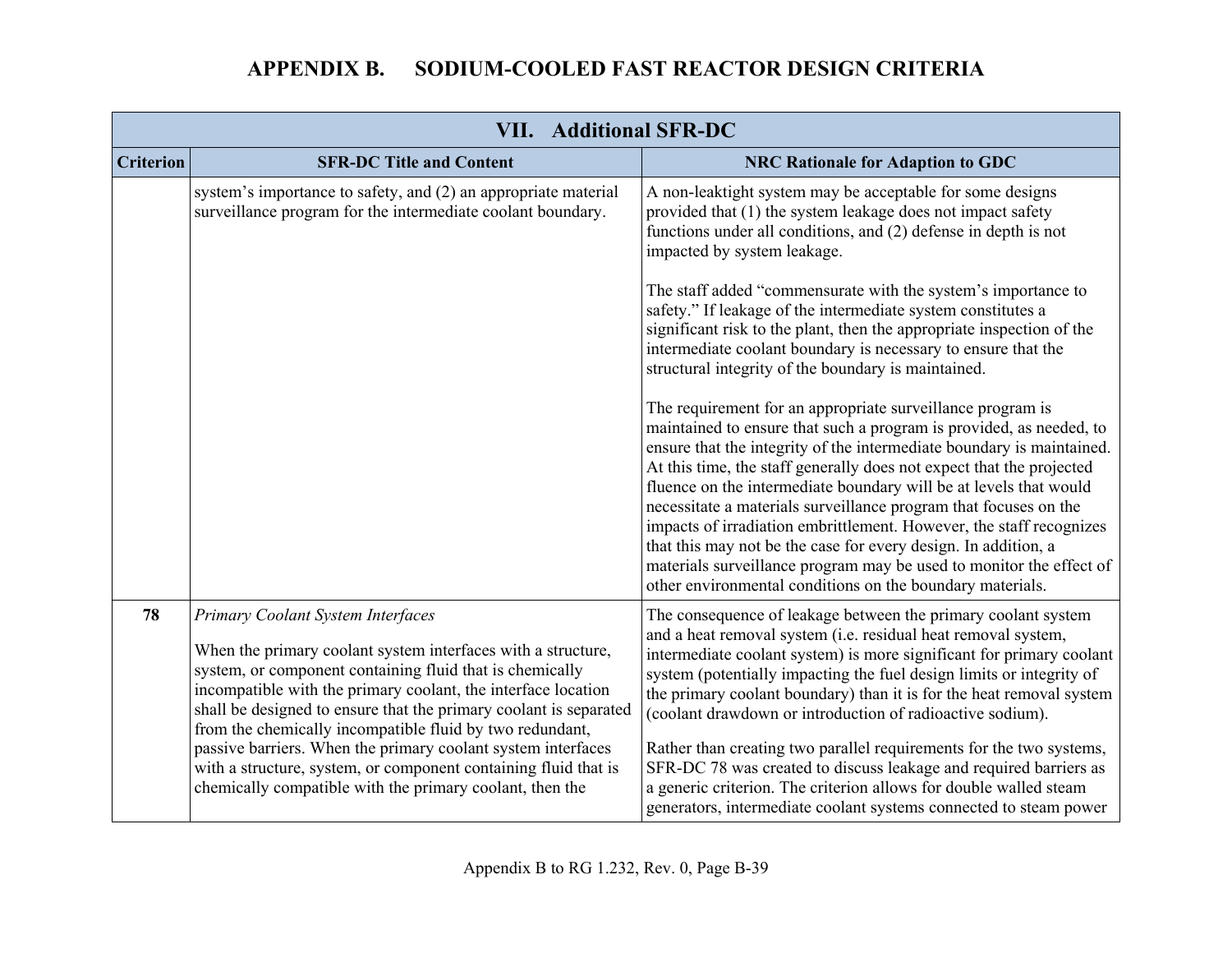# APPENDIX B. SODIUM-COOLED FAST REACTOR DESIGN CRITERIA

| VII. Additional SFR-DC | | |
|---|---|---|
| **Criterion** | **SFR-DC Title and Content** | **NRC Rationale for Adaption to GDC** |
| | system's importance to safety, and (2) an appropriate material surveillance program for the intermediate coolant boundary. | A non-leaktight system may be acceptable for some designs provided that (1) the system leakage does not impact safety functions under all conditions, and (2) defense in depth is not impacted by system leakage.<br><br>The staff added "commensurate with the system's importance to safety." If leakage of the intermediate system constitutes a significant risk to the plant, then the appropriate inspection of the intermediate coolant boundary is necessary to ensure that the structural integrity of the boundary is maintained.<br><br>The requirement for an appropriate surveillance program is maintained to ensure that such a program is provided, as needed, to ensure that the integrity of the intermediate boundary is maintained. At this time, the staff generally does not expect that the projected fluence on the intermediate boundary will be at levels that would necessitate a materials surveillance program that focuses on the impacts of irradiation embrittlement. However, the staff recognizes that this may not be the case for every design. In addition, a materials surveillance program may be used to monitor the effect of other environmental conditions on the boundary materials. |
| **78** | *Primary Coolant System Interfaces*<br><br>When the primary coolant system interfaces with a structure, system, or component containing fluid that is chemically incompatible with the primary coolant, the interface location shall be designed to ensure that the primary coolant is separated from the chemically incompatible fluid by two redundant, passive barriers. When the primary coolant system interfaces with a structure, system, or component containing fluid that is chemically compatible with the primary coolant, then the | The consequence of leakage between the primary coolant system and a heat removal system (i.e. residual heat removal system, intermediate coolant system) is more significant for primary coolant system (potentially impacting the fuel design limits or integrity of the primary coolant boundary) than it is for the heat removal system (coolant drawdown or introduction of radioactive sodium).<br><br>Rather than creating two parallel requirements for the two systems, SFR-DC 78 was created to discuss leakage and required barriers as a generic criterion. The criterion allows for double walled steam generators, intermediate coolant systems connected to steam power |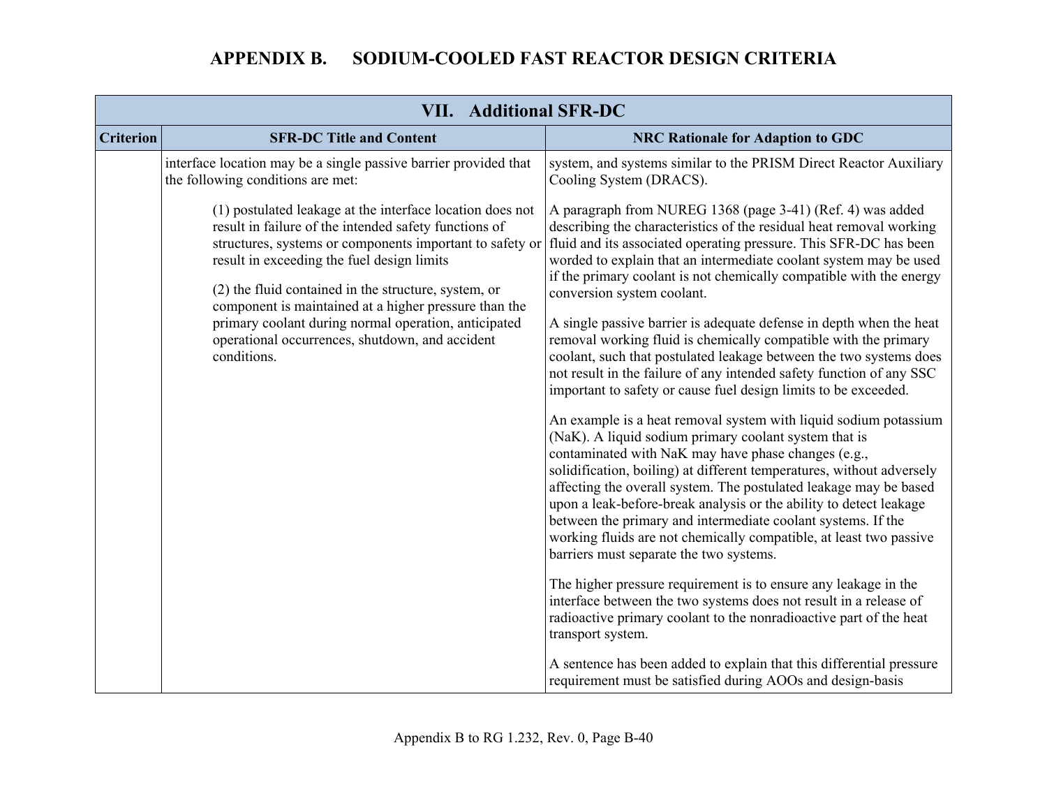# APPENDIX B. SODIUM-COOLED FAST REACTOR DESIGN CRITERIA

| VII. Additional SFR-DC | | |
|---|---|---|
| **Criterion** | **SFR-DC Title and Content** | **NRC Rationale for Adaption to GDC** |
| | interface location may be a single passive barrier provided that the following conditions are met:<br><br>(1) postulated leakage at the interface location does not result in failure of the intended safety functions of structures, systems or components important to safety or result in exceeding the fuel design limits<br><br>(2) the fluid contained in the structure, system, or component is maintained at a higher pressure than the primary coolant during normal operation, anticipated operational occurrences, shutdown, and accident conditions. | system, and systems similar to the PRISM Direct Reactor Auxiliary Cooling System (DRACS).<br><br>A paragraph from NUREG 1368 (page 3-41) (Ref. 4) was added describing the characteristics of the residual heat removal working fluid and its associated operating pressure. This SFR-DC has been worded to explain that an intermediate coolant system may be used if the primary coolant is not chemically compatible with the energy conversion system coolant.<br><br>A single passive barrier is adequate defense in depth when the heat removal working fluid is chemically compatible with the primary coolant, such that postulated leakage between the two systems does not result in the failure of any intended safety function of any SSC important to safety or cause fuel design limits to be exceeded.<br><br>An example is a heat removal system with liquid sodium potassium (NaK). A liquid sodium primary coolant system that is contaminated with NaK may have phase changes (e.g., solidification, boiling) at different temperatures, without adversely affecting the overall system. The postulated leakage may be based upon a leak-before-break analysis or the ability to detect leakage between the primary and intermediate coolant systems. If the working fluids are not chemically compatible, at least two passive barriers must separate the two systems.<br><br>The higher pressure requirement is to ensure any leakage in the interface between the two systems does not result in a release of radioactive primary coolant to the nonradioactive part of the heat transport system.<br><br>A sentence has been added to explain that this differential pressure requirement must be satisfied during AOOs and design-basis |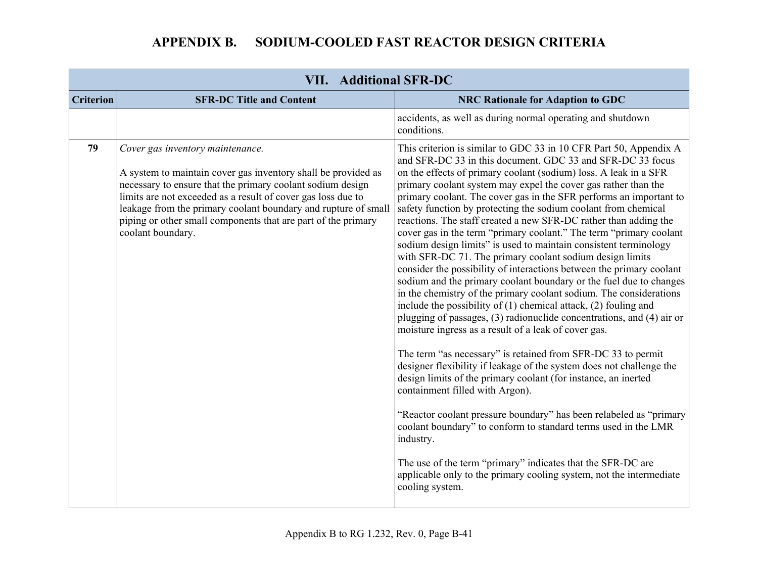# APPENDIX B. SODIUM-COOLED FAST REACTOR DESIGN CRITERIA

| VII. Additional SFR-DC | | |
|---|---|---|
| **Criterion** | **SFR-DC Title and Content** | **NRC Rationale for Adaption to GDC** |
| | | accidents, as well as during normal operating and shutdown conditions. |
| **79** | *Cover gas inventory maintenance.*<br><br>A system to maintain cover gas inventory shall be provided as necessary to ensure that the primary coolant sodium design limits are not exceeded as a result of cover gas loss due to leakage from the primary coolant boundary and rupture of small piping or other small components that are part of the primary coolant boundary. | This criterion is similar to GDC 33 in 10 CFR Part 50, Appendix A and SFR-DC 33 in this document. GDC 33 and SFR-DC 33 focus on the effects of primary coolant (sodium) loss. A leak in a SFR primary coolant system may expel the cover gas rather than the primary coolant. The cover gas in the SFR performs an important to safety function by protecting the sodium coolant from chemical reactions. The staff created a new SFR-DC rather than adding the cover gas in the term "primary coolant." The term "primary coolant sodium design limits" is used to maintain consistent terminology with SFR-DC 71. The primary coolant sodium design limits consider the possibility of interactions between the primary coolant sodium and the primary coolant boundary or the fuel due to changes in the chemistry of the primary coolant sodium. The considerations include the possibility of (1) chemical attack, (2) fouling and plugging of passages, (3) radionuclide concentrations, and (4) air or moisture ingress as a result of a leak of cover gas.<br><br>The term "as necessary" is retained from SFR-DC 33 to permit designer flexibility if leakage of the system does not challenge the design limits of the primary coolant (for instance, an inerted containment filled with Argon).<br><br>"Reactor coolant pressure boundary" has been relabeled as "primary coolant boundary" to conform to standard terms used in the LMR industry.<br><br>The use of the term "primary" indicates that the SFR-DC are applicable only to the primary cooling system, not the intermediate cooling system. |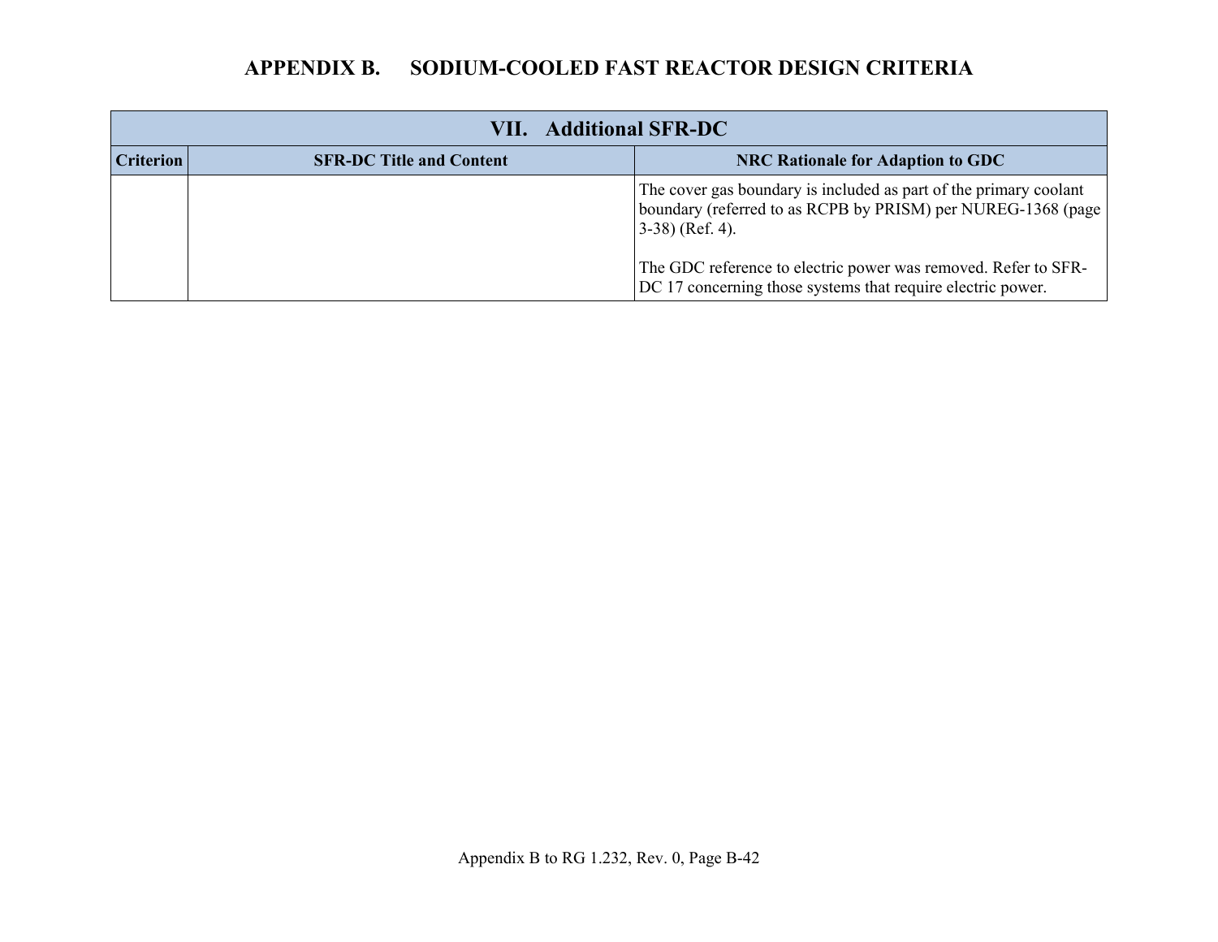# APPENDIX B. SODIUM-COOLED FAST REACTOR DESIGN CRITERIA

| VII. Additional SFR-DC | | |
|---|---|---|
| **Criterion** | **SFR-DC Title and Content** | **NRC Rationale for Adaption to GDC** |
| | | The cover gas boundary is included as part of the primary coolant boundary (referred to as RCPB by PRISM) per NUREG-1368 (page 3-38) (Ref. 4).<br><br>The GDC reference to electric power was removed. Refer to SFR-DC 17 concerning those systems that require electric power. |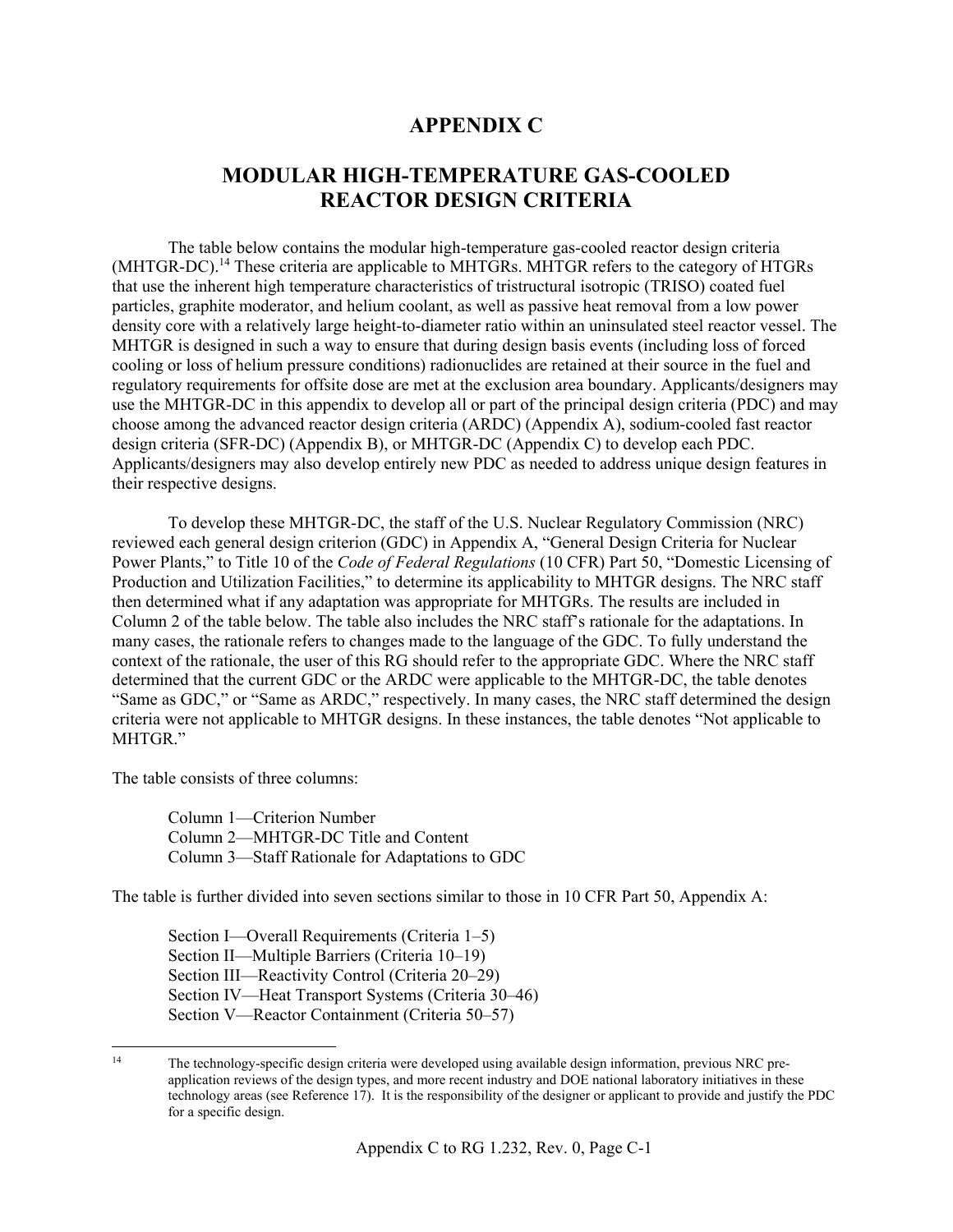# APPENDIX C

# MODULAR HIGH-TEMPERATURE GAS-COOLED REACTOR DESIGN CRITERIA

The table below contains the modular high-temperature gas-cooled reactor design criteria (MHTGR-DC).[14] These criteria are applicable to MHTGRs. MHTGR refers to the category of HTGRs that use the inherent high temperature characteristics of tristructural isotropic (TRISO) coated fuel particles, graphite moderator, and helium coolant, as well as passive heat removal from a low power density core with a relatively large height-to-diameter ratio within an uninsulated steel reactor vessel. The MHTGR is designed in such a way to ensure that during design basis events (including loss of forced cooling or loss of helium pressure conditions) radionuclides are retained at their source in the fuel and regulatory requirements for offsite dose are met at the exclusion area boundary. Applicants/designers may use the MHTGR-DC in this appendix to develop all or part of the principal design criteria (PDC) and may choose among the advanced reactor design criteria (ARDC) (Appendix A), sodium-cooled fast reactor design criteria (SFR-DC) (Appendix B), or MHTGR-DC (Appendix C) to develop each PDC. Applicants/designers may also develop entirely new PDC as needed to address unique design features in their respective designs.

To develop these MHTGR-DC, the staff of the U.S. Nuclear Regulatory Commission (NRC) reviewed each general design criterion (GDC) in Appendix A, "General Design Criteria for Nuclear Power Plants," to Title 10 of the *Code of Federal Regulations* (10 CFR) Part 50, "Domestic Licensing of Production and Utilization Facilities," to determine its applicability to MHTGR designs. The NRC staff then determined what if any adaptation was appropriate for MHTGRs. The results are included in Column 2 of the table below. The table also includes the NRC staff's rationale for the adaptations. In many cases, the rationale refers to changes made to the language of the GDC. To fully understand the context of the rationale, the user of this RG should refer to the appropriate GDC. Where the NRC staff determined that the current GDC or the ARDC were applicable to the MHTGR-DC, the table denotes "Same as GDC," or "Same as ARDC," respectively. In many cases, the NRC staff determined the design criteria were not applicable to MHTGR designs. In these instances, the table denotes "Not applicable to MHTGR."

The table consists of three columns:

- Column 1—Criterion Number
- Column 2—MHTGR-DC Title and Content
- Column 3—Staff Rationale for Adaptations to GDC

The table is further divided into seven sections similar to those in 10 CFR Part 50, Appendix A:

- Section I—Overall Requirements (Criteria 1–5)
- Section II—Multiple Barriers (Criteria 10–19)
- Section III—Reactivity Control (Criteria 20–29)
- Section IV—Heat Transport Systems (Criteria 30–46)
- Section V—Reactor Containment (Criteria 50–57)

---

[14] The technology-specific design criteria were developed using available design information, previous NRC pre-application reviews of the design types, and more recent industry and DOE national laboratory initiatives in these technology areas (see Reference 17). It is the responsibility of the designer or applicant to provide and justify the PDC for a specific design.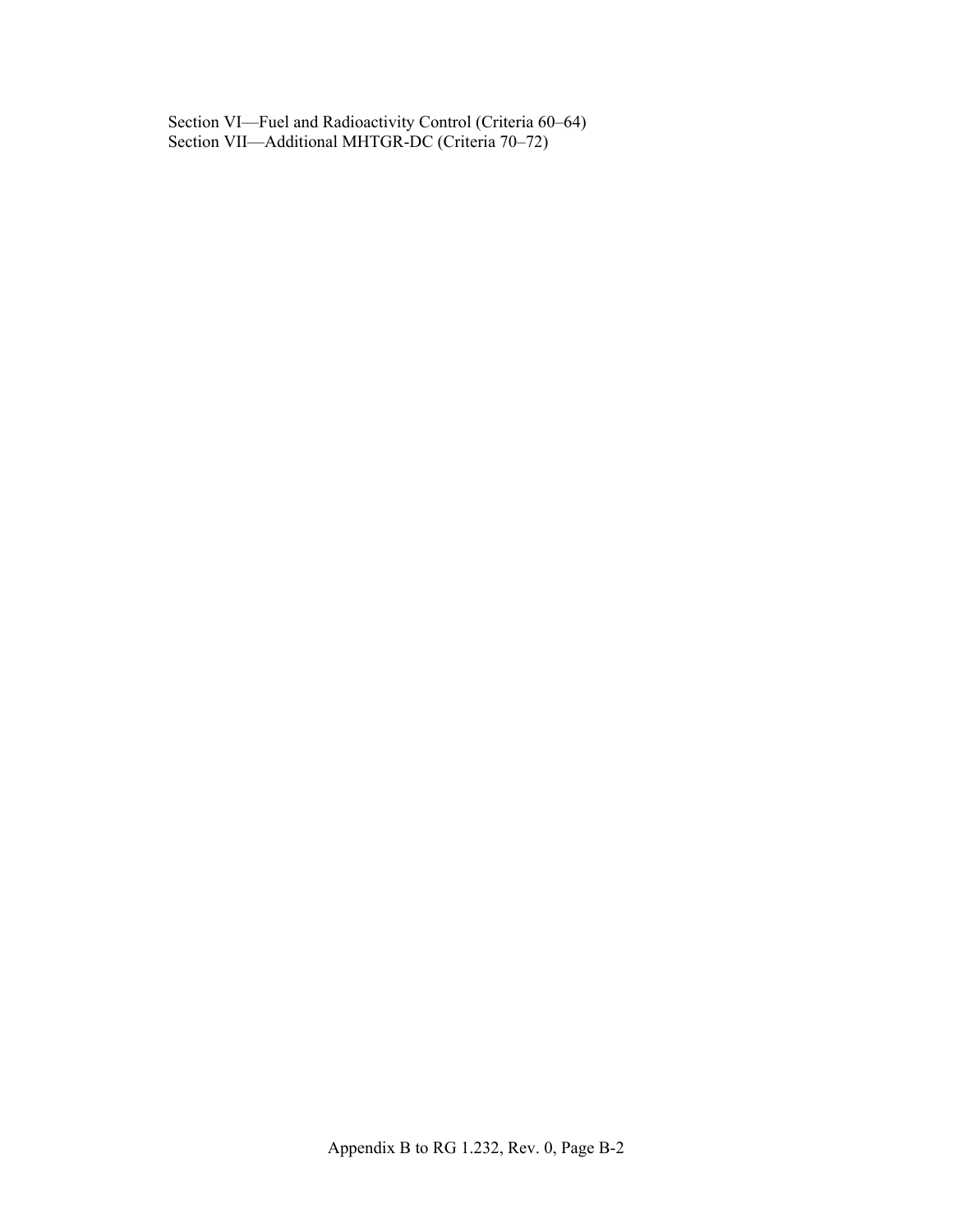Section VI—Fuel and Radioactivity Control (Criteria 60–64)
Section VII—Additional MHTGR-DC (Criteria 70–72)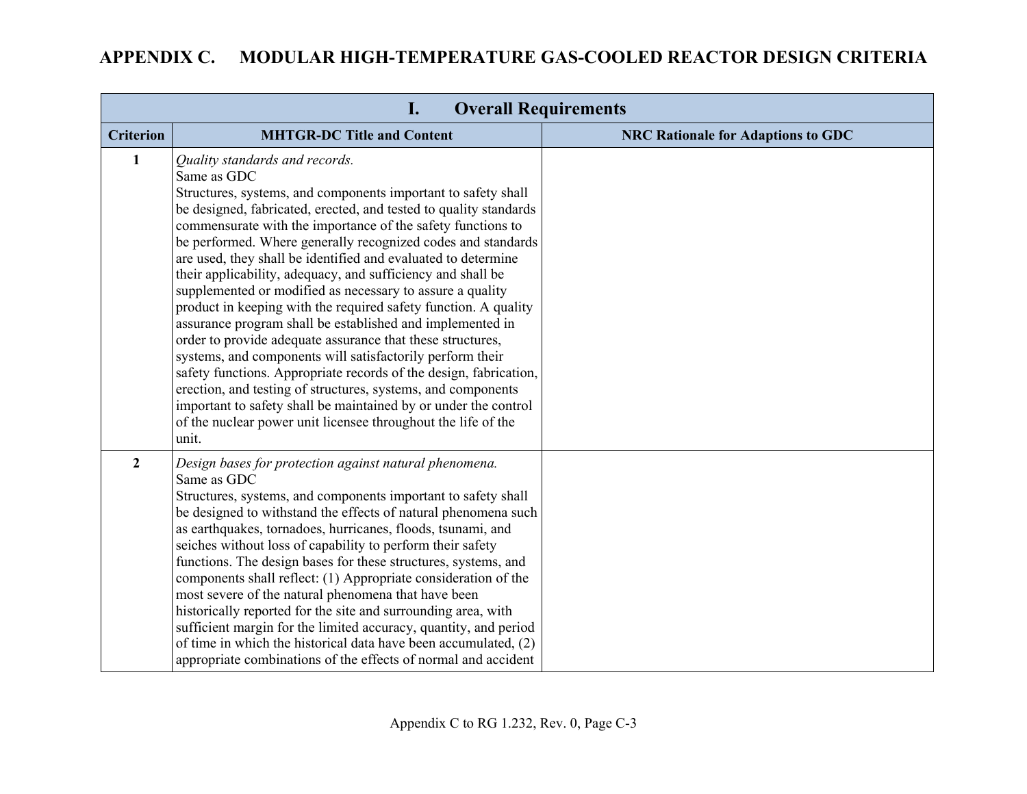# APPENDIX C. MODULAR HIGH-TEMPERATURE GAS-COOLED REACTOR DESIGN CRITERIA

| I. Overall Requirements | | |
|---|---|---|
| **Criterion** | **MHTGR-DC Title and Content** | **NRC Rationale for Adaptions to GDC** |
| **1** | *Quality standards and records.*<br>Same as GDC<br>Structures, systems, and components important to safety shall be designed, fabricated, erected, and tested to quality standards commensurate with the importance of the safety functions to be performed. Where generally recognized codes and standards are used, they shall be identified and evaluated to determine their applicability, adequacy, and sufficiency and shall be supplemented or modified as necessary to assure a quality product in keeping with the required safety function. A quality assurance program shall be established and implemented in order to provide adequate assurance that these structures, systems, and components will satisfactorily perform their safety functions. Appropriate records of the design, fabrication, erection, and testing of structures, systems, and components important to safety shall be maintained by or under the control of the nuclear power unit licensee throughout the life of the unit. | |
| **2** | *Design bases for protection against natural phenomena.*<br>Same as GDC<br>Structures, systems, and components important to safety shall be designed to withstand the effects of natural phenomena such as earthquakes, tornadoes, hurricanes, floods, tsunami, and seiches without loss of capability to perform their safety functions. The design bases for these structures, systems, and components shall reflect: (1) Appropriate consideration of the most severe of the natural phenomena that have been historically reported for the site and surrounding area, with sufficient margin for the limited accuracy, quantity, and period of time in which the historical data have been accumulated, (2) appropriate combinations of the effects of normal and accident | |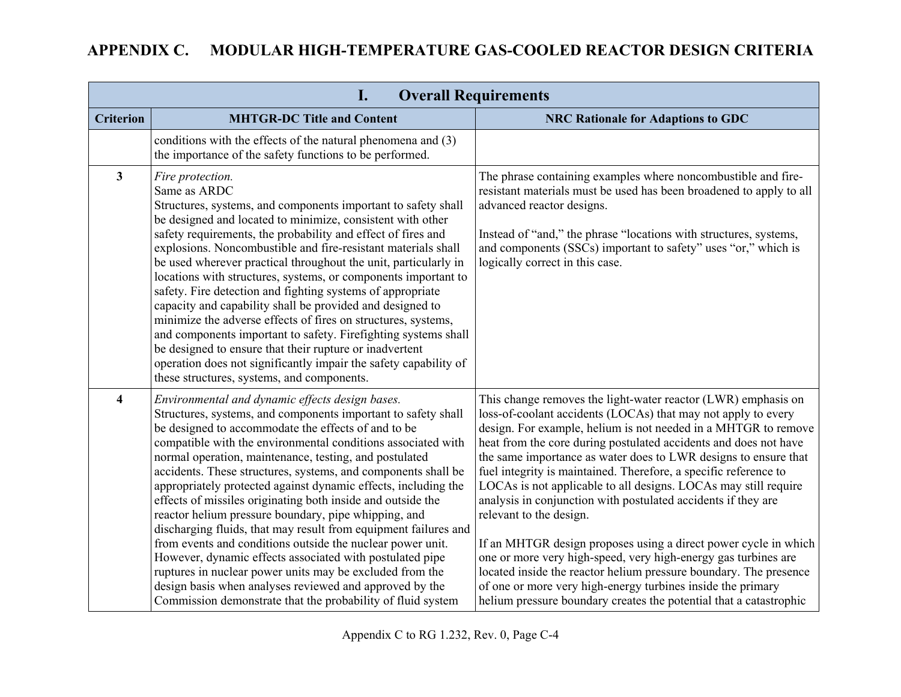## APPENDIX C. MODULAR HIGH-TEMPERATURE GAS-COOLED REACTOR DESIGN CRITERIA

| I. Overall Requirements | | |
|---|---|---|
| **Criterion** | **MHTGR-DC Title and Content** | **NRC Rationale for Adaptions to GDC** |
| | conditions with the effects of the natural phenomena and (3) the importance of the safety functions to be performed. | |
| **3** | *Fire protection.* Same as ARDC Structures, systems, and components important to safety shall be designed and located to minimize, consistent with other safety requirements, the probability and effect of fires and explosions. Noncombustible and fire-resistant materials shall be used wherever practical throughout the unit, particularly in locations with structures, systems, or components important to safety. Fire detection and fighting systems of appropriate capacity and capability shall be provided and designed to minimize the adverse effects of fires on structures, systems, and components important to safety. Firefighting systems shall be designed to ensure that their rupture or inadvertent operation does not significantly impair the safety capability of these structures, systems, and components. | The phrase containing examples where noncombustible and fire-resistant materials must be used has been broadened to apply to all advanced reactor designs.<br><br>Instead of "and," the phrase "locations with structures, systems, and components (SSCs) important to safety" uses "or," which is logically correct in this case. |
| **4** | *Environmental and dynamic effects design bases.* Structures, systems, and components important to safety shall be designed to accommodate the effects of and to be compatible with the environmental conditions associated with normal operation, maintenance, testing, and postulated accidents. These structures, systems, and components shall be appropriately protected against dynamic effects, including the effects of missiles originating both inside and outside the reactor helium pressure boundary, pipe whipping, and discharging fluids, that may result from equipment failures and from events and conditions outside the nuclear power unit. However, dynamic effects associated with postulated pipe ruptures in nuclear power units may be excluded from the design basis when analyses reviewed and approved by the Commission demonstrate that the probability of fluid system | This change removes the light-water reactor (LWR) emphasis on loss-of-coolant accidents (LOCAs) that may not apply to every design. For example, helium is not needed in a MHTGR to remove heat from the core during postulated accidents and does not have the same importance as water does to LWR designs to ensure that fuel integrity is maintained. Therefore, a specific reference to LOCAs is not applicable to all designs. LOCAs may still require analysis in conjunction with postulated accidents if they are relevant to the design.<br><br>If an MHTGR design proposes using a direct power cycle in which one or more very high-speed, very high-energy gas turbines are located inside the reactor helium pressure boundary. The presence of one or more very high-energy turbines inside the primary helium pressure boundary creates the potential that a catastrophic |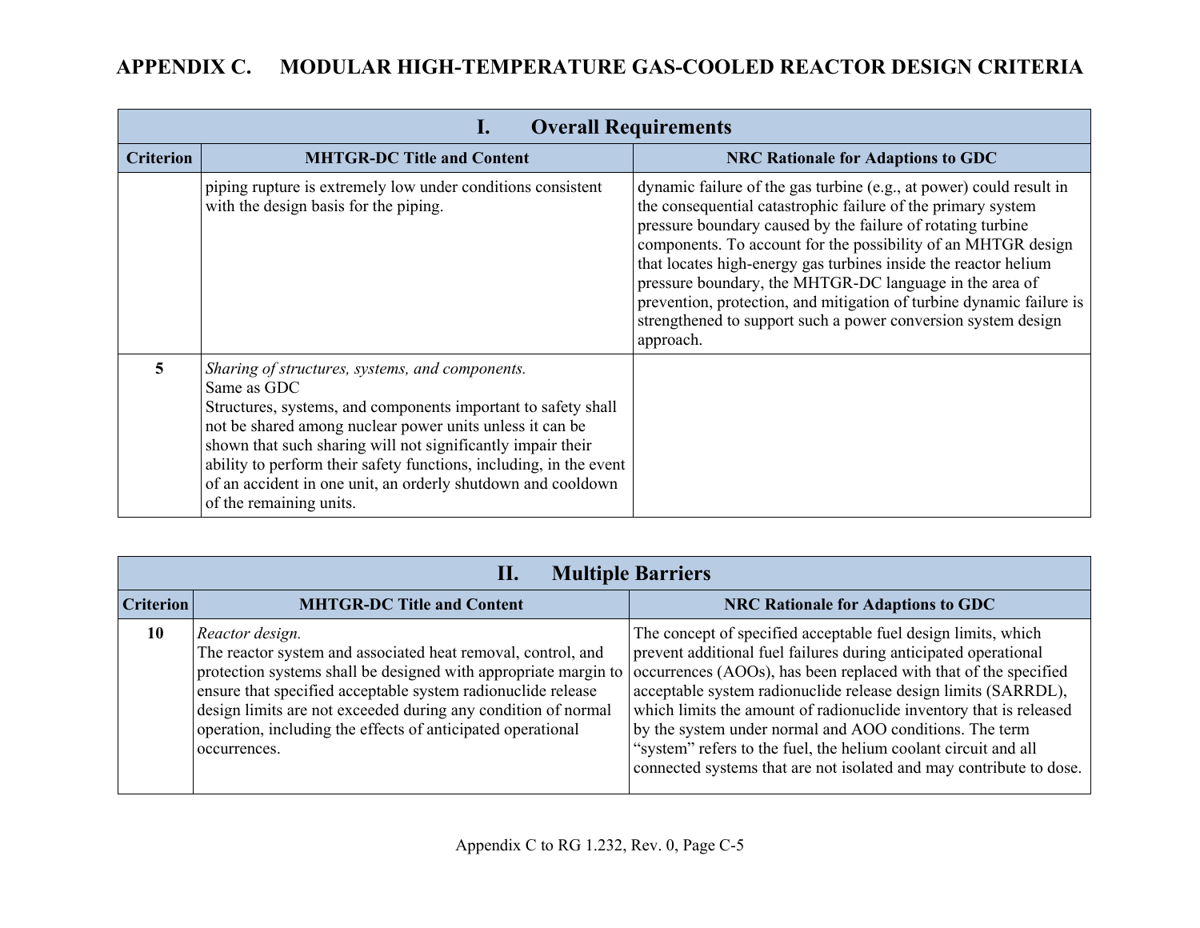# APPENDIX C. MODULAR HIGH-TEMPERATURE GAS-COOLED REACTOR DESIGN CRITERIA

| I. Overall Requirements | | |
|---|---|---|
| **Criterion** | **MHTGR-DC Title and Content** | **NRC Rationale for Adaptions to GDC** |
| | piping rupture is extremely low under conditions consistent with the design basis for the piping. | dynamic failure of the gas turbine (e.g., at power) could result in the consequential catastrophic failure of the primary system pressure boundary caused by the failure of rotating turbine components. To account for the possibility of an MHTGR design that locates high-energy gas turbines inside the reactor helium pressure boundary, the MHTGR-DC language in the area of prevention, protection, and mitigation of turbine dynamic failure is strengthened to support such a power conversion system design approach. |
| **5** | *Sharing of structures, systems, and components.*<br>Same as GDC<br>Structures, systems, and components important to safety shall not be shared among nuclear power units unless it can be shown that such sharing will not significantly impair their ability to perform their safety functions, including, in the event of an accident in one unit, an orderly shutdown and cooldown of the remaining units. | |

| II. Multiple Barriers | | |
|---|---|---|
| **Criterion** | **MHTGR-DC Title and Content** | **NRC Rationale for Adaptions to GDC** |
| **10** | *Reactor design.*<br>The reactor system and associated heat removal, control, and protection systems shall be designed with appropriate margin to ensure that specified acceptable system radionuclide release design limits are not exceeded during any condition of normal operation, including the effects of anticipated operational occurrences. | The concept of specified acceptable fuel design limits, which prevent additional fuel failures during anticipated operational occurrences (AOOs), has been replaced with that of the specified acceptable system radionuclide release design limits (SARRDL), which limits the amount of radionuclide inventory that is released by the system under normal and AOO conditions. The term "system" refers to the fuel, the helium coolant circuit and all connected systems that are not isolated and may contribute to dose. |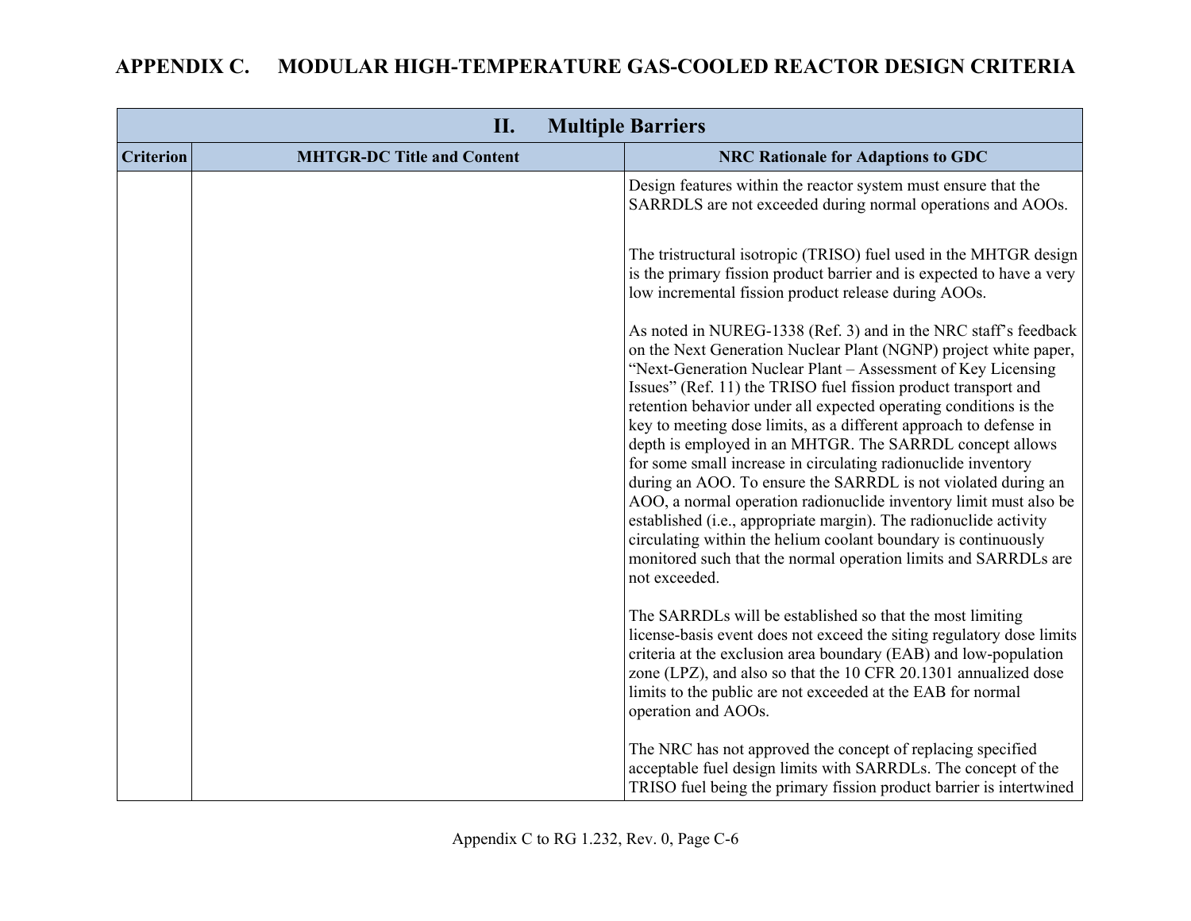# APPENDIX C. MODULAR HIGH-TEMPERATURE GAS-COOLED REACTOR DESIGN CRITERIA

| II. Multiple Barriers | | |
|---|---|---|
| **Criterion** | **MHTGR-DC Title and Content** | **NRC Rationale for Adaptions to GDC** |
| | | Design features within the reactor system must ensure that the SARRDLS are not exceeded during normal operations and AOOs.<br><br>The tristructural isotropic (TRISO) fuel used in the MHTGR design is the primary fission product barrier and is expected to have a very low incremental fission product release during AOOs.<br><br>As noted in NUREG-1338 (Ref. 3) and in the NRC staff's feedback on the Next Generation Nuclear Plant (NGNP) project white paper, "Next-Generation Nuclear Plant – Assessment of Key Licensing Issues" (Ref. 11) the TRISO fuel fission product transport and retention behavior under all expected operating conditions is the key to meeting dose limits, as a different approach to defense in depth is employed in an MHTGR. The SARRDL concept allows for some small increase in circulating radionuclide inventory during an AOO. To ensure the SARRDL is not violated during an AOO, a normal operation radionuclide inventory limit must also be established (i.e., appropriate margin). The radionuclide activity circulating within the helium coolant boundary is continuously monitored such that the normal operation limits and SARRDLs are not exceeded.<br><br>The SARRDLs will be established so that the most limiting license-basis event does not exceed the siting regulatory dose limits criteria at the exclusion area boundary (EAB) and low-population zone (LPZ), and also so that the 10 CFR 20.1301 annualized dose limits to the public are not exceeded at the EAB for normal operation and AOOs.<br><br>The NRC has not approved the concept of replacing specified acceptable fuel design limits with SARRDLs. The concept of the TRISO fuel being the primary fission product barrier is intertwined |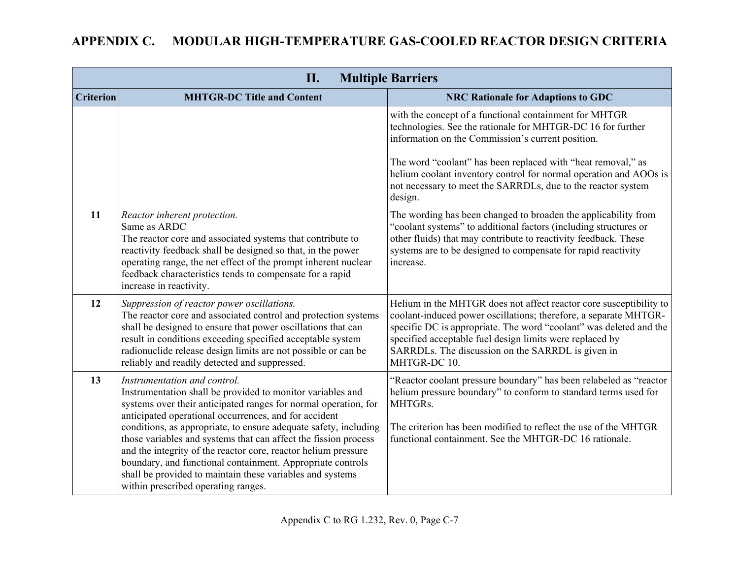## APPENDIX C. MODULAR HIGH-TEMPERATURE GAS-COOLED REACTOR DESIGN CRITERIA

| II. Multiple Barriers | | |
|---|---|---|
| **Criterion** | **MHTGR-DC Title and Content** | **NRC Rationale for Adaptions to GDC** |
| | | with the concept of a functional containment for MHTGR technologies. See the rationale for MHTGR-DC 16 for further information on the Commission's current position.<br><br>The word "coolant" has been replaced with "heat removal," as helium coolant inventory control for normal operation and AOOs is not necessary to meet the SARRDLs, due to the reactor system design. |
| **11** | *Reactor inherent protection.*<br>Same as ARDC<br>The reactor core and associated systems that contribute to reactivity feedback shall be designed so that, in the power operating range, the net effect of the prompt inherent nuclear feedback characteristics tends to compensate for a rapid increase in reactivity. | The wording has been changed to broaden the applicability from "coolant systems" to additional factors (including structures or other fluids) that may contribute to reactivity feedback. These systems are to be designed to compensate for rapid reactivity increase. |
| **12** | *Suppression of reactor power oscillations.*<br>The reactor core and associated control and protection systems shall be designed to ensure that power oscillations that can result in conditions exceeding specified acceptable system radionuclide release design limits are not possible or can be reliably and readily detected and suppressed. | Helium in the MHTGR does not affect reactor core susceptibility to coolant-induced power oscillations; therefore, a separate MHTGR-specific DC is appropriate. The word "coolant" was deleted and the specified acceptable fuel design limits were replaced by SARRDLs. The discussion on the SARRDL is given in MHTGR-DC 10. |
| **13** | *Instrumentation and control.*<br>Instrumentation shall be provided to monitor variables and systems over their anticipated ranges for normal operation, for anticipated operational occurrences, and for accident conditions, as appropriate, to ensure adequate safety, including those variables and systems that can affect the fission process and the integrity of the reactor core, reactor helium pressure boundary, and functional containment. Appropriate controls shall be provided to maintain these variables and systems within prescribed operating ranges. | "Reactor coolant pressure boundary" has been relabeled as "reactor helium pressure boundary" to conform to standard terms used for MHTGRs.<br><br>The criterion has been modified to reflect the use of the MHTGR functional containment. See the MHTGR-DC 16 rationale. |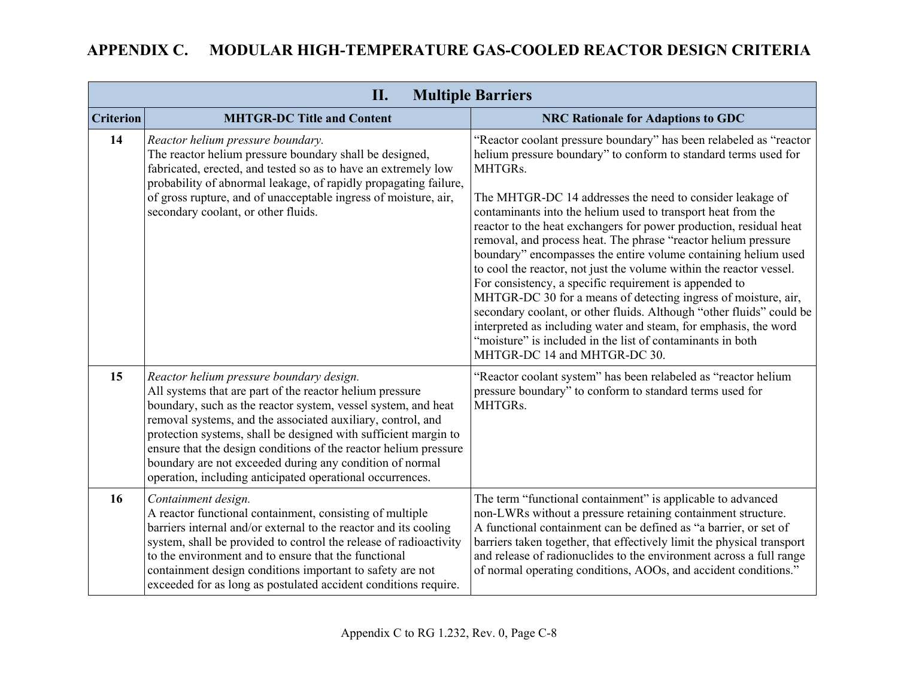# APPENDIX C. MODULAR HIGH-TEMPERATURE GAS-COOLED REACTOR DESIGN CRITERIA

| II. Multiple Barriers | | |
|---|---|---|
| **Criterion** | **MHTGR-DC Title and Content** | **NRC Rationale for Adaptions to GDC** |
| **14** | *Reactor helium pressure boundary.*<br>The reactor helium pressure boundary shall be designed, fabricated, erected, and tested so as to have an extremely low probability of abnormal leakage, of rapidly propagating failure, of gross rupture, and of unacceptable ingress of moisture, air, secondary coolant, or other fluids. | "Reactor coolant pressure boundary" has been relabeled as "reactor helium pressure boundary" to conform to standard terms used for MHTGRs.<br><br>The MHTGR-DC 14 addresses the need to consider leakage of contaminants into the helium used to transport heat from the reactor to the heat exchangers for power production, residual heat removal, and process heat. The phrase "reactor helium pressure boundary" encompasses the entire volume containing helium used to cool the reactor, not just the volume within the reactor vessel. For consistency, a specific requirement is appended to MHTGR-DC 30 for a means of detecting ingress of moisture, air, secondary coolant, or other fluids. Although "other fluids" could be interpreted as including water and steam, for emphasis, the word "moisture" is included in the list of contaminants in both MHTGR-DC 14 and MHTGR-DC 30. |
| **15** | *Reactor helium pressure boundary design.*<br>All systems that are part of the reactor helium pressure boundary, such as the reactor system, vessel system, and heat removal systems, and the associated auxiliary, control, and protection systems, shall be designed with sufficient margin to ensure that the design conditions of the reactor helium pressure boundary are not exceeded during any condition of normal operation, including anticipated operational occurrences. | "Reactor coolant system" has been relabeled as "reactor helium pressure boundary" to conform to standard terms used for MHTGRs. |
| **16** | *Containment design.*<br>A reactor functional containment, consisting of multiple barriers internal and/or external to the reactor and its cooling system, shall be provided to control the release of radioactivity to the environment and to ensure that the functional containment design conditions important to safety are not exceeded for as long as postulated accident conditions require. | The term "functional containment" is applicable to advanced non-LWRs without a pressure retaining containment structure. A functional containment can be defined as "a barrier, or set of barriers taken together, that effectively limit the physical transport and release of radionuclides to the environment across a full range of normal operating conditions, AOOs, and accident conditions." |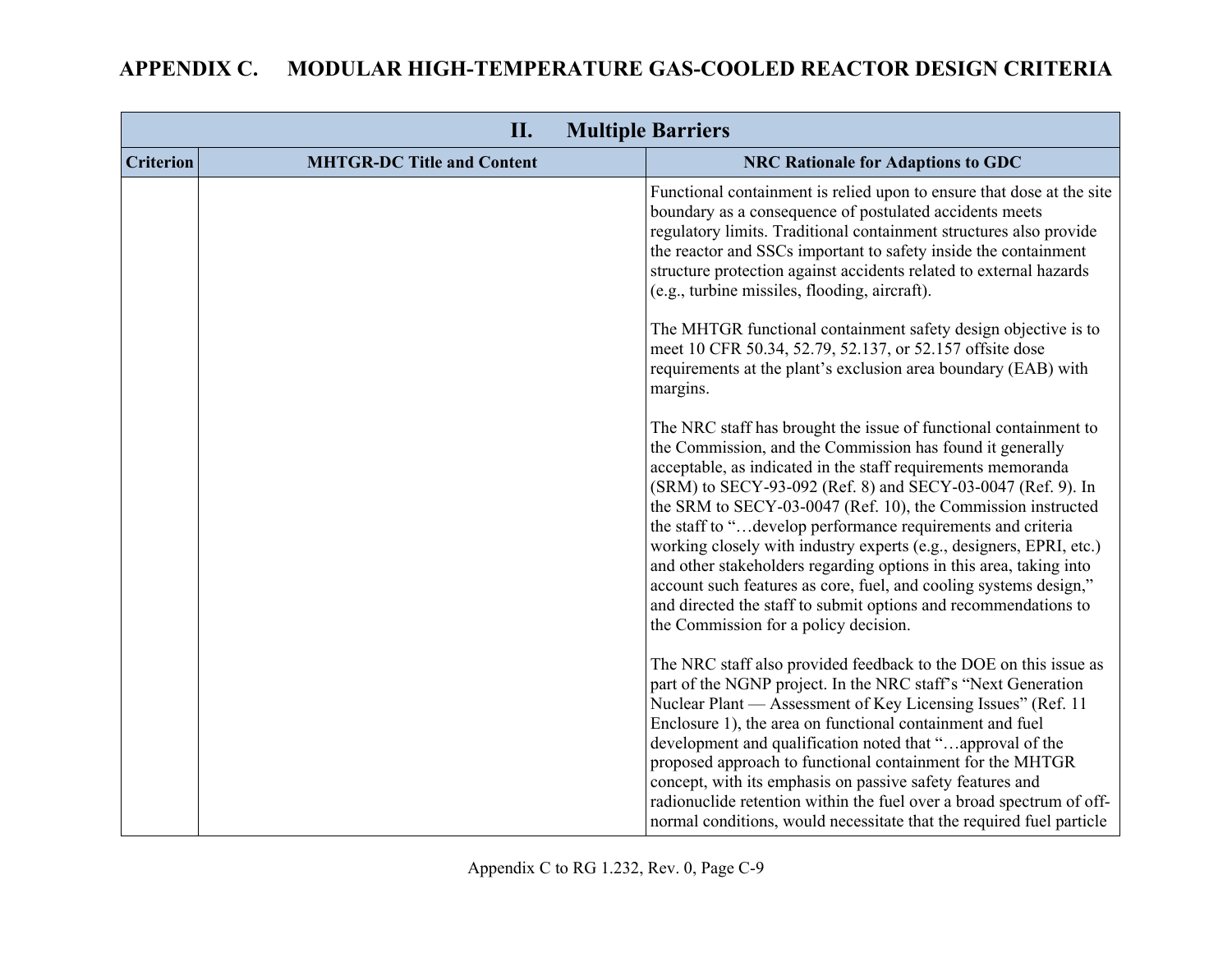# APPENDIX C. MODULAR HIGH-TEMPERATURE GAS-COOLED REACTOR DESIGN CRITERIA

| II. Multiple Barriers | | |
|---|---|---|
| **Criterion** | **MHTGR-DC Title and Content** | **NRC Rationale for Adaptions to GDC** |
| | | Functional containment is relied upon to ensure that dose at the site boundary as a consequence of postulated accidents meets regulatory limits. Traditional containment structures also provide the reactor and SSCs important to safety inside the containment structure protection against accidents related to external hazards (e.g., turbine missiles, flooding, aircraft).<br><br>The MHTGR functional containment safety design objective is to meet 10 CFR 50.34, 52.79, 52.137, or 52.157 offsite dose requirements at the plant's exclusion area boundary (EAB) with margins.<br><br>The NRC staff has brought the issue of functional containment to the Commission, and the Commission has found it generally acceptable, as indicated in the staff requirements memoranda (SRM) to SECY-93-092 (Ref. 8) and SECY-03-0047 (Ref. 9). In the SRM to SECY-03-0047 (Ref. 10), the Commission instructed the staff to "…develop performance requirements and criteria working closely with industry experts (e.g., designers, EPRI, etc.) and other stakeholders regarding options in this area, taking into account such features as core, fuel, and cooling systems design," and directed the staff to submit options and recommendations to the Commission for a policy decision.<br><br>The NRC staff also provided feedback to the DOE on this issue as part of the NGNP project. In the NRC staff's "Next Generation Nuclear Plant — Assessment of Key Licensing Issues" (Ref. 11 Enclosure 1), the area on functional containment and fuel development and qualification noted that "…approval of the proposed approach to functional containment for the MHTGR concept, with its emphasis on passive safety features and radionuclide retention within the fuel over a broad spectrum of off-normal conditions, would necessitate that the required fuel particle |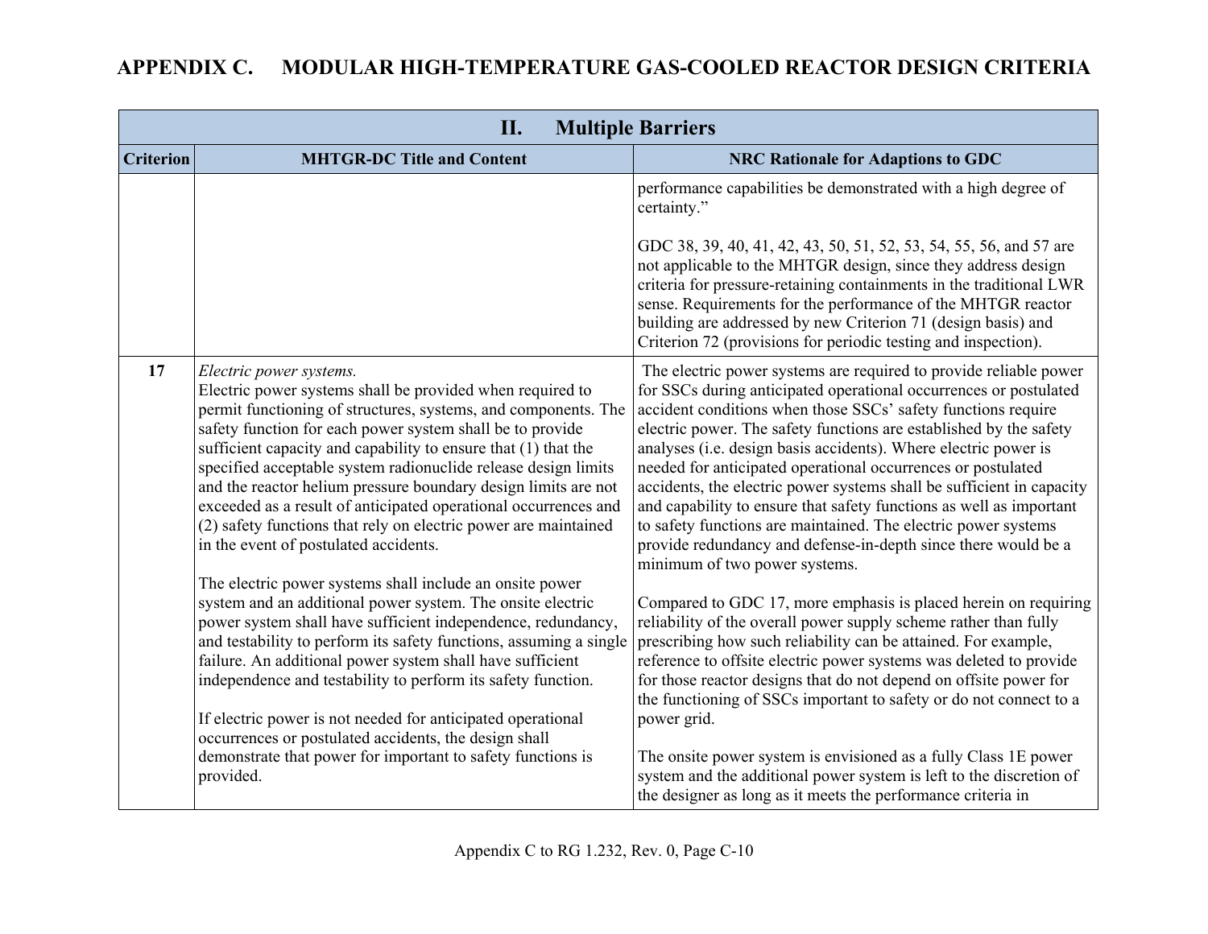## APPENDIX C. MODULAR HIGH-TEMPERATURE GAS-COOLED REACTOR DESIGN CRITERIA

| II. Multiple Barriers | | |
|---|---|---|
| **Criterion** | **MHTGR-DC Title and Content** | **NRC Rationale for Adaptions to GDC** |
| | | performance capabilities be demonstrated with a high degree of certainty."<br><br>GDC 38, 39, 40, 41, 42, 43, 50, 51, 52, 53, 54, 55, 56, and 57 are not applicable to the MHTGR design, since they address design criteria for pressure-retaining containments in the traditional LWR sense. Requirements for the performance of the MHTGR reactor building are addressed by new Criterion 71 (design basis) and Criterion 72 (provisions for periodic testing and inspection). |
| **17** | *Electric power systems.*<br>Electric power systems shall be provided when required to permit functioning of structures, systems, and components. The safety function for each power system shall be to provide sufficient capacity and capability to ensure that (1) that the specified acceptable system radionuclide release design limits and the reactor helium pressure boundary design limits are not exceeded as a result of anticipated operational occurrences and (2) safety functions that rely on electric power are maintained in the event of postulated accidents.<br><br>The electric power systems shall include an onsite power system and an additional power system. The onsite electric power system shall have sufficient independence, redundancy, and testability to perform its safety functions, assuming a single failure. An additional power system shall have sufficient independence and testability to perform its safety function.<br><br>If electric power is not needed for anticipated operational occurrences or postulated accidents, the design shall demonstrate that power for important to safety functions is provided. | The electric power systems are required to provide reliable power for SSCs during anticipated operational occurrences or postulated accident conditions when those SSCs' safety functions require electric power. The safety functions are established by the safety analyses (i.e. design basis accidents). Where electric power is needed for anticipated operational occurrences or postulated accidents, the electric power systems shall be sufficient in capacity and capability to ensure that safety functions as well as important to safety functions are maintained. The electric power systems provide redundancy and defense-in-depth since there would be a minimum of two power systems.<br><br>Compared to GDC 17, more emphasis is placed herein on requiring reliability of the overall power supply scheme rather than fully prescribing how such reliability can be attained. For example, reference to offsite electric power systems was deleted to provide for those reactor designs that do not depend on offsite power for the functioning of SSCs important to safety or do not connect to a power grid.<br><br>The onsite power system is envisioned as a fully Class 1E power system and the additional power system is left to the discretion of the designer as long as it meets the performance criteria in |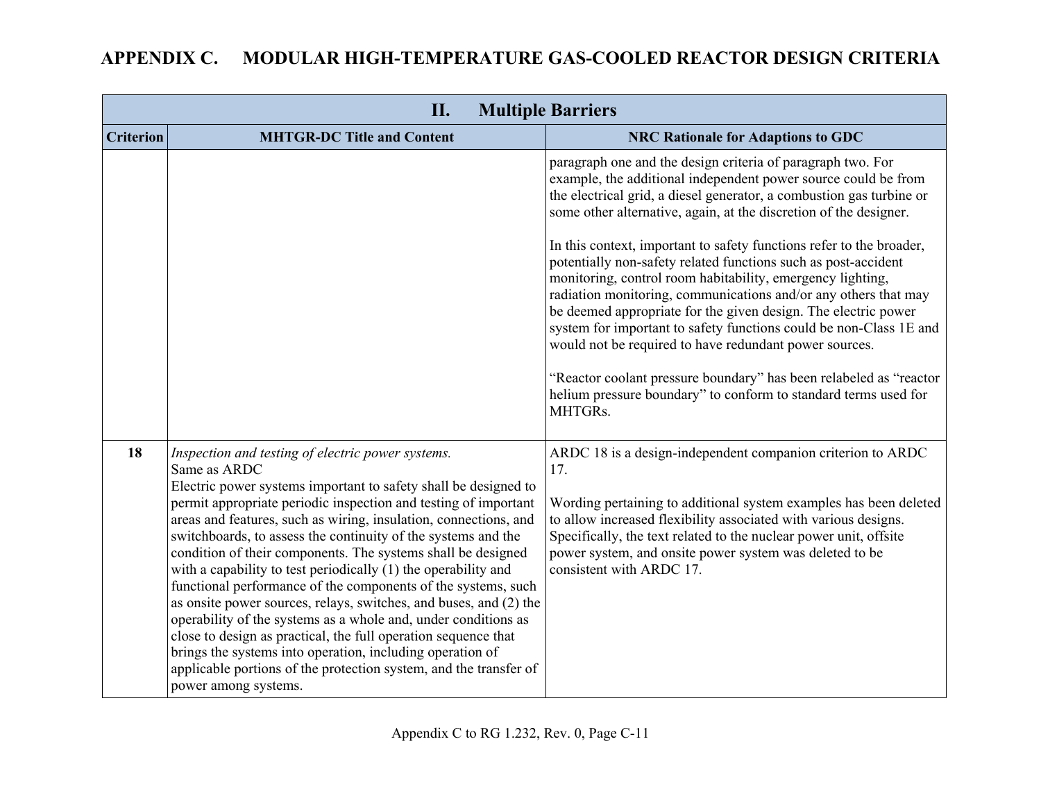# APPENDIX C. MODULAR HIGH-TEMPERATURE GAS-COOLED REACTOR DESIGN CRITERIA

| II. Multiple Barriers | | |
|---|---|---|
| **Criterion** | **MHTGR-DC Title and Content** | **NRC Rationale for Adaptions to GDC** |
| | | paragraph one and the design criteria of paragraph two. For example, the additional independent power source could be from the electrical grid, a diesel generator, a combustion gas turbine or some other alternative, again, at the discretion of the designer.<br><br>In this context, important to safety functions refer to the broader, potentially non-safety related functions such as post-accident monitoring, control room habitability, emergency lighting, radiation monitoring, communications and/or any others that may be deemed appropriate for the given design. The electric power system for important to safety functions could be non-Class 1E and would not be required to have redundant power sources.<br><br>"Reactor coolant pressure boundary" has been relabeled as "reactor helium pressure boundary" to conform to standard terms used for MHTGRs. |
| **18** | *Inspection and testing of electric power systems.*<br>Same as ARDC<br>Electric power systems important to safety shall be designed to permit appropriate periodic inspection and testing of important areas and features, such as wiring, insulation, connections, and switchboards, to assess the continuity of the systems and the condition of their components. The systems shall be designed with a capability to test periodically (1) the operability and functional performance of the components of the systems, such as onsite power sources, relays, switches, and buses, and (2) the operability of the systems as a whole and, under conditions as close to design as practical, the full operation sequence that brings the systems into operation, including operation of applicable portions of the protection system, and the transfer of power among systems. | ARDC 18 is a design-independent companion criterion to ARDC 17.<br><br>Wording pertaining to additional system examples has been deleted to allow increased flexibility associated with various designs. Specifically, the text related to the nuclear power unit, offsite power system, and onsite power system was deleted to be consistent with ARDC 17. |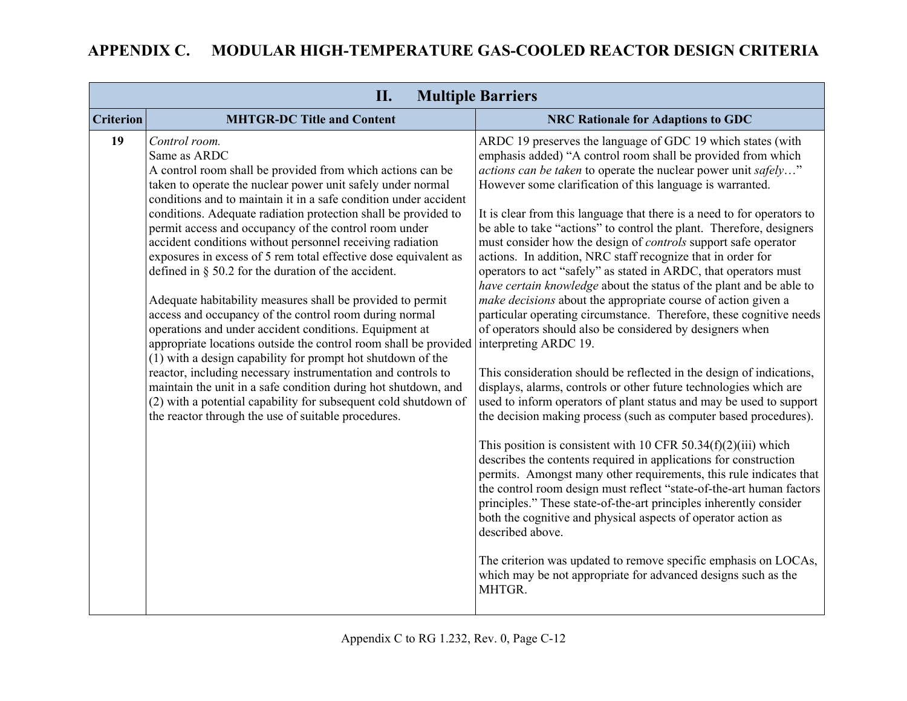# APPENDIX C. MODULAR HIGH-TEMPERATURE GAS-COOLED REACTOR DESIGN CRITERIA

| II. Multiple Barriers | | |
|---|---|---|
| **Criterion** | **MHTGR-DC Title and Content** | **NRC Rationale for Adaptions to GDC** |
| **19** | *Control room.*<br>Same as ARDC<br>A control room shall be provided from which actions can be taken to operate the nuclear power unit safely under normal conditions and to maintain it in a safe condition under accident conditions. Adequate radiation protection shall be provided to permit access and occupancy of the control room under accident conditions without personnel receiving radiation exposures in excess of 5 rem total effective dose equivalent as defined in § 50.2 for the duration of the accident.<br><br>Adequate habitability measures shall be provided to permit access and occupancy of the control room during normal operations and under accident conditions. Equipment at appropriate locations outside the control room shall be provided (1) with a design capability for prompt hot shutdown of the reactor, including necessary instrumentation and controls to maintain the unit in a safe condition during hot shutdown, and (2) with a potential capability for subsequent cold shutdown of the reactor through the use of suitable procedures. | ARDC 19 preserves the language of GDC 19 which states (with emphasis added) "A control room shall be provided from which *actions can be taken* to operate the nuclear power unit *safely*…" However some clarification of this language is warranted.<br><br>It is clear from this language that there is a need to for operators to be able to take "actions" to control the plant. Therefore, designers must consider how the design of *controls* support safe operator actions. In addition, NRC staff recognize that in order for operators to act "safely" as stated in ARDC, that operators must *have certain knowledge* about the status of the plant and be able to *make decisions* about the appropriate course of action given a particular operating circumstance. Therefore, these cognitive needs of operators should also be considered by designers when interpreting ARDC 19.<br><br>This consideration should be reflected in the design of indications, displays, alarms, controls or other future technologies which are used to inform operators of plant status and may be used to support the decision making process (such as computer based procedures).<br><br>This position is consistent with 10 CFR 50.34(f)(2)(iii) which describes the contents required in applications for construction permits. Amongst many other requirements, this rule indicates that the control room design must reflect "state-of-the-art human factors principles." These state-of-the-art principles inherently consider both the cognitive and physical aspects of operator action as described above.<br><br>The criterion was updated to remove specific emphasis on LOCAs, which may be not appropriate for advanced designs such as the MHTGR. |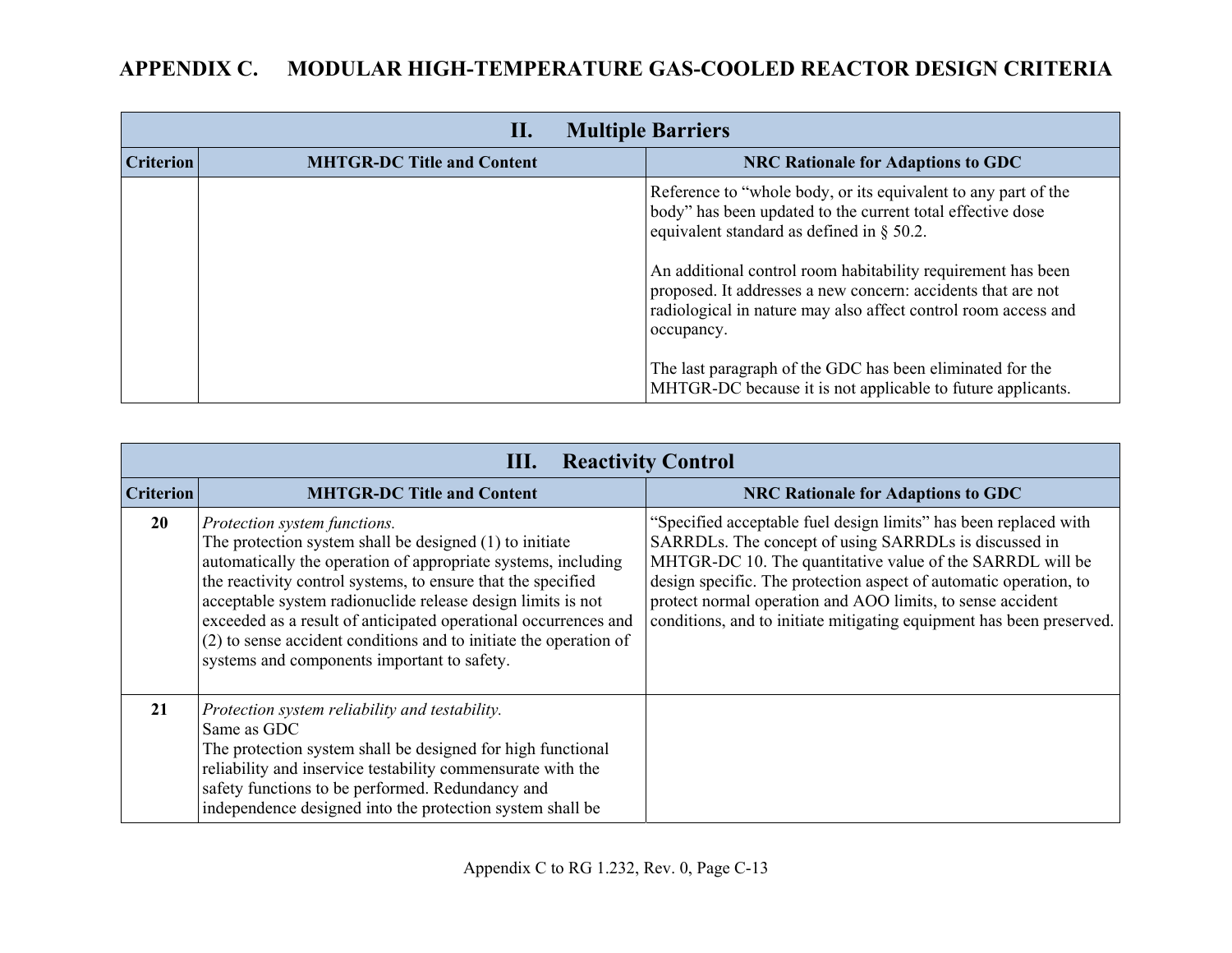# APPENDIX C. MODULAR HIGH-TEMPERATURE GAS-COOLED REACTOR DESIGN CRITERIA

| II. Multiple Barriers | | |
|---|---|---|
| **Criterion** | **MHTGR-DC Title and Content** | **NRC Rationale for Adaptions to GDC** |
| | | Reference to "whole body, or its equivalent to any part of the body" has been updated to the current total effective dose equivalent standard as defined in § 50.2.<br><br>An additional control room habitability requirement has been proposed. It addresses a new concern: accidents that are not radiological in nature may also affect control room access and occupancy.<br><br>The last paragraph of the GDC has been eliminated for the MHTGR-DC because it is not applicable to future applicants. |

| III. Reactivity Control | | |
|---|---|---|
| **Criterion** | **MHTGR-DC Title and Content** | **NRC Rationale for Adaptions to GDC** |
| **20** | *Protection system functions.*<br>The protection system shall be designed (1) to initiate automatically the operation of appropriate systems, including the reactivity control systems, to ensure that the specified acceptable system radionuclide release design limits is not exceeded as a result of anticipated operational occurrences and (2) to sense accident conditions and to initiate the operation of systems and components important to safety. | "Specified acceptable fuel design limits" has been replaced with SARRDLs. The concept of using SARRDLs is discussed in MHTGR-DC 10. The quantitative value of the SARRDL will be design specific. The protection aspect of automatic operation, to protect normal operation and AOO limits, to sense accident conditions, and to initiate mitigating equipment has been preserved. |
| **21** | *Protection system reliability and testability.*<br>Same as GDC<br>The protection system shall be designed for high functional reliability and inservice testability commensurate with the safety functions to be performed. Redundancy and independence designed into the protection system shall be | |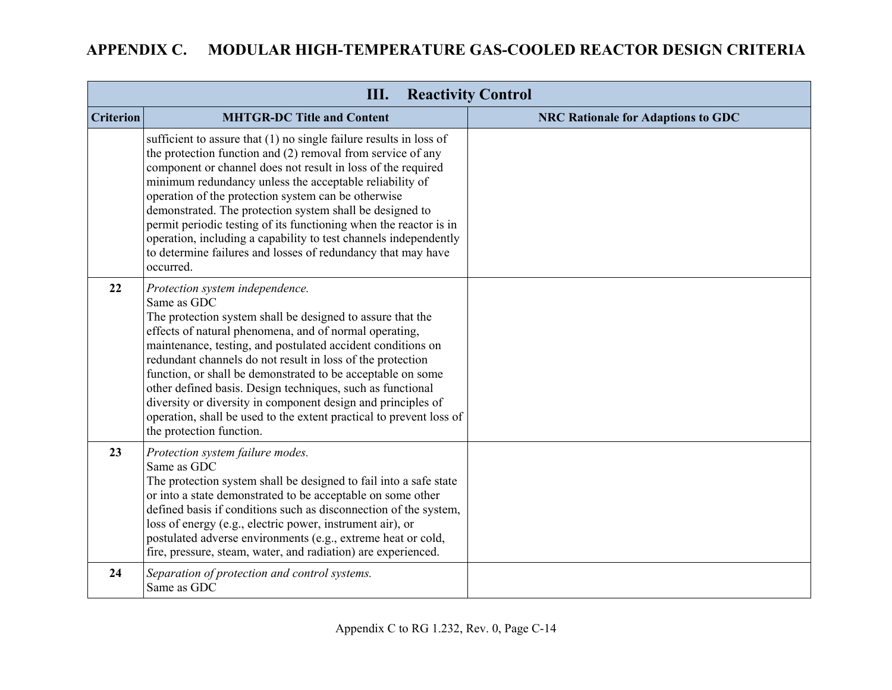## APPENDIX C. MODULAR HIGH-TEMPERATURE GAS-COOLED REACTOR DESIGN CRITERIA

| III. Reactivity Control | | |
|---|---|---|
| **Criterion** | **MHTGR-DC Title and Content** | **NRC Rationale for Adaptions to GDC** |
| | sufficient to assure that (1) no single failure results in loss of the protection function and (2) removal from service of any component or channel does not result in loss of the required minimum redundancy unless the acceptable reliability of operation of the protection system can be otherwise demonstrated. The protection system shall be designed to permit periodic testing of its functioning when the reactor is in operation, including a capability to test channels independently to determine failures and losses of redundancy that may have occurred. | |
| **22** | *Protection system independence.*<br>Same as GDC<br>The protection system shall be designed to assure that the effects of natural phenomena, and of normal operating, maintenance, testing, and postulated accident conditions on redundant channels do not result in loss of the protection function, or shall be demonstrated to be acceptable on some other defined basis. Design techniques, such as functional diversity or diversity in component design and principles of operation, shall be used to the extent practical to prevent loss of the protection function. | |
| **23** | *Protection system failure modes.*<br>Same as GDC<br>The protection system shall be designed to fail into a safe state or into a state demonstrated to be acceptable on some other defined basis if conditions such as disconnection of the system, loss of energy (e.g., electric power, instrument air), or postulated adverse environments (e.g., extreme heat or cold, fire, pressure, steam, water, and radiation) are experienced. | |
| **24** | *Separation of protection and control systems.*<br>Same as GDC | |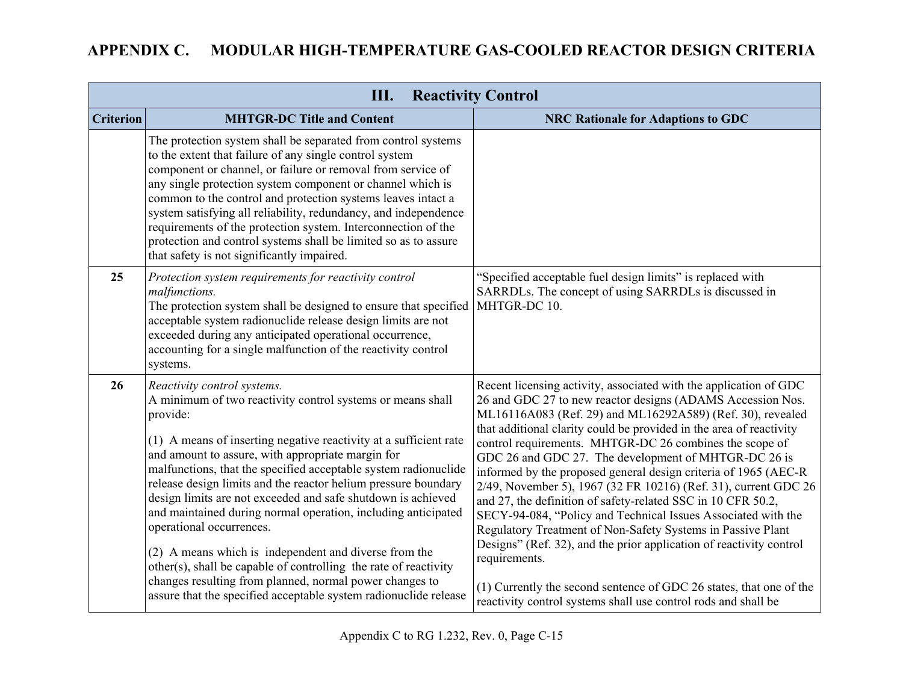# APPENDIX C. MODULAR HIGH-TEMPERATURE GAS-COOLED REACTOR DESIGN CRITERIA

| III. Reactivity Control | | |
|---|---|---|
| **Criterion** | **MHTGR-DC Title and Content** | **NRC Rationale for Adaptions to GDC** |
| | The protection system shall be separated from control systems to the extent that failure of any single control system component or channel, or failure or removal from service of any single protection system component or channel which is common to the control and protection systems leaves intact a system satisfying all reliability, redundancy, and independence requirements of the protection system. Interconnection of the protection and control systems shall be limited so as to assure that safety is not significantly impaired. | |
| **25** | *Protection system requirements for reactivity control malfunctions.*<br>The protection system shall be designed to ensure that specified acceptable system radionuclide release design limits are not exceeded during any anticipated operational occurrence, accounting for a single malfunction of the reactivity control systems. | "Specified acceptable fuel design limits" is replaced with SARRDLs. The concept of using SARRDLs is discussed in MHTGR-DC 10. |
| **26** | *Reactivity control systems.*<br>A minimum of two reactivity control systems or means shall provide:<br><br>(1) A means of inserting negative reactivity at a sufficient rate and amount to assure, with appropriate margin for malfunctions, that the specified acceptable system radionuclide release design limits and the reactor helium pressure boundary design limits are not exceeded and safe shutdown is achieved and maintained during normal operation, including anticipated operational occurrences.<br><br>(2) A means which is independent and diverse from the other(s), shall be capable of controlling the rate of reactivity changes resulting from planned, normal power changes to assure that the specified acceptable system radionuclide release | Recent licensing activity, associated with the application of GDC 26 and GDC 27 to new reactor designs (ADAMS Accession Nos. ML16116A083 (Ref. 29) and ML16292A589) (Ref. 30), revealed that additional clarity could be provided in the area of reactivity control requirements. MHTGR-DC 26 combines the scope of GDC 26 and GDC 27. The development of MHTGR-DC 26 is informed by the proposed general design criteria of 1965 (AEC-R 2/49, November 5), 1967 (32 FR 10216) (Ref. 31), current GDC 26 and 27, the definition of safety-related SSC in 10 CFR 50.2, SECY-94-084, "Policy and Technical Issues Associated with the Regulatory Treatment of Non-Safety Systems in Passive Plant Designs" (Ref. 32), and the prior application of reactivity control requirements.<br><br>(1) Currently the second sentence of GDC 26 states, that one of the reactivity control systems shall use control rods and shall be |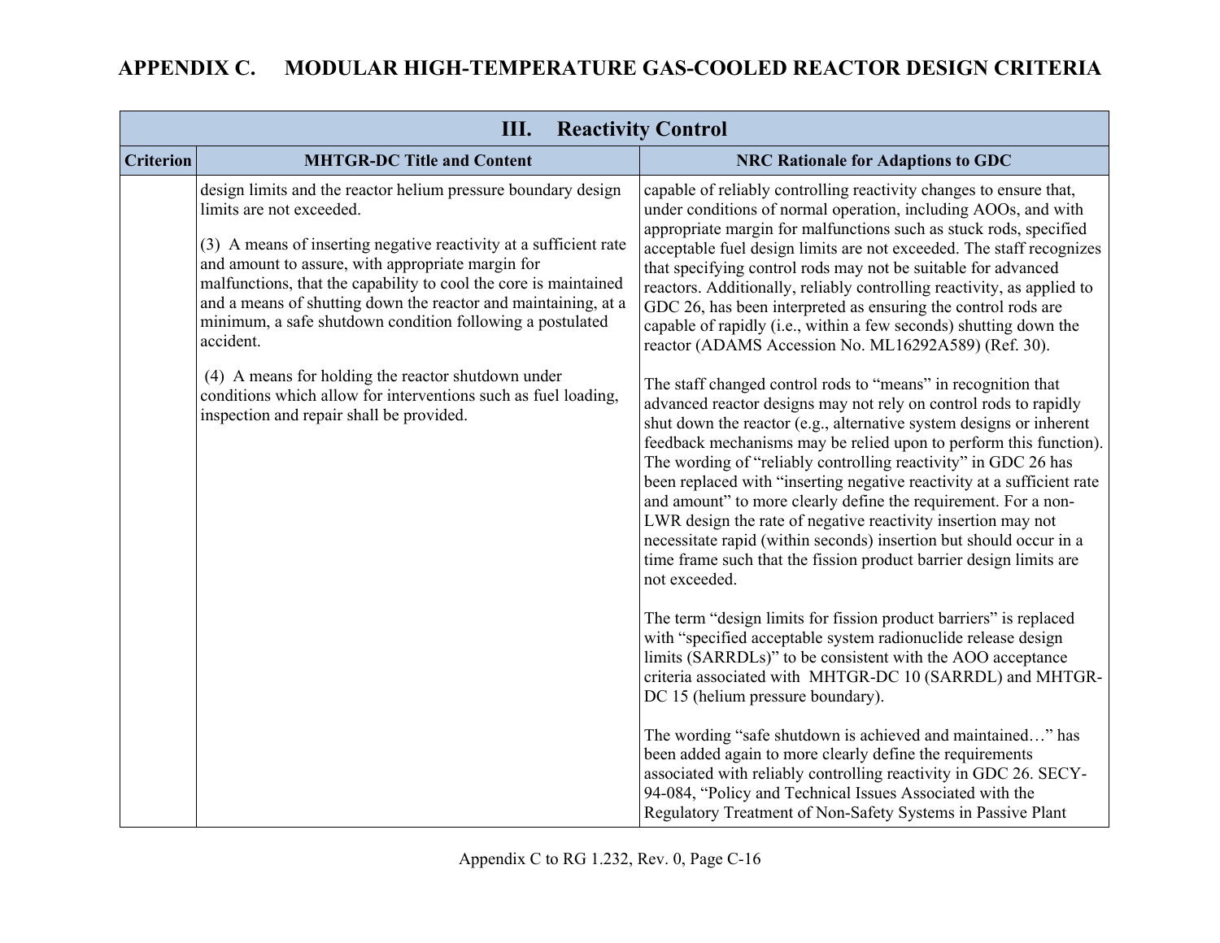# APPENDIX C. MODULAR HIGH-TEMPERATURE GAS-COOLED REACTOR DESIGN CRITERIA

| III. Reactivity Control | | |
|---|---|---|
| **Criterion** | **MHTGR-DC Title and Content** | **NRC Rationale for Adaptions to GDC** |
| | design limits and the reactor helium pressure boundary design limits are not exceeded.<br><br>(3) A means of inserting negative reactivity at a sufficient rate and amount to assure, with appropriate margin for malfunctions, that the capability to cool the core is maintained and a means of shutting down the reactor and maintaining, at a minimum, a safe shutdown condition following a postulated accident.<br><br>(4) A means for holding the reactor shutdown under conditions which allow for interventions such as fuel loading, inspection and repair shall be provided. | capable of reliably controlling reactivity changes to ensure that, under conditions of normal operation, including AOOs, and with appropriate margin for malfunctions such as stuck rods, specified acceptable fuel design limits are not exceeded. The staff recognizes that specifying control rods may not be suitable for advanced reactors. Additionally, reliably controlling reactivity, as applied to GDC 26, has been interpreted as ensuring the control rods are capable of rapidly (i.e., within a few seconds) shutting down the reactor (ADAMS Accession No. ML16292A589) (Ref. 30).<br><br>The staff changed control rods to "means" in recognition that advanced reactor designs may not rely on control rods to rapidly shut down the reactor (e.g., alternative system designs or inherent feedback mechanisms may be relied upon to perform this function). The wording of "reliably controlling reactivity" in GDC 26 has been replaced with "inserting negative reactivity at a sufficient rate and amount" to more clearly define the requirement. For a non-LWR design the rate of negative reactivity insertion may not necessitate rapid (within seconds) insertion but should occur in a time frame such that the fission product barrier design limits are not exceeded.<br><br>The term "design limits for fission product barriers" is replaced with "specified acceptable system radionuclide release design limits (SARRDLs)" to be consistent with the AOO acceptance criteria associated with MHTGR-DC 10 (SARRDL) and MHTGR-DC 15 (helium pressure boundary).<br><br>The wording "safe shutdown is achieved and maintained…" has been added again to more clearly define the requirements associated with reliably controlling reactivity in GDC 26. SECY-94-084, "Policy and Technical Issues Associated with the Regulatory Treatment of Non-Safety Systems in Passive Plant |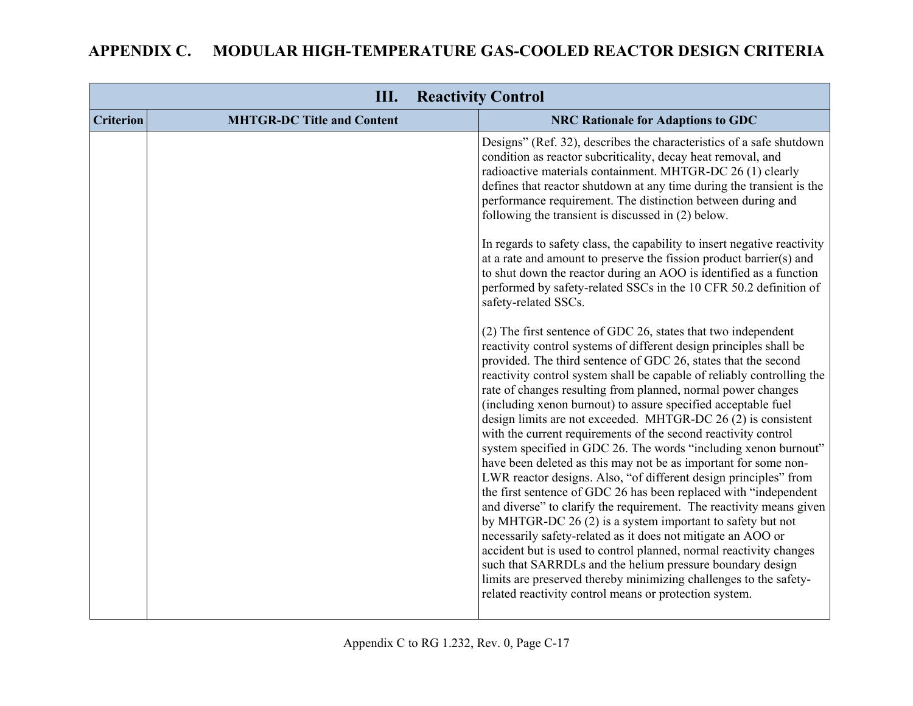# APPENDIX C. MODULAR HIGH-TEMPERATURE GAS-COOLED REACTOR DESIGN CRITERIA

| III. Reactivity Control | | |
|---|---|---|
| **Criterion** | **MHTGR-DC Title and Content** | **NRC Rationale for Adaptions to GDC** |
| | | Designs" (Ref. 32), describes the characteristics of a safe shutdown condition as reactor subcriticality, decay heat removal, and radioactive materials containment. MHTGR-DC 26 (1) clearly defines that reactor shutdown at any time during the transient is the performance requirement. The distinction between during and following the transient is discussed in (2) below.<br><br>In regards to safety class, the capability to insert negative reactivity at a rate and amount to preserve the fission product barrier(s) and to shut down the reactor during an AOO is identified as a function performed by safety-related SSCs in the 10 CFR 50.2 definition of safety-related SSCs.<br><br>(2) The first sentence of GDC 26, states that two independent reactivity control systems of different design principles shall be provided. The third sentence of GDC 26, states that the second reactivity control system shall be capable of reliably controlling the rate of changes resulting from planned, normal power changes (including xenon burnout) to assure specified acceptable fuel design limits are not exceeded. MHTGR-DC 26 (2) is consistent with the current requirements of the second reactivity control system specified in GDC 26. The words "including xenon burnout" have been deleted as this may not be as important for some non-LWR reactor designs. Also, "of different design principles" from the first sentence of GDC 26 has been replaced with "independent and diverse" to clarify the requirement. The reactivity means given by MHTGR-DC 26 (2) is a system important to safety but not necessarily safety-related as it does not mitigate an AOO or accident but is used to control planned, normal reactivity changes such that SARRDLs and the helium pressure boundary design limits are preserved thereby minimizing challenges to the safety-related reactivity control means or protection system. |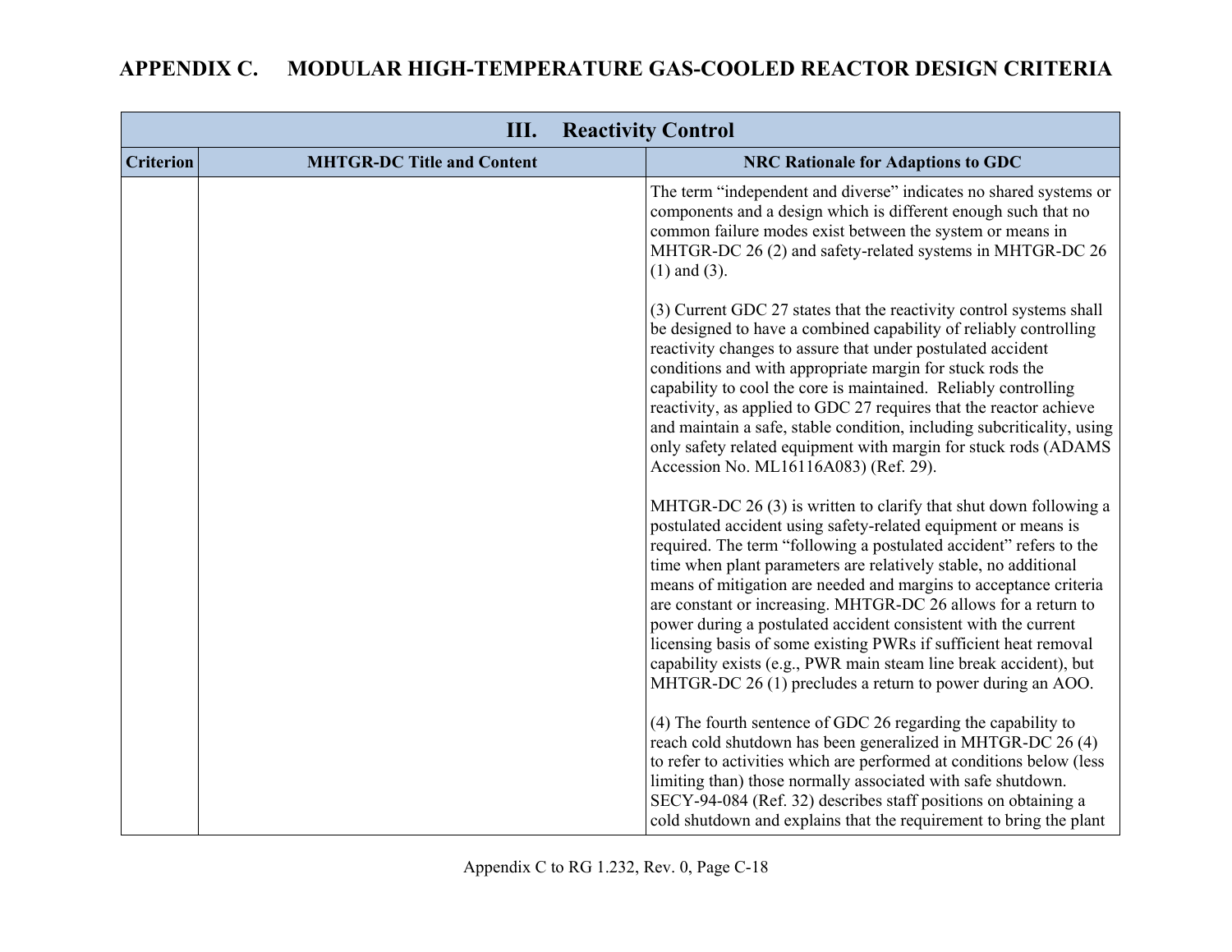# APPENDIX C. MODULAR HIGH-TEMPERATURE GAS-COOLED REACTOR DESIGN CRITERIA

| III. Reactivity Control | | |
|---|---|---|
| **Criterion** | **MHTGR-DC Title and Content** | **NRC Rationale for Adaptions to GDC** |
| | | The term "independent and diverse" indicates no shared systems or components and a design which is different enough such that no common failure modes exist between the system or means in MHTGR-DC 26 (2) and safety-related systems in MHTGR-DC 26 (1) and (3).<br><br>(3) Current GDC 27 states that the reactivity control systems shall be designed to have a combined capability of reliably controlling reactivity changes to assure that under postulated accident conditions and with appropriate margin for stuck rods the capability to cool the core is maintained. Reliably controlling reactivity, as applied to GDC 27 requires that the reactor achieve and maintain a safe, stable condition, including subcriticality, using only safety related equipment with margin for stuck rods (ADAMS Accession No. ML16116A083) (Ref. 29).<br><br>MHTGR-DC 26 (3) is written to clarify that shut down following a postulated accident using safety-related equipment or means is required. The term "following a postulated accident" refers to the time when plant parameters are relatively stable, no additional means of mitigation are needed and margins to acceptance criteria are constant or increasing. MHTGR-DC 26 allows for a return to power during a postulated accident consistent with the current licensing basis of some existing PWRs if sufficient heat removal capability exists (e.g., PWR main steam line break accident), but MHTGR-DC 26 (1) precludes a return to power during an AOO.<br><br>(4) The fourth sentence of GDC 26 regarding the capability to reach cold shutdown has been generalized in MHTGR-DC 26 (4) to refer to activities which are performed at conditions below (less limiting than) those normally associated with safe shutdown. SECY-94-084 (Ref. 32) describes staff positions on obtaining a cold shutdown and explains that the requirement to bring the plant |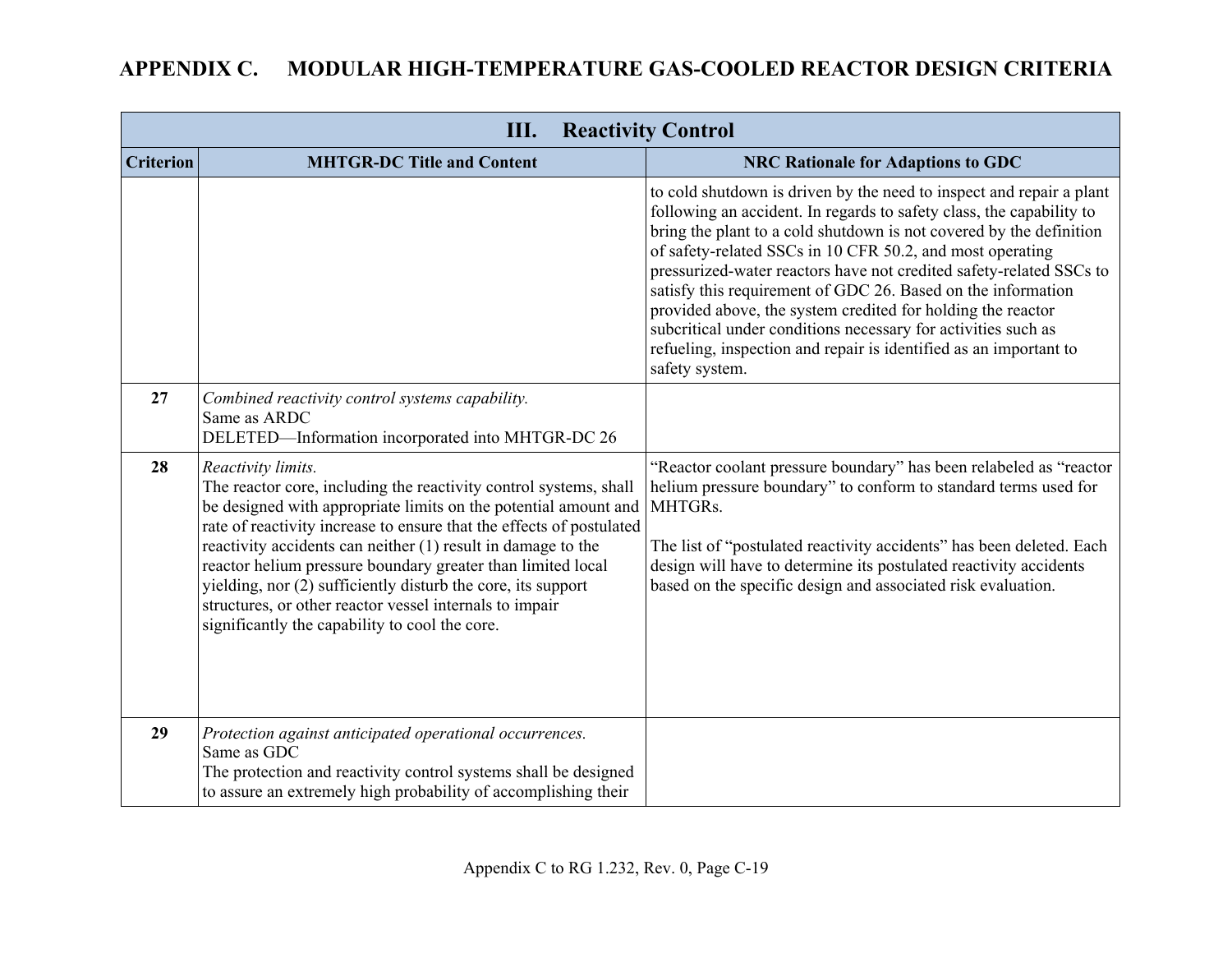# APPENDIX C. MODULAR HIGH-TEMPERATURE GAS-COOLED REACTOR DESIGN CRITERIA

| III. Reactivity Control | | |
|---|---|---|
| **Criterion** | **MHTGR-DC Title and Content** | **NRC Rationale for Adaptions to GDC** |
| | | to cold shutdown is driven by the need to inspect and repair a plant following an accident. In regards to safety class, the capability to bring the plant to a cold shutdown is not covered by the definition of safety-related SSCs in 10 CFR 50.2, and most operating pressurized-water reactors have not credited safety-related SSCs to satisfy this requirement of GDC 26. Based on the information provided above, the system credited for holding the reactor subcritical under conditions necessary for activities such as refueling, inspection and repair is identified as an important to safety system. |
| **27** | *Combined reactivity control systems capability.*<br>Same as ARDC<br>DELETED—Information incorporated into MHTGR-DC 26 | |
| **28** | *Reactivity limits.*<br>The reactor core, including the reactivity control systems, shall be designed with appropriate limits on the potential amount and rate of reactivity increase to ensure that the effects of postulated reactivity accidents can neither (1) result in damage to the reactor helium pressure boundary greater than limited local yielding, nor (2) sufficiently disturb the core, its support structures, or other reactor vessel internals to impair significantly the capability to cool the core. | "Reactor coolant pressure boundary" has been relabeled as "reactor helium pressure boundary" to conform to standard terms used for MHTGRs.<br><br>The list of "postulated reactivity accidents" has been deleted. Each design will have to determine its postulated reactivity accidents based on the specific design and associated risk evaluation. |
| **29** | *Protection against anticipated operational occurrences.*<br>Same as GDC<br>The protection and reactivity control systems shall be designed to assure an extremely high probability of accomplishing their | |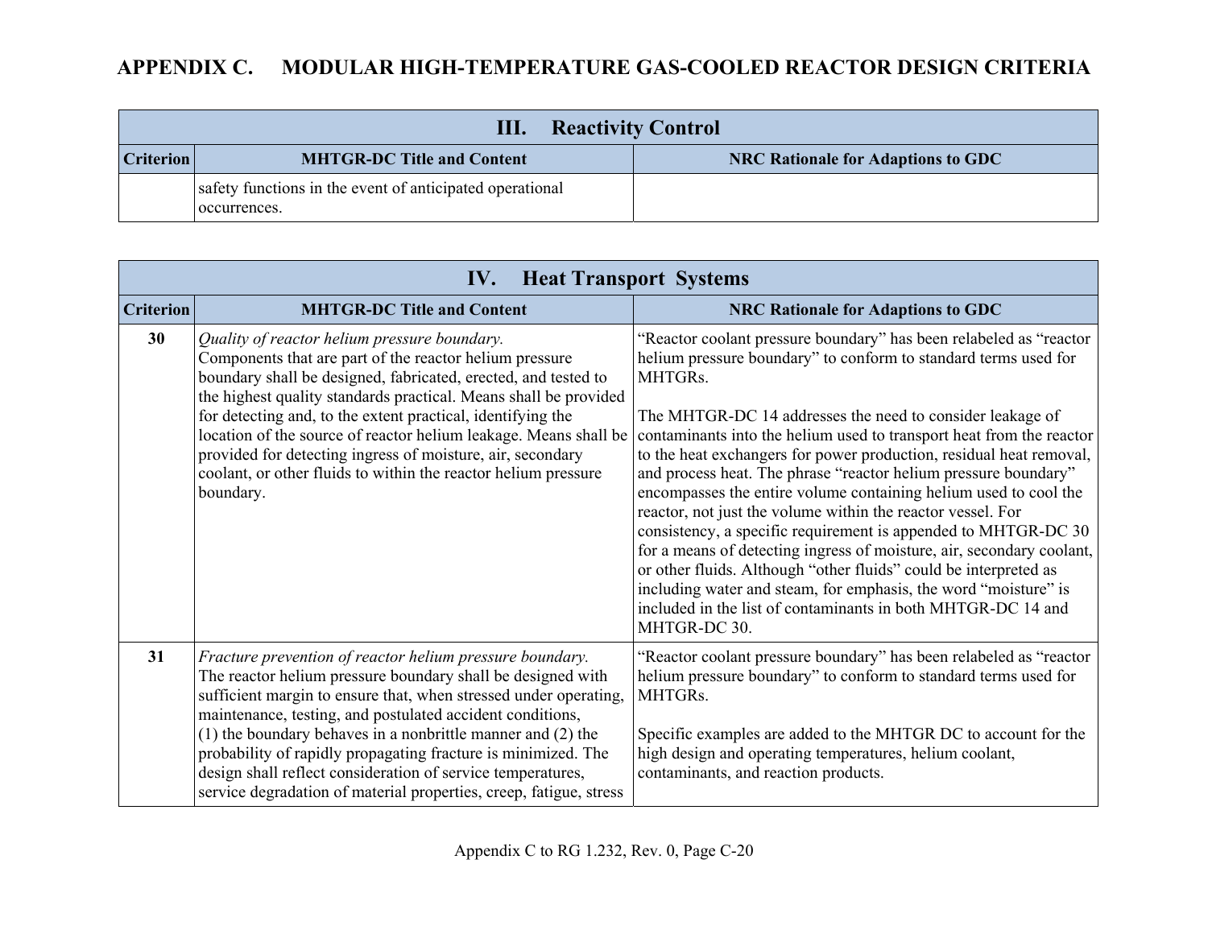# APPENDIX C. MODULAR HIGH-TEMPERATURE GAS-COOLED REACTOR DESIGN CRITERIA

| III. Reactivity Control | | |
|---|---|---|
| **Criterion** | **MHTGR-DC Title and Content** | **NRC Rationale for Adaptions to GDC** |
| | safety functions in the event of anticipated operational occurrences. | |

| IV. Heat Transport Systems | | |
|---|---|---|
| **Criterion** | **MHTGR-DC Title and Content** | **NRC Rationale for Adaptions to GDC** |
| **30** | *Quality of reactor helium pressure boundary.* Components that are part of the reactor helium pressure boundary shall be designed, fabricated, erected, and tested to the highest quality standards practical. Means shall be provided for detecting and, to the extent practical, identifying the location of the source of reactor helium leakage. Means shall be provided for detecting ingress of moisture, air, secondary coolant, or other fluids to within the reactor helium pressure boundary. | "Reactor coolant pressure boundary" has been relabeled as "reactor helium pressure boundary" to conform to standard terms used for MHTGRs.<br><br>The MHTGR-DC 14 addresses the need to consider leakage of contaminants into the helium used to transport heat from the reactor to the heat exchangers for power production, residual heat removal, and process heat. The phrase "reactor helium pressure boundary" encompasses the entire volume containing helium used to cool the reactor, not just the volume within the reactor vessel. For consistency, a specific requirement is appended to MHTGR-DC 30 for a means of detecting ingress of moisture, air, secondary coolant, or other fluids. Although "other fluids" could be interpreted as including water and steam, for emphasis, the word "moisture" is included in the list of contaminants in both MHTGR-DC 14 and MHTGR-DC 30. |
| **31** | *Fracture prevention of reactor helium pressure boundary.* The reactor helium pressure boundary shall be designed with sufficient margin to ensure that, when stressed under operating, maintenance, testing, and postulated accident conditions, (1) the boundary behaves in a nonbrittle manner and (2) the probability of rapidly propagating fracture is minimized. The design shall reflect consideration of service temperatures, service degradation of material properties, creep, fatigue, stress | "Reactor coolant pressure boundary" has been relabeled as "reactor helium pressure boundary" to conform to standard terms used for MHTGRs.<br><br>Specific examples are added to the MHTGR DC to account for the high design and operating temperatures, helium coolant, contaminants, and reaction products. |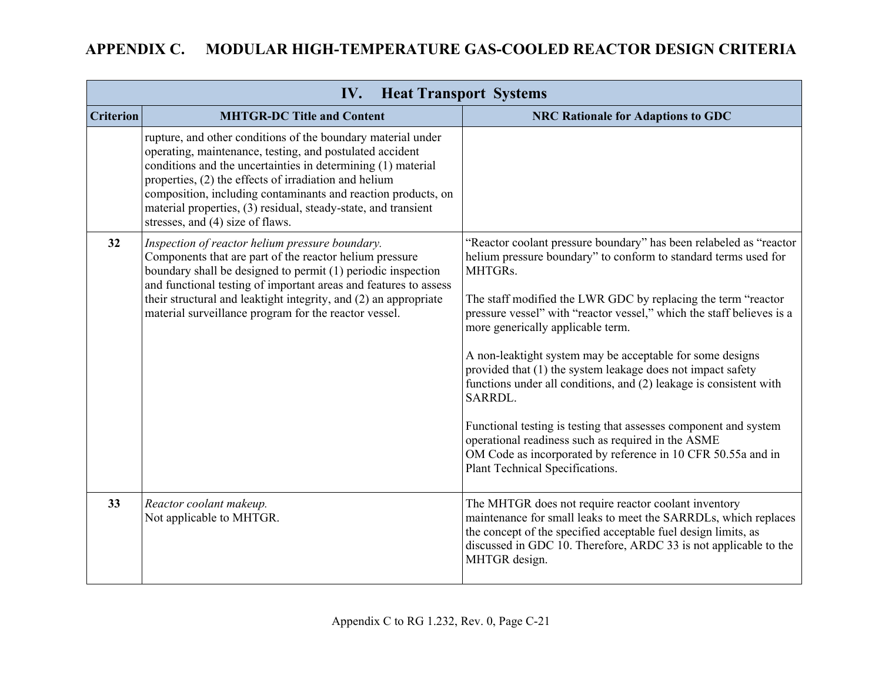# APPENDIX C. MODULAR HIGH-TEMPERATURE GAS-COOLED REACTOR DESIGN CRITERIA

| IV. Heat Transport Systems | | |
|---|---|---|
| **Criterion** | **MHTGR-DC Title and Content** | **NRC Rationale for Adaptions to GDC** |
| | rupture, and other conditions of the boundary material under operating, maintenance, testing, and postulated accident conditions and the uncertainties in determining (1) material properties, (2) the effects of irradiation and helium composition, including contaminants and reaction products, on material properties, (3) residual, steady-state, and transient stresses, and (4) size of flaws. | |
| **32** | *Inspection of reactor helium pressure boundary.*<br>Components that are part of the reactor helium pressure boundary shall be designed to permit (1) periodic inspection and functional testing of important areas and features to assess their structural and leaktight integrity, and (2) an appropriate material surveillance program for the reactor vessel. | "Reactor coolant pressure boundary" has been relabeled as "reactor helium pressure boundary" to conform to standard terms used for MHTGRs.<br><br>The staff modified the LWR GDC by replacing the term "reactor pressure vessel" with "reactor vessel," which the staff believes is a more generically applicable term.<br><br>A non-leaktight system may be acceptable for some designs provided that (1) the system leakage does not impact safety functions under all conditions, and (2) leakage is consistent with SARRDL.<br><br>Functional testing is testing that assesses component and system operational readiness such as required in the ASME OM Code as incorporated by reference in 10 CFR 50.55a and in Plant Technical Specifications. |
| **33** | *Reactor coolant makeup.*<br>Not applicable to MHTGR. | The MHTGR does not require reactor coolant inventory maintenance for small leaks to meet the SARRDLs, which replaces the concept of the specified acceptable fuel design limits, as discussed in GDC 10. Therefore, ARDC 33 is not applicable to the MHTGR design. |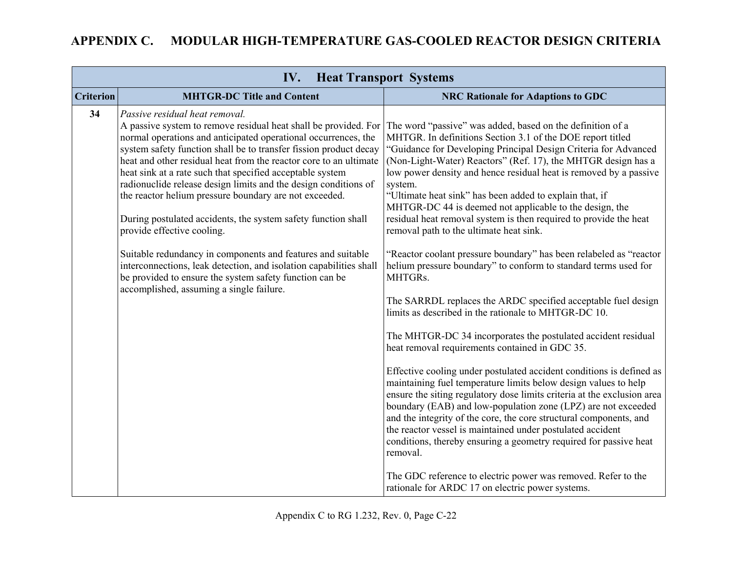## APPENDIX C. MODULAR HIGH-TEMPERATURE GAS-COOLED REACTOR DESIGN CRITERIA

| IV. Heat Transport Systems | | |
|---|---|---|
| **Criterion** | **MHTGR-DC Title and Content** | **NRC Rationale for Adaptions to GDC** |
| **34** | *Passive residual heat removal.*<br>A passive system to remove residual heat shall be provided. For normal operations and anticipated operational occurrences, the system safety function shall be to transfer fission product decay heat and other residual heat from the reactor core to an ultimate heat sink at a rate such that specified acceptable system radionuclide release design limits and the design conditions of the reactor helium pressure boundary are not exceeded.<br><br>During postulated accidents, the system safety function shall provide effective cooling.<br><br>Suitable redundancy in components and features and suitable interconnections, leak detection, and isolation capabilities shall be provided to ensure the system safety function can be accomplished, assuming a single failure. | The word "passive" was added, based on the definition of a MHTGR. In definitions Section 3.1 of the DOE report titled "Guidance for Developing Principal Design Criteria for Advanced (Non-Light-Water) Reactors" (Ref. 17), the MHTGR design has a low power density and hence residual heat is removed by a passive system.<br>"Ultimate heat sink" has been added to explain that, if MHTGR-DC 44 is deemed not applicable to the design, the residual heat removal system is then required to provide the heat removal path to the ultimate heat sink.<br><br>"Reactor coolant pressure boundary" has been relabeled as "reactor helium pressure boundary" to conform to standard terms used for MHTGRs.<br><br>The SARRDL replaces the ARDC specified acceptable fuel design limits as described in the rationale to MHTGR-DC 10.<br><br>The MHTGR-DC 34 incorporates the postulated accident residual heat removal requirements contained in GDC 35.<br><br>Effective cooling under postulated accident conditions is defined as maintaining fuel temperature limits below design values to help ensure the siting regulatory dose limits criteria at the exclusion area boundary (EAB) and low-population zone (LPZ) are not exceeded and the integrity of the core, the core structural components, and the reactor vessel is maintained under postulated accident conditions, thereby ensuring a geometry required for passive heat removal.<br><br>The GDC reference to electric power was removed. Refer to the rationale for ARDC 17 on electric power systems. |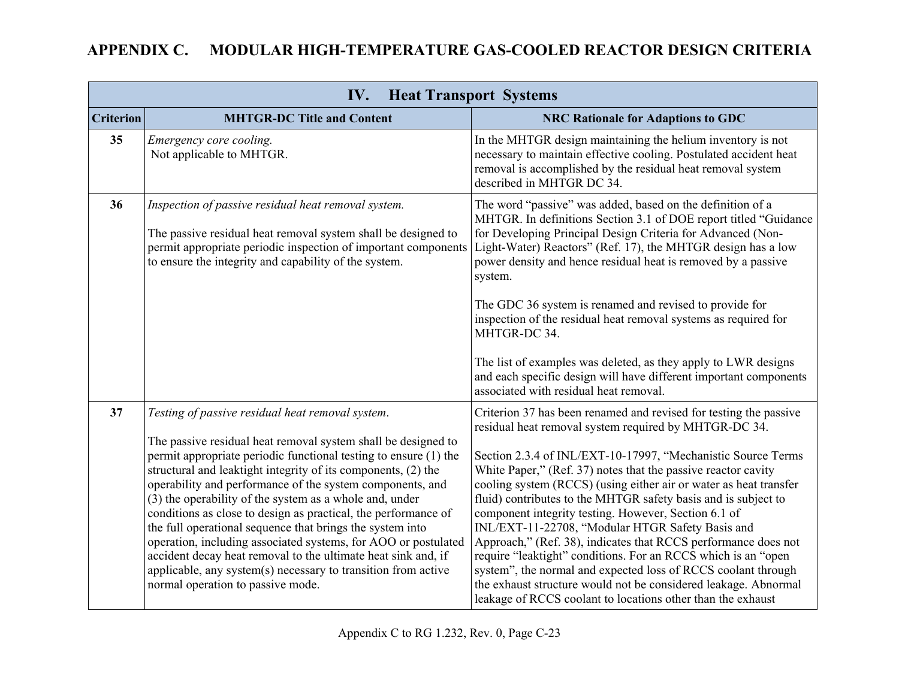# APPENDIX C. MODULAR HIGH-TEMPERATURE GAS-COOLED REACTOR DESIGN CRITERIA

| IV. Heat Transport Systems | | |
|---|---|---|
| **Criterion** | **MHTGR-DC Title and Content** | **NRC Rationale for Adaptions to GDC** |
| **35** | *Emergency core cooling.*<br>Not applicable to MHTGR. | In the MHTGR design maintaining the helium inventory is not necessary to maintain effective cooling. Postulated accident heat removal is accomplished by the residual heat removal system described in MHTGR DC 34. |
| **36** | *Inspection of passive residual heat removal system.*<br><br>The passive residual heat removal system shall be designed to permit appropriate periodic inspection of important components to ensure the integrity and capability of the system. | The word "passive" was added, based on the definition of a MHTGR. In definitions Section 3.1 of DOE report titled "Guidance for Developing Principal Design Criteria for Advanced (Non-Light-Water) Reactors" (Ref. 17), the MHTGR design has a low power density and hence residual heat is removed by a passive system.<br><br>The GDC 36 system is renamed and revised to provide for inspection of the residual heat removal systems as required for MHTGR-DC 34.<br><br>The list of examples was deleted, as they apply to LWR designs and each specific design will have different important components associated with residual heat removal. |
| **37** | *Testing of passive residual heat removal system.*<br><br>The passive residual heat removal system shall be designed to permit appropriate periodic functional testing to ensure (1) the structural and leaktight integrity of its components, (2) the operability and performance of the system components, and (3) the operability of the system as a whole and, under conditions as close to design as practical, the performance of the full operational sequence that brings the system into operation, including associated systems, for AOO or postulated accident decay heat removal to the ultimate heat sink and, if applicable, any system(s) necessary to transition from active normal operation to passive mode. | Criterion 37 has been renamed and revised for testing the passive residual heat removal system required by MHTGR-DC 34.<br><br>Section 2.3.4 of INL/EXT-10-17997, "Mechanistic Source Terms White Paper," (Ref. 37) notes that the passive reactor cavity cooling system (RCCS) (using either air or water as heat transfer fluid) contributes to the MHTGR safety basis and is subject to component integrity testing. However, Section 6.1 of INL/EXT-11-22708, "Modular HTGR Safety Basis and Approach," (Ref. 38), indicates that RCCS performance does not require "leaktight" conditions. For an RCCS which is an "open system", the normal and expected loss of RCCS coolant through the exhaust structure would not be considered leakage. Abnormal leakage of RCCS coolant to locations other than the exhaust |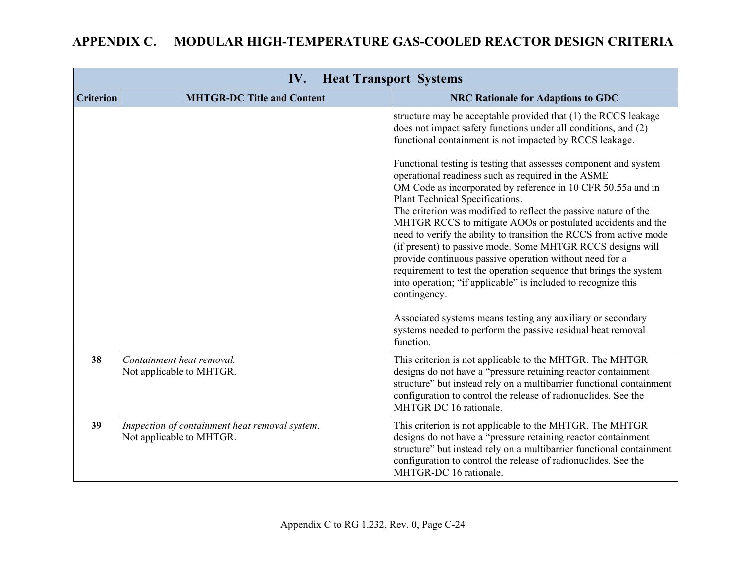## APPENDIX C. MODULAR HIGH-TEMPERATURE GAS-COOLED REACTOR DESIGN CRITERIA

| IV. Heat Transport Systems | | |
|---|---|---|
| **Criterion** | **MHTGR-DC Title and Content** | **NRC Rationale for Adaptions to GDC** |
| | | structure may be acceptable provided that (1) the RCCS leakage does not impact safety functions under all conditions, and (2) functional containment is not impacted by RCCS leakage.<br><br>Functional testing is testing that assesses component and system operational readiness such as required in the ASME OM Code as incorporated by reference in 10 CFR 50.55a and in Plant Technical Specifications.<br>The criterion was modified to reflect the passive nature of the MHTGR RCCS to mitigate AOOs or postulated accidents and the need to verify the ability to transition the RCCS from active mode (if present) to passive mode. Some MHTGR RCCS designs will provide continuous passive operation without need for a requirement to test the operation sequence that brings the system into operation; "if applicable" is included to recognize this contingency.<br><br>Associated systems means testing any auxiliary or secondary systems needed to perform the passive residual heat removal function. |
| **38** | *Containment heat removal.*<br>Not applicable to MHTGR. | This criterion is not applicable to the MHTGR. The MHTGR designs do not have a "pressure retaining reactor containment structure" but instead rely on a multibarrier functional containment configuration to control the release of radionuclides. See the MHTGR DC 16 rationale. |
| **39** | *Inspection of containment heat removal system*.<br>Not applicable to MHTGR. | This criterion is not applicable to the MHTGR. The MHTGR designs do not have a "pressure retaining reactor containment structure" but instead rely on a multibarrier functional containment configuration to control the release of radionuclides. See the MHTGR-DC 16 rationale. |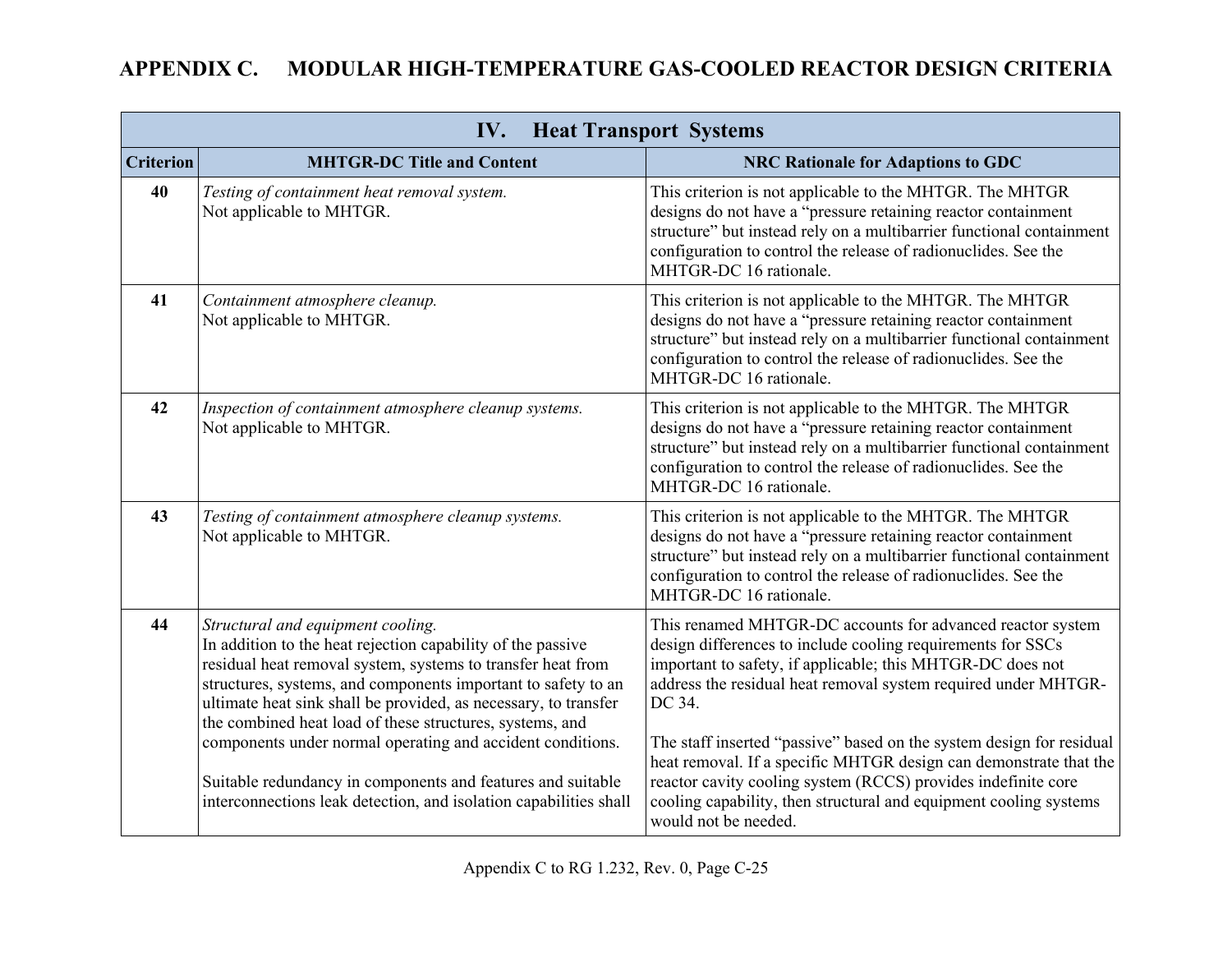# APPENDIX C. MODULAR HIGH-TEMPERATURE GAS-COOLED REACTOR DESIGN CRITERIA

| IV. Heat Transport Systems | | |
|---|---|---|
| **Criterion** | **MHTGR-DC Title and Content** | **NRC Rationale for Adaptions to GDC** |
| **40** | *Testing of containment heat removal system.*<br>Not applicable to MHTGR. | This criterion is not applicable to the MHTGR. The MHTGR designs do not have a "pressure retaining reactor containment structure" but instead rely on a multibarrier functional containment configuration to control the release of radionuclides. See the MHTGR-DC 16 rationale. |
| **41** | *Containment atmosphere cleanup.*<br>Not applicable to MHTGR. | This criterion is not applicable to the MHTGR. The MHTGR designs do not have a "pressure retaining reactor containment structure" but instead rely on a multibarrier functional containment configuration to control the release of radionuclides. See the MHTGR-DC 16 rationale. |
| **42** | *Inspection of containment atmosphere cleanup systems.*<br>Not applicable to MHTGR. | This criterion is not applicable to the MHTGR. The MHTGR designs do not have a "pressure retaining reactor containment structure" but instead rely on a multibarrier functional containment configuration to control the release of radionuclides. See the MHTGR-DC 16 rationale. |
| **43** | *Testing of containment atmosphere cleanup systems.*<br>Not applicable to MHTGR. | This criterion is not applicable to the MHTGR. The MHTGR designs do not have a "pressure retaining reactor containment structure" but instead rely on a multibarrier functional containment configuration to control the release of radionuclides. See the MHTGR-DC 16 rationale. |
| **44** | *Structural and equipment cooling.*<br>In addition to the heat rejection capability of the passive residual heat removal system, systems to transfer heat from structures, systems, and components important to safety to an ultimate heat sink shall be provided, as necessary, to transfer the combined heat load of these structures, systems, and components under normal operating and accident conditions.<br><br>Suitable redundancy in components and features and suitable interconnections leak detection, and isolation capabilities shall | This renamed MHTGR-DC accounts for advanced reactor system design differences to include cooling requirements for SSCs important to safety, if applicable; this MHTGR-DC does not address the residual heat removal system required under MHTGR-DC 34.<br><br>The staff inserted "passive" based on the system design for residual heat removal. If a specific MHTGR design can demonstrate that the reactor cavity cooling system (RCCS) provides indefinite core cooling capability, then structural and equipment cooling systems would not be needed. |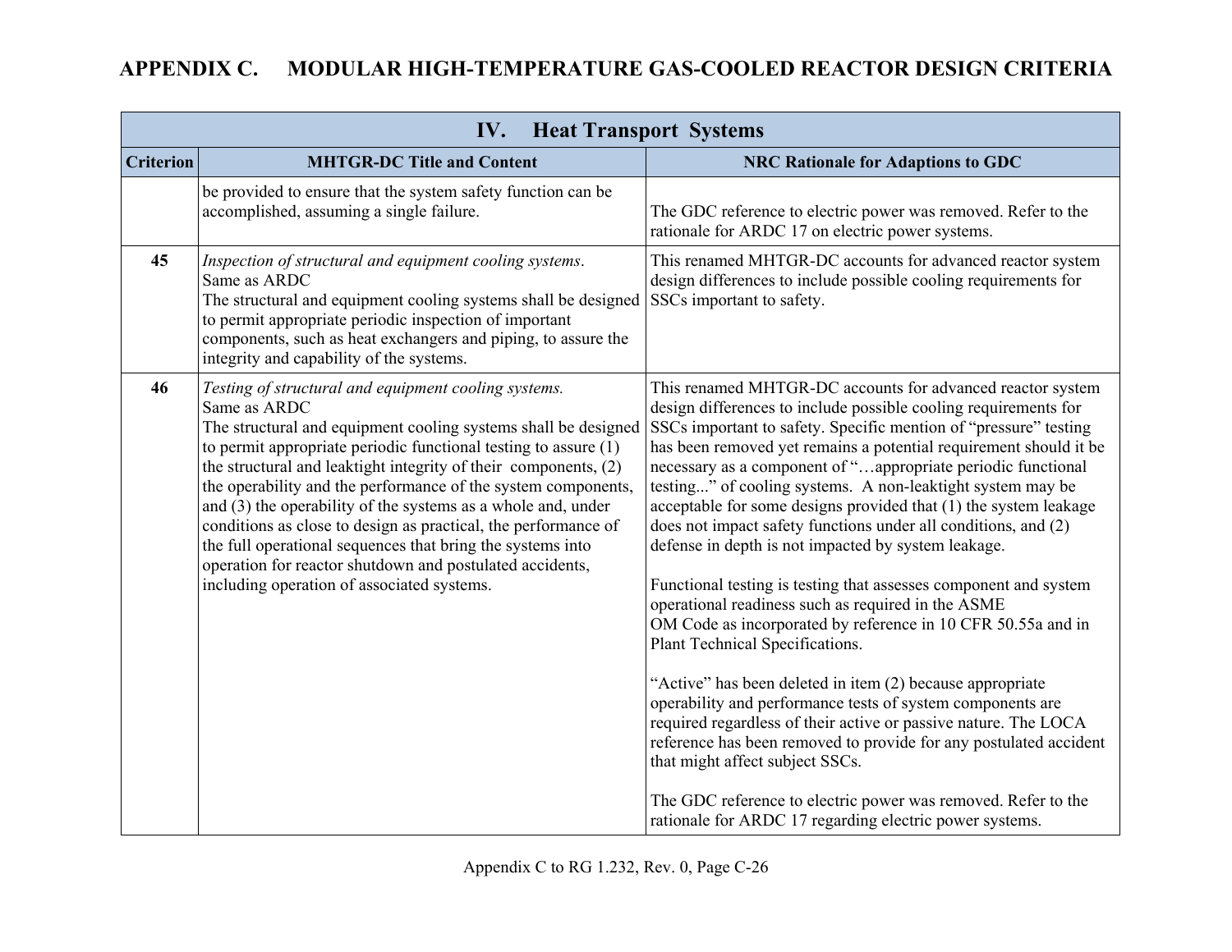# APPENDIX C. MODULAR HIGH-TEMPERATURE GAS-COOLED REACTOR DESIGN CRITERIA

| IV. Heat Transport Systems | | |
|---|---|---|
| **Criterion** | **MHTGR-DC Title and Content** | **NRC Rationale for Adaptions to GDC** |
| | be provided to ensure that the system safety function can be accomplished, assuming a single failure. | The GDC reference to electric power was removed. Refer to the rationale for ARDC 17 on electric power systems. |
| **45** | *Inspection of structural and equipment cooling systems*.<br>Same as ARDC<br>The structural and equipment cooling systems shall be designed to permit appropriate periodic inspection of important components, such as heat exchangers and piping, to assure the integrity and capability of the systems. | This renamed MHTGR-DC accounts for advanced reactor system design differences to include possible cooling requirements for SSCs important to safety. |
| **46** | *Testing of structural and equipment cooling systems.*<br>Same as ARDC<br>The structural and equipment cooling systems shall be designed to permit appropriate periodic functional testing to assure (1) the structural and leaktight integrity of their components, (2) the operability and the performance of the system components, and (3) the operability of the systems as a whole and, under conditions as close to design as practical, the performance of the full operational sequences that bring the systems into operation for reactor shutdown and postulated accidents, including operation of associated systems. | This renamed MHTGR-DC accounts for advanced reactor system design differences to include possible cooling requirements for SSCs important to safety. Specific mention of "pressure" testing has been removed yet remains a potential requirement should it be necessary as a component of "…appropriate periodic functional testing..." of cooling systems. A non-leaktight system may be acceptable for some designs provided that (1) the system leakage does not impact safety functions under all conditions, and (2) defense in depth is not impacted by system leakage.<br><br>Functional testing is testing that assesses component and system operational readiness such as required in the ASME OM Code as incorporated by reference in 10 CFR 50.55a and in Plant Technical Specifications.<br><br>"Active" has been deleted in item (2) because appropriate operability and performance tests of system components are required regardless of their active or passive nature. The LOCA reference has been removed to provide for any postulated accident that might affect subject SSCs.<br><br>The GDC reference to electric power was removed. Refer to the rationale for ARDC 17 regarding electric power systems. |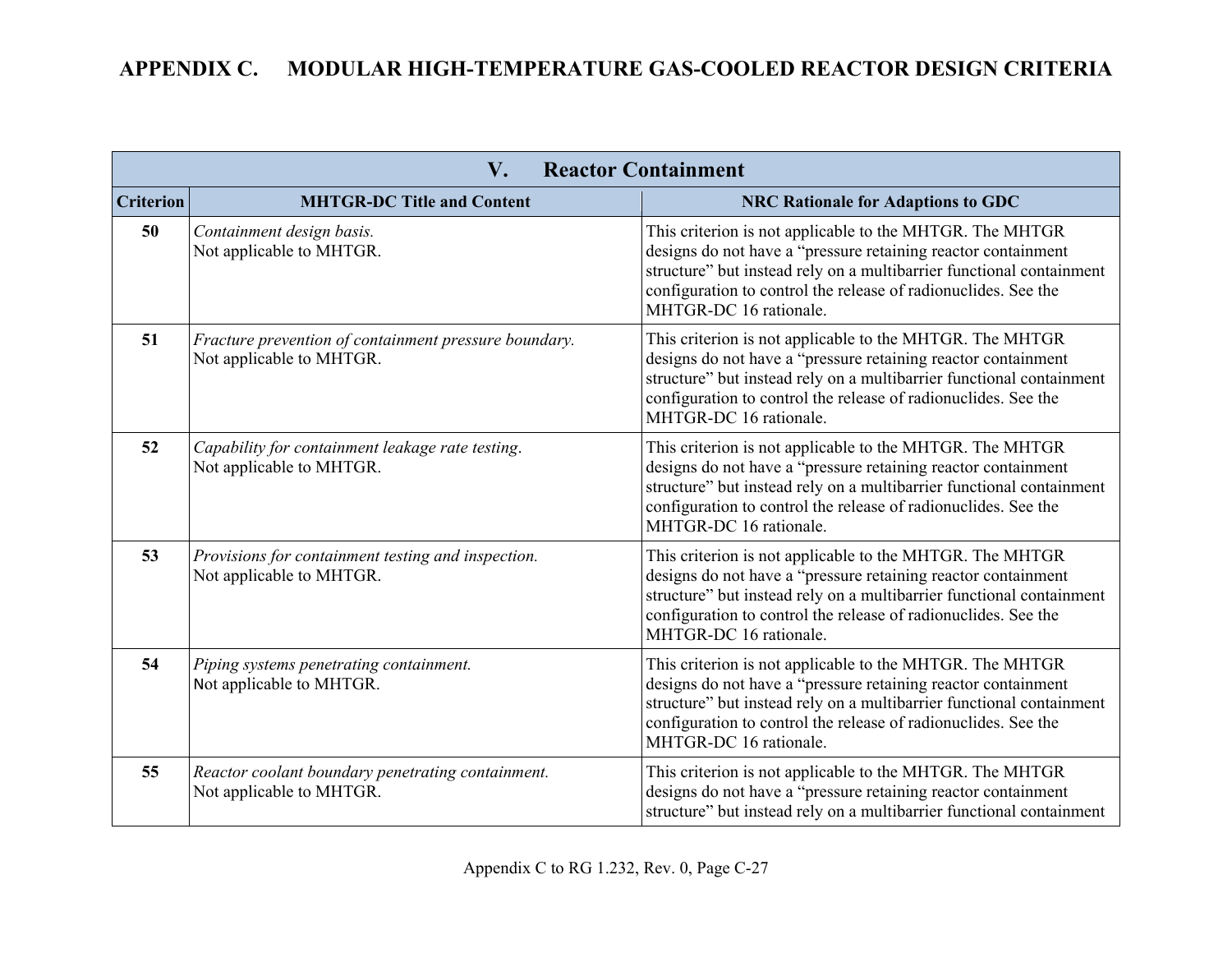| V. Reactor Containment | | |
|---|---|---|
| **Criterion** | **MHTGR-DC Title and Content** | **NRC Rationale for Adaptions to GDC** |
| **50** | *Containment design basis.* Not applicable to MHTGR. | This criterion is not applicable to the MHTGR. The MHTGR designs do not have a "pressure retaining reactor containment structure" but instead rely on a multibarrier functional containment configuration to control the release of radionuclides. See the MHTGR-DC 16 rationale. |
| **51** | *Fracture prevention of containment pressure boundary.* Not applicable to MHTGR. | This criterion is not applicable to the MHTGR. The MHTGR designs do not have a "pressure retaining reactor containment structure" but instead rely on a multibarrier functional containment configuration to control the release of radionuclides. See the MHTGR-DC 16 rationale. |
| **52** | *Capability for containment leakage rate testing*. Not applicable to MHTGR. | This criterion is not applicable to the MHTGR. The MHTGR designs do not have a "pressure retaining reactor containment structure" but instead rely on a multibarrier functional containment configuration to control the release of radionuclides. See the MHTGR-DC 16 rationale. |
| **53** | *Provisions for containment testing and inspection.* Not applicable to MHTGR. | This criterion is not applicable to the MHTGR. The MHTGR designs do not have a "pressure retaining reactor containment structure" but instead rely on a multibarrier functional containment configuration to control the release of radionuclides. See the MHTGR-DC 16 rationale. |
| **54** | *Piping systems penetrating containment.* Not applicable to MHTGR. | This criterion is not applicable to the MHTGR. The MHTGR designs do not have a "pressure retaining reactor containment structure" but instead rely on a multibarrier functional containment configuration to control the release of radionuclides. See the MHTGR-DC 16 rationale. |
| **55** | *Reactor coolant boundary penetrating containment.* Not applicable to MHTGR. | This criterion is not applicable to the MHTGR. The MHTGR designs do not have a "pressure retaining reactor containment structure" but instead rely on a multibarrier functional containment |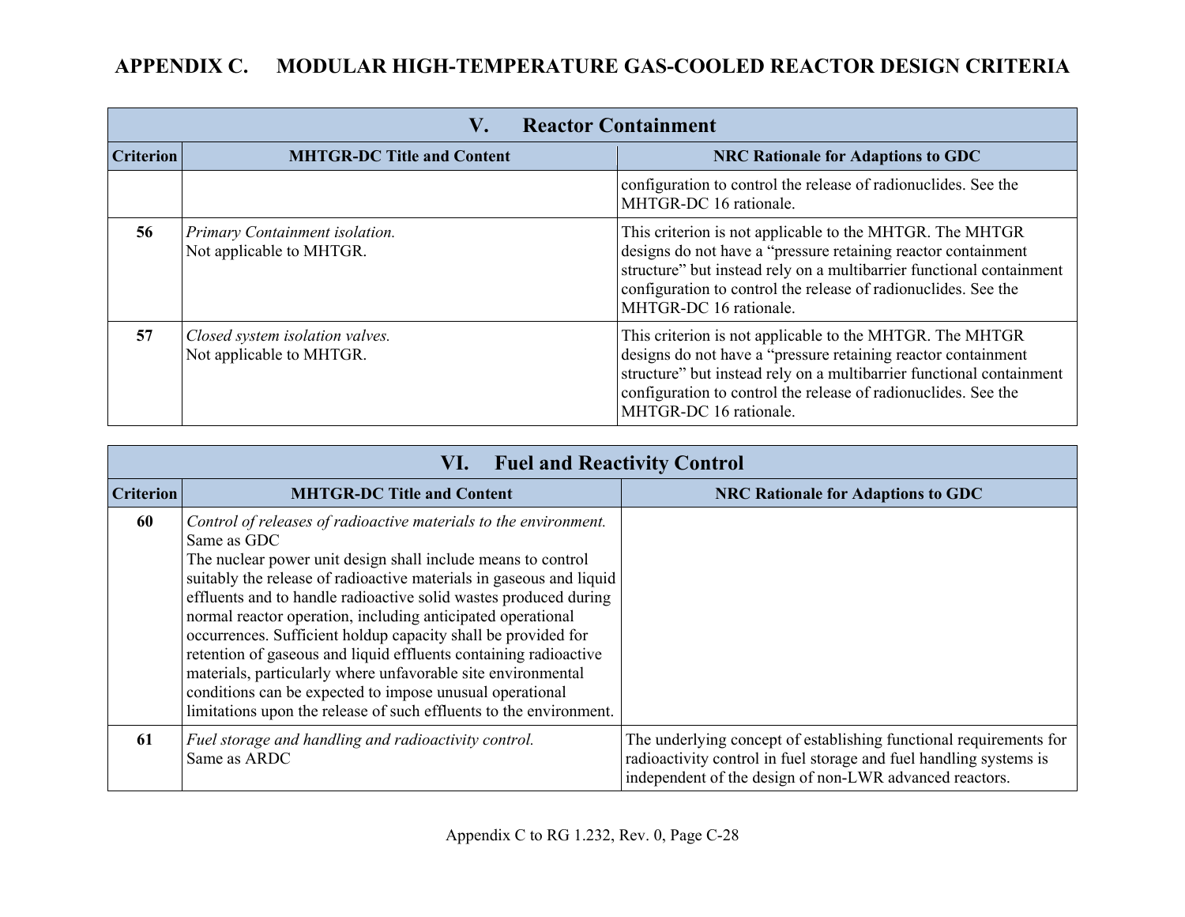# APPENDIX C. MODULAR HIGH-TEMPERATURE GAS-COOLED REACTOR DESIGN CRITERIA

| V. Reactor Containment | | |
|---|---|---|
| **Criterion** | **MHTGR-DC Title and Content** | **NRC Rationale for Adaptions to GDC** |
| | | configuration to control the release of radionuclides. See the MHTGR-DC 16 rationale. |
| **56** | *Primary Containment isolation.*<br>Not applicable to MHTGR. | This criterion is not applicable to the MHTGR. The MHTGR designs do not have a "pressure retaining reactor containment structure" but instead rely on a multibarrier functional containment configuration to control the release of radionuclides. See the MHTGR-DC 16 rationale. |
| **57** | *Closed system isolation valves.*<br>Not applicable to MHTGR. | This criterion is not applicable to the MHTGR. The MHTGR designs do not have a "pressure retaining reactor containment structure" but instead rely on a multibarrier functional containment configuration to control the release of radionuclides. See the MHTGR-DC 16 rationale. |

| VI. Fuel and Reactivity Control | | |
|---|---|---|
| **Criterion** | **MHTGR-DC Title and Content** | **NRC Rationale for Adaptions to GDC** |
| **60** | *Control of releases of radioactive materials to the environment.*<br>Same as GDC<br>The nuclear power unit design shall include means to control suitably the release of radioactive materials in gaseous and liquid effluents and to handle radioactive solid wastes produced during normal reactor operation, including anticipated operational occurrences. Sufficient holdup capacity shall be provided for retention of gaseous and liquid effluents containing radioactive materials, particularly where unfavorable site environmental conditions can be expected to impose unusual operational limitations upon the release of such effluents to the environment. | |
| **61** | *Fuel storage and handling and radioactivity control.*<br>Same as ARDC | The underlying concept of establishing functional requirements for radioactivity control in fuel storage and fuel handling systems is independent of the design of non-LWR advanced reactors. |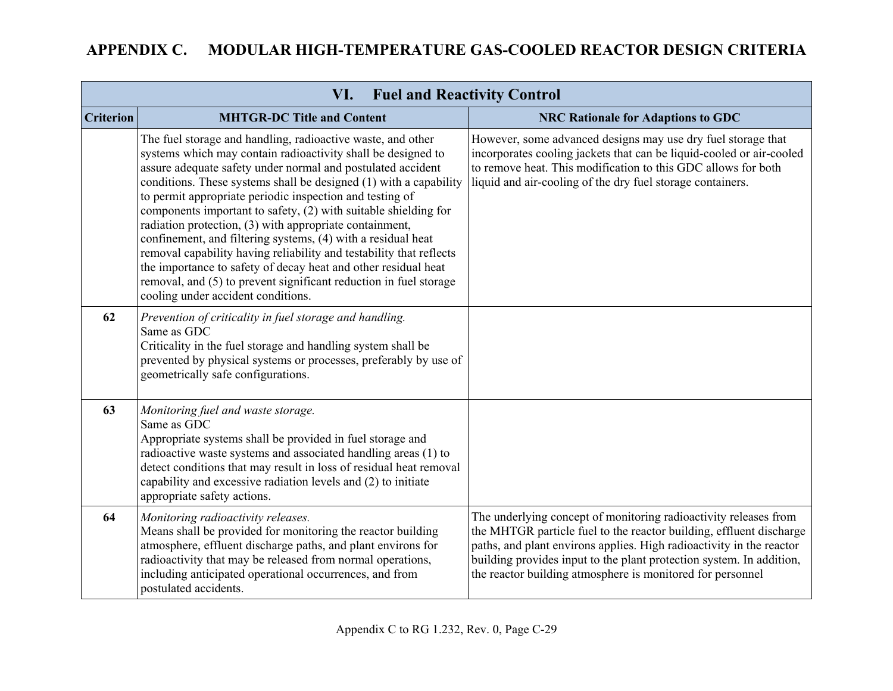# APPENDIX C. MODULAR HIGH-TEMPERATURE GAS-COOLED REACTOR DESIGN CRITERIA

| VI. Fuel and Reactivity Control | | |
|---|---|---|
| **Criterion** | **MHTGR-DC Title and Content** | **NRC Rationale for Adaptions to GDC** |
| | The fuel storage and handling, radioactive waste, and other systems which may contain radioactivity shall be designed to assure adequate safety under normal and postulated accident conditions. These systems shall be designed (1) with a capability to permit appropriate periodic inspection and testing of components important to safety, (2) with suitable shielding for radiation protection, (3) with appropriate containment, confinement, and filtering systems, (4) with a residual heat removal capability having reliability and testability that reflects the importance to safety of decay heat and other residual heat removal, and (5) to prevent significant reduction in fuel storage cooling under accident conditions. | However, some advanced designs may use dry fuel storage that incorporates cooling jackets that can be liquid-cooled or air-cooled to remove heat. This modification to this GDC allows for both liquid and air-cooling of the dry fuel storage containers. |
| **62** | *Prevention of criticality in fuel storage and handling.*<br>Same as GDC<br>Criticality in the fuel storage and handling system shall be prevented by physical systems or processes, preferably by use of geometrically safe configurations. | |
| **63** | *Monitoring fuel and waste storage.*<br>Same as GDC<br>Appropriate systems shall be provided in fuel storage and radioactive waste systems and associated handling areas (1) to detect conditions that may result in loss of residual heat removal capability and excessive radiation levels and (2) to initiate appropriate safety actions. | |
| **64** | *Monitoring radioactivity releases.*<br>Means shall be provided for monitoring the reactor building atmosphere, effluent discharge paths, and plant environs for radioactivity that may be released from normal operations, including anticipated operational occurrences, and from postulated accidents. | The underlying concept of monitoring radioactivity releases from the MHTGR particle fuel to the reactor building, effluent discharge paths, and plant environs applies. High radioactivity in the reactor building provides input to the plant protection system. In addition, the reactor building atmosphere is monitored for personnel |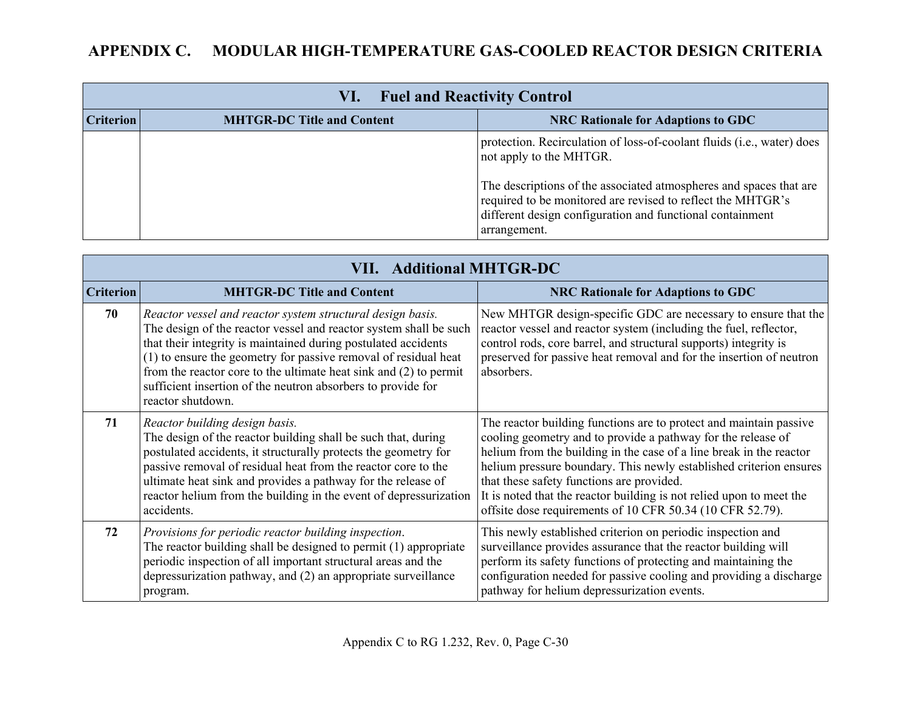## APPENDIX C. MODULAR HIGH-TEMPERATURE GAS-COOLED REACTOR DESIGN CRITERIA

| VI. Fuel and Reactivity Control | | |
|---|---|---|
| **Criterion** | **MHTGR-DC Title and Content** | **NRC Rationale for Adaptions to GDC** |
| | | protection. Recirculation of loss-of-coolant fluids (i.e., water) does not apply to the MHTGR.<br><br>The descriptions of the associated atmospheres and spaces that are required to be monitored are revised to reflect the MHTGR's different design configuration and functional containment arrangement. |

| VII. Additional MHTGR-DC | | |
|---|---|---|
| **Criterion** | **MHTGR-DC Title and Content** | **NRC Rationale for Adaptions to GDC** |
| **70** | *Reactor vessel and reactor system structural design basis.*<br>The design of the reactor vessel and reactor system shall be such that their integrity is maintained during postulated accidents (1) to ensure the geometry for passive removal of residual heat from the reactor core to the ultimate heat sink and (2) to permit sufficient insertion of the neutron absorbers to provide for reactor shutdown. | New MHTGR design-specific GDC are necessary to ensure that the reactor vessel and reactor system (including the fuel, reflector, control rods, core barrel, and structural supports) integrity is preserved for passive heat removal and for the insertion of neutron absorbers. |
| **71** | *Reactor building design basis.*<br>The design of the reactor building shall be such that, during postulated accidents, it structurally protects the geometry for passive removal of residual heat from the reactor core to the ultimate heat sink and provides a pathway for the release of reactor helium from the building in the event of depressurization accidents. | The reactor building functions are to protect and maintain passive cooling geometry and to provide a pathway for the release of helium from the building in the case of a line break in the reactor helium pressure boundary. This newly established criterion ensures that these safety functions are provided.<br>It is noted that the reactor building is not relied upon to meet the offsite dose requirements of 10 CFR 50.34 (10 CFR 52.79). |
| **72** | *Provisions for periodic reactor building inspection.*<br>The reactor building shall be designed to permit (1) appropriate periodic inspection of all important structural areas and the depressurization pathway, and (2) an appropriate surveillance program. | This newly established criterion on periodic inspection and surveillance provides assurance that the reactor building will perform its safety functions of protecting and maintaining the configuration needed for passive cooling and providing a discharge pathway for helium depressurization events. |